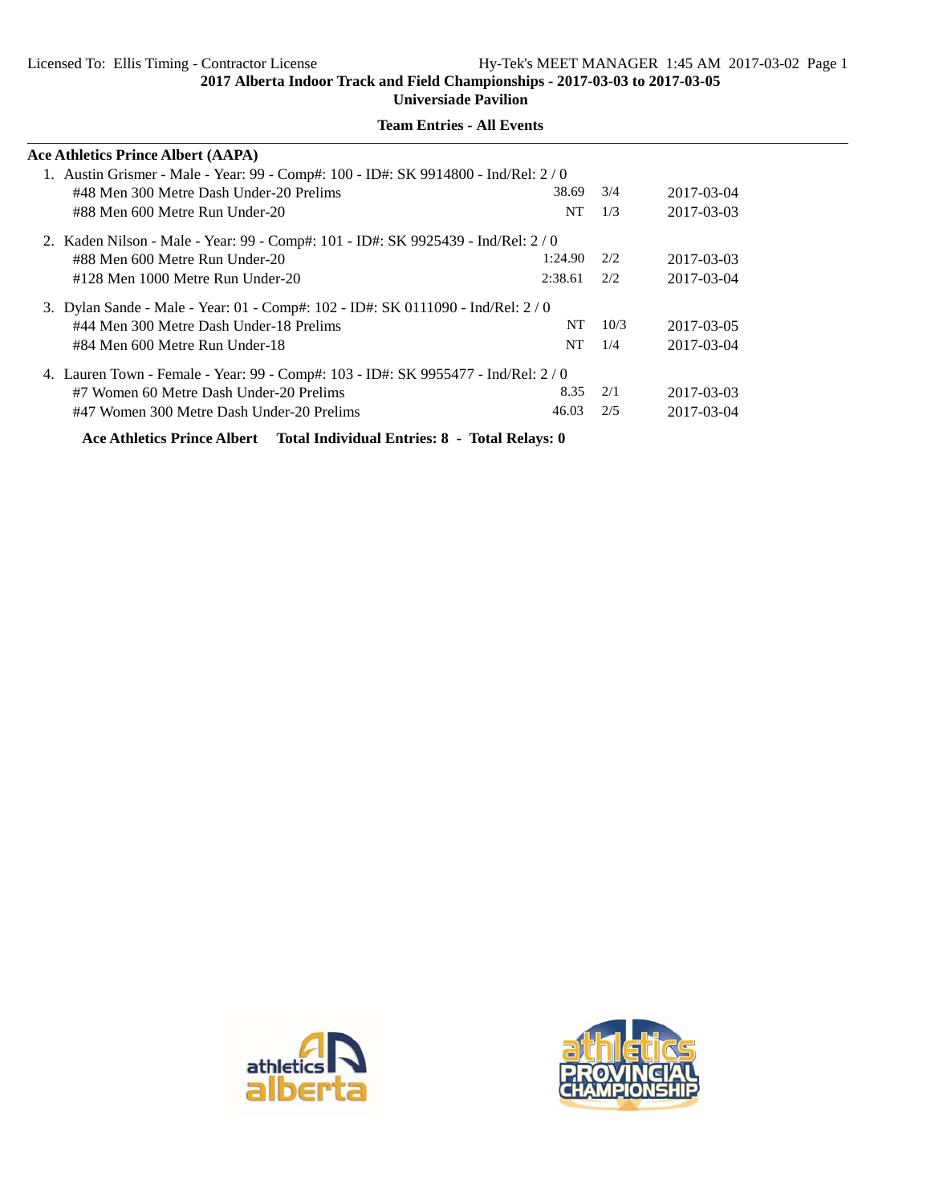Licensed To: Ellis Timing - Contractor License Hy-Tek's MEET MANAGER 1:45 AM 2017-03-02 Page 1

**2017 Alberta Indoor Track and Field Championships - 2017-03-03 to 2017-03-05**

**Universiade Pavilion**

**Team Entries - All Events**

---

**Ace Athletics Prince Albert (AAPA)**

1. Austin Grismer - Male - Year: 99 - Comp#: 100 - ID#: SK 9914800 - Ind/Rel: 2 / 0

| Event | Seed | Heat/Lane | Date |
|---|---|---|---|
| #48 Men 300 Metre Dash Under-20 Prelims | 38.69 | 3/4 | 2017-03-04 |
| #88 Men 600 Metre Run Under-20 | NT | 1/3 | 2017-03-03 |

2. Kaden Nilson - Male - Year: 99 - Comp#: 101 - ID#: SK 9925439 - Ind/Rel: 2 / 0

| Event | Seed | Heat/Lane | Date |
|---|---|---|---|
| #88 Men 600 Metre Run Under-20 | 1:24.90 | 2/2 | 2017-03-03 |
| #128 Men 1000 Metre Run Under-20 | 2:38.61 | 2/2 | 2017-03-04 |

3. Dylan Sande - Male - Year: 01 - Comp#: 102 - ID#: SK 0111090 - Ind/Rel: 2 / 0

| Event | Seed | Heat/Lane | Date |
|---|---|---|---|
| #44 Men 300 Metre Dash Under-18 Prelims | NT | 10/3 | 2017-03-05 |
| #84 Men 600 Metre Run Under-18 | NT | 1/4 | 2017-03-04 |

4. Lauren Town - Female - Year: 99 - Comp#: 103 - ID#: SK 9955477 - Ind/Rel: 2 / 0

| Event | Seed | Heat/Lane | Date |
|---|---|---|---|
| #7 Women 60 Metre Dash Under-20 Prelims | 8.35 | 2/1 | 2017-03-03 |
| #47 Women 300 Metre Dash Under-20 Prelims | 46.03 | 2/5 | 2017-03-04 |

**Ace Athletics Prince Albert Total Individual Entries: 8 - Total Relays: 0**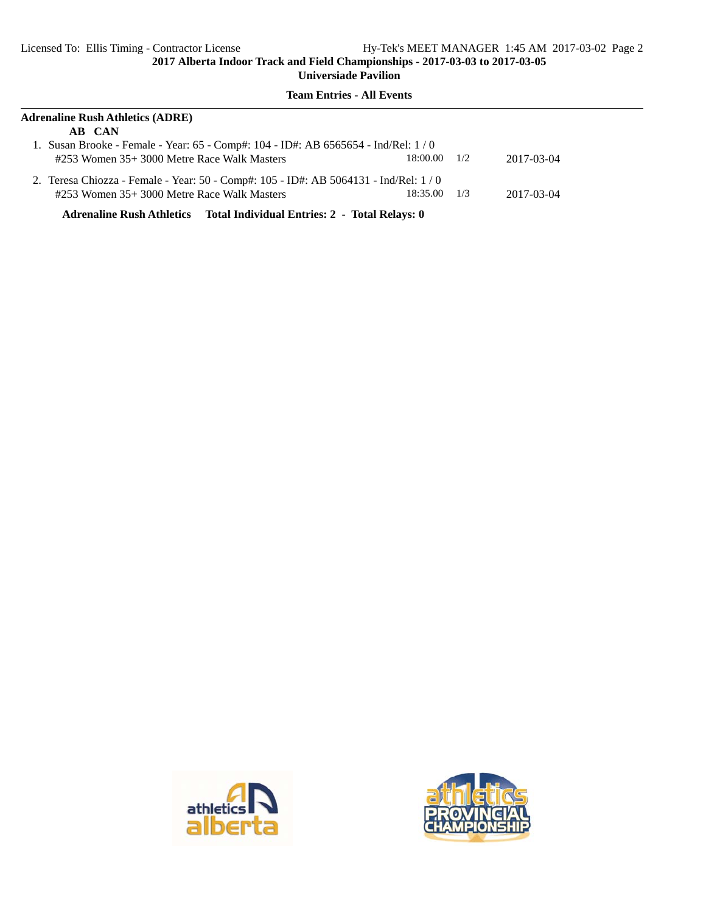2017 Alberta Indoor Track and Field Championships - 2017-03-03 to 2017-03-05

Universiade Pavilion

**Team Entries - All Events**

**Adrenaline Rush Athletics (ADRE)**

**AB CAN**

1. Susan Brooke - Female - Year: 65 - Comp#: 104 - ID#: AB 6565654 - Ind/Rel: 1 / 0
   #253 Women 35+ 3000 Metre Race Walk Masters 18:00.00 1/2 2017-03-04

2. Teresa Chiozza - Female - Year: 50 - Comp#: 105 - ID#: AB 5064131 - Ind/Rel: 1 / 0
   #253 Women 35+ 3000 Metre Race Walk Masters 18:35.00 1/3 2017-03-04

**Adrenaline Rush Athletics Total Individual Entries: 2 - Total Relays: 0**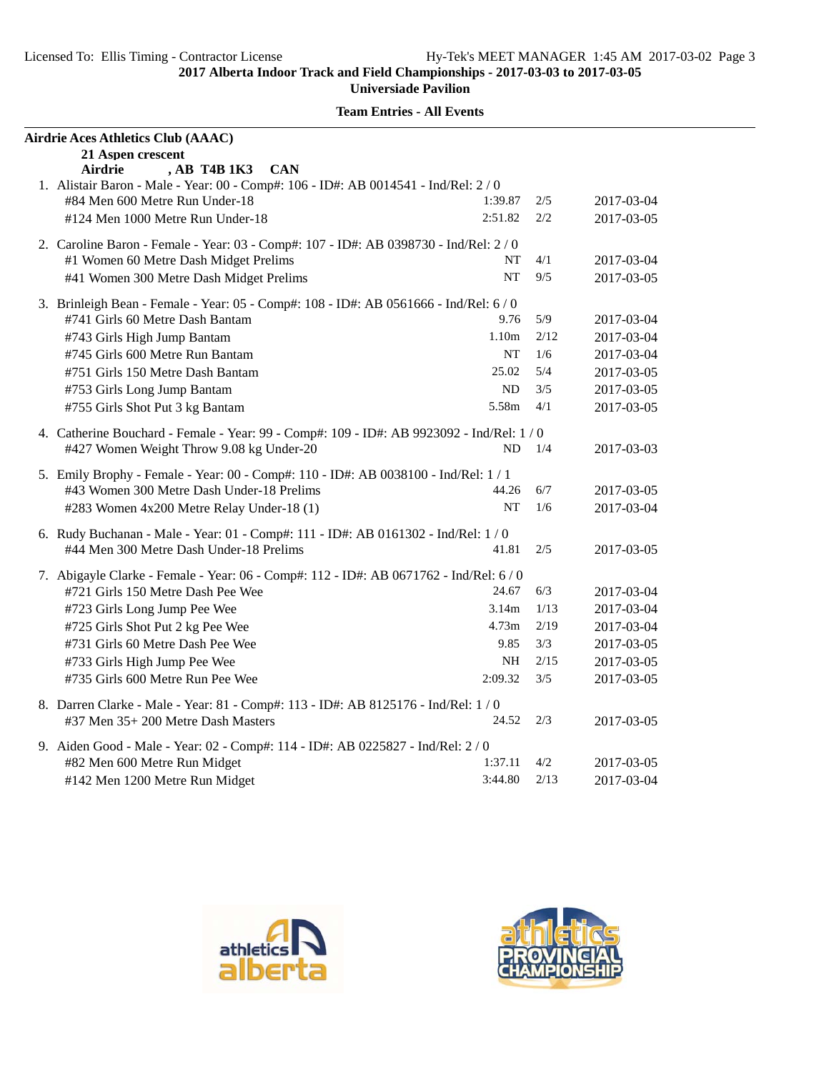**2017 Alberta Indoor Track and Field Championships - 2017-03-03 to 2017-03-05**

**Universiade Pavilion**

**Team Entries - All Events**

**Airdrie Aces Athletics Club (AAAC)**

**21 Aspen crescent**

**Airdrie , AB T4B 1K3 CAN**

1. Alistair Baron - Male - Year: 00 - Comp#: 106 - ID#: AB 0014541 - Ind/Rel: 2 / 0

| Event | Mark | Heat | Date |
|---|---|---|---|
| #84 Men 600 Metre Run Under-18 | 1:39.87 | 2/5 | 2017-03-04 |
| #124 Men 1000 Metre Run Under-18 | 2:51.82 | 2/2 | 2017-03-05 |

2. Caroline Baron - Female - Year: 03 - Comp#: 107 - ID#: AB 0398730 - Ind/Rel: 2 / 0

| Event | Mark | Heat | Date |
|---|---|---|---|
| #1 Women 60 Metre Dash Midget Prelims | NT | 4/1 | 2017-03-04 |
| #41 Women 300 Metre Dash Midget Prelims | NT | 9/5 | 2017-03-05 |

3. Brinleigh Bean - Female - Year: 05 - Comp#: 108 - ID#: AB 0561666 - Ind/Rel: 6 / 0

| Event | Mark | Heat | Date |
|---|---|---|---|
| #741 Girls 60 Metre Dash Bantam | 9.76 | 5/9 | 2017-03-04 |
| #743 Girls High Jump Bantam | 1.10m | 2/12 | 2017-03-04 |
| #745 Girls 600 Metre Run Bantam | NT | 1/6 | 2017-03-04 |
| #751 Girls 150 Metre Dash Bantam | 25.02 | 5/4 | 2017-03-05 |
| #753 Girls Long Jump Bantam | ND | 3/5 | 2017-03-05 |
| #755 Girls Shot Put 3 kg Bantam | 5.58m | 4/1 | 2017-03-05 |

4. Catherine Bouchard - Female - Year: 99 - Comp#: 109 - ID#: AB 9923092 - Ind/Rel: 1 / 0

| Event | Mark | Heat | Date |
|---|---|---|---|
| #427 Women Weight Throw 9.08 kg Under-20 | ND | 1/4 | 2017-03-03 |

5. Emily Brophy - Female - Year: 00 - Comp#: 110 - ID#: AB 0038100 - Ind/Rel: 1 / 1

| Event | Mark | Heat | Date |
|---|---|---|---|
| #43 Women 300 Metre Dash Under-18 Prelims | 44.26 | 6/7 | 2017-03-05 |
| #283 Women 4x200 Metre Relay Under-18 (1) | NT | 1/6 | 2017-03-04 |

6. Rudy Buchanan - Male - Year: 01 - Comp#: 111 - ID#: AB 0161302 - Ind/Rel: 1 / 0

| Event | Mark | Heat | Date |
|---|---|---|---|
| #44 Men 300 Metre Dash Under-18 Prelims | 41.81 | 2/5 | 2017-03-05 |

7. Abigayle Clarke - Female - Year: 06 - Comp#: 112 - ID#: AB 0671762 - Ind/Rel: 6 / 0

| Event | Mark | Heat | Date |
|---|---|---|---|
| #721 Girls 150 Metre Dash Pee Wee | 24.67 | 6/3 | 2017-03-04 |
| #723 Girls Long Jump Pee Wee | 3.14m | 1/13 | 2017-03-04 |
| #725 Girls Shot Put 2 kg Pee Wee | 4.73m | 2/19 | 2017-03-04 |
| #731 Girls 60 Metre Dash Pee Wee | 9.85 | 3/3 | 2017-03-05 |
| #733 Girls High Jump Pee Wee | NH | 2/15 | 2017-03-05 |
| #735 Girls 600 Metre Run Pee Wee | 2:09.32 | 3/5 | 2017-03-05 |

8. Darren Clarke - Male - Year: 81 - Comp#: 113 - ID#: AB 8125176 - Ind/Rel: 1 / 0

| Event | Mark | Heat | Date |
|---|---|---|---|
| #37 Men 35+ 200 Metre Dash Masters | 24.52 | 2/3 | 2017-03-05 |

9. Aiden Good - Male - Year: 02 - Comp#: 114 - ID#: AB 0225827 - Ind/Rel: 2 / 0

| Event | Mark | Heat | Date |
|---|---|---|---|
| #82 Men 600 Metre Run Midget | 1:37.11 | 4/2 | 2017-03-05 |
| #142 Men 1200 Metre Run Midget | 3:44.80 | 2/13 | 2017-03-04 |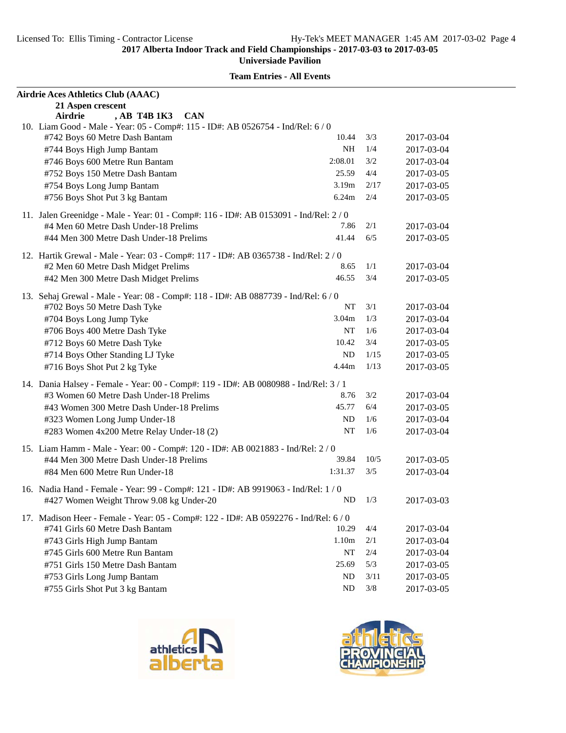**2017 Alberta Indoor Track and Field Championships - 2017-03-03 to 2017-03-05**
**Universiade Pavilion**

**Team Entries - All Events**

**Airdrie Aces Athletics Club (AAAC)**
**21 Aspen crescent**
**Airdrie , AB T4B 1K3 CAN**

10. Liam Good - Male - Year: 05 - Comp#: 115 - ID#: AB 0526754 - Ind/Rel: 6 / 0

| Event | Mark | Heat/Lane | Date |
|---|---|---|---|
| #742 Boys 60 Metre Dash Bantam | 10.44 | 3/3 | 2017-03-04 |
| #744 Boys High Jump Bantam | NH | 1/4 | 2017-03-04 |
| #746 Boys 600 Metre Run Bantam | 2:08.01 | 3/2 | 2017-03-04 |
| #752 Boys 150 Metre Dash Bantam | 25.59 | 4/4 | 2017-03-05 |
| #754 Boys Long Jump Bantam | 3.19m | 2/17 | 2017-03-05 |
| #756 Boys Shot Put 3 kg Bantam | 6.24m | 2/4 | 2017-03-05 |

11. Jalen Greenidge - Male - Year: 01 - Comp#: 116 - ID#: AB 0153091 - Ind/Rel: 2 / 0

| Event | Mark | Heat/Lane | Date |
|---|---|---|---|
| #4 Men 60 Metre Dash Under-18 Prelims | 7.86 | 2/1 | 2017-03-04 |
| #44 Men 300 Metre Dash Under-18 Prelims | 41.44 | 6/5 | 2017-03-05 |

12. Hartik Grewal - Male - Year: 03 - Comp#: 117 - ID#: AB 0365738 - Ind/Rel: 2 / 0

| Event | Mark | Heat/Lane | Date |
|---|---|---|---|
| #2 Men 60 Metre Dash Midget Prelims | 8.65 | 1/1 | 2017-03-04 |
| #42 Men 300 Metre Dash Midget Prelims | 46.55 | 3/4 | 2017-03-05 |

13. Sehaj Grewal - Male - Year: 08 - Comp#: 118 - ID#: AB 0887739 - Ind/Rel: 6 / 0

| Event | Mark | Heat/Lane | Date |
|---|---|---|---|
| #702 Boys 50 Metre Dash Tyke | NT | 3/1 | 2017-03-04 |
| #704 Boys Long Jump Tyke | 3.04m | 1/3 | 2017-03-04 |
| #706 Boys 400 Metre Dash Tyke | NT | 1/6 | 2017-03-04 |
| #712 Boys 60 Metre Dash Tyke | 10.42 | 3/4 | 2017-03-05 |
| #714 Boys Other Standing LJ Tyke | ND | 1/15 | 2017-03-05 |
| #716 Boys Shot Put 2 kg Tyke | 4.44m | 1/13 | 2017-03-05 |

14. Dania Halsey - Female - Year: 00 - Comp#: 119 - ID#: AB 0080988 - Ind/Rel: 3 / 1

| Event | Mark | Heat/Lane | Date |
|---|---|---|---|
| #3 Women 60 Metre Dash Under-18 Prelims | 8.76 | 3/2 | 2017-03-04 |
| #43 Women 300 Metre Dash Under-18 Prelims | 45.77 | 6/4 | 2017-03-05 |
| #323 Women Long Jump Under-18 | ND | 1/6 | 2017-03-04 |
| #283 Women 4x200 Metre Relay Under-18 (2) | NT | 1/6 | 2017-03-04 |

15. Liam Hamm - Male - Year: 00 - Comp#: 120 - ID#: AB 0021883 - Ind/Rel: 2 / 0

| Event | Mark | Heat/Lane | Date |
|---|---|---|---|
| #44 Men 300 Metre Dash Under-18 Prelims | 39.84 | 10/5 | 2017-03-05 |
| #84 Men 600 Metre Run Under-18 | 1:31.37 | 3/5 | 2017-03-04 |

16. Nadia Hand - Female - Year: 99 - Comp#: 121 - ID#: AB 9919063 - Ind/Rel: 1 / 0

| Event | Mark | Heat/Lane | Date |
|---|---|---|---|
| #427 Women Weight Throw 9.08 kg Under-20 | ND | 1/3 | 2017-03-03 |

17. Madison Heer - Female - Year: 05 - Comp#: 122 - ID#: AB 0592276 - Ind/Rel: 6 / 0

| Event | Mark | Heat/Lane | Date |
|---|---|---|---|
| #741 Girls 60 Metre Dash Bantam | 10.29 | 4/4 | 2017-03-04 |
| #743 Girls High Jump Bantam | 1.10m | 2/1 | 2017-03-04 |
| #745 Girls 600 Metre Run Bantam | NT | 2/4 | 2017-03-04 |
| #751 Girls 150 Metre Dash Bantam | 25.69 | 5/3 | 2017-03-05 |
| #753 Girls Long Jump Bantam | ND | 3/11 | 2017-03-05 |
| #755 Girls Shot Put 3 kg Bantam | ND | 3/8 | 2017-03-05 |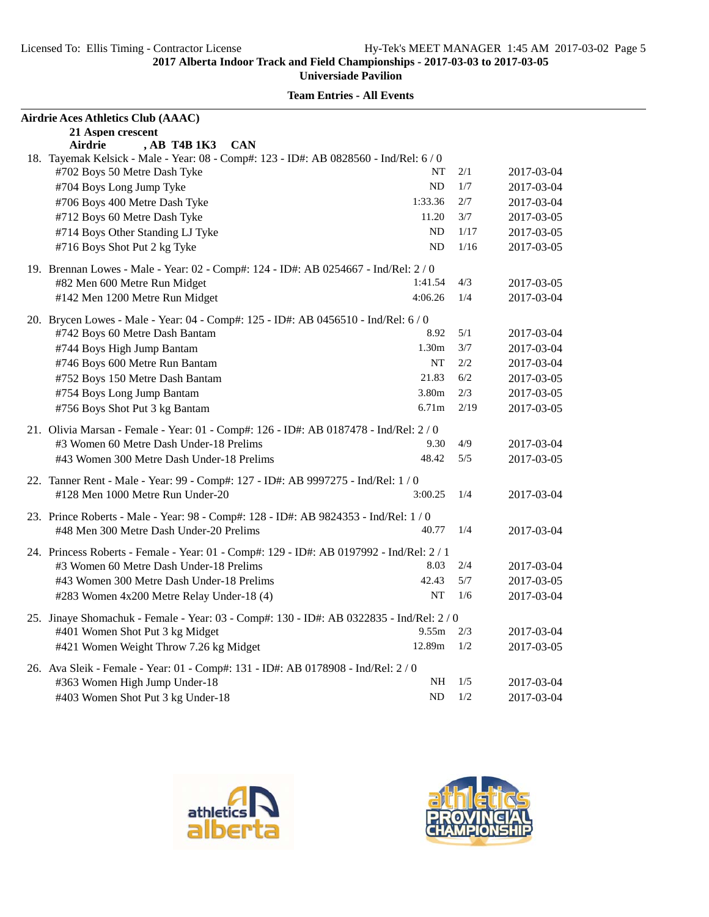2017 Alberta Indoor Track and Field Championships - 2017-03-03 to 2017-03-05

Universiade Pavilion

**Team Entries - All Events**

**Airdrie Aces Athletics Club (AAAC)**
**21 Aspen crescent**
**Airdrie , AB T4B 1K3 CAN**

18. Tayemak Kelsick - Male - Year: 08 - Comp#: 123 - ID#: AB 0828560 - Ind/Rel: 6 / 0

| Event | Seed | Heat/Lane | Date |
|---|---|---|---|
| #702 Boys 50 Metre Dash Tyke | NT | 2/1 | 2017-03-04 |
| #704 Boys Long Jump Tyke | ND | 1/7 | 2017-03-04 |
| #706 Boys 400 Metre Dash Tyke | 1:33.36 | 2/7 | 2017-03-04 |
| #712 Boys 60 Metre Dash Tyke | 11.20 | 3/7 | 2017-03-05 |
| #714 Boys Other Standing LJ Tyke | ND | 1/17 | 2017-03-05 |
| #716 Boys Shot Put 2 kg Tyke | ND | 1/16 | 2017-03-05 |

19. Brennan Lowes - Male - Year: 02 - Comp#: 124 - ID#: AB 0254667 - Ind/Rel: 2 / 0

| Event | Seed | Heat/Lane | Date |
|---|---|---|---|
| #82 Men 600 Metre Run Midget | 1:41.54 | 4/3 | 2017-03-05 |
| #142 Men 1200 Metre Run Midget | 4:06.26 | 1/4 | 2017-03-04 |

20. Brycen Lowes - Male - Year: 04 - Comp#: 125 - ID#: AB 0456510 - Ind/Rel: 6 / 0

| Event | Seed | Heat/Lane | Date |
|---|---|---|---|
| #742 Boys 60 Metre Dash Bantam | 8.92 | 5/1 | 2017-03-04 |
| #744 Boys High Jump Bantam | 1.30m | 3/7 | 2017-03-04 |
| #746 Boys 600 Metre Run Bantam | NT | 2/2 | 2017-03-04 |
| #752 Boys 150 Metre Dash Bantam | 21.83 | 6/2 | 2017-03-05 |
| #754 Boys Long Jump Bantam | 3.80m | 2/3 | 2017-03-05 |
| #756 Boys Shot Put 3 kg Bantam | 6.71m | 2/19 | 2017-03-05 |

21. Olivia Marsan - Female - Year: 01 - Comp#: 126 - ID#: AB 0187478 - Ind/Rel: 2 / 0

| Event | Seed | Heat/Lane | Date |
|---|---|---|---|
| #3 Women 60 Metre Dash Under-18 Prelims | 9.30 | 4/9 | 2017-03-04 |
| #43 Women 300 Metre Dash Under-18 Prelims | 48.42 | 5/5 | 2017-03-05 |

22. Tanner Rent - Male - Year: 99 - Comp#: 127 - ID#: AB 9997275 - Ind/Rel: 1 / 0

| Event | Seed | Heat/Lane | Date |
|---|---|---|---|
| #128 Men 1000 Metre Run Under-20 | 3:00.25 | 1/4 | 2017-03-04 |

23. Prince Roberts - Male - Year: 98 - Comp#: 128 - ID#: AB 9824353 - Ind/Rel: 1 / 0

| Event | Seed | Heat/Lane | Date |
|---|---|---|---|
| #48 Men 300 Metre Dash Under-20 Prelims | 40.77 | 1/4 | 2017-03-04 |

24. Princess Roberts - Female - Year: 01 - Comp#: 129 - ID#: AB 0197992 - Ind/Rel: 2 / 1

| Event | Seed | Heat/Lane | Date |
|---|---|---|---|
| #3 Women 60 Metre Dash Under-18 Prelims | 8.03 | 2/4 | 2017-03-04 |
| #43 Women 300 Metre Dash Under-18 Prelims | 42.43 | 5/7 | 2017-03-05 |
| #283 Women 4x200 Metre Relay Under-18 (4) | NT | 1/6 | 2017-03-04 |

25. Jinaye Shomachuk - Female - Year: 03 - Comp#: 130 - ID#: AB 0322835 - Ind/Rel: 2 / 0

| Event | Seed | Heat/Lane | Date |
|---|---|---|---|
| #401 Women Shot Put 3 kg Midget | 9.55m | 2/3 | 2017-03-04 |
| #421 Women Weight Throw 7.26 kg Midget | 12.89m | 1/2 | 2017-03-05 |

26. Ava Sleik - Female - Year: 01 - Comp#: 131 - ID#: AB 0178908 - Ind/Rel: 2 / 0

| Event | Seed | Heat/Lane | Date |
|---|---|---|---|
| #363 Women High Jump Under-18 | NH | 1/5 | 2017-03-04 |
| #403 Women Shot Put 3 kg Under-18 | ND | 1/2 | 2017-03-04 |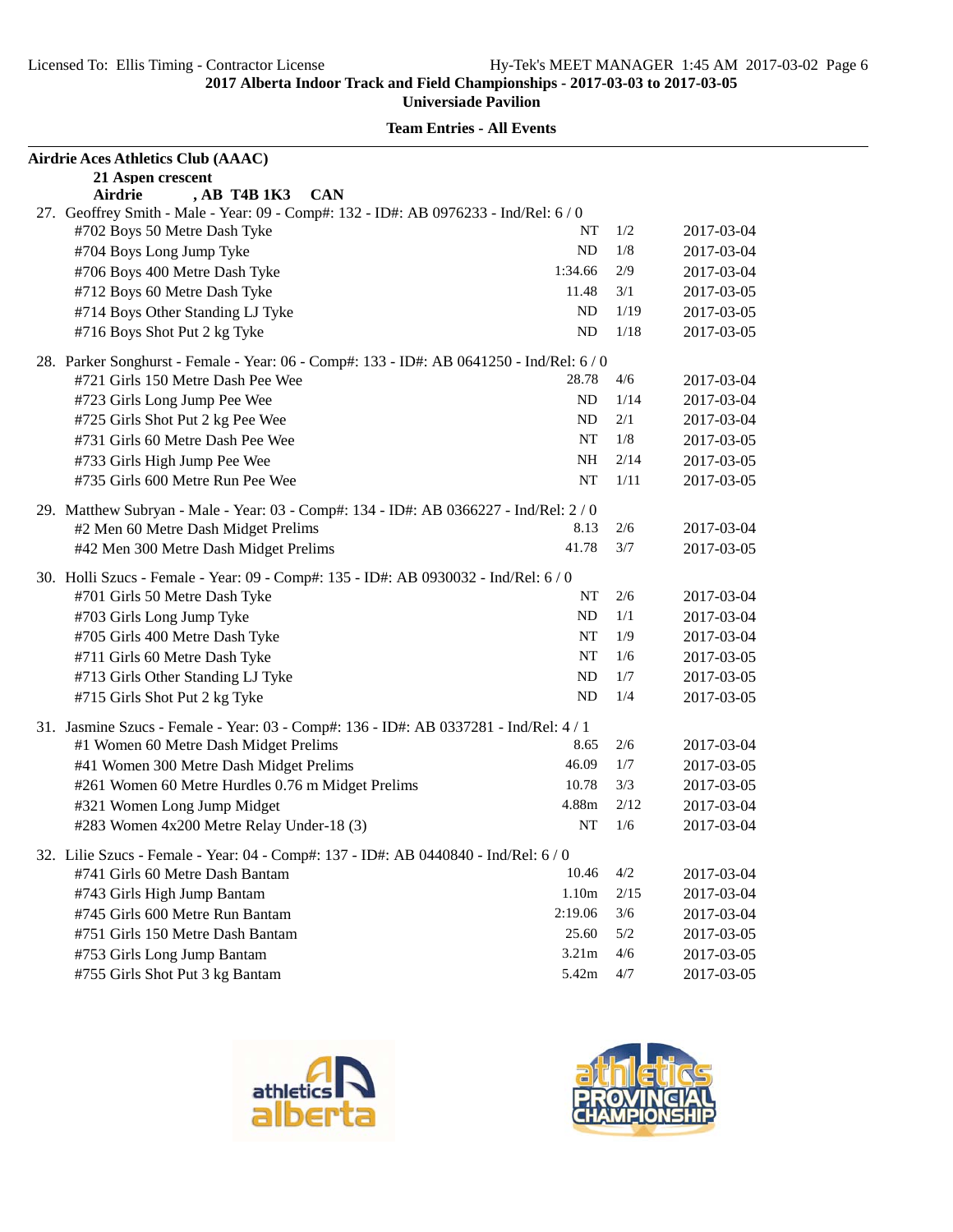**2017 Alberta Indoor Track and Field Championships - 2017-03-03 to 2017-03-05**
**Universiade Pavilion**

**Team Entries - All Events**

**Airdrie Aces Athletics Club (AAAC)**
**21 Aspen crescent**
**Airdrie , AB T4B 1K3 CAN**

27. Geoffrey Smith - Male - Year: 09 - Comp#: 132 - ID#: AB 0976233 - Ind/Rel: 6 / 0

| Event | Mark | Heat/Lane | Date |
|---|---|---|---|
| #702 Boys 50 Metre Dash Tyke | NT | 1/2 | 2017-03-04 |
| #704 Boys Long Jump Tyke | ND | 1/8 | 2017-03-04 |
| #706 Boys 400 Metre Dash Tyke | 1:34.66 | 2/9 | 2017-03-04 |
| #712 Boys 60 Metre Dash Tyke | 11.48 | 3/1 | 2017-03-05 |
| #714 Boys Other Standing LJ Tyke | ND | 1/19 | 2017-03-05 |
| #716 Boys Shot Put 2 kg Tyke | ND | 1/18 | 2017-03-05 |

28. Parker Songhurst - Female - Year: 06 - Comp#: 133 - ID#: AB 0641250 - Ind/Rel: 6 / 0

| Event | Mark | Heat/Lane | Date |
|---|---|---|---|
| #721 Girls 150 Metre Dash Pee Wee | 28.78 | 4/6 | 2017-03-04 |
| #723 Girls Long Jump Pee Wee | ND | 1/14 | 2017-03-04 |
| #725 Girls Shot Put 2 kg Pee Wee | ND | 2/1 | 2017-03-04 |
| #731 Girls 60 Metre Dash Pee Wee | NT | 1/8 | 2017-03-05 |
| #733 Girls High Jump Pee Wee | NH | 2/14 | 2017-03-05 |
| #735 Girls 600 Metre Run Pee Wee | NT | 1/11 | 2017-03-05 |

29. Matthew Subryan - Male - Year: 03 - Comp#: 134 - ID#: AB 0366227 - Ind/Rel: 2 / 0

| Event | Mark | Heat/Lane | Date |
|---|---|---|---|
| #2 Men 60 Metre Dash Midget Prelims | 8.13 | 2/6 | 2017-03-04 |
| #42 Men 300 Metre Dash Midget Prelims | 41.78 | 3/7 | 2017-03-05 |

30. Holli Szucs - Female - Year: 09 - Comp#: 135 - ID#: AB 0930032 - Ind/Rel: 6 / 0

| Event | Mark | Heat/Lane | Date |
|---|---|---|---|
| #701 Girls 50 Metre Dash Tyke | NT | 2/6 | 2017-03-04 |
| #703 Girls Long Jump Tyke | ND | 1/1 | 2017-03-04 |
| #705 Girls 400 Metre Dash Tyke | NT | 1/9 | 2017-03-04 |
| #711 Girls 60 Metre Dash Tyke | NT | 1/6 | 2017-03-05 |
| #713 Girls Other Standing LJ Tyke | ND | 1/7 | 2017-03-05 |
| #715 Girls Shot Put 2 kg Tyke | ND | 1/4 | 2017-03-05 |

31. Jasmine Szucs - Female - Year: 03 - Comp#: 136 - ID#: AB 0337281 - Ind/Rel: 4 / 1

| Event | Mark | Heat/Lane | Date |
|---|---|---|---|
| #1 Women 60 Metre Dash Midget Prelims | 8.65 | 2/6 | 2017-03-04 |
| #41 Women 300 Metre Dash Midget Prelims | 46.09 | 1/7 | 2017-03-05 |
| #261 Women 60 Metre Hurdles 0.76 m Midget Prelims | 10.78 | 3/3 | 2017-03-05 |
| #321 Women Long Jump Midget | 4.88m | 2/12 | 2017-03-04 |
| #283 Women 4x200 Metre Relay Under-18 (3) | NT | 1/6 | 2017-03-04 |

32. Lilie Szucs - Female - Year: 04 - Comp#: 137 - ID#: AB 0440840 - Ind/Rel: 6 / 0

| Event | Mark | Heat/Lane | Date |
|---|---|---|---|
| #741 Girls 60 Metre Dash Bantam | 10.46 | 4/2 | 2017-03-04 |
| #743 Girls High Jump Bantam | 1.10m | 2/15 | 2017-03-04 |
| #745 Girls 600 Metre Run Bantam | 2:19.06 | 3/6 | 2017-03-04 |
| #751 Girls 150 Metre Dash Bantam | 25.60 | 5/2 | 2017-03-05 |
| #753 Girls Long Jump Bantam | 3.21m | 4/6 | 2017-03-05 |
| #755 Girls Shot Put 3 kg Bantam | 5.42m | 4/7 | 2017-03-05 |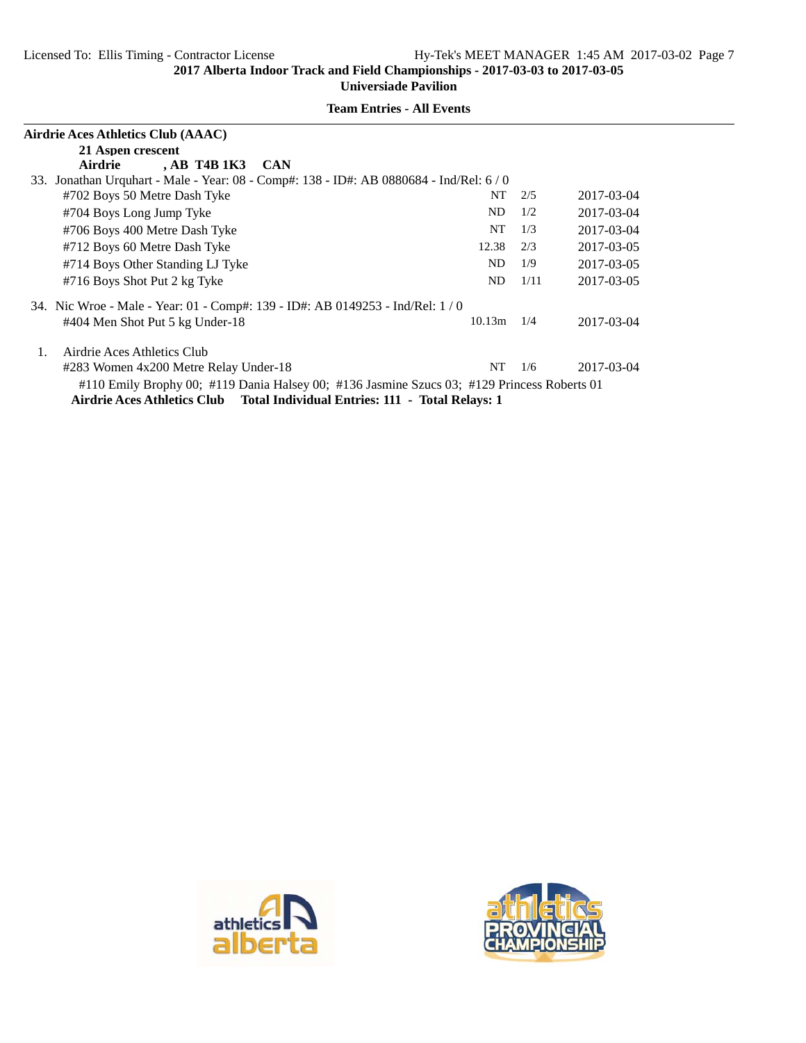**Airdrie Aces Athletics Club (AAAC)**

**21 Aspen crescent**

**Airdrie , AB T4B 1K3 CAN**

33. Jonathan Urquhart - Male - Year: 08 - Comp#: 138 - ID#: AB 0880684 - Ind/Rel: 6 / 0

| Event | Mark | Heat | Date |
|---|---|---|---|
| #702 Boys 50 Metre Dash Tyke | NT | 2/5 | 2017-03-04 |
| #704 Boys Long Jump Tyke | ND | 1/2 | 2017-03-04 |
| #706 Boys 400 Metre Dash Tyke | NT | 1/3 | 2017-03-04 |
| #712 Boys 60 Metre Dash Tyke | 12.38 | 2/3 | 2017-03-05 |
| #714 Boys Other Standing LJ Tyke | ND | 1/9 | 2017-03-05 |
| #716 Boys Shot Put 2 kg Tyke | ND | 1/11 | 2017-03-05 |

34. Nic Wroe - Male - Year: 01 - Comp#: 139 - ID#: AB 0149253 - Ind/Rel: 1 / 0

| Event | Mark | Heat | Date |
|---|---|---|---|
| #404 Men Shot Put 5 kg Under-18 | 10.13m | 1/4 | 2017-03-04 |

1. Airdrie Aces Athletics Club

| Event | Mark | Heat | Date |
|---|---|---|---|
| #283 Women 4x200 Metre Relay Under-18 | NT | 1/6 | 2017-03-04 |

#110 Emily Brophy 00; #119 Dania Halsey 00; #136 Jasmine Szucs 03; #129 Princess Roberts 01

**Airdrie Aces Athletics Club Total Individual Entries: 111 - Total Relays: 1**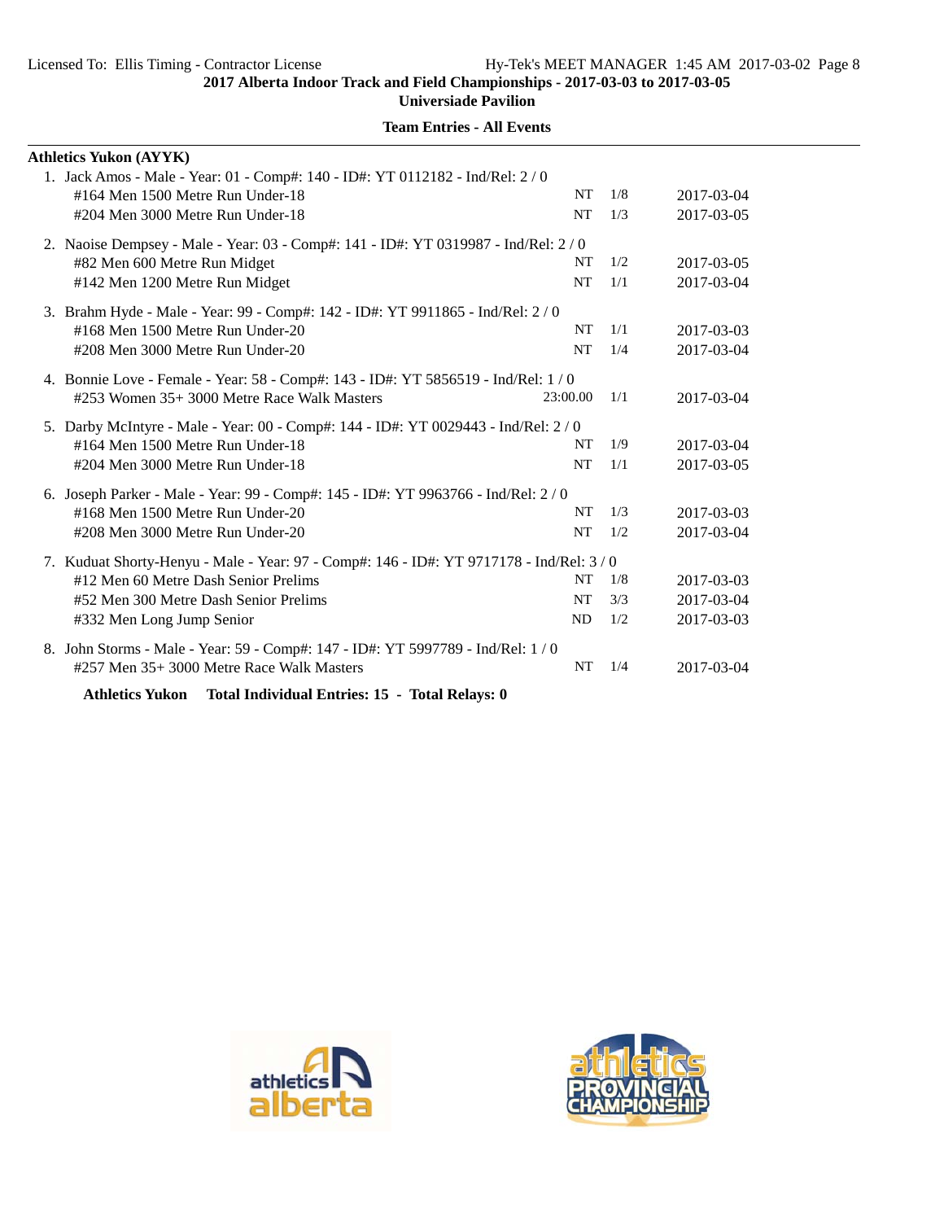**2017 Alberta Indoor Track and Field Championships - 2017-03-03 to 2017-03-05**

**Universiade Pavilion**

**Team Entries - All Events**

**Athletics Yukon (AYYK)**

1. Jack Amos - Male - Year: 01 - Comp#: 140 - ID#: YT 0112182 - Ind/Rel: 2 / 0

| Event | Mark | Heat/Lane | Date |
|---|---|---|---|
| #164 Men 1500 Metre Run Under-18 | NT | 1/8 | 2017-03-04 |
| #204 Men 3000 Metre Run Under-18 | NT | 1/3 | 2017-03-05 |

2. Naoise Dempsey - Male - Year: 03 - Comp#: 141 - ID#: YT 0319987 - Ind/Rel: 2 / 0

| Event | Mark | Heat/Lane | Date |
|---|---|---|---|
| #82 Men 600 Metre Run Midget | NT | 1/2 | 2017-03-05 |
| #142 Men 1200 Metre Run Midget | NT | 1/1 | 2017-03-04 |

3. Brahm Hyde - Male - Year: 99 - Comp#: 142 - ID#: YT 9911865 - Ind/Rel: 2 / 0

| Event | Mark | Heat/Lane | Date |
|---|---|---|---|
| #168 Men 1500 Metre Run Under-20 | NT | 1/1 | 2017-03-03 |
| #208 Men 3000 Metre Run Under-20 | NT | 1/4 | 2017-03-04 |

4. Bonnie Love - Female - Year: 58 - Comp#: 143 - ID#: YT 5856519 - Ind/Rel: 1 / 0

| Event | Mark | Heat/Lane | Date |
|---|---|---|---|
| #253 Women 35+ 3000 Metre Race Walk Masters | 23:00.00 | 1/1 | 2017-03-04 |

5. Darby McIntyre - Male - Year: 00 - Comp#: 144 - ID#: YT 0029443 - Ind/Rel: 2 / 0

| Event | Mark | Heat/Lane | Date |
|---|---|---|---|
| #164 Men 1500 Metre Run Under-18 | NT | 1/9 | 2017-03-04 |
| #204 Men 3000 Metre Run Under-18 | NT | 1/1 | 2017-03-05 |

6. Joseph Parker - Male - Year: 99 - Comp#: 145 - ID#: YT 9963766 - Ind/Rel: 2 / 0

| Event | Mark | Heat/Lane | Date |
|---|---|---|---|
| #168 Men 1500 Metre Run Under-20 | NT | 1/3 | 2017-03-03 |
| #208 Men 3000 Metre Run Under-20 | NT | 1/2 | 2017-03-04 |

7. Kuduat Shorty-Henyu - Male - Year: 97 - Comp#: 146 - ID#: YT 9717178 - Ind/Rel: 3 / 0

| Event | Mark | Heat/Lane | Date |
|---|---|---|---|
| #12 Men 60 Metre Dash Senior Prelims | NT | 1/8 | 2017-03-03 |
| #52 Men 300 Metre Dash Senior Prelims | NT | 3/3 | 2017-03-04 |
| #332 Men Long Jump Senior | ND | 1/2 | 2017-03-03 |

8. John Storms - Male - Year: 59 - Comp#: 147 - ID#: YT 5997789 - Ind/Rel: 1 / 0

| Event | Mark | Heat/Lane | Date |
|---|---|---|---|
| #257 Men 35+ 3000 Metre Race Walk Masters | NT | 1/4 | 2017-03-04 |

**Athletics Yukon Total Individual Entries: 15 - Total Relays: 0**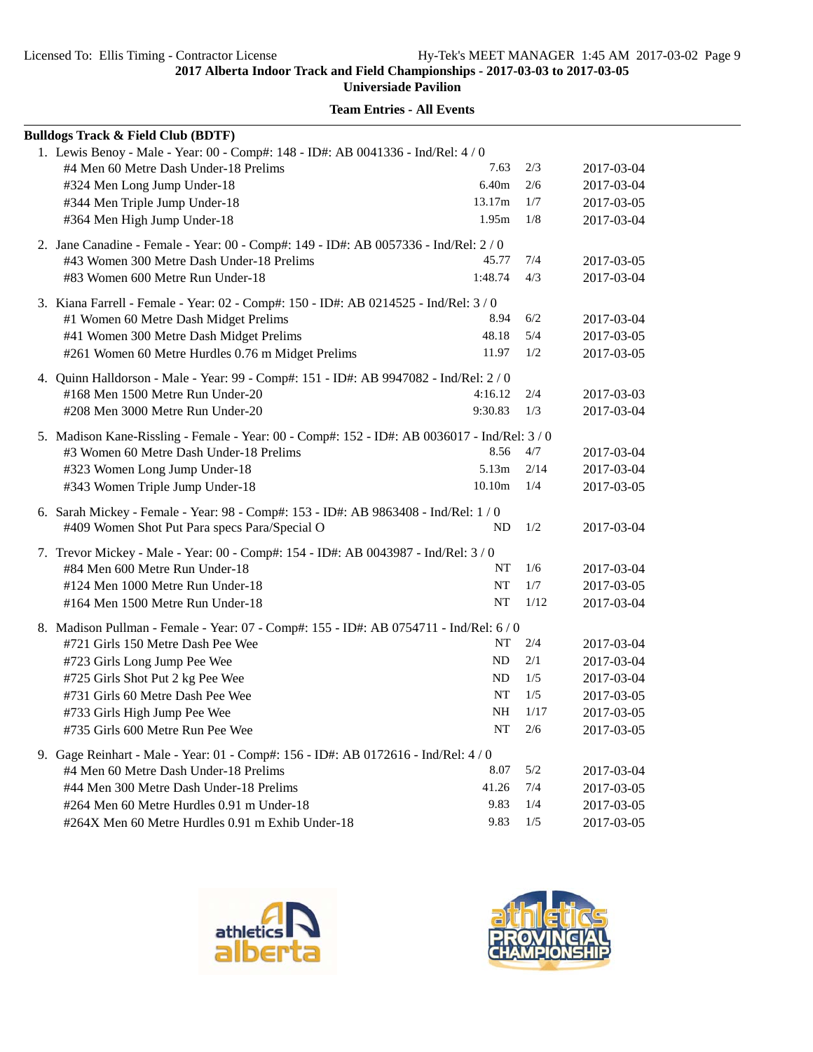**2017 Alberta Indoor Track and Field Championships - 2017-03-03 to 2017-03-05**

**Universiade Pavilion**

**Team Entries - All Events**

**Bulldogs Track & Field Club (BDTF)**

1. Lewis Benoy - Male - Year: 00 - Comp#: 148 - ID#: AB 0041336 - Ind/Rel: 4 / 0

| Event | Mark | Heat | Date |
|---|---|---|---|
| #4 Men 60 Metre Dash Under-18 Prelims | 7.63 | 2/3 | 2017-03-04 |
| #324 Men Long Jump Under-18 | 6.40m | 2/6 | 2017-03-04 |
| #344 Men Triple Jump Under-18 | 13.17m | 1/7 | 2017-03-05 |
| #364 Men High Jump Under-18 | 1.95m | 1/8 | 2017-03-04 |

2. Jane Canadine - Female - Year: 00 - Comp#: 149 - ID#: AB 0057336 - Ind/Rel: 2 / 0

| Event | Mark | Heat | Date |
|---|---|---|---|
| #43 Women 300 Metre Dash Under-18 Prelims | 45.77 | 7/4 | 2017-03-05 |
| #83 Women 600 Metre Run Under-18 | 1:48.74 | 4/3 | 2017-03-04 |

3. Kiana Farrell - Female - Year: 02 - Comp#: 150 - ID#: AB 0214525 - Ind/Rel: 3 / 0

| Event | Mark | Heat | Date |
|---|---|---|---|
| #1 Women 60 Metre Dash Midget Prelims | 8.94 | 6/2 | 2017-03-04 |
| #41 Women 300 Metre Dash Midget Prelims | 48.18 | 5/4 | 2017-03-05 |
| #261 Women 60 Metre Hurdles 0.76 m Midget Prelims | 11.97 | 1/2 | 2017-03-05 |

4. Quinn Halldorson - Male - Year: 99 - Comp#: 151 - ID#: AB 9947082 - Ind/Rel: 2 / 0

| Event | Mark | Heat | Date |
|---|---|---|---|
| #168 Men 1500 Metre Run Under-20 | 4:16.12 | 2/4 | 2017-03-03 |
| #208 Men 3000 Metre Run Under-20 | 9:30.83 | 1/3 | 2017-03-04 |

5. Madison Kane-Rissling - Female - Year: 00 - Comp#: 152 - ID#: AB 0036017 - Ind/Rel: 3 / 0

| Event | Mark | Heat | Date |
|---|---|---|---|
| #3 Women 60 Metre Dash Under-18 Prelims | 8.56 | 4/7 | 2017-03-04 |
| #323 Women Long Jump Under-18 | 5.13m | 2/14 | 2017-03-04 |
| #343 Women Triple Jump Under-18 | 10.10m | 1/4 | 2017-03-05 |

6. Sarah Mickey - Female - Year: 98 - Comp#: 153 - ID#: AB 9863408 - Ind/Rel: 1 / 0

| Event | Mark | Heat | Date |
|---|---|---|---|
| #409 Women Shot Put Para specs Para/Special O | ND | 1/2 | 2017-03-04 |

7. Trevor Mickey - Male - Year: 00 - Comp#: 154 - ID#: AB 0043987 - Ind/Rel: 3 / 0

| Event | Mark | Heat | Date |
|---|---|---|---|
| #84 Men 600 Metre Run Under-18 | NT | 1/6 | 2017-03-04 |
| #124 Men 1000 Metre Run Under-18 | NT | 1/7 | 2017-03-05 |
| #164 Men 1500 Metre Run Under-18 | NT | 1/12 | 2017-03-04 |

8. Madison Pullman - Female - Year: 07 - Comp#: 155 - ID#: AB 0754711 - Ind/Rel: 6 / 0

| Event | Mark | Heat | Date |
|---|---|---|---|
| #721 Girls 150 Metre Dash Pee Wee | NT | 2/4 | 2017-03-04 |
| #723 Girls Long Jump Pee Wee | ND | 2/1 | 2017-03-04 |
| #725 Girls Shot Put 2 kg Pee Wee | ND | 1/5 | 2017-03-04 |
| #731 Girls 60 Metre Dash Pee Wee | NT | 1/5 | 2017-03-05 |
| #733 Girls High Jump Pee Wee | NH | 1/17 | 2017-03-05 |
| #735 Girls 600 Metre Run Pee Wee | NT | 2/6 | 2017-03-05 |

9. Gage Reinhart - Male - Year: 01 - Comp#: 156 - ID#: AB 0172616 - Ind/Rel: 4 / 0

| Event | Mark | Heat | Date |
|---|---|---|---|
| #4 Men 60 Metre Dash Under-18 Prelims | 8.07 | 5/2 | 2017-03-04 |
| #44 Men 300 Metre Dash Under-18 Prelims | 41.26 | 7/4 | 2017-03-05 |
| #264 Men 60 Metre Hurdles 0.91 m Under-18 | 9.83 | 1/4 | 2017-03-05 |
| #264X Men 60 Metre Hurdles 0.91 m Exhib Under-18 | 9.83 | 1/5 | 2017-03-05 |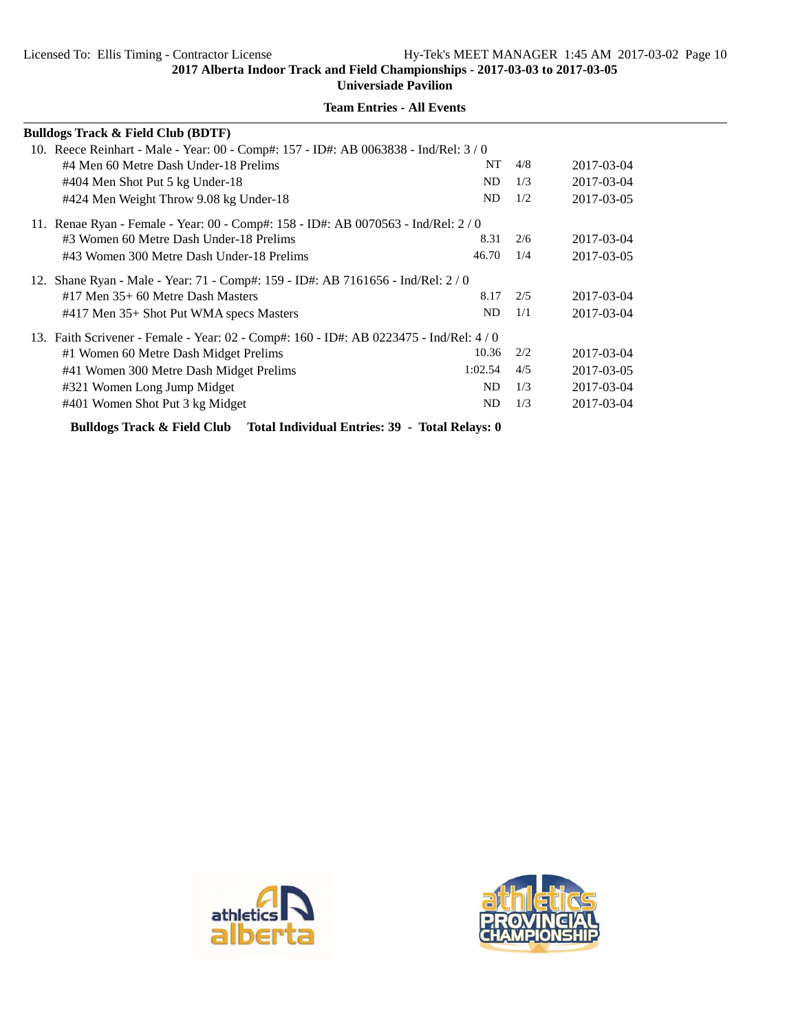**2017 Alberta Indoor Track and Field Championships - 2017-03-03 to 2017-03-05**

**Universiade Pavilion**

**Team Entries - All Events**

**Bulldogs Track & Field Club (BDTF)**

10. Reece Reinhart - Male - Year: 00 - Comp#: 157 - ID#: AB 0063838 - Ind/Rel: 3 / 0

| Event | Seed | Heat | Date |
|---|---|---|---|
| #4 Men 60 Metre Dash Under-18 Prelims | NT | 4/8 | 2017-03-04 |
| #404 Men Shot Put 5 kg Under-18 | ND | 1/3 | 2017-03-04 |
| #424 Men Weight Throw 9.08 kg Under-18 | ND | 1/2 | 2017-03-05 |

11. Renae Ryan - Female - Year: 00 - Comp#: 158 - ID#: AB 0070563 - Ind/Rel: 2 / 0

| Event | Seed | Heat | Date |
|---|---|---|---|
| #3 Women 60 Metre Dash Under-18 Prelims | 8.31 | 2/6 | 2017-03-04 |
| #43 Women 300 Metre Dash Under-18 Prelims | 46.70 | 1/4 | 2017-03-05 |

12. Shane Ryan - Male - Year: 71 - Comp#: 159 - ID#: AB 7161656 - Ind/Rel: 2 / 0

| Event | Seed | Heat | Date |
|---|---|---|---|
| #17 Men 35+ 60 Metre Dash Masters | 8.17 | 2/5 | 2017-03-04 |
| #417 Men 35+ Shot Put WMA specs Masters | ND | 1/1 | 2017-03-04 |

13. Faith Scrivener - Female - Year: 02 - Comp#: 160 - ID#: AB 0223475 - Ind/Rel: 4 / 0

| Event | Seed | Heat | Date |
|---|---|---|---|
| #1 Women 60 Metre Dash Midget Prelims | 10.36 | 2/2 | 2017-03-04 |
| #41 Women 300 Metre Dash Midget Prelims | 1:02.54 | 4/5 | 2017-03-05 |
| #321 Women Long Jump Midget | ND | 1/3 | 2017-03-04 |
| #401 Women Shot Put 3 kg Midget | ND | 1/3 | 2017-03-04 |

**Bulldogs Track & Field Club Total Individual Entries: 39 - Total Relays: 0**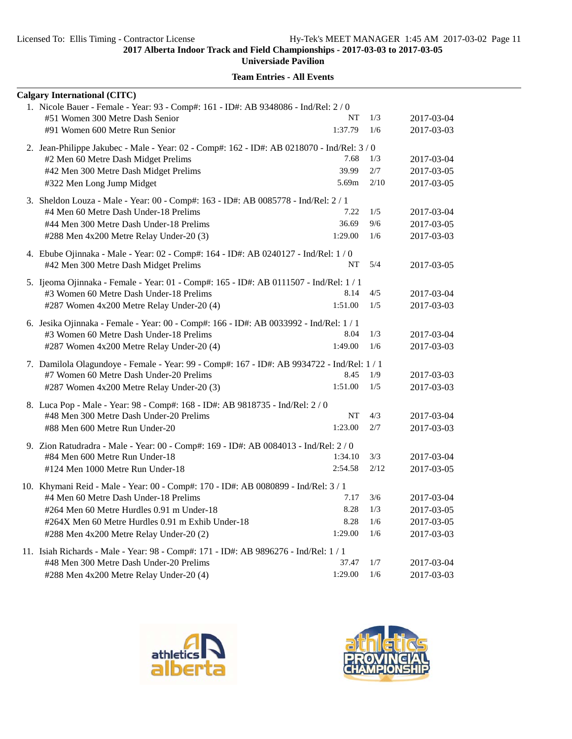2017 Alberta Indoor Track and Field Championships - 2017-03-03 to 2017-03-05

Universiade Pavilion

**Team Entries - All Events**

**Calgary International (CITC)**

1. Nicole Bauer - Female - Year: 93 - Comp#: 161 - ID#: AB 9348086 - Ind/Rel: 2 / 0

| Event | Seed | Heat/Lane | Date |
|---|---|---|---|
| #51 Women 300 Metre Dash Senior | NT | 1/3 | 2017-03-04 |
| #91 Women 600 Metre Run Senior | 1:37.79 | 1/6 | 2017-03-03 |

2. Jean-Philippe Jakubec - Male - Year: 02 - Comp#: 162 - ID#: AB 0218070 - Ind/Rel: 3 / 0

| Event | Seed | Heat/Lane | Date |
|---|---|---|---|
| #2 Men 60 Metre Dash Midget Prelims | 7.68 | 1/3 | 2017-03-04 |
| #42 Men 300 Metre Dash Midget Prelims | 39.99 | 2/7 | 2017-03-05 |
| #322 Men Long Jump Midget | 5.69m | 2/10 | 2017-03-05 |

3. Sheldon Louza - Male - Year: 00 - Comp#: 163 - ID#: AB 0085778 - Ind/Rel: 2 / 1

| Event | Seed | Heat/Lane | Date |
|---|---|---|---|
| #4 Men 60 Metre Dash Under-18 Prelims | 7.22 | 1/5 | 2017-03-04 |
| #44 Men 300 Metre Dash Under-18 Prelims | 36.69 | 9/6 | 2017-03-05 |
| #288 Men 4x200 Metre Relay Under-20 (3) | 1:29.00 | 1/6 | 2017-03-03 |

4. Ebube Ojinnaka - Male - Year: 02 - Comp#: 164 - ID#: AB 0240127 - Ind/Rel: 1 / 0

| Event | Seed | Heat/Lane | Date |
|---|---|---|---|
| #42 Men 300 Metre Dash Midget Prelims | NT | 5/4 | 2017-03-05 |

5. Ijeoma Ojinnaka - Female - Year: 01 - Comp#: 165 - ID#: AB 0111507 - Ind/Rel: 1 / 1

| Event | Seed | Heat/Lane | Date |
|---|---|---|---|
| #3 Women 60 Metre Dash Under-18 Prelims | 8.14 | 4/5 | 2017-03-04 |
| #287 Women 4x200 Metre Relay Under-20 (4) | 1:51.00 | 1/5 | 2017-03-03 |

6. Jesika Ojinnaka - Female - Year: 00 - Comp#: 166 - ID#: AB 0033992 - Ind/Rel: 1 / 1

| Event | Seed | Heat/Lane | Date |
|---|---|---|---|
| #3 Women 60 Metre Dash Under-18 Prelims | 8.04 | 1/3 | 2017-03-04 |
| #287 Women 4x200 Metre Relay Under-20 (4) | 1:49.00 | 1/6 | 2017-03-03 |

7. Damilola Olagundoye - Female - Year: 99 - Comp#: 167 - ID#: AB 9934722 - Ind/Rel: 1 / 1

| Event | Seed | Heat/Lane | Date |
|---|---|---|---|
| #7 Women 60 Metre Dash Under-20 Prelims | 8.45 | 1/9 | 2017-03-03 |
| #287 Women 4x200 Metre Relay Under-20 (3) | 1:51.00 | 1/5 | 2017-03-03 |

8. Luca Pop - Male - Year: 98 - Comp#: 168 - ID#: AB 9818735 - Ind/Rel: 2 / 0

| Event | Seed | Heat/Lane | Date |
|---|---|---|---|
| #48 Men 300 Metre Dash Under-20 Prelims | NT | 4/3 | 2017-03-04 |
| #88 Men 600 Metre Run Under-20 | 1:23.00 | 2/7 | 2017-03-03 |

9. Zion Ratudradra - Male - Year: 00 - Comp#: 169 - ID#: AB 0084013 - Ind/Rel: 2 / 0

| Event | Seed | Heat/Lane | Date |
|---|---|---|---|
| #84 Men 600 Metre Run Under-18 | 1:34.10 | 3/3 | 2017-03-04 |
| #124 Men 1000 Metre Run Under-18 | 2:54.58 | 2/12 | 2017-03-05 |

10. Khymani Reid - Male - Year: 00 - Comp#: 170 - ID#: AB 0080899 - Ind/Rel: 3 / 1

| Event | Seed | Heat/Lane | Date |
|---|---|---|---|
| #4 Men 60 Metre Dash Under-18 Prelims | 7.17 | 3/6 | 2017-03-04 |
| #264 Men 60 Metre Hurdles 0.91 m Under-18 | 8.28 | 1/3 | 2017-03-05 |
| #264X Men 60 Metre Hurdles 0.91 m Exhib Under-18 | 8.28 | 1/6 | 2017-03-05 |
| #288 Men 4x200 Metre Relay Under-20 (2) | 1:29.00 | 1/6 | 2017-03-03 |

11. Isiah Richards - Male - Year: 98 - Comp#: 171 - ID#: AB 9896276 - Ind/Rel: 1 / 1

| Event | Seed | Heat/Lane | Date |
|---|---|---|---|
| #48 Men 300 Metre Dash Under-20 Prelims | 37.47 | 1/7 | 2017-03-04 |
| #288 Men 4x200 Metre Relay Under-20 (4) | 1:29.00 | 1/6 | 2017-03-03 |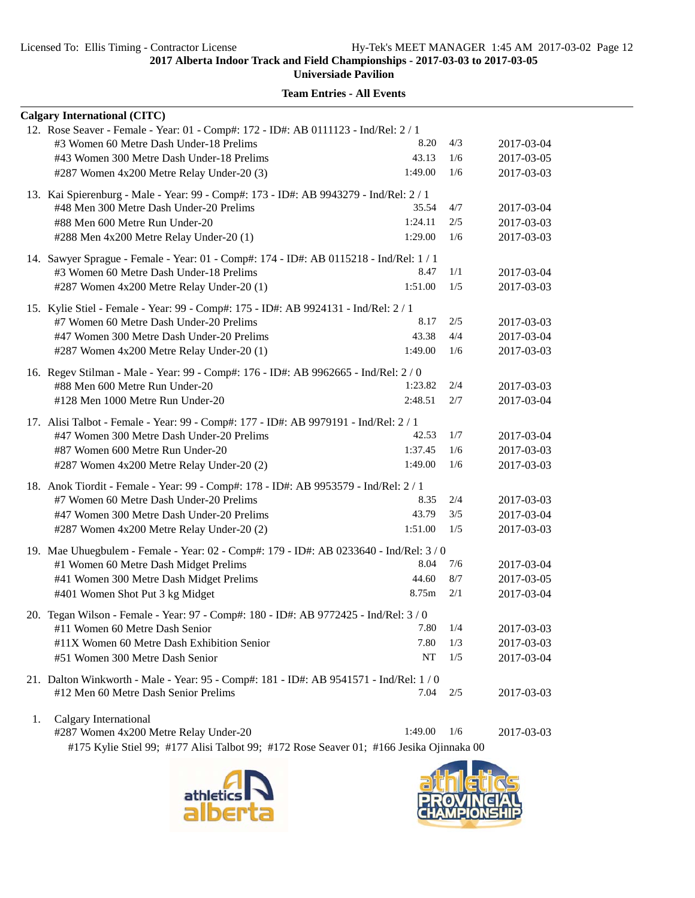**2017 Alberta Indoor Track and Field Championships - 2017-03-03 to 2017-03-05**

**Universiade Pavilion**

**Team Entries - All Events**

**Calgary International (CITC)**

12. Rose Seaver - Female - Year: 01 - Comp#: 172 - ID#: AB 0111123 - Ind/Rel: 2 / 1

| Event | Mark | Heat/Lane | Date |
|---|---|---|---|
| #3 Women 60 Metre Dash Under-18 Prelims | 8.20 | 4/3 | 2017-03-04 |
| #43 Women 300 Metre Dash Under-18 Prelims | 43.13 | 1/6 | 2017-03-05 |
| #287 Women 4x200 Metre Relay Under-20 (3) | 1:49.00 | 1/6 | 2017-03-03 |

13. Kai Spierenburg - Male - Year: 99 - Comp#: 173 - ID#: AB 9943279 - Ind/Rel: 2 / 1

| Event | Mark | Heat/Lane | Date |
|---|---|---|---|
| #48 Men 300 Metre Dash Under-20 Prelims | 35.54 | 4/7 | 2017-03-04 |
| #88 Men 600 Metre Run Under-20 | 1:24.11 | 2/5 | 2017-03-03 |
| #288 Men 4x200 Metre Relay Under-20 (1) | 1:29.00 | 1/6 | 2017-03-03 |

14. Sawyer Sprague - Female - Year: 01 - Comp#: 174 - ID#: AB 0115218 - Ind/Rel: 1 / 1

| Event | Mark | Heat/Lane | Date |
|---|---|---|---|
| #3 Women 60 Metre Dash Under-18 Prelims | 8.47 | 1/1 | 2017-03-04 |
| #287 Women 4x200 Metre Relay Under-20 (1) | 1:51.00 | 1/5 | 2017-03-03 |

15. Kylie Stiel - Female - Year: 99 - Comp#: 175 - ID#: AB 9924131 - Ind/Rel: 2 / 1

| Event | Mark | Heat/Lane | Date |
|---|---|---|---|
| #7 Women 60 Metre Dash Under-20 Prelims | 8.17 | 2/5 | 2017-03-03 |
| #47 Women 300 Metre Dash Under-20 Prelims | 43.38 | 4/4 | 2017-03-04 |
| #287 Women 4x200 Metre Relay Under-20 (1) | 1:49.00 | 1/6 | 2017-03-03 |

16. Regev Stilman - Male - Year: 99 - Comp#: 176 - ID#: AB 9962665 - Ind/Rel: 2 / 0

| Event | Mark | Heat/Lane | Date |
|---|---|---|---|
| #88 Men 600 Metre Run Under-20 | 1:23.82 | 2/4 | 2017-03-03 |
| #128 Men 1000 Metre Run Under-20 | 2:48.51 | 2/7 | 2017-03-04 |

17. Alisi Talbot - Female - Year: 99 - Comp#: 177 - ID#: AB 9979191 - Ind/Rel: 2 / 1

| Event | Mark | Heat/Lane | Date |
|---|---|---|---|
| #47 Women 300 Metre Dash Under-20 Prelims | 42.53 | 1/7 | 2017-03-04 |
| #87 Women 600 Metre Run Under-20 | 1:37.45 | 1/6 | 2017-03-03 |
| #287 Women 4x200 Metre Relay Under-20 (2) | 1:49.00 | 1/6 | 2017-03-03 |

18. Anok Tiordit - Female - Year: 99 - Comp#: 178 - ID#: AB 9953579 - Ind/Rel: 2 / 1

| Event | Mark | Heat/Lane | Date |
|---|---|---|---|
| #7 Women 60 Metre Dash Under-20 Prelims | 8.35 | 2/4 | 2017-03-03 |
| #47 Women 300 Metre Dash Under-20 Prelims | 43.79 | 3/5 | 2017-03-04 |
| #287 Women 4x200 Metre Relay Under-20 (2) | 1:51.00 | 1/5 | 2017-03-03 |

19. Mae Uhuegbulem - Female - Year: 02 - Comp#: 179 - ID#: AB 0233640 - Ind/Rel: 3 / 0

| Event | Mark | Heat/Lane | Date |
|---|---|---|---|
| #1 Women 60 Metre Dash Midget Prelims | 8.04 | 7/6 | 2017-03-04 |
| #41 Women 300 Metre Dash Midget Prelims | 44.60 | 8/7 | 2017-03-05 |
| #401 Women Shot Put 3 kg Midget | 8.75m | 2/1 | 2017-03-04 |

20. Tegan Wilson - Female - Year: 97 - Comp#: 180 - ID#: AB 9772425 - Ind/Rel: 3 / 0

| Event | Mark | Heat/Lane | Date |
|---|---|---|---|
| #11 Women 60 Metre Dash Senior | 7.80 | 1/4 | 2017-03-03 |
| #11X Women 60 Metre Dash Exhibition Senior | 7.80 | 1/3 | 2017-03-03 |
| #51 Women 300 Metre Dash Senior | NT | 1/5 | 2017-03-04 |

21. Dalton Winkworth - Male - Year: 95 - Comp#: 181 - ID#: AB 9541571 - Ind/Rel: 1 / 0

| Event | Mark | Heat/Lane | Date |
|---|---|---|---|
| #12 Men 60 Metre Dash Senior Prelims | 7.04 | 2/5 | 2017-03-03 |

1. Calgary International

| Event | Mark | Heat/Lane | Date |
|---|---|---|---|
| #287 Women 4x200 Metre Relay Under-20 | 1:49.00 | 1/6 | 2017-03-03 |

#175 Kylie Stiel 99; #177 Alisi Talbot 99; #172 Rose Seaver 01; #166 Jesika Ojinnaka 00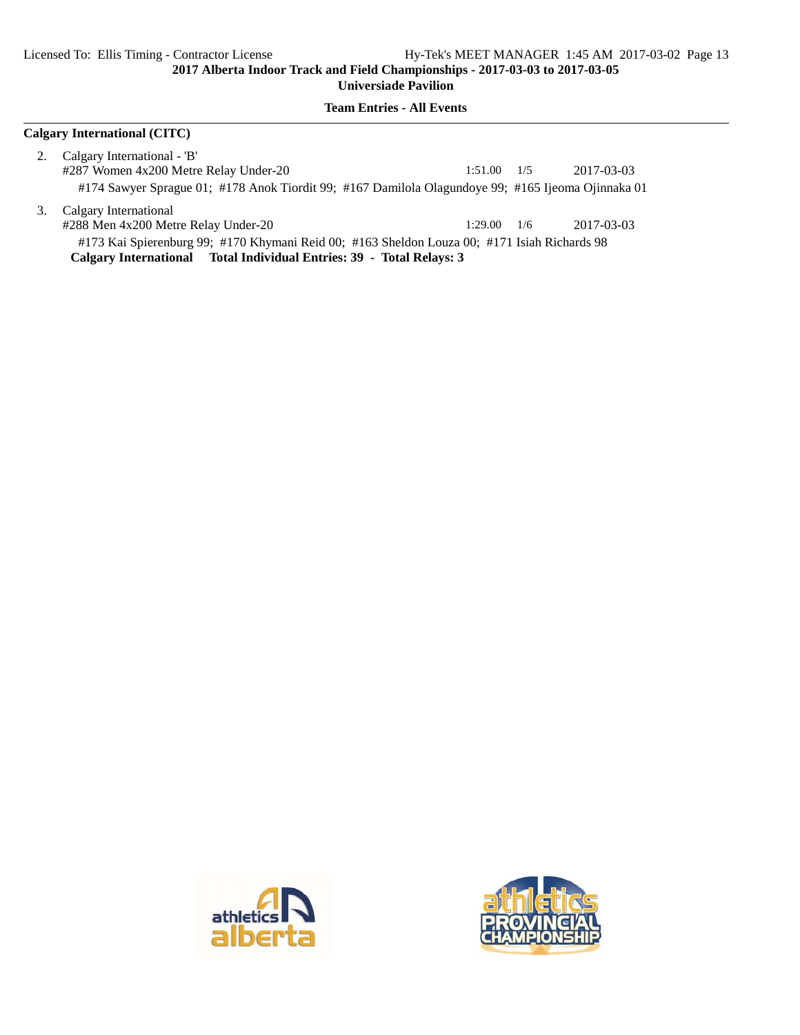## Calgary International (CITC)

2. Calgary International - 'B'
   #287 Women 4x200 Metre Relay Under-20 — 1:51.00 — 1/5 — 2017-03-03
   #174 Sawyer Sprague 01; #178 Anok Tiordit 99; #167 Damilola Olagundoye 99; #165 Ijeoma Ojinnaka 01

3. Calgary International
   #288 Men 4x200 Metre Relay Under-20 — 1:29.00 — 1/6 — 2017-03-03
   #173 Kai Spierenburg 99; #170 Khymani Reid 00; #163 Sheldon Louza 00; #171 Isiah Richards 98

**Calgary International Total Individual Entries: 39 - Total Relays: 3**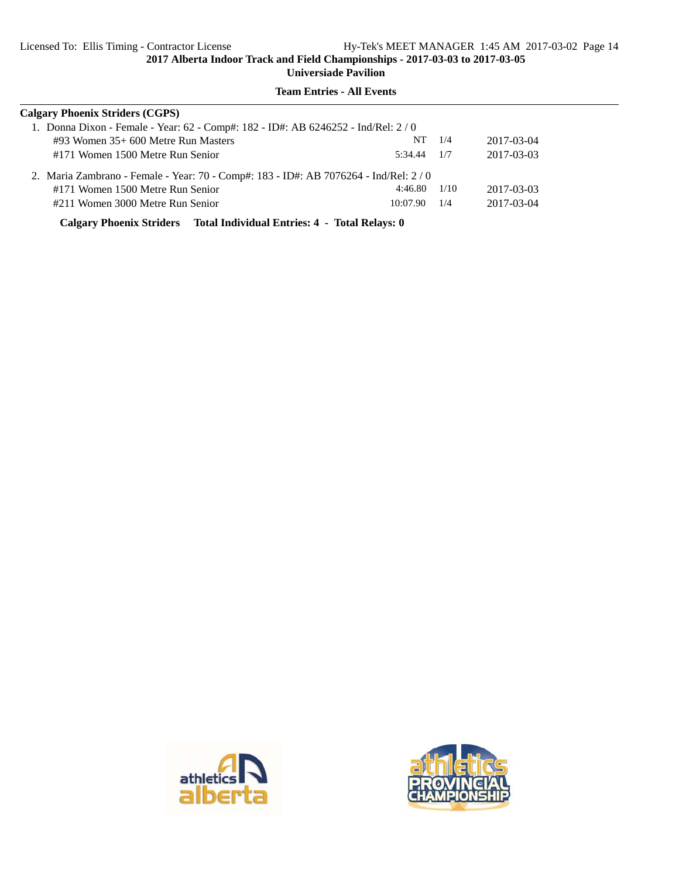**2017 Alberta Indoor Track and Field Championships - 2017-03-03 to 2017-03-05**
**Universiade Pavilion**

**Team Entries - All Events**

**Calgary Phoenix Striders (CGPS)**

1. Donna Dixon - Female - Year: 62 - Comp#: 182 - ID#: AB 6246252 - Ind/Rel: 2 / 0

| Event | Seed | Heat | Date |
|---|---|---|---|
| #93 Women 35+ 600 Metre Run Masters | NT | 1/4 | 2017-03-04 |
| #171 Women 1500 Metre Run Senior | 5:34.44 | 1/7 | 2017-03-03 |

2. Maria Zambrano - Female - Year: 70 - Comp#: 183 - ID#: AB 7076264 - Ind/Rel: 2 / 0

| Event | Seed | Heat | Date |
|---|---|---|---|
| #171 Women 1500 Metre Run Senior | 4:46.80 | 1/10 | 2017-03-03 |
| #211 Women 3000 Metre Run Senior | 10:07.90 | 1/4 | 2017-03-04 |

**Calgary Phoenix Striders   Total Individual Entries: 4 - Total Relays: 0**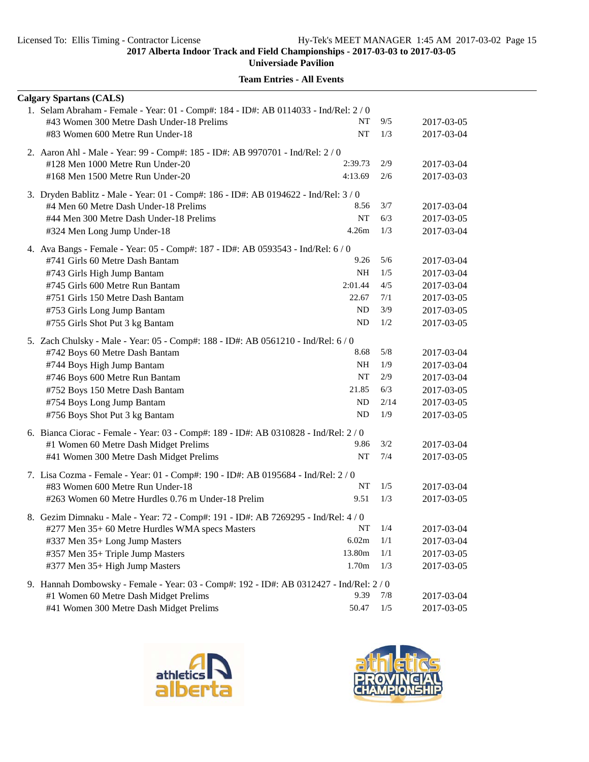2017 Alberta Indoor Track and Field Championships - 2017-03-03 to 2017-03-05

Universiade Pavilion

**Team Entries - All Events**

**Calgary Spartans (CALS)**

1. Selam Abraham - Female - Year: 01 - Comp#: 184 - ID#: AB 0114033 - Ind/Rel: 2 / 0

| Event | Seed | Heat/Lane | Date |
|---|---|---|---|
| #43 Women 300 Metre Dash Under-18 Prelims | NT | 9/5 | 2017-03-05 |
| #83 Women 600 Metre Run Under-18 | NT | 1/3 | 2017-03-04 |

2. Aaron Ahl - Male - Year: 99 - Comp#: 185 - ID#: AB 9970701 - Ind/Rel: 2 / 0

| Event | Seed | Heat/Lane | Date |
|---|---|---|---|
| #128 Men 1000 Metre Run Under-20 | 2:39.73 | 2/9 | 2017-03-04 |
| #168 Men 1500 Metre Run Under-20 | 4:13.69 | 2/6 | 2017-03-03 |

3. Dryden Bablitz - Male - Year: 01 - Comp#: 186 - ID#: AB 0194622 - Ind/Rel: 3 / 0

| Event | Seed | Heat/Lane | Date |
|---|---|---|---|
| #4 Men 60 Metre Dash Under-18 Prelims | 8.56 | 3/7 | 2017-03-04 |
| #44 Men 300 Metre Dash Under-18 Prelims | NT | 6/3 | 2017-03-05 |
| #324 Men Long Jump Under-18 | 4.26m | 1/3 | 2017-03-04 |

4. Ava Bangs - Female - Year: 05 - Comp#: 187 - ID#: AB 0593543 - Ind/Rel: 6 / 0

| Event | Seed | Heat/Lane | Date |
|---|---|---|---|
| #741 Girls 60 Metre Dash Bantam | 9.26 | 5/6 | 2017-03-04 |
| #743 Girls High Jump Bantam | NH | 1/5 | 2017-03-04 |
| #745 Girls 600 Metre Run Bantam | 2:01.44 | 4/5 | 2017-03-04 |
| #751 Girls 150 Metre Dash Bantam | 22.67 | 7/1 | 2017-03-05 |
| #753 Girls Long Jump Bantam | ND | 3/9 | 2017-03-05 |
| #755 Girls Shot Put 3 kg Bantam | ND | 1/2 | 2017-03-05 |

5. Zach Chulsky - Male - Year: 05 - Comp#: 188 - ID#: AB 0561210 - Ind/Rel: 6 / 0

| Event | Seed | Heat/Lane | Date |
|---|---|---|---|
| #742 Boys 60 Metre Dash Bantam | 8.68 | 5/8 | 2017-03-04 |
| #744 Boys High Jump Bantam | NH | 1/9 | 2017-03-04 |
| #746 Boys 600 Metre Run Bantam | NT | 2/9 | 2017-03-04 |
| #752 Boys 150 Metre Dash Bantam | 21.85 | 6/3 | 2017-03-05 |
| #754 Boys Long Jump Bantam | ND | 2/14 | 2017-03-05 |
| #756 Boys Shot Put 3 kg Bantam | ND | 1/9 | 2017-03-05 |

6. Bianca Ciorac - Female - Year: 03 - Comp#: 189 - ID#: AB 0310828 - Ind/Rel: 2 / 0

| Event | Seed | Heat/Lane | Date |
|---|---|---|---|
| #1 Women 60 Metre Dash Midget Prelims | 9.86 | 3/2 | 2017-03-04 |
| #41 Women 300 Metre Dash Midget Prelims | NT | 7/4 | 2017-03-05 |

7. Lisa Cozma - Female - Year: 01 - Comp#: 190 - ID#: AB 0195684 - Ind/Rel: 2 / 0

| Event | Seed | Heat/Lane | Date |
|---|---|---|---|
| #83 Women 600 Metre Run Under-18 | NT | 1/5 | 2017-03-04 |
| #263 Women 60 Metre Hurdles 0.76 m Under-18 Prelim | 9.51 | 1/3 | 2017-03-05 |

8. Gezim Dimnaku - Male - Year: 72 - Comp#: 191 - ID#: AB 7269295 - Ind/Rel: 4 / 0

| Event | Seed | Heat/Lane | Date |
|---|---|---|---|
| #277 Men 35+ 60 Metre Hurdles WMA specs Masters | NT | 1/4 | 2017-03-04 |
| #337 Men 35+ Long Jump Masters | 6.02m | 1/1 | 2017-03-04 |
| #357 Men 35+ Triple Jump Masters | 13.80m | 1/1 | 2017-03-05 |
| #377 Men 35+ High Jump Masters | 1.70m | 1/3 | 2017-03-05 |

9. Hannah Dombowsky - Female - Year: 03 - Comp#: 192 - ID#: AB 0312427 - Ind/Rel: 2 / 0

| Event | Seed | Heat/Lane | Date |
|---|---|---|---|
| #1 Women 60 Metre Dash Midget Prelims | 9.39 | 7/8 | 2017-03-04 |
| #41 Women 300 Metre Dash Midget Prelims | 50.47 | 1/5 | 2017-03-05 |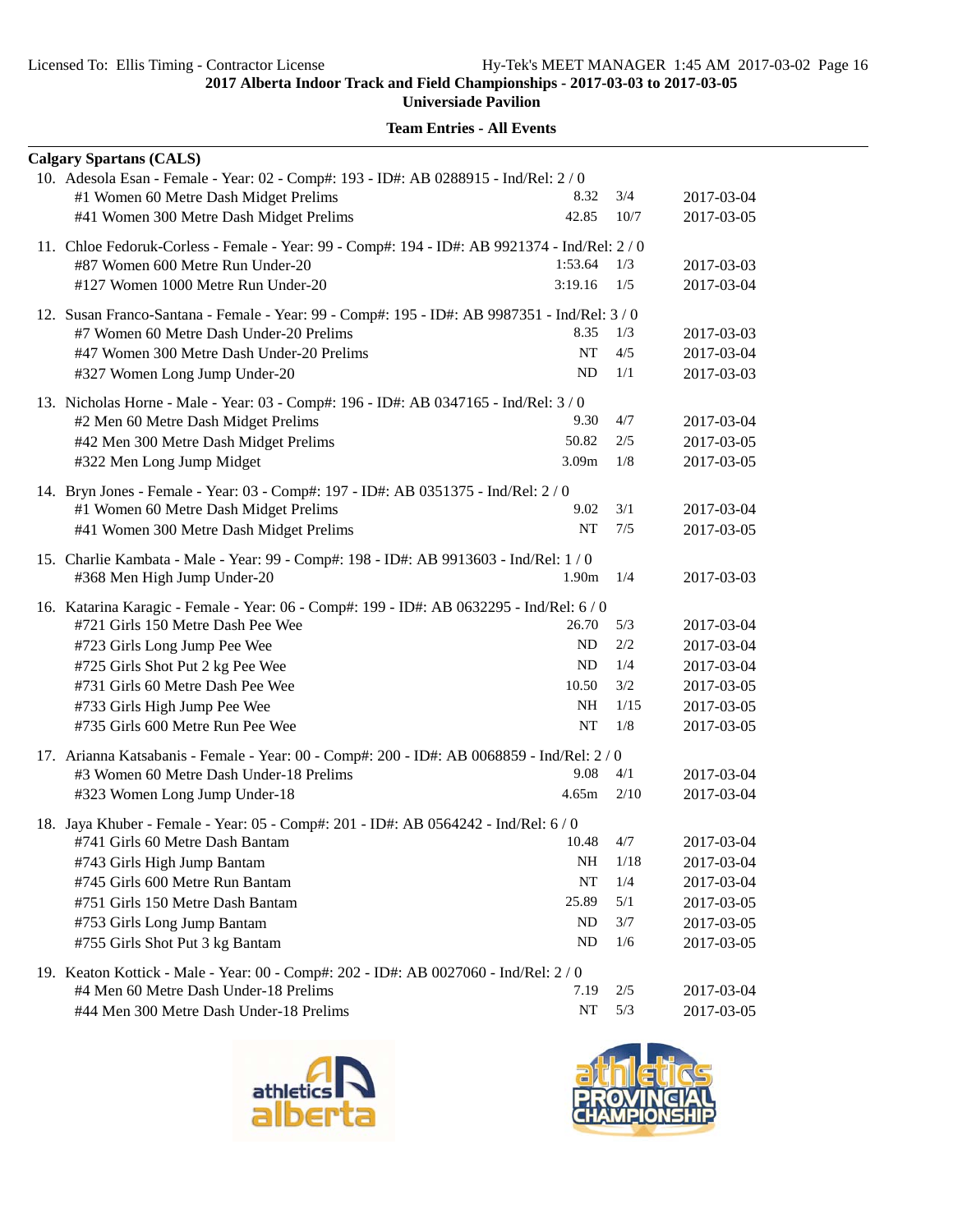## 2017 Alberta Indoor Track and Field Championships - 2017-03-03 to 2017-03-05

**Universiade Pavilion**

**Team Entries - All Events**

**Calgary Spartans (CALS)**

10. Adesola Esan - Female - Year: 02 - Comp#: 193 - ID#: AB 0288915 - Ind/Rel: 2 / 0

| Event | Mark | Heat/Lane | Date |
|---|---|---|---|
| #1 Women 60 Metre Dash Midget Prelims | 8.32 | 3/4 | 2017-03-04 |
| #41 Women 300 Metre Dash Midget Prelims | 42.85 | 10/7 | 2017-03-05 |

11. Chloe Fedoruk-Corless - Female - Year: 99 - Comp#: 194 - ID#: AB 9921374 - Ind/Rel: 2 / 0

| Event | Mark | Heat/Lane | Date |
|---|---|---|---|
| #87 Women 600 Metre Run Under-20 | 1:53.64 | 1/3 | 2017-03-03 |
| #127 Women 1000 Metre Run Under-20 | 3:19.16 | 1/5 | 2017-03-04 |

12. Susan Franco-Santana - Female - Year: 99 - Comp#: 195 - ID#: AB 9987351 - Ind/Rel: 3 / 0

| Event | Mark | Heat/Lane | Date |
|---|---|---|---|
| #7 Women 60 Metre Dash Under-20 Prelims | 8.35 | 1/3 | 2017-03-03 |
| #47 Women 300 Metre Dash Under-20 Prelims | NT | 4/5 | 2017-03-04 |
| #327 Women Long Jump Under-20 | ND | 1/1 | 2017-03-03 |

13. Nicholas Horne - Male - Year: 03 - Comp#: 196 - ID#: AB 0347165 - Ind/Rel: 3 / 0

| Event | Mark | Heat/Lane | Date |
|---|---|---|---|
| #2 Men 60 Metre Dash Midget Prelims | 9.30 | 4/7 | 2017-03-04 |
| #42 Men 300 Metre Dash Midget Prelims | 50.82 | 2/5 | 2017-03-05 |
| #322 Men Long Jump Midget | 3.09m | 1/8 | 2017-03-05 |

14. Bryn Jones - Female - Year: 03 - Comp#: 197 - ID#: AB 0351375 - Ind/Rel: 2 / 0

| Event | Mark | Heat/Lane | Date |
|---|---|---|---|
| #1 Women 60 Metre Dash Midget Prelims | 9.02 | 3/1 | 2017-03-04 |
| #41 Women 300 Metre Dash Midget Prelims | NT | 7/5 | 2017-03-05 |

15. Charlie Kambata - Male - Year: 99 - Comp#: 198 - ID#: AB 9913603 - Ind/Rel: 1 / 0

| Event | Mark | Heat/Lane | Date |
|---|---|---|---|
| #368 Men High Jump Under-20 | 1.90m | 1/4 | 2017-03-03 |

16. Katarina Karagic - Female - Year: 06 - Comp#: 199 - ID#: AB 0632295 - Ind/Rel: 6 / 0

| Event | Mark | Heat/Lane | Date |
|---|---|---|---|
| #721 Girls 150 Metre Dash Pee Wee | 26.70 | 5/3 | 2017-03-04 |
| #723 Girls Long Jump Pee Wee | ND | 2/2 | 2017-03-04 |
| #725 Girls Shot Put 2 kg Pee Wee | ND | 1/4 | 2017-03-04 |
| #731 Girls 60 Metre Dash Pee Wee | 10.50 | 3/2 | 2017-03-05 |
| #733 Girls High Jump Pee Wee | NH | 1/15 | 2017-03-05 |
| #735 Girls 600 Metre Run Pee Wee | NT | 1/8 | 2017-03-05 |

17. Arianna Katsabanis - Female - Year: 00 - Comp#: 200 - ID#: AB 0068859 - Ind/Rel: 2 / 0

| Event | Mark | Heat/Lane | Date |
|---|---|---|---|
| #3 Women 60 Metre Dash Under-18 Prelims | 9.08 | 4/1 | 2017-03-04 |
| #323 Women Long Jump Under-18 | 4.65m | 2/10 | 2017-03-04 |

18. Jaya Khuber - Female - Year: 05 - Comp#: 201 - ID#: AB 0564242 - Ind/Rel: 6 / 0

| Event | Mark | Heat/Lane | Date |
|---|---|---|---|
| #741 Girls 60 Metre Dash Bantam | 10.48 | 4/7 | 2017-03-04 |
| #743 Girls High Jump Bantam | NH | 1/18 | 2017-03-04 |
| #745 Girls 600 Metre Run Bantam | NT | 1/4 | 2017-03-04 |
| #751 Girls 150 Metre Dash Bantam | 25.89 | 5/1 | 2017-03-05 |
| #753 Girls Long Jump Bantam | ND | 3/7 | 2017-03-05 |
| #755 Girls Shot Put 3 kg Bantam | ND | 1/6 | 2017-03-05 |

19. Keaton Kottick - Male - Year: 00 - Comp#: 202 - ID#: AB 0027060 - Ind/Rel: 2 / 0

| Event | Mark | Heat/Lane | Date |
|---|---|---|---|
| #4 Men 60 Metre Dash Under-18 Prelims | 7.19 | 2/5 | 2017-03-04 |
| #44 Men 300 Metre Dash Under-18 Prelims | NT | 5/3 | 2017-03-05 |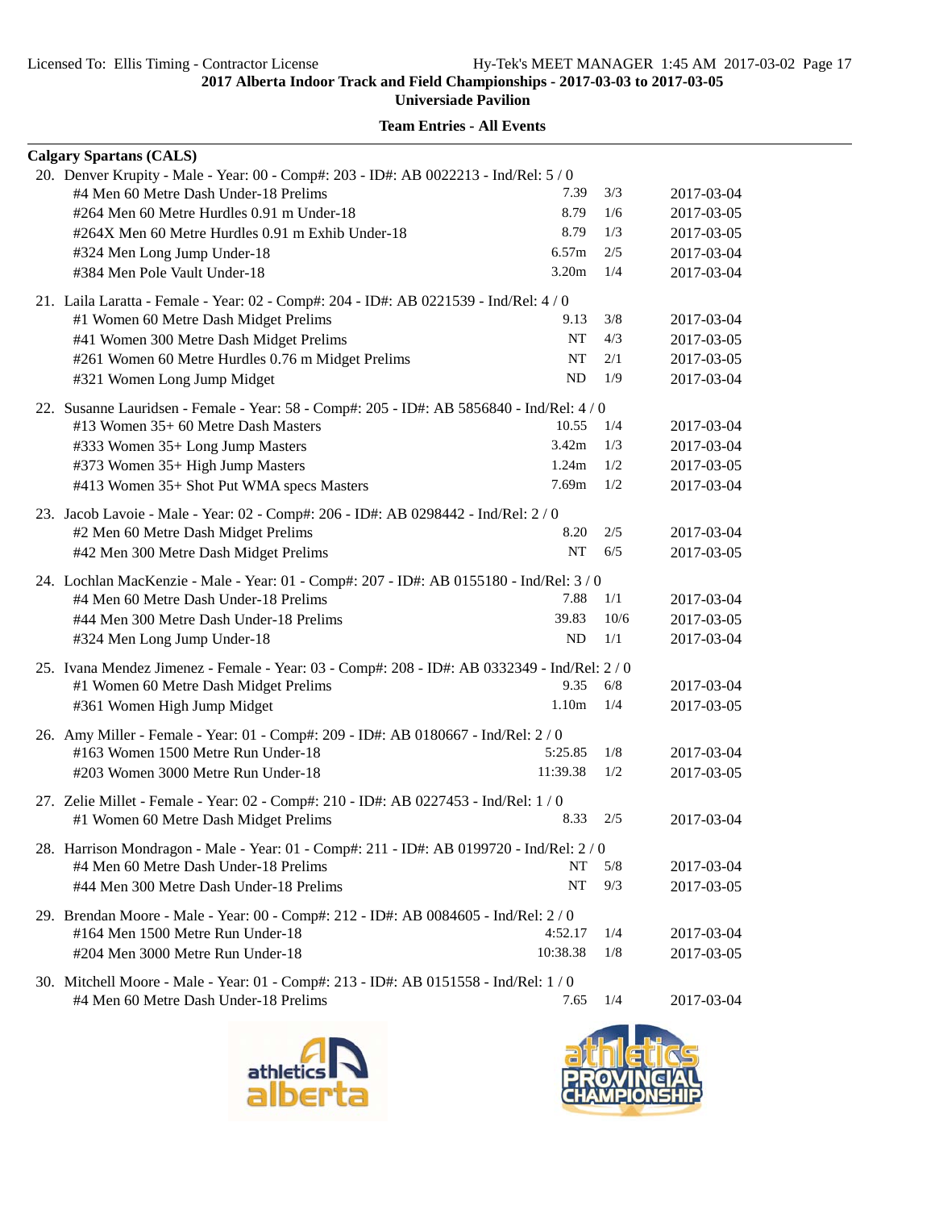## Team Entries - All Events

### Calgary Spartans (CALS)

20. Denver Krupity - Male - Year: 00 - Comp#: 203 - ID#: AB 0022213 - Ind/Rel: 5 / 0

| Event | Mark | Heat/Lane | Date |
|---|---|---|---|
| #4 Men 60 Metre Dash Under-18 Prelims | 7.39 | 3/3 | 2017-03-04 |
| #264 Men 60 Metre Hurdles 0.91 m Under-18 | 8.79 | 1/6 | 2017-03-05 |
| #264X Men 60 Metre Hurdles 0.91 m Exhib Under-18 | 8.79 | 1/3 | 2017-03-05 |
| #324 Men Long Jump Under-18 | 6.57m | 2/5 | 2017-03-04 |
| #384 Men Pole Vault Under-18 | 3.20m | 1/4 | 2017-03-04 |

21. Laila Laratta - Female - Year: 02 - Comp#: 204 - ID#: AB 0221539 - Ind/Rel: 4 / 0

| Event | Mark | Heat/Lane | Date |
|---|---|---|---|
| #1 Women 60 Metre Dash Midget Prelims | 9.13 | 3/8 | 2017-03-04 |
| #41 Women 300 Metre Dash Midget Prelims | NT | 4/3 | 2017-03-05 |
| #261 Women 60 Metre Hurdles 0.76 m Midget Prelims | NT | 2/1 | 2017-03-05 |
| #321 Women Long Jump Midget | ND | 1/9 | 2017-03-04 |

22. Susanne Lauridsen - Female - Year: 58 - Comp#: 205 - ID#: AB 5856840 - Ind/Rel: 4 / 0

| Event | Mark | Heat/Lane | Date |
|---|---|---|---|
| #13 Women 35+ 60 Metre Dash Masters | 10.55 | 1/4 | 2017-03-04 |
| #333 Women 35+ Long Jump Masters | 3.42m | 1/3 | 2017-03-04 |
| #373 Women 35+ High Jump Masters | 1.24m | 1/2 | 2017-03-05 |
| #413 Women 35+ Shot Put WMA specs Masters | 7.69m | 1/2 | 2017-03-04 |

23. Jacob Lavoie - Male - Year: 02 - Comp#: 206 - ID#: AB 0298442 - Ind/Rel: 2 / 0

| Event | Mark | Heat/Lane | Date |
|---|---|---|---|
| #2 Men 60 Metre Dash Midget Prelims | 8.20 | 2/5 | 2017-03-04 |
| #42 Men 300 Metre Dash Midget Prelims | NT | 6/5 | 2017-03-05 |

24. Lochlan MacKenzie - Male - Year: 01 - Comp#: 207 - ID#: AB 0155180 - Ind/Rel: 3 / 0

| Event | Mark | Heat/Lane | Date |
|---|---|---|---|
| #4 Men 60 Metre Dash Under-18 Prelims | 7.88 | 1/1 | 2017-03-04 |
| #44 Men 300 Metre Dash Under-18 Prelims | 39.83 | 10/6 | 2017-03-05 |
| #324 Men Long Jump Under-18 | ND | 1/1 | 2017-03-04 |

25. Ivana Mendez Jimenez - Female - Year: 03 - Comp#: 208 - ID#: AB 0332349 - Ind/Rel: 2 / 0

| Event | Mark | Heat/Lane | Date |
|---|---|---|---|
| #1 Women 60 Metre Dash Midget Prelims | 9.35 | 6/8 | 2017-03-04 |
| #361 Women High Jump Midget | 1.10m | 1/4 | 2017-03-05 |

26. Amy Miller - Female - Year: 01 - Comp#: 209 - ID#: AB 0180667 - Ind/Rel: 2 / 0

| Event | Mark | Heat/Lane | Date |
|---|---|---|---|
| #163 Women 1500 Metre Run Under-18 | 5:25.85 | 1/8 | 2017-03-04 |
| #203 Women 3000 Metre Run Under-18 | 11:39.38 | 1/2 | 2017-03-05 |

27. Zelie Millet - Female - Year: 02 - Comp#: 210 - ID#: AB 0227453 - Ind/Rel: 1 / 0

| Event | Mark | Heat/Lane | Date |
|---|---|---|---|
| #1 Women 60 Metre Dash Midget Prelims | 8.33 | 2/5 | 2017-03-04 |

28. Harrison Mondragon - Male - Year: 01 - Comp#: 211 - ID#: AB 0199720 - Ind/Rel: 2 / 0

| Event | Mark | Heat/Lane | Date |
|---|---|---|---|
| #4 Men 60 Metre Dash Under-18 Prelims | NT | 5/8 | 2017-03-04 |
| #44 Men 300 Metre Dash Under-18 Prelims | NT | 9/3 | 2017-03-05 |

29. Brendan Moore - Male - Year: 00 - Comp#: 212 - ID#: AB 0084605 - Ind/Rel: 2 / 0

| Event | Mark | Heat/Lane | Date |
|---|---|---|---|
| #164 Men 1500 Metre Run Under-18 | 4:52.17 | 1/4 | 2017-03-04 |
| #204 Men 3000 Metre Run Under-18 | 10:38.38 | 1/8 | 2017-03-05 |

30. Mitchell Moore - Male - Year: 01 - Comp#: 213 - ID#: AB 0151558 - Ind/Rel: 1 / 0

| Event | Mark | Heat/Lane | Date |
|---|---|---|---|
| #4 Men 60 Metre Dash Under-18 Prelims | 7.65 | 1/4 | 2017-03-04 |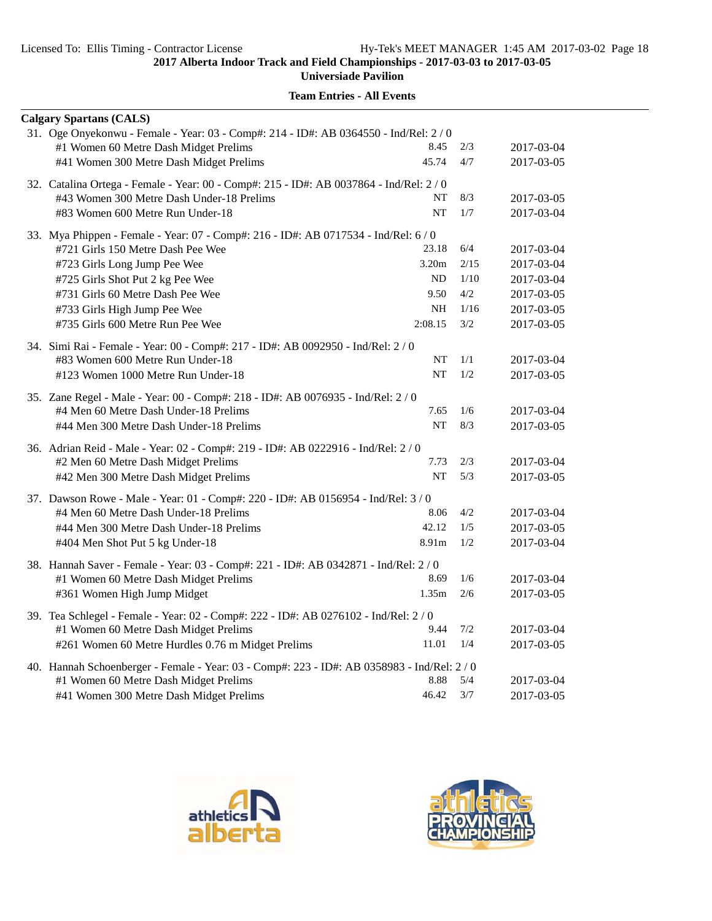**2017 Alberta Indoor Track and Field Championships - 2017-03-03 to 2017-03-05**

**Universiade Pavilion**

**Team Entries - All Events**

**Calgary Spartans (CALS)**

31. Oge Onyekonwu - Female - Year: 03 - Comp#: 214 - ID#: AB 0364550 - Ind/Rel: 2 / 0

| Event | Seed | Heat/Lane | Date |
|---|---|---|---|
| #1 Women 60 Metre Dash Midget Prelims | 8.45 | 2/3 | 2017-03-04 |
| #41 Women 300 Metre Dash Midget Prelims | 45.74 | 4/7 | 2017-03-05 |

32. Catalina Ortega - Female - Year: 00 - Comp#: 215 - ID#: AB 0037864 - Ind/Rel: 2 / 0

| Event | Seed | Heat/Lane | Date |
|---|---|---|---|
| #43 Women 300 Metre Dash Under-18 Prelims | NT | 8/3 | 2017-03-05 |
| #83 Women 600 Metre Run Under-18 | NT | 1/7 | 2017-03-04 |

33. Mya Phippen - Female - Year: 07 - Comp#: 216 - ID#: AB 0717534 - Ind/Rel: 6 / 0

| Event | Seed | Heat/Lane | Date |
|---|---|---|---|
| #721 Girls 150 Metre Dash Pee Wee | 23.18 | 6/4 | 2017-03-04 |
| #723 Girls Long Jump Pee Wee | 3.20m | 2/15 | 2017-03-04 |
| #725 Girls Shot Put 2 kg Pee Wee | ND | 1/10 | 2017-03-04 |
| #731 Girls 60 Metre Dash Pee Wee | 9.50 | 4/2 | 2017-03-05 |
| #733 Girls High Jump Pee Wee | NH | 1/16 | 2017-03-05 |
| #735 Girls 600 Metre Run Pee Wee | 2:08.15 | 3/2 | 2017-03-05 |

34. Simi Rai - Female - Year: 00 - Comp#: 217 - ID#: AB 0092950 - Ind/Rel: 2 / 0

| Event | Seed | Heat/Lane | Date |
|---|---|---|---|
| #83 Women 600 Metre Run Under-18 | NT | 1/1 | 2017-03-04 |
| #123 Women 1000 Metre Run Under-18 | NT | 1/2 | 2017-03-05 |

35. Zane Regel - Male - Year: 00 - Comp#: 218 - ID#: AB 0076935 - Ind/Rel: 2 / 0

| Event | Seed | Heat/Lane | Date |
|---|---|---|---|
| #4 Men 60 Metre Dash Under-18 Prelims | 7.65 | 1/6 | 2017-03-04 |
| #44 Men 300 Metre Dash Under-18 Prelims | NT | 8/3 | 2017-03-05 |

36. Adrian Reid - Male - Year: 02 - Comp#: 219 - ID#: AB 0222916 - Ind/Rel: 2 / 0

| Event | Seed | Heat/Lane | Date |
|---|---|---|---|
| #2 Men 60 Metre Dash Midget Prelims | 7.73 | 2/3 | 2017-03-04 |
| #42 Men 300 Metre Dash Midget Prelims | NT | 5/3 | 2017-03-05 |

37. Dawson Rowe - Male - Year: 01 - Comp#: 220 - ID#: AB 0156954 - Ind/Rel: 3 / 0

| Event | Seed | Heat/Lane | Date |
|---|---|---|---|
| #4 Men 60 Metre Dash Under-18 Prelims | 8.06 | 4/2 | 2017-03-04 |
| #44 Men 300 Metre Dash Under-18 Prelims | 42.12 | 1/5 | 2017-03-05 |
| #404 Men Shot Put 5 kg Under-18 | 8.91m | 1/2 | 2017-03-04 |

38. Hannah Saver - Female - Year: 03 - Comp#: 221 - ID#: AB 0342871 - Ind/Rel: 2 / 0

| Event | Seed | Heat/Lane | Date |
|---|---|---|---|
| #1 Women 60 Metre Dash Midget Prelims | 8.69 | 1/6 | 2017-03-04 |
| #361 Women High Jump Midget | 1.35m | 2/6 | 2017-03-05 |

39. Tea Schlegel - Female - Year: 02 - Comp#: 222 - ID#: AB 0276102 - Ind/Rel: 2 / 0

| Event | Seed | Heat/Lane | Date |
|---|---|---|---|
| #1 Women 60 Metre Dash Midget Prelims | 9.44 | 7/2 | 2017-03-04 |
| #261 Women 60 Metre Hurdles 0.76 m Midget Prelims | 11.01 | 1/4 | 2017-03-05 |

40. Hannah Schoenberger - Female - Year: 03 - Comp#: 223 - ID#: AB 0358983 - Ind/Rel: 2 / 0

| Event | Seed | Heat/Lane | Date |
|---|---|---|---|
| #1 Women 60 Metre Dash Midget Prelims | 8.88 | 5/4 | 2017-03-04 |
| #41 Women 300 Metre Dash Midget Prelims | 46.42 | 3/7 | 2017-03-05 |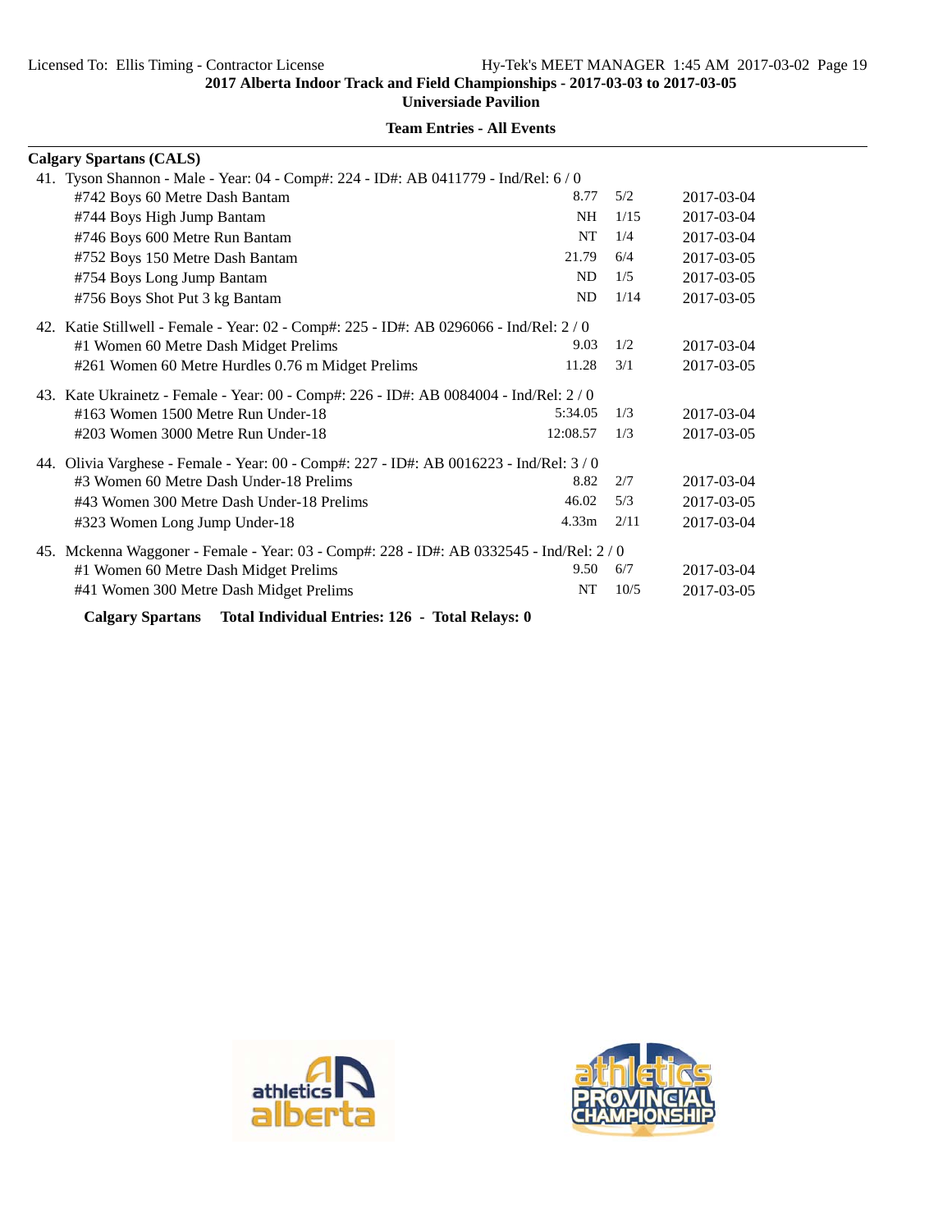**2017 Alberta Indoor Track and Field Championships - 2017-03-03 to 2017-03-05**

**Universiade Pavilion**

**Team Entries - All Events**

**Calgary Spartans (CALS)**

41. Tyson Shannon - Male - Year: 04 - Comp#: 224 - ID#: AB 0411779 - Ind/Rel: 6 / 0

| Event | Seed | Heat/Lane | Date |
|---|---|---|---|
| #742 Boys 60 Metre Dash Bantam | 8.77 | 5/2 | 2017-03-04 |
| #744 Boys High Jump Bantam | NH | 1/15 | 2017-03-04 |
| #746 Boys 600 Metre Run Bantam | NT | 1/4 | 2017-03-04 |
| #752 Boys 150 Metre Dash Bantam | 21.79 | 6/4 | 2017-03-05 |
| #754 Boys Long Jump Bantam | ND | 1/5 | 2017-03-05 |
| #756 Boys Shot Put 3 kg Bantam | ND | 1/14 | 2017-03-05 |

42. Katie Stillwell - Female - Year: 02 - Comp#: 225 - ID#: AB 0296066 - Ind/Rel: 2 / 0

| Event | Seed | Heat/Lane | Date |
|---|---|---|---|
| #1 Women 60 Metre Dash Midget Prelims | 9.03 | 1/2 | 2017-03-04 |
| #261 Women 60 Metre Hurdles 0.76 m Midget Prelims | 11.28 | 3/1 | 2017-03-05 |

43. Kate Ukrainetz - Female - Year: 00 - Comp#: 226 - ID#: AB 0084004 - Ind/Rel: 2 / 0

| Event | Seed | Heat/Lane | Date |
|---|---|---|---|
| #163 Women 1500 Metre Run Under-18 | 5:34.05 | 1/3 | 2017-03-04 |
| #203 Women 3000 Metre Run Under-18 | 12:08.57 | 1/3 | 2017-03-05 |

44. Olivia Varghese - Female - Year: 00 - Comp#: 227 - ID#: AB 0016223 - Ind/Rel: 3 / 0

| Event | Seed | Heat/Lane | Date |
|---|---|---|---|
| #3 Women 60 Metre Dash Under-18 Prelims | 8.82 | 2/7 | 2017-03-04 |
| #43 Women 300 Metre Dash Under-18 Prelims | 46.02 | 5/3 | 2017-03-05 |
| #323 Women Long Jump Under-18 | 4.33m | 2/11 | 2017-03-04 |

45. Mckenna Waggoner - Female - Year: 03 - Comp#: 228 - ID#: AB 0332545 - Ind/Rel: 2 / 0

| Event | Seed | Heat/Lane | Date |
|---|---|---|---|
| #1 Women 60 Metre Dash Midget Prelims | 9.50 | 6/7 | 2017-03-04 |
| #41 Women 300 Metre Dash Midget Prelims | NT | 10/5 | 2017-03-05 |

**Calgary Spartans Total Individual Entries: 126 - Total Relays: 0**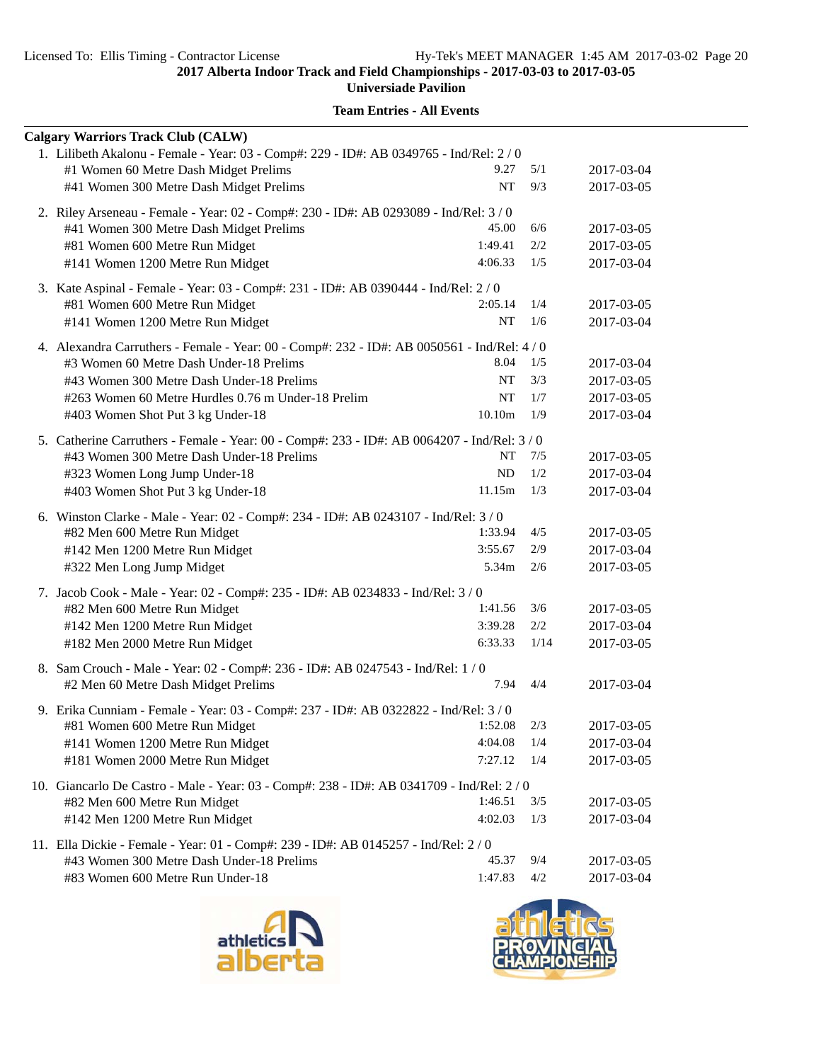2017 Alberta Indoor Track and Field Championships - 2017-03-03 to 2017-03-05

Universiade Pavilion

**Team Entries - All Events**

**Calgary Warriors Track Club (CALW)**

1. Lilibeth Akalonu - Female - Year: 03 - Comp#: 229 - ID#: AB 0349765 - Ind/Rel: 2 / 0

| Event | Mark | Heat/Lane | Date |
|---|---|---|---|
| #1 Women 60 Metre Dash Midget Prelims | 9.27 | 5/1 | 2017-03-04 |
| #41 Women 300 Metre Dash Midget Prelims | NT | 9/3 | 2017-03-05 |

2. Riley Arseneau - Female - Year: 02 - Comp#: 230 - ID#: AB 0293089 - Ind/Rel: 3 / 0

| Event | Mark | Heat/Lane | Date |
|---|---|---|---|
| #41 Women 300 Metre Dash Midget Prelims | 45.00 | 6/6 | 2017-03-05 |
| #81 Women 600 Metre Run Midget | 1:49.41 | 2/2 | 2017-03-05 |
| #141 Women 1200 Metre Run Midget | 4:06.33 | 1/5 | 2017-03-04 |

3. Kate Aspinal - Female - Year: 03 - Comp#: 231 - ID#: AB 0390444 - Ind/Rel: 2 / 0

| Event | Mark | Heat/Lane | Date |
|---|---|---|---|
| #81 Women 600 Metre Run Midget | 2:05.14 | 1/4 | 2017-03-05 |
| #141 Women 1200 Metre Run Midget | NT | 1/6 | 2017-03-04 |

4. Alexandra Carruthers - Female - Year: 00 - Comp#: 232 - ID#: AB 0050561 - Ind/Rel: 4 / 0

| Event | Mark | Heat/Lane | Date |
|---|---|---|---|
| #3 Women 60 Metre Dash Under-18 Prelims | 8.04 | 1/5 | 2017-03-04 |
| #43 Women 300 Metre Dash Under-18 Prelims | NT | 3/3 | 2017-03-05 |
| #263 Women 60 Metre Hurdles 0.76 m Under-18 Prelim | NT | 1/7 | 2017-03-05 |
| #403 Women Shot Put 3 kg Under-18 | 10.10m | 1/9 | 2017-03-04 |

5. Catherine Carruthers - Female - Year: 00 - Comp#: 233 - ID#: AB 0064207 - Ind/Rel: 3 / 0

| Event | Mark | Heat/Lane | Date |
|---|---|---|---|
| #43 Women 300 Metre Dash Under-18 Prelims | NT | 7/5 | 2017-03-05 |
| #323 Women Long Jump Under-18 | ND | 1/2 | 2017-03-04 |
| #403 Women Shot Put 3 kg Under-18 | 11.15m | 1/3 | 2017-03-04 |

6. Winston Clarke - Male - Year: 02 - Comp#: 234 - ID#: AB 0243107 - Ind/Rel: 3 / 0

| Event | Mark | Heat/Lane | Date |
|---|---|---|---|
| #82 Men 600 Metre Run Midget | 1:33.94 | 4/5 | 2017-03-05 |
| #142 Men 1200 Metre Run Midget | 3:55.67 | 2/9 | 2017-03-04 |
| #322 Men Long Jump Midget | 5.34m | 2/6 | 2017-03-05 |

7. Jacob Cook - Male - Year: 02 - Comp#: 235 - ID#: AB 0234833 - Ind/Rel: 3 / 0

| Event | Mark | Heat/Lane | Date |
|---|---|---|---|
| #82 Men 600 Metre Run Midget | 1:41.56 | 3/6 | 2017-03-05 |
| #142 Men 1200 Metre Run Midget | 3:39.28 | 2/2 | 2017-03-04 |
| #182 Men 2000 Metre Run Midget | 6:33.33 | 1/14 | 2017-03-05 |

8. Sam Crouch - Male - Year: 02 - Comp#: 236 - ID#: AB 0247543 - Ind/Rel: 1 / 0

| Event | Mark | Heat/Lane | Date |
|---|---|---|---|
| #2 Men 60 Metre Dash Midget Prelims | 7.94 | 4/4 | 2017-03-04 |

9. Erika Cunniam - Female - Year: 03 - Comp#: 237 - ID#: AB 0322822 - Ind/Rel: 3 / 0

| Event | Mark | Heat/Lane | Date |
|---|---|---|---|
| #81 Women 600 Metre Run Midget | 1:52.08 | 2/3 | 2017-03-05 |
| #141 Women 1200 Metre Run Midget | 4:04.08 | 1/4 | 2017-03-04 |
| #181 Women 2000 Metre Run Midget | 7:27.12 | 1/4 | 2017-03-05 |

10. Giancarlo De Castro - Male - Year: 03 - Comp#: 238 - ID#: AB 0341709 - Ind/Rel: 2 / 0

| Event | Mark | Heat/Lane | Date |
|---|---|---|---|
| #82 Men 600 Metre Run Midget | 1:46.51 | 3/5 | 2017-03-05 |
| #142 Men 1200 Metre Run Midget | 4:02.03 | 1/3 | 2017-03-04 |

11. Ella Dickie - Female - Year: 01 - Comp#: 239 - ID#: AB 0145257 - Ind/Rel: 2 / 0

| Event | Mark | Heat/Lane | Date |
|---|---|---|---|
| #43 Women 300 Metre Dash Under-18 Prelims | 45.37 | 9/4 | 2017-03-05 |
| #83 Women 600 Metre Run Under-18 | 1:47.83 | 4/2 | 2017-03-04 |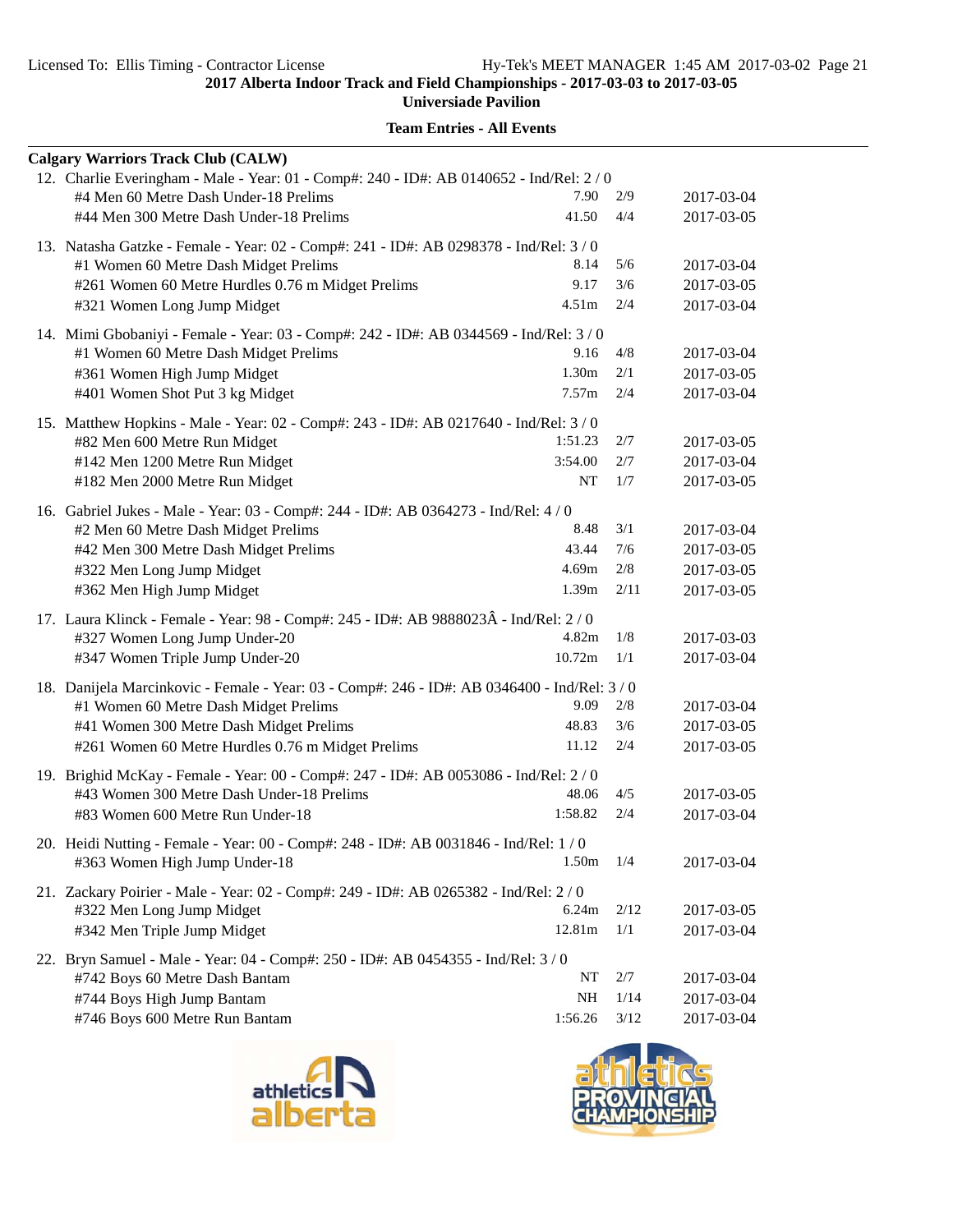**Team Entries - All Events**

**Calgary Warriors Track Club (CALW)**

12. Charlie Everingham - Male - Year: 01 - Comp#: 240 - ID#: AB 0140652 - Ind/Rel: 2 / 0

| Event | Mark | Heat/Lane | Date |
|---|---|---|---|
| #4 Men 60 Metre Dash Under-18 Prelims | 7.90 | 2/9 | 2017-03-04 |
| #44 Men 300 Metre Dash Under-18 Prelims | 41.50 | 4/4 | 2017-03-05 |

13. Natasha Gatzke - Female - Year: 02 - Comp#: 241 - ID#: AB 0298378 - Ind/Rel: 3 / 0

| Event | Mark | Heat/Lane | Date |
|---|---|---|---|
| #1 Women 60 Metre Dash Midget Prelims | 8.14 | 5/6 | 2017-03-04 |
| #261 Women 60 Metre Hurdles 0.76 m Midget Prelims | 9.17 | 3/6 | 2017-03-05 |
| #321 Women Long Jump Midget | 4.51m | 2/4 | 2017-03-04 |

14. Mimi Gbobaniyi - Female - Year: 03 - Comp#: 242 - ID#: AB 0344569 - Ind/Rel: 3 / 0

| Event | Mark | Heat/Lane | Date |
|---|---|---|---|
| #1 Women 60 Metre Dash Midget Prelims | 9.16 | 4/8 | 2017-03-04 |
| #361 Women High Jump Midget | 1.30m | 2/1 | 2017-03-05 |
| #401 Women Shot Put 3 kg Midget | 7.57m | 2/4 | 2017-03-04 |

15. Matthew Hopkins - Male - Year: 02 - Comp#: 243 - ID#: AB 0217640 - Ind/Rel: 3 / 0

| Event | Mark | Heat/Lane | Date |
|---|---|---|---|
| #82 Men 600 Metre Run Midget | 1:51.23 | 2/7 | 2017-03-05 |
| #142 Men 1200 Metre Run Midget | 3:54.00 | 2/7 | 2017-03-04 |
| #182 Men 2000 Metre Run Midget | NT | 1/7 | 2017-03-05 |

16. Gabriel Jukes - Male - Year: 03 - Comp#: 244 - ID#: AB 0364273 - Ind/Rel: 4 / 0

| Event | Mark | Heat/Lane | Date |
|---|---|---|---|
| #2 Men 60 Metre Dash Midget Prelims | 8.48 | 3/1 | 2017-03-04 |
| #42 Men 300 Metre Dash Midget Prelims | 43.44 | 7/6 | 2017-03-05 |
| #322 Men Long Jump Midget | 4.69m | 2/8 | 2017-03-05 |
| #362 Men High Jump Midget | 1.39m | 2/11 | 2017-03-05 |

17. Laura Klinck - Female - Year: 98 - Comp#: 245 - ID#: AB 9888023Â - Ind/Rel: 2 / 0

| Event | Mark | Heat/Lane | Date |
|---|---|---|---|
| #327 Women Long Jump Under-20 | 4.82m | 1/8 | 2017-03-03 |
| #347 Women Triple Jump Under-20 | 10.72m | 1/1 | 2017-03-04 |

18. Danijela Marcinkovic - Female - Year: 03 - Comp#: 246 - ID#: AB 0346400 - Ind/Rel: 3 / 0

| Event | Mark | Heat/Lane | Date |
|---|---|---|---|
| #1 Women 60 Metre Dash Midget Prelims | 9.09 | 2/8 | 2017-03-04 |
| #41 Women 300 Metre Dash Midget Prelims | 48.83 | 3/6 | 2017-03-05 |
| #261 Women 60 Metre Hurdles 0.76 m Midget Prelims | 11.12 | 2/4 | 2017-03-05 |

19. Brighid McKay - Female - Year: 00 - Comp#: 247 - ID#: AB 0053086 - Ind/Rel: 2 / 0

| Event | Mark | Heat/Lane | Date |
|---|---|---|---|
| #43 Women 300 Metre Dash Under-18 Prelims | 48.06 | 4/5 | 2017-03-05 |
| #83 Women 600 Metre Run Under-18 | 1:58.82 | 2/4 | 2017-03-04 |

20. Heidi Nutting - Female - Year: 00 - Comp#: 248 - ID#: AB 0031846 - Ind/Rel: 1 / 0

| Event | Mark | Heat/Lane | Date |
|---|---|---|---|
| #363 Women High Jump Under-18 | 1.50m | 1/4 | 2017-03-04 |

21. Zackary Poirier - Male - Year: 02 - Comp#: 249 - ID#: AB 0265382 - Ind/Rel: 2 / 0

| Event | Mark | Heat/Lane | Date |
|---|---|---|---|
| #322 Men Long Jump Midget | 6.24m | 2/12 | 2017-03-05 |
| #342 Men Triple Jump Midget | 12.81m | 1/1 | 2017-03-04 |

22. Bryn Samuel - Male - Year: 04 - Comp#: 250 - ID#: AB 0454355 - Ind/Rel: 3 / 0

| Event | Mark | Heat/Lane | Date |
|---|---|---|---|
| #742 Boys 60 Metre Dash Bantam | NT | 2/7 | 2017-03-04 |
| #744 Boys High Jump Bantam | NH | 1/14 | 2017-03-04 |
| #746 Boys 600 Metre Run Bantam | 1:56.26 | 3/12 | 2017-03-04 |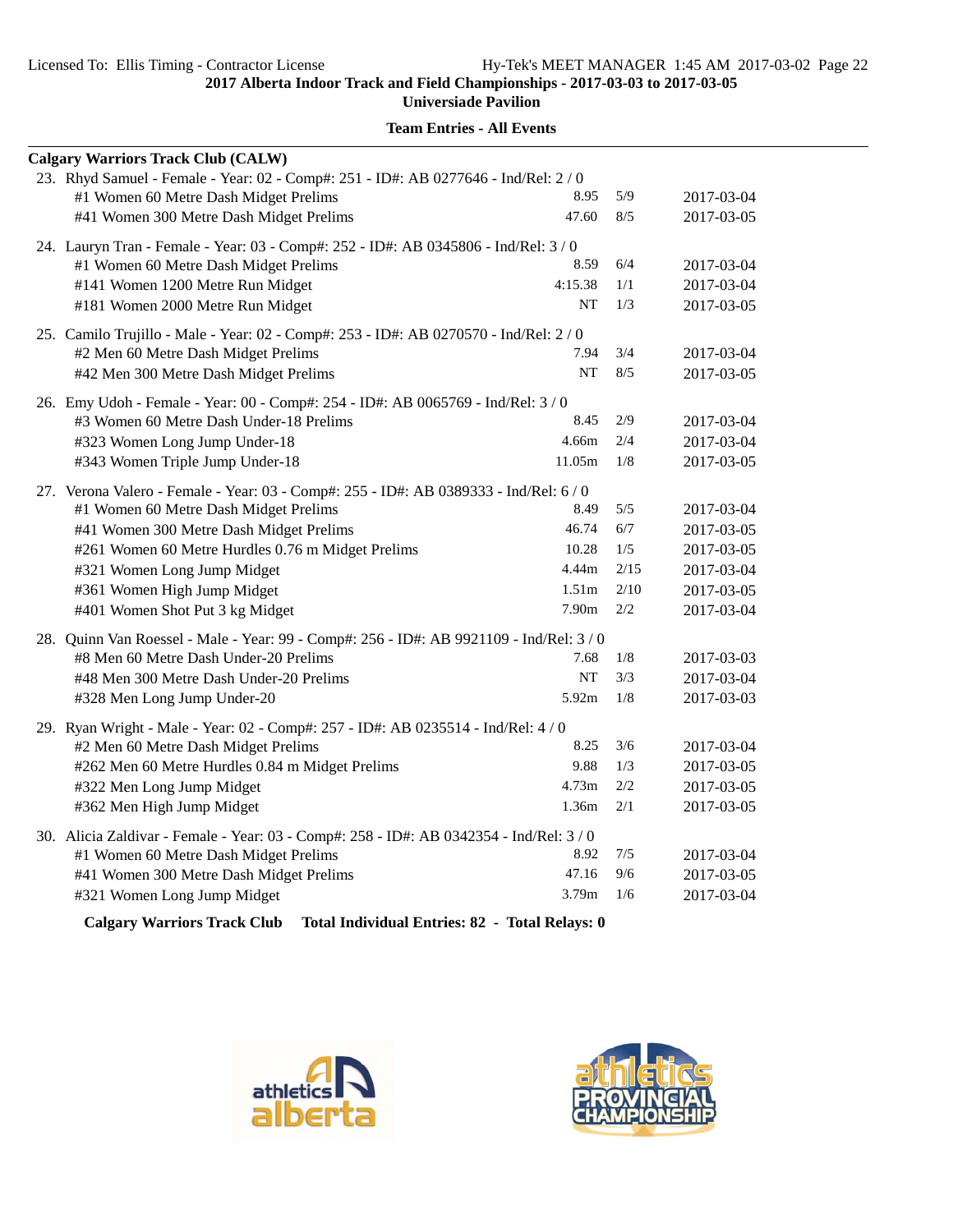**2017 Alberta Indoor Track and Field Championships - 2017-03-03 to 2017-03-05**

**Universiade Pavilion**

**Team Entries - All Events**

**Calgary Warriors Track Club (CALW)**

23. Rhyd Samuel - Female - Year: 02 - Comp#: 251 - ID#: AB 0277646 - Ind/Rel: 2 / 0

| Event | Mark | Heat/Lane | Date |
|---|---|---|---|
| #1 Women 60 Metre Dash Midget Prelims | 8.95 | 5/9 | 2017-03-04 |
| #41 Women 300 Metre Dash Midget Prelims | 47.60 | 8/5 | 2017-03-05 |

24. Lauryn Tran - Female - Year: 03 - Comp#: 252 - ID#: AB 0345806 - Ind/Rel: 3 / 0

| Event | Mark | Heat/Lane | Date |
|---|---|---|---|
| #1 Women 60 Metre Dash Midget Prelims | 8.59 | 6/4 | 2017-03-04 |
| #141 Women 1200 Metre Run Midget | 4:15.38 | 1/1 | 2017-03-04 |
| #181 Women 2000 Metre Run Midget | NT | 1/3 | 2017-03-05 |

25. Camilo Trujillo - Male - Year: 02 - Comp#: 253 - ID#: AB 0270570 - Ind/Rel: 2 / 0

| Event | Mark | Heat/Lane | Date |
|---|---|---|---|
| #2 Men 60 Metre Dash Midget Prelims | 7.94 | 3/4 | 2017-03-04 |
| #42 Men 300 Metre Dash Midget Prelims | NT | 8/5 | 2017-03-05 |

26. Emy Udoh - Female - Year: 00 - Comp#: 254 - ID#: AB 0065769 - Ind/Rel: 3 / 0

| Event | Mark | Heat/Lane | Date |
|---|---|---|---|
| #3 Women 60 Metre Dash Under-18 Prelims | 8.45 | 2/9 | 2017-03-04 |
| #323 Women Long Jump Under-18 | 4.66m | 2/4 | 2017-03-04 |
| #343 Women Triple Jump Under-18 | 11.05m | 1/8 | 2017-03-05 |

27. Verona Valero - Female - Year: 03 - Comp#: 255 - ID#: AB 0389333 - Ind/Rel: 6 / 0

| Event | Mark | Heat/Lane | Date |
|---|---|---|---|
| #1 Women 60 Metre Dash Midget Prelims | 8.49 | 5/5 | 2017-03-04 |
| #41 Women 300 Metre Dash Midget Prelims | 46.74 | 6/7 | 2017-03-05 |
| #261 Women 60 Metre Hurdles 0.76 m Midget Prelims | 10.28 | 1/5 | 2017-03-05 |
| #321 Women Long Jump Midget | 4.44m | 2/15 | 2017-03-04 |
| #361 Women High Jump Midget | 1.51m | 2/10 | 2017-03-05 |
| #401 Women Shot Put 3 kg Midget | 7.90m | 2/2 | 2017-03-04 |

28. Quinn Van Roessel - Male - Year: 99 - Comp#: 256 - ID#: AB 9921109 - Ind/Rel: 3 / 0

| Event | Mark | Heat/Lane | Date |
|---|---|---|---|
| #8 Men 60 Metre Dash Under-20 Prelims | 7.68 | 1/8 | 2017-03-03 |
| #48 Men 300 Metre Dash Under-20 Prelims | NT | 3/3 | 2017-03-04 |
| #328 Men Long Jump Under-20 | 5.92m | 1/8 | 2017-03-03 |

29. Ryan Wright - Male - Year: 02 - Comp#: 257 - ID#: AB 0235514 - Ind/Rel: 4 / 0

| Event | Mark | Heat/Lane | Date |
|---|---|---|---|
| #2 Men 60 Metre Dash Midget Prelims | 8.25 | 3/6 | 2017-03-04 |
| #262 Men 60 Metre Hurdles 0.84 m Midget Prelims | 9.88 | 1/3 | 2017-03-05 |
| #322 Men Long Jump Midget | 4.73m | 2/2 | 2017-03-05 |
| #362 Men High Jump Midget | 1.36m | 2/1 | 2017-03-05 |

30. Alicia Zaldivar - Female - Year: 03 - Comp#: 258 - ID#: AB 0342354 - Ind/Rel: 3 / 0

| Event | Mark | Heat/Lane | Date |
|---|---|---|---|
| #1 Women 60 Metre Dash Midget Prelims | 8.92 | 7/5 | 2017-03-04 |
| #41 Women 300 Metre Dash Midget Prelims | 47.16 | 9/6 | 2017-03-05 |
| #321 Women Long Jump Midget | 3.79m | 1/6 | 2017-03-04 |

**Calgary Warriors Track Club Total Individual Entries: 82 - Total Relays: 0**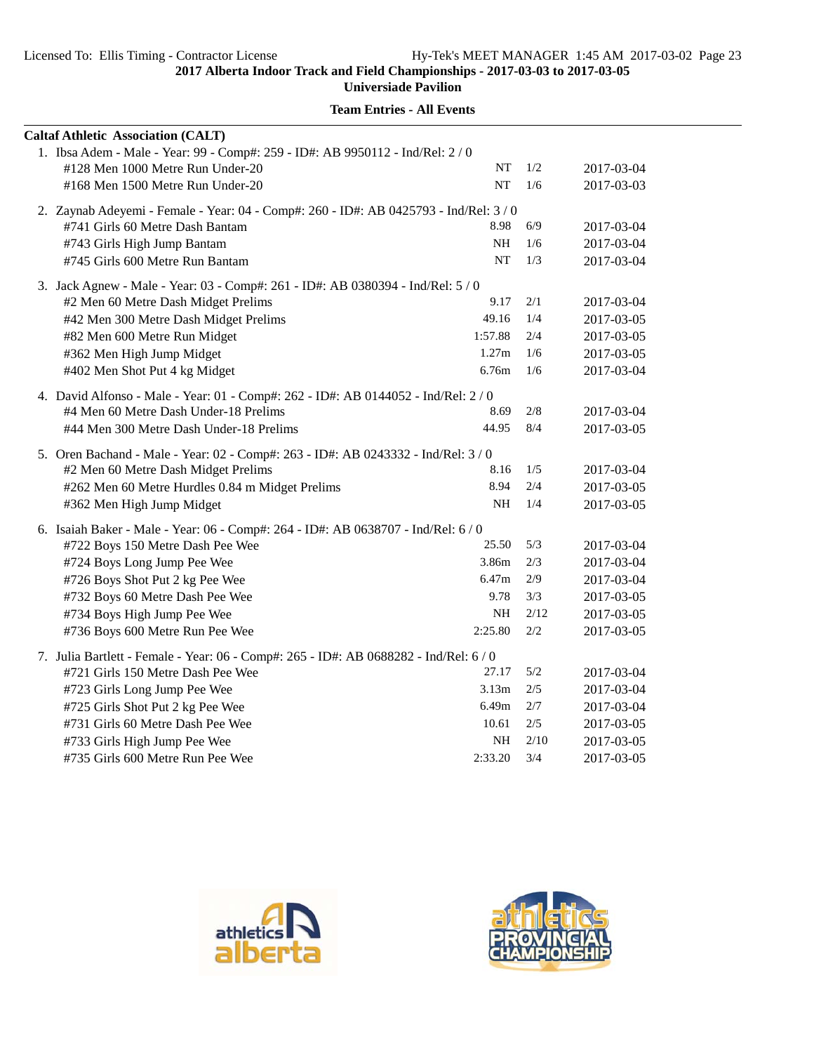2017 Alberta Indoor Track and Field Championships - 2017-03-03 to 2017-03-05

Universiade Pavilion

**Team Entries - All Events**

**Caltaf Athletic Association (CALT)**

1. Ibsa Adem - Male - Year: 99 - Comp#: 259 - ID#: AB 9950112 - Ind/Rel: 2 / 0

| Event | Mark | Heat | Date |
|---|---|---|---|
| #128 Men 1000 Metre Run Under-20 | NT | 1/2 | 2017-03-04 |
| #168 Men 1500 Metre Run Under-20 | NT | 1/6 | 2017-03-03 |

2. Zaynab Adeyemi - Female - Year: 04 - Comp#: 260 - ID#: AB 0425793 - Ind/Rel: 3 / 0

| Event | Mark | Heat | Date |
|---|---|---|---|
| #741 Girls 60 Metre Dash Bantam | 8.98 | 6/9 | 2017-03-04 |
| #743 Girls High Jump Bantam | NH | 1/6 | 2017-03-04 |
| #745 Girls 600 Metre Run Bantam | NT | 1/3 | 2017-03-04 |

3. Jack Agnew - Male - Year: 03 - Comp#: 261 - ID#: AB 0380394 - Ind/Rel: 5 / 0

| Event | Mark | Heat | Date |
|---|---|---|---|
| #2 Men 60 Metre Dash Midget Prelims | 9.17 | 2/1 | 2017-03-04 |
| #42 Men 300 Metre Dash Midget Prelims | 49.16 | 1/4 | 2017-03-05 |
| #82 Men 600 Metre Run Midget | 1:57.88 | 2/4 | 2017-03-05 |
| #362 Men High Jump Midget | 1.27m | 1/6 | 2017-03-05 |
| #402 Men Shot Put 4 kg Midget | 6.76m | 1/6 | 2017-03-04 |

4. David Alfonso - Male - Year: 01 - Comp#: 262 - ID#: AB 0144052 - Ind/Rel: 2 / 0

| Event | Mark | Heat | Date |
|---|---|---|---|
| #4 Men 60 Metre Dash Under-18 Prelims | 8.69 | 2/8 | 2017-03-04 |
| #44 Men 300 Metre Dash Under-18 Prelims | 44.95 | 8/4 | 2017-03-05 |

5. Oren Bachand - Male - Year: 02 - Comp#: 263 - ID#: AB 0243332 - Ind/Rel: 3 / 0

| Event | Mark | Heat | Date |
|---|---|---|---|
| #2 Men 60 Metre Dash Midget Prelims | 8.16 | 1/5 | 2017-03-04 |
| #262 Men 60 Metre Hurdles 0.84 m Midget Prelims | 8.94 | 2/4 | 2017-03-05 |
| #362 Men High Jump Midget | NH | 1/4 | 2017-03-05 |

6. Isaiah Baker - Male - Year: 06 - Comp#: 264 - ID#: AB 0638707 - Ind/Rel: 6 / 0

| Event | Mark | Heat | Date |
|---|---|---|---|
| #722 Boys 150 Metre Dash Pee Wee | 25.50 | 5/3 | 2017-03-04 |
| #724 Boys Long Jump Pee Wee | 3.86m | 2/3 | 2017-03-04 |
| #726 Boys Shot Put 2 kg Pee Wee | 6.47m | 2/9 | 2017-03-04 |
| #732 Boys 60 Metre Dash Pee Wee | 9.78 | 3/3 | 2017-03-05 |
| #734 Boys High Jump Pee Wee | NH | 2/12 | 2017-03-05 |
| #736 Boys 600 Metre Run Pee Wee | 2:25.80 | 2/2 | 2017-03-05 |

7. Julia Bartlett - Female - Year: 06 - Comp#: 265 - ID#: AB 0688282 - Ind/Rel: 6 / 0

| Event | Mark | Heat | Date |
|---|---|---|---|
| #721 Girls 150 Metre Dash Pee Wee | 27.17 | 5/2 | 2017-03-04 |
| #723 Girls Long Jump Pee Wee | 3.13m | 2/5 | 2017-03-04 |
| #725 Girls Shot Put 2 kg Pee Wee | 6.49m | 2/7 | 2017-03-04 |
| #731 Girls 60 Metre Dash Pee Wee | 10.61 | 2/5 | 2017-03-05 |
| #733 Girls High Jump Pee Wee | NH | 2/10 | 2017-03-05 |
| #735 Girls 600 Metre Run Pee Wee | 2:33.20 | 3/4 | 2017-03-05 |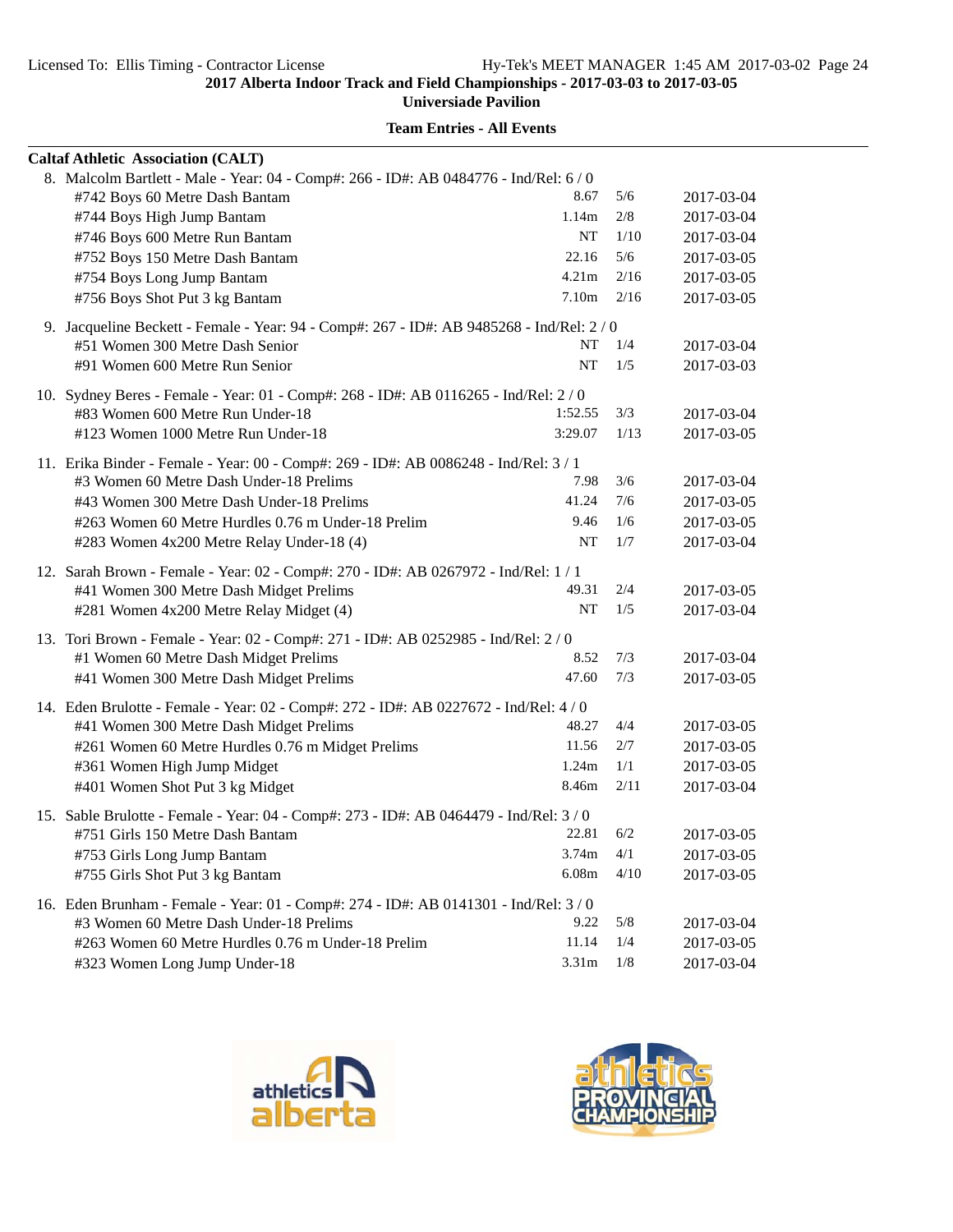**2017 Alberta Indoor Track and Field Championships - 2017-03-03 to 2017-03-05**

**Universiade Pavilion**

**Team Entries - All Events**

**Caltaf Athletic Association (CALT)**

8. Malcolm Bartlett - Male - Year: 04 - Comp#: 266 - ID#: AB 0484776 - Ind/Rel: 6 / 0

| Event | Mark | Heat/Lane | Date |
|---|---|---|---|
| #742 Boys 60 Metre Dash Bantam | 8.67 | 5/6 | 2017-03-04 |
| #744 Boys High Jump Bantam | 1.14m | 2/8 | 2017-03-04 |
| #746 Boys 600 Metre Run Bantam | NT | 1/10 | 2017-03-04 |
| #752 Boys 150 Metre Dash Bantam | 22.16 | 5/6 | 2017-03-05 |
| #754 Boys Long Jump Bantam | 4.21m | 2/16 | 2017-03-05 |
| #756 Boys Shot Put 3 kg Bantam | 7.10m | 2/16 | 2017-03-05 |

9. Jacqueline Beckett - Female - Year: 94 - Comp#: 267 - ID#: AB 9485268 - Ind/Rel: 2 / 0

| Event | Mark | Heat/Lane | Date |
|---|---|---|---|
| #51 Women 300 Metre Dash Senior | NT | 1/4 | 2017-03-04 |
| #91 Women 600 Metre Run Senior | NT | 1/5 | 2017-03-03 |

10. Sydney Beres - Female - Year: 01 - Comp#: 268 - ID#: AB 0116265 - Ind/Rel: 2 / 0

| Event | Mark | Heat/Lane | Date |
|---|---|---|---|
| #83 Women 600 Metre Run Under-18 | 1:52.55 | 3/3 | 2017-03-04 |
| #123 Women 1000 Metre Run Under-18 | 3:29.07 | 1/13 | 2017-03-05 |

11. Erika Binder - Female - Year: 00 - Comp#: 269 - ID#: AB 0086248 - Ind/Rel: 3 / 1

| Event | Mark | Heat/Lane | Date |
|---|---|---|---|
| #3 Women 60 Metre Dash Under-18 Prelims | 7.98 | 3/6 | 2017-03-04 |
| #43 Women 300 Metre Dash Under-18 Prelims | 41.24 | 7/6 | 2017-03-05 |
| #263 Women 60 Metre Hurdles 0.76 m Under-18 Prelim | 9.46 | 1/6 | 2017-03-05 |
| #283 Women 4x200 Metre Relay Under-18 (4) | NT | 1/7 | 2017-03-04 |

12. Sarah Brown - Female - Year: 02 - Comp#: 270 - ID#: AB 0267972 - Ind/Rel: 1 / 1

| Event | Mark | Heat/Lane | Date |
|---|---|---|---|
| #41 Women 300 Metre Dash Midget Prelims | 49.31 | 2/4 | 2017-03-05 |
| #281 Women 4x200 Metre Relay Midget (4) | NT | 1/5 | 2017-03-04 |

13. Tori Brown - Female - Year: 02 - Comp#: 271 - ID#: AB 0252985 - Ind/Rel: 2 / 0

| Event | Mark | Heat/Lane | Date |
|---|---|---|---|
| #1 Women 60 Metre Dash Midget Prelims | 8.52 | 7/3 | 2017-03-04 |
| #41 Women 300 Metre Dash Midget Prelims | 47.60 | 7/3 | 2017-03-05 |

14. Eden Brulotte - Female - Year: 02 - Comp#: 272 - ID#: AB 0227672 - Ind/Rel: 4 / 0

| Event | Mark | Heat/Lane | Date |
|---|---|---|---|
| #41 Women 300 Metre Dash Midget Prelims | 48.27 | 4/4 | 2017-03-05 |
| #261 Women 60 Metre Hurdles 0.76 m Midget Prelims | 11.56 | 2/7 | 2017-03-05 |
| #361 Women High Jump Midget | 1.24m | 1/1 | 2017-03-05 |
| #401 Women Shot Put 3 kg Midget | 8.46m | 2/11 | 2017-03-04 |

15. Sable Brulotte - Female - Year: 04 - Comp#: 273 - ID#: AB 0464479 - Ind/Rel: 3 / 0

| Event | Mark | Heat/Lane | Date |
|---|---|---|---|
| #751 Girls 150 Metre Dash Bantam | 22.81 | 6/2 | 2017-03-05 |
| #753 Girls Long Jump Bantam | 3.74m | 4/1 | 2017-03-05 |
| #755 Girls Shot Put 3 kg Bantam | 6.08m | 4/10 | 2017-03-05 |

16. Eden Brunham - Female - Year: 01 - Comp#: 274 - ID#: AB 0141301 - Ind/Rel: 3 / 0

| Event | Mark | Heat/Lane | Date |
|---|---|---|---|
| #3 Women 60 Metre Dash Under-18 Prelims | 9.22 | 5/8 | 2017-03-04 |
| #263 Women 60 Metre Hurdles 0.76 m Under-18 Prelim | 11.14 | 1/4 | 2017-03-05 |
| #323 Women Long Jump Under-18 | 3.31m | 1/8 | 2017-03-04 |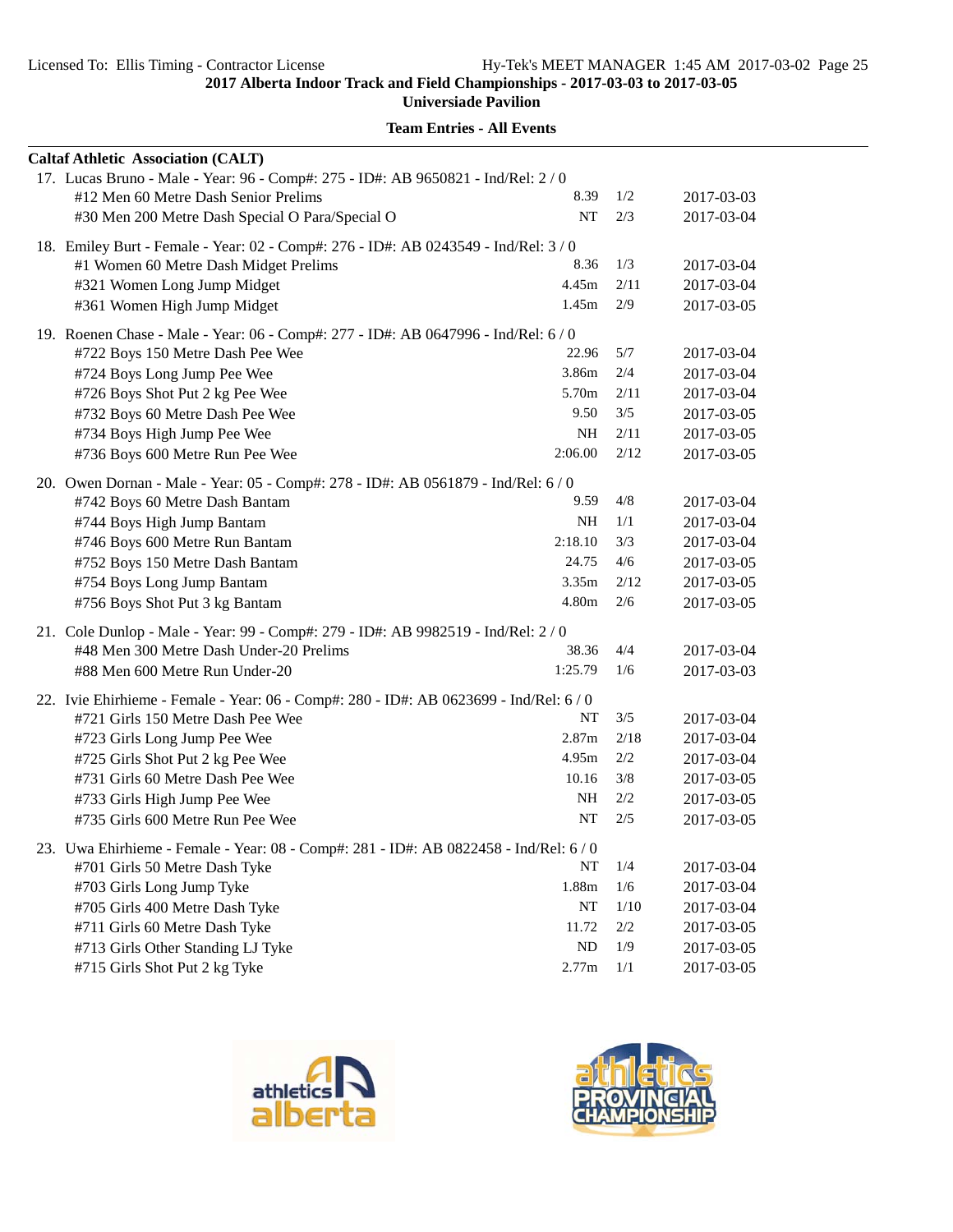**2017 Alberta Indoor Track and Field Championships - 2017-03-03 to 2017-03-05**

**Universiade Pavilion**

**Team Entries - All Events**

**Caltaf Athletic Association (CALT)**

17. Lucas Bruno - Male - Year: 96 - Comp#: 275 - ID#: AB 9650821 - Ind/Rel: 2 / 0

| Event | Mark | Heat | Date |
|---|---|---|---|
| #12 Men 60 Metre Dash Senior Prelims | 8.39 | 1/2 | 2017-03-03 |
| #30 Men 200 Metre Dash Special O Para/Special O | NT | 2/3 | 2017-03-04 |

18. Emiley Burt - Female - Year: 02 - Comp#: 276 - ID#: AB 0243549 - Ind/Rel: 3 / 0

| Event | Mark | Heat | Date |
|---|---|---|---|
| #1 Women 60 Metre Dash Midget Prelims | 8.36 | 1/3 | 2017-03-04 |
| #321 Women Long Jump Midget | 4.45m | 2/11 | 2017-03-04 |
| #361 Women High Jump Midget | 1.45m | 2/9 | 2017-03-05 |

19. Roenen Chase - Male - Year: 06 - Comp#: 277 - ID#: AB 0647996 - Ind/Rel: 6 / 0

| Event | Mark | Heat | Date |
|---|---|---|---|
| #722 Boys 150 Metre Dash Pee Wee | 22.96 | 5/7 | 2017-03-04 |
| #724 Boys Long Jump Pee Wee | 3.86m | 2/4 | 2017-03-04 |
| #726 Boys Shot Put 2 kg Pee Wee | 5.70m | 2/11 | 2017-03-04 |
| #732 Boys 60 Metre Dash Pee Wee | 9.50 | 3/5 | 2017-03-05 |
| #734 Boys High Jump Pee Wee | NH | 2/11 | 2017-03-05 |
| #736 Boys 600 Metre Run Pee Wee | 2:06.00 | 2/12 | 2017-03-05 |

20. Owen Dornan - Male - Year: 05 - Comp#: 278 - ID#: AB 0561879 - Ind/Rel: 6 / 0

| Event | Mark | Heat | Date |
|---|---|---|---|
| #742 Boys 60 Metre Dash Bantam | 9.59 | 4/8 | 2017-03-04 |
| #744 Boys High Jump Bantam | NH | 1/1 | 2017-03-04 |
| #746 Boys 600 Metre Run Bantam | 2:18.10 | 3/3 | 2017-03-04 |
| #752 Boys 150 Metre Dash Bantam | 24.75 | 4/6 | 2017-03-05 |
| #754 Boys Long Jump Bantam | 3.35m | 2/12 | 2017-03-05 |
| #756 Boys Shot Put 3 kg Bantam | 4.80m | 2/6 | 2017-03-05 |

21. Cole Dunlop - Male - Year: 99 - Comp#: 279 - ID#: AB 9982519 - Ind/Rel: 2 / 0

| Event | Mark | Heat | Date |
|---|---|---|---|
| #48 Men 300 Metre Dash Under-20 Prelims | 38.36 | 4/4 | 2017-03-04 |
| #88 Men 600 Metre Run Under-20 | 1:25.79 | 1/6 | 2017-03-03 |

22. Ivie Ehirhieme - Female - Year: 06 - Comp#: 280 - ID#: AB 0623699 - Ind/Rel: 6 / 0

| Event | Mark | Heat | Date |
|---|---|---|---|
| #721 Girls 150 Metre Dash Pee Wee | NT | 3/5 | 2017-03-04 |
| #723 Girls Long Jump Pee Wee | 2.87m | 2/18 | 2017-03-04 |
| #725 Girls Shot Put 2 kg Pee Wee | 4.95m | 2/2 | 2017-03-04 |
| #731 Girls 60 Metre Dash Pee Wee | 10.16 | 3/8 | 2017-03-05 |
| #733 Girls High Jump Pee Wee | NH | 2/2 | 2017-03-05 |
| #735 Girls 600 Metre Run Pee Wee | NT | 2/5 | 2017-03-05 |

23. Uwa Ehirhieme - Female - Year: 08 - Comp#: 281 - ID#: AB 0822458 - Ind/Rel: 6 / 0

| Event | Mark | Heat | Date |
|---|---|---|---|
| #701 Girls 50 Metre Dash Tyke | NT | 1/4 | 2017-03-04 |
| #703 Girls Long Jump Tyke | 1.88m | 1/6 | 2017-03-04 |
| #705 Girls 400 Metre Dash Tyke | NT | 1/10 | 2017-03-04 |
| #711 Girls 60 Metre Dash Tyke | 11.72 | 2/2 | 2017-03-05 |
| #713 Girls Other Standing LJ Tyke | ND | 1/9 | 2017-03-05 |
| #715 Girls Shot Put 2 kg Tyke | 2.77m | 1/1 | 2017-03-05 |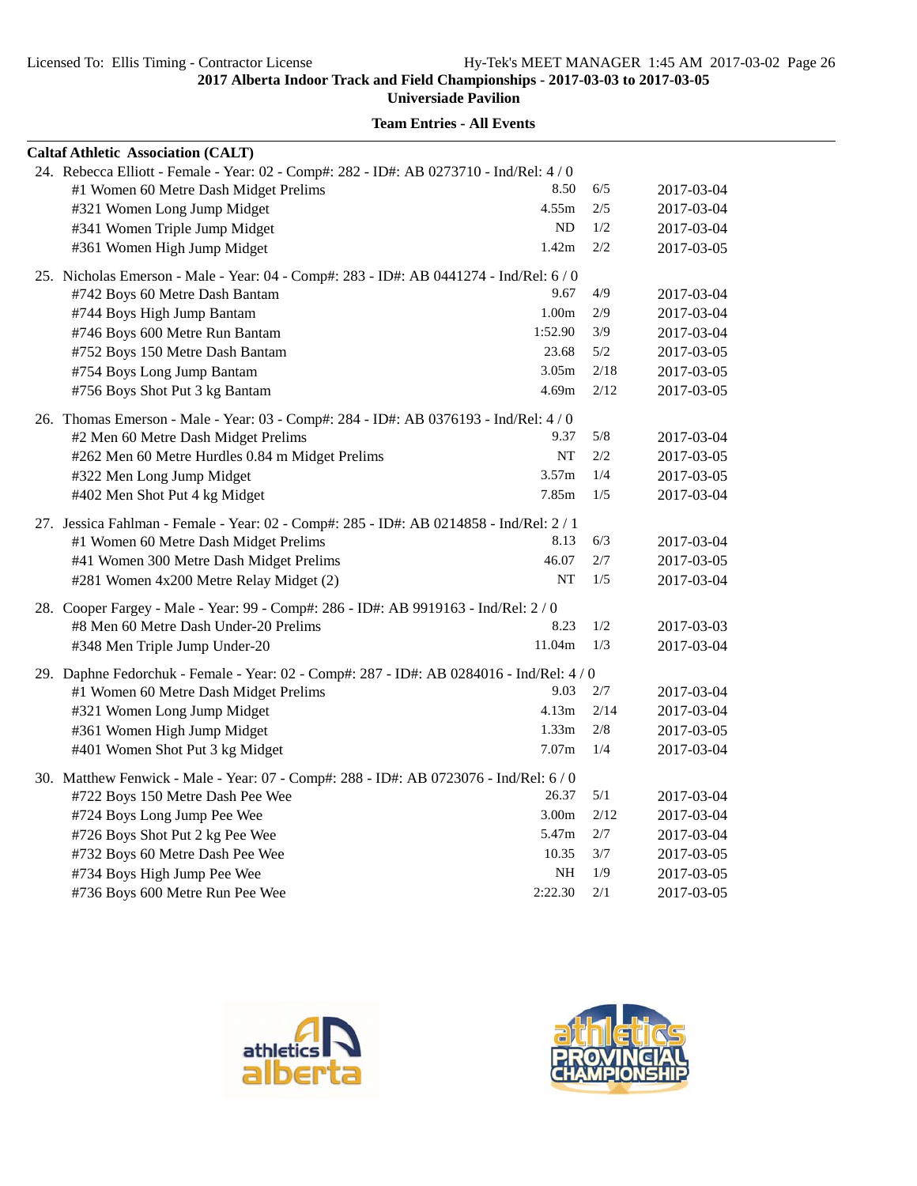**Team Entries - All Events**

**Caltaf Athletic Association (CALT)**

24. Rebecca Elliott - Female - Year: 02 - Comp#: 282 - ID#: AB 0273710 - Ind/Rel: 4 / 0

| Event | Mark | Heat | Date |
|---|---|---|---|
| #1 Women 60 Metre Dash Midget Prelims | 8.50 | 6/5 | 2017-03-04 |
| #321 Women Long Jump Midget | 4.55m | 2/5 | 2017-03-04 |
| #341 Women Triple Jump Midget | ND | 1/2 | 2017-03-04 |
| #361 Women High Jump Midget | 1.42m | 2/2 | 2017-03-05 |

25. Nicholas Emerson - Male - Year: 04 - Comp#: 283 - ID#: AB 0441274 - Ind/Rel: 6 / 0

| Event | Mark | Heat | Date |
|---|---|---|---|
| #742 Boys 60 Metre Dash Bantam | 9.67 | 4/9 | 2017-03-04 |
| #744 Boys High Jump Bantam | 1.00m | 2/9 | 2017-03-04 |
| #746 Boys 600 Metre Run Bantam | 1:52.90 | 3/9 | 2017-03-04 |
| #752 Boys 150 Metre Dash Bantam | 23.68 | 5/2 | 2017-03-05 |
| #754 Boys Long Jump Bantam | 3.05m | 2/18 | 2017-03-05 |
| #756 Boys Shot Put 3 kg Bantam | 4.69m | 2/12 | 2017-03-05 |

26. Thomas Emerson - Male - Year: 03 - Comp#: 284 - ID#: AB 0376193 - Ind/Rel: 4 / 0

| Event | Mark | Heat | Date |
|---|---|---|---|
| #2 Men 60 Metre Dash Midget Prelims | 9.37 | 5/8 | 2017-03-04 |
| #262 Men 60 Metre Hurdles 0.84 m Midget Prelims | NT | 2/2 | 2017-03-05 |
| #322 Men Long Jump Midget | 3.57m | 1/4 | 2017-03-05 |
| #402 Men Shot Put 4 kg Midget | 7.85m | 1/5 | 2017-03-04 |

27. Jessica Fahlman - Female - Year: 02 - Comp#: 285 - ID#: AB 0214858 - Ind/Rel: 2 / 1

| Event | Mark | Heat | Date |
|---|---|---|---|
| #1 Women 60 Metre Dash Midget Prelims | 8.13 | 6/3 | 2017-03-04 |
| #41 Women 300 Metre Dash Midget Prelims | 46.07 | 2/7 | 2017-03-05 |
| #281 Women 4x200 Metre Relay Midget (2) | NT | 1/5 | 2017-03-04 |

28. Cooper Fargey - Male - Year: 99 - Comp#: 286 - ID#: AB 9919163 - Ind/Rel: 2 / 0

| Event | Mark | Heat | Date |
|---|---|---|---|
| #8 Men 60 Metre Dash Under-20 Prelims | 8.23 | 1/2 | 2017-03-03 |
| #348 Men Triple Jump Under-20 | 11.04m | 1/3 | 2017-03-04 |

29. Daphne Fedorchuk - Female - Year: 02 - Comp#: 287 - ID#: AB 0284016 - Ind/Rel: 4 / 0

| Event | Mark | Heat | Date |
|---|---|---|---|
| #1 Women 60 Metre Dash Midget Prelims | 9.03 | 2/7 | 2017-03-04 |
| #321 Women Long Jump Midget | 4.13m | 2/14 | 2017-03-04 |
| #361 Women High Jump Midget | 1.33m | 2/8 | 2017-03-05 |
| #401 Women Shot Put 3 kg Midget | 7.07m | 1/4 | 2017-03-04 |

30. Matthew Fenwick - Male - Year: 07 - Comp#: 288 - ID#: AB 0723076 - Ind/Rel: 6 / 0

| Event | Mark | Heat | Date |
|---|---|---|---|
| #722 Boys 150 Metre Dash Pee Wee | 26.37 | 5/1 | 2017-03-04 |
| #724 Boys Long Jump Pee Wee | 3.00m | 2/12 | 2017-03-04 |
| #726 Boys Shot Put 2 kg Pee Wee | 5.47m | 2/7 | 2017-03-04 |
| #732 Boys 60 Metre Dash Pee Wee | 10.35 | 3/7 | 2017-03-05 |
| #734 Boys High Jump Pee Wee | NH | 1/9 | 2017-03-05 |
| #736 Boys 600 Metre Run Pee Wee | 2:22.30 | 2/1 | 2017-03-05 |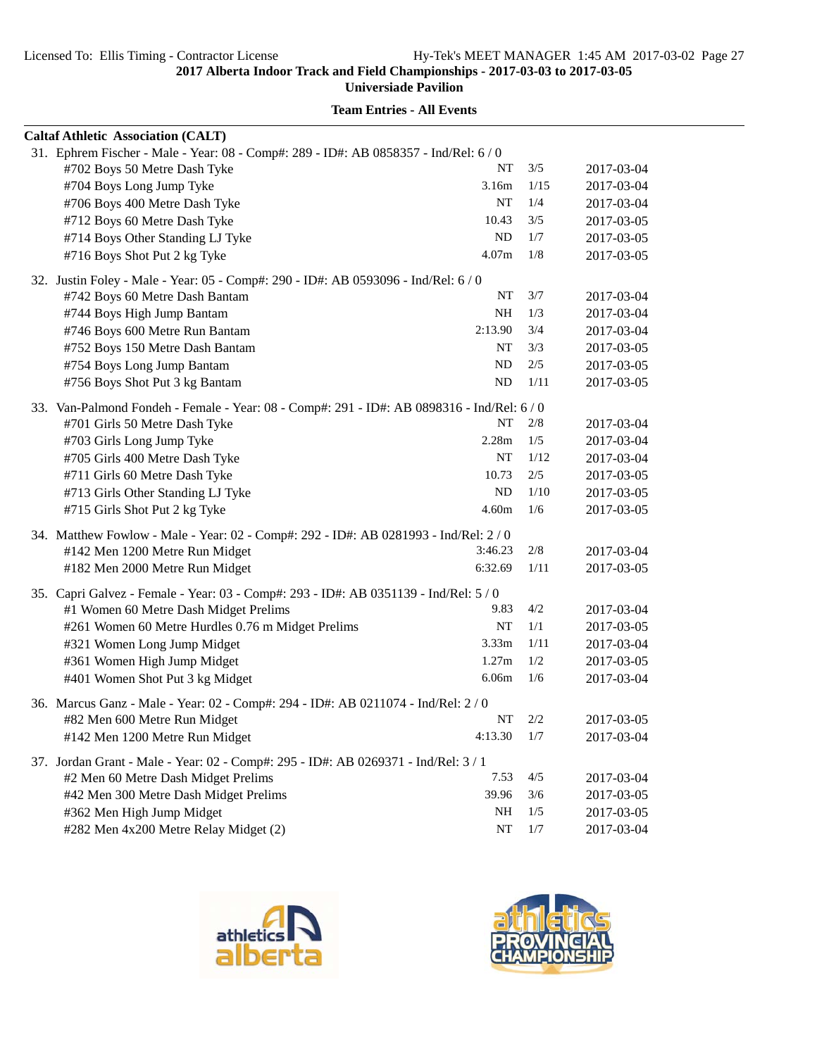**2017 Alberta Indoor Track and Field Championships - 2017-03-03 to 2017-03-05**

**Universiade Pavilion**

**Team Entries - All Events**

**Caltaf Athletic Association (CALT)**

31. Ephrem Fischer - Male - Year: 08 - Comp#: 289 - ID#: AB 0858357 - Ind/Rel: 6 / 0

| Event | Mark | Heat | Date |
|---|---|---|---|
| #702 Boys 50 Metre Dash Tyke | NT | 3/5 | 2017-03-04 |
| #704 Boys Long Jump Tyke | 3.16m | 1/15 | 2017-03-04 |
| #706 Boys 400 Metre Dash Tyke | NT | 1/4 | 2017-03-04 |
| #712 Boys 60 Metre Dash Tyke | 10.43 | 3/5 | 2017-03-05 |
| #714 Boys Other Standing LJ Tyke | ND | 1/7 | 2017-03-05 |
| #716 Boys Shot Put 2 kg Tyke | 4.07m | 1/8 | 2017-03-05 |

32. Justin Foley - Male - Year: 05 - Comp#: 290 - ID#: AB 0593096 - Ind/Rel: 6 / 0

| Event | Mark | Heat | Date |
|---|---|---|---|
| #742 Boys 60 Metre Dash Bantam | NT | 3/7 | 2017-03-04 |
| #744 Boys High Jump Bantam | NH | 1/3 | 2017-03-04 |
| #746 Boys 600 Metre Run Bantam | 2:13.90 | 3/4 | 2017-03-04 |
| #752 Boys 150 Metre Dash Bantam | NT | 3/3 | 2017-03-05 |
| #754 Boys Long Jump Bantam | ND | 2/5 | 2017-03-05 |
| #756 Boys Shot Put 3 kg Bantam | ND | 1/11 | 2017-03-05 |

33. Van-Palmond Fondeh - Female - Year: 08 - Comp#: 291 - ID#: AB 0898316 - Ind/Rel: 6 / 0

| Event | Mark | Heat | Date |
|---|---|---|---|
| #701 Girls 50 Metre Dash Tyke | NT | 2/8 | 2017-03-04 |
| #703 Girls Long Jump Tyke | 2.28m | 1/5 | 2017-03-04 |
| #705 Girls 400 Metre Dash Tyke | NT | 1/12 | 2017-03-04 |
| #711 Girls 60 Metre Dash Tyke | 10.73 | 2/5 | 2017-03-05 |
| #713 Girls Other Standing LJ Tyke | ND | 1/10 | 2017-03-05 |
| #715 Girls Shot Put 2 kg Tyke | 4.60m | 1/6 | 2017-03-05 |

34. Matthew Fowlow - Male - Year: 02 - Comp#: 292 - ID#: AB 0281993 - Ind/Rel: 2 / 0

| Event | Mark | Heat | Date |
|---|---|---|---|
| #142 Men 1200 Metre Run Midget | 3:46.23 | 2/8 | 2017-03-04 |
| #182 Men 2000 Metre Run Midget | 6:32.69 | 1/11 | 2017-03-05 |

35. Capri Galvez - Female - Year: 03 - Comp#: 293 - ID#: AB 0351139 - Ind/Rel: 5 / 0

| Event | Mark | Heat | Date |
|---|---|---|---|
| #1 Women 60 Metre Dash Midget Prelims | 9.83 | 4/2 | 2017-03-04 |
| #261 Women 60 Metre Hurdles 0.76 m Midget Prelims | NT | 1/1 | 2017-03-05 |
| #321 Women Long Jump Midget | 3.33m | 1/11 | 2017-03-04 |
| #361 Women High Jump Midget | 1.27m | 1/2 | 2017-03-05 |
| #401 Women Shot Put 3 kg Midget | 6.06m | 1/6 | 2017-03-04 |

36. Marcus Ganz - Male - Year: 02 - Comp#: 294 - ID#: AB 0211074 - Ind/Rel: 2 / 0

| Event | Mark | Heat | Date |
|---|---|---|---|
| #82 Men 600 Metre Run Midget | NT | 2/2 | 2017-03-05 |
| #142 Men 1200 Metre Run Midget | 4:13.30 | 1/7 | 2017-03-04 |

37. Jordan Grant - Male - Year: 02 - Comp#: 295 - ID#: AB 0269371 - Ind/Rel: 3 / 1

| Event | Mark | Heat | Date |
|---|---|---|---|
| #2 Men 60 Metre Dash Midget Prelims | 7.53 | 4/5 | 2017-03-04 |
| #42 Men 300 Metre Dash Midget Prelims | 39.96 | 3/6 | 2017-03-05 |
| #362 Men High Jump Midget | NH | 1/5 | 2017-03-05 |
| #282 Men 4x200 Metre Relay Midget (2) | NT | 1/7 | 2017-03-04 |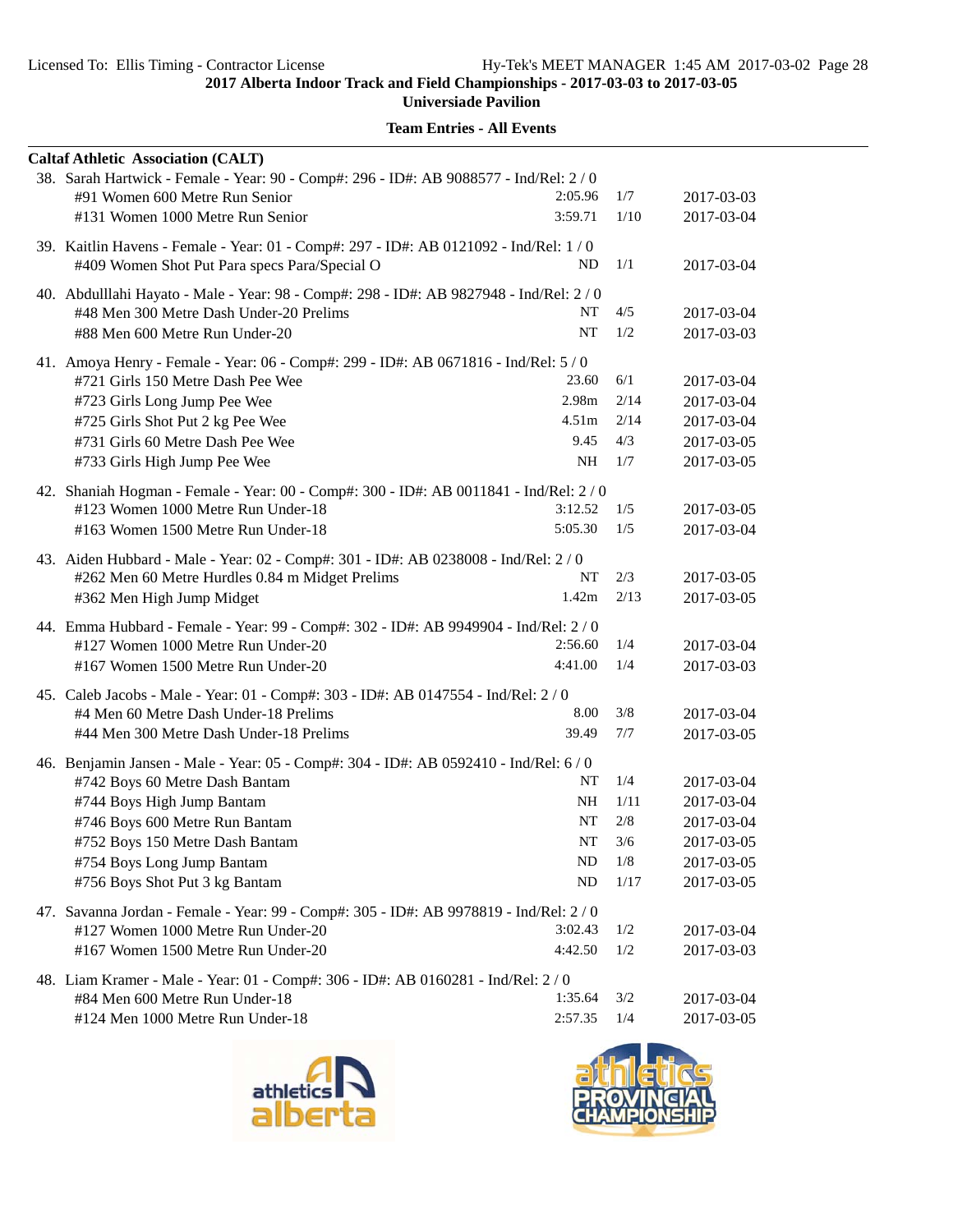**2017 Alberta Indoor Track and Field Championships - 2017-03-03 to 2017-03-05**

**Universiade Pavilion**

**Team Entries - All Events**

**Caltaf Athletic Association (CALT)**

38. Sarah Hartwick - Female - Year: 90 - Comp#: 296 - ID#: AB 9088577 - Ind/Rel: 2 / 0

| Event | Mark | | Date |
|---|---|---|---|
| #91 Women 600 Metre Run Senior | 2:05.96 | 1/7 | 2017-03-03 |
| #131 Women 1000 Metre Run Senior | 3:59.71 | 1/10 | 2017-03-04 |

39. Kaitlin Havens - Female - Year: 01 - Comp#: 297 - ID#: AB 0121092 - Ind/Rel: 1 / 0

| Event | Mark | | Date |
|---|---|---|---|
| #409 Women Shot Put Para specs Para/Special O | ND | 1/1 | 2017-03-04 |

40. Abdulllahi Hayato - Male - Year: 98 - Comp#: 298 - ID#: AB 9827948 - Ind/Rel: 2 / 0

| Event | Mark | | Date |
|---|---|---|---|
| #48 Men 300 Metre Dash Under-20 Prelims | NT | 4/5 | 2017-03-04 |
| #88 Men 600 Metre Run Under-20 | NT | 1/2 | 2017-03-03 |

41. Amoya Henry - Female - Year: 06 - Comp#: 299 - ID#: AB 0671816 - Ind/Rel: 5 / 0

| Event | Mark | | Date |
|---|---|---|---|
| #721 Girls 150 Metre Dash Pee Wee | 23.60 | 6/1 | 2017-03-04 |
| #723 Girls Long Jump Pee Wee | 2.98m | 2/14 | 2017-03-04 |
| #725 Girls Shot Put 2 kg Pee Wee | 4.51m | 2/14 | 2017-03-04 |
| #731 Girls 60 Metre Dash Pee Wee | 9.45 | 4/3 | 2017-03-05 |
| #733 Girls High Jump Pee Wee | NH | 1/7 | 2017-03-05 |

42. Shaniah Hogman - Female - Year: 00 - Comp#: 300 - ID#: AB 0011841 - Ind/Rel: 2 / 0

| Event | Mark | | Date |
|---|---|---|---|
| #123 Women 1000 Metre Run Under-18 | 3:12.52 | 1/5 | 2017-03-05 |
| #163 Women 1500 Metre Run Under-18 | 5:05.30 | 1/5 | 2017-03-04 |

43. Aiden Hubbard - Male - Year: 02 - Comp#: 301 - ID#: AB 0238008 - Ind/Rel: 2 / 0

| Event | Mark | | Date |
|---|---|---|---|
| #262 Men 60 Metre Hurdles 0.84 m Midget Prelims | NT | 2/3 | 2017-03-05 |
| #362 Men High Jump Midget | 1.42m | 2/13 | 2017-03-05 |

44. Emma Hubbard - Female - Year: 99 - Comp#: 302 - ID#: AB 9949904 - Ind/Rel: 2 / 0

| Event | Mark | | Date |
|---|---|---|---|
| #127 Women 1000 Metre Run Under-20 | 2:56.60 | 1/4 | 2017-03-04 |
| #167 Women 1500 Metre Run Under-20 | 4:41.00 | 1/4 | 2017-03-03 |

45. Caleb Jacobs - Male - Year: 01 - Comp#: 303 - ID#: AB 0147554 - Ind/Rel: 2 / 0

| Event | Mark | | Date |
|---|---|---|---|
| #4 Men 60 Metre Dash Under-18 Prelims | 8.00 | 3/8 | 2017-03-04 |
| #44 Men 300 Metre Dash Under-18 Prelims | 39.49 | 7/7 | 2017-03-05 |

46. Benjamin Jansen - Male - Year: 05 - Comp#: 304 - ID#: AB 0592410 - Ind/Rel: 6 / 0

| Event | Mark | | Date |
|---|---|---|---|
| #742 Boys 60 Metre Dash Bantam | NT | 1/4 | 2017-03-04 |
| #744 Boys High Jump Bantam | NH | 1/11 | 2017-03-04 |
| #746 Boys 600 Metre Run Bantam | NT | 2/8 | 2017-03-04 |
| #752 Boys 150 Metre Dash Bantam | NT | 3/6 | 2017-03-05 |
| #754 Boys Long Jump Bantam | ND | 1/8 | 2017-03-05 |
| #756 Boys Shot Put 3 kg Bantam | ND | 1/17 | 2017-03-05 |

47. Savanna Jordan - Female - Year: 99 - Comp#: 305 - ID#: AB 9978819 - Ind/Rel: 2 / 0

| Event | Mark | | Date |
|---|---|---|---|
| #127 Women 1000 Metre Run Under-20 | 3:02.43 | 1/2 | 2017-03-04 |
| #167 Women 1500 Metre Run Under-20 | 4:42.50 | 1/2 | 2017-03-03 |

48. Liam Kramer - Male - Year: 01 - Comp#: 306 - ID#: AB 0160281 - Ind/Rel: 2 / 0

| Event | Mark | | Date |
|---|---|---|---|
| #84 Men 600 Metre Run Under-18 | 1:35.64 | 3/2 | 2017-03-04 |
| #124 Men 1000 Metre Run Under-18 | 2:57.35 | 1/4 | 2017-03-05 |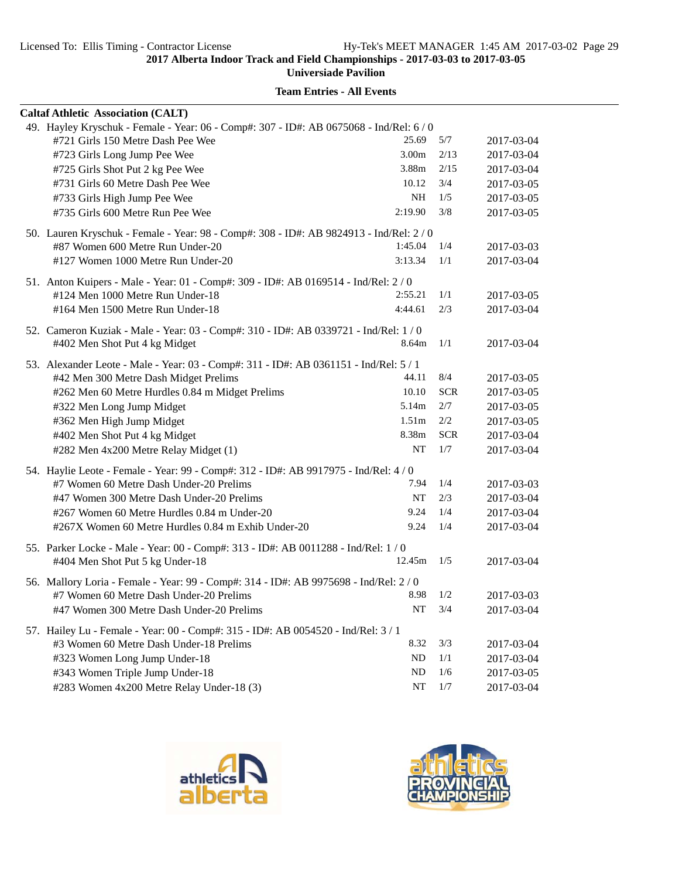**2017 Alberta Indoor Track and Field Championships - 2017-03-03 to 2017-03-05**

**Universiade Pavilion**

**Team Entries - All Events**

**Caltaf Athletic Association (CALT)**

49. Hayley Kryschuk - Female - Year: 06 - Comp#: 307 - ID#: AB 0675068 - Ind/Rel: 6 / 0

| Event | Mark | Heat | Date |
|---|---|---|---|
| #721 Girls 150 Metre Dash Pee Wee | 25.69 | 5/7 | 2017-03-04 |
| #723 Girls Long Jump Pee Wee | 3.00m | 2/13 | 2017-03-04 |
| #725 Girls Shot Put 2 kg Pee Wee | 3.88m | 2/15 | 2017-03-04 |
| #731 Girls 60 Metre Dash Pee Wee | 10.12 | 3/4 | 2017-03-05 |
| #733 Girls High Jump Pee Wee | NH | 1/5 | 2017-03-05 |
| #735 Girls 600 Metre Run Pee Wee | 2:19.90 | 3/8 | 2017-03-05 |

50. Lauren Kryschuk - Female - Year: 98 - Comp#: 308 - ID#: AB 9824913 - Ind/Rel: 2 / 0

| Event | Mark | Heat | Date |
|---|---|---|---|
| #87 Women 600 Metre Run Under-20 | 1:45.04 | 1/4 | 2017-03-03 |
| #127 Women 1000 Metre Run Under-20 | 3:13.34 | 1/1 | 2017-03-04 |

51. Anton Kuipers - Male - Year: 01 - Comp#: 309 - ID#: AB 0169514 - Ind/Rel: 2 / 0

| Event | Mark | Heat | Date |
|---|---|---|---|
| #124 Men 1000 Metre Run Under-18 | 2:55.21 | 1/1 | 2017-03-05 |
| #164 Men 1500 Metre Run Under-18 | 4:44.61 | 2/3 | 2017-03-04 |

52. Cameron Kuziak - Male - Year: 03 - Comp#: 310 - ID#: AB 0339721 - Ind/Rel: 1 / 0

| Event | Mark | Heat | Date |
|---|---|---|---|
| #402 Men Shot Put 4 kg Midget | 8.64m | 1/1 | 2017-03-04 |

53. Alexander Leote - Male - Year: 03 - Comp#: 311 - ID#: AB 0361151 - Ind/Rel: 5 / 1

| Event | Mark | Heat | Date |
|---|---|---|---|
| #42 Men 300 Metre Dash Midget Prelims | 44.11 | 8/4 | 2017-03-05 |
| #262 Men 60 Metre Hurdles 0.84 m Midget Prelims | 10.10 | SCR | 2017-03-05 |
| #322 Men Long Jump Midget | 5.14m | 2/7 | 2017-03-05 |
| #362 Men High Jump Midget | 1.51m | 2/2 | 2017-03-05 |
| #402 Men Shot Put 4 kg Midget | 8.38m | SCR | 2017-03-04 |
| #282 Men 4x200 Metre Relay Midget (1) | NT | 1/7 | 2017-03-04 |

54. Haylie Leote - Female - Year: 99 - Comp#: 312 - ID#: AB 9917975 - Ind/Rel: 4 / 0

| Event | Mark | Heat | Date |
|---|---|---|---|
| #7 Women 60 Metre Dash Under-20 Prelims | 7.94 | 1/4 | 2017-03-03 |
| #47 Women 300 Metre Dash Under-20 Prelims | NT | 2/3 | 2017-03-04 |
| #267 Women 60 Metre Hurdles 0.84 m Under-20 | 9.24 | 1/4 | 2017-03-04 |
| #267X Women 60 Metre Hurdles 0.84 m Exhib Under-20 | 9.24 | 1/4 | 2017-03-04 |

55. Parker Locke - Male - Year: 00 - Comp#: 313 - ID#: AB 0011288 - Ind/Rel: 1 / 0

| Event | Mark | Heat | Date |
|---|---|---|---|
| #404 Men Shot Put 5 kg Under-18 | 12.45m | 1/5 | 2017-03-04 |

56. Mallory Loria - Female - Year: 99 - Comp#: 314 - ID#: AB 9975698 - Ind/Rel: 2 / 0

| Event | Mark | Heat | Date |
|---|---|---|---|
| #7 Women 60 Metre Dash Under-20 Prelims | 8.98 | 1/2 | 2017-03-03 |
| #47 Women 300 Metre Dash Under-20 Prelims | NT | 3/4 | 2017-03-04 |

57. Hailey Lu - Female - Year: 00 - Comp#: 315 - ID#: AB 0054520 - Ind/Rel: 3 / 1

| Event | Mark | Heat | Date |
|---|---|---|---|
| #3 Women 60 Metre Dash Under-18 Prelims | 8.32 | 3/3 | 2017-03-04 |
| #323 Women Long Jump Under-18 | ND | 1/1 | 2017-03-04 |
| #343 Women Triple Jump Under-18 | ND | 1/6 | 2017-03-05 |
| #283 Women 4x200 Metre Relay Under-18 (3) | NT | 1/7 | 2017-03-04 |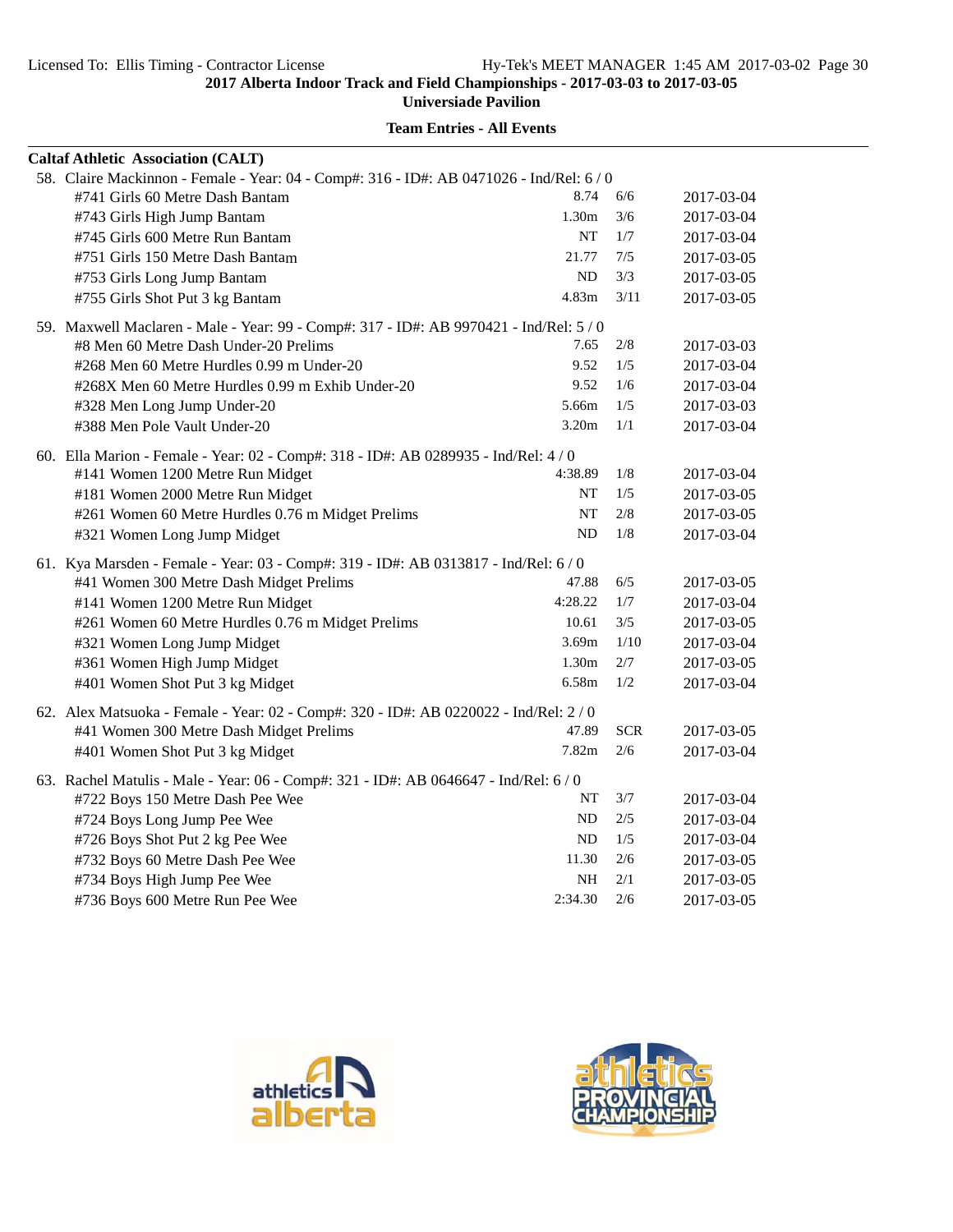**2017 Alberta Indoor Track and Field Championships - 2017-03-03 to 2017-03-05**

**Universiade Pavilion**

**Team Entries - All Events**

**Caltaf Athletic Association (CALT)**

58. Claire Mackinnon - Female - Year: 04 - Comp#: 316 - ID#: AB 0471026 - Ind/Rel: 6 / 0

| Event | Mark | Heat/Lane | Date |
|---|---|---|---|
| #741 Girls 60 Metre Dash Bantam | 8.74 | 6/6 | 2017-03-04 |
| #743 Girls High Jump Bantam | 1.30m | 3/6 | 2017-03-04 |
| #745 Girls 600 Metre Run Bantam | NT | 1/7 | 2017-03-04 |
| #751 Girls 150 Metre Dash Bantam | 21.77 | 7/5 | 2017-03-05 |
| #753 Girls Long Jump Bantam | ND | 3/3 | 2017-03-05 |
| #755 Girls Shot Put 3 kg Bantam | 4.83m | 3/11 | 2017-03-05 |

59. Maxwell Maclaren - Male - Year: 99 - Comp#: 317 - ID#: AB 9970421 - Ind/Rel: 5 / 0

| Event | Mark | Heat/Lane | Date |
|---|---|---|---|
| #8 Men 60 Metre Dash Under-20 Prelims | 7.65 | 2/8 | 2017-03-03 |
| #268 Men 60 Metre Hurdles 0.99 m Under-20 | 9.52 | 1/5 | 2017-03-04 |
| #268X Men 60 Metre Hurdles 0.99 m Exhib Under-20 | 9.52 | 1/6 | 2017-03-04 |
| #328 Men Long Jump Under-20 | 5.66m | 1/5 | 2017-03-03 |
| #388 Men Pole Vault Under-20 | 3.20m | 1/1 | 2017-03-04 |

60. Ella Marion - Female - Year: 02 - Comp#: 318 - ID#: AB 0289935 - Ind/Rel: 4 / 0

| Event | Mark | Heat/Lane | Date |
|---|---|---|---|
| #141 Women 1200 Metre Run Midget | 4:38.89 | 1/8 | 2017-03-04 |
| #181 Women 2000 Metre Run Midget | NT | 1/5 | 2017-03-05 |
| #261 Women 60 Metre Hurdles 0.76 m Midget Prelims | NT | 2/8 | 2017-03-05 |
| #321 Women Long Jump Midget | ND | 1/8 | 2017-03-04 |

61. Kya Marsden - Female - Year: 03 - Comp#: 319 - ID#: AB 0313817 - Ind/Rel: 6 / 0

| Event | Mark | Heat/Lane | Date |
|---|---|---|---|
| #41 Women 300 Metre Dash Midget Prelims | 47.88 | 6/5 | 2017-03-05 |
| #141 Women 1200 Metre Run Midget | 4:28.22 | 1/7 | 2017-03-04 |
| #261 Women 60 Metre Hurdles 0.76 m Midget Prelims | 10.61 | 3/5 | 2017-03-05 |
| #321 Women Long Jump Midget | 3.69m | 1/10 | 2017-03-04 |
| #361 Women High Jump Midget | 1.30m | 2/7 | 2017-03-05 |
| #401 Women Shot Put 3 kg Midget | 6.58m | 1/2 | 2017-03-04 |

62. Alex Matsuoka - Female - Year: 02 - Comp#: 320 - ID#: AB 0220022 - Ind/Rel: 2 / 0

| Event | Mark | Heat/Lane | Date |
|---|---|---|---|
| #41 Women 300 Metre Dash Midget Prelims | 47.89 | SCR | 2017-03-05 |
| #401 Women Shot Put 3 kg Midget | 7.82m | 2/6 | 2017-03-04 |

63. Rachel Matulis - Male - Year: 06 - Comp#: 321 - ID#: AB 0646647 - Ind/Rel: 6 / 0

| Event | Mark | Heat/Lane | Date |
|---|---|---|---|
| #722 Boys 150 Metre Dash Pee Wee | NT | 3/7 | 2017-03-04 |
| #724 Boys Long Jump Pee Wee | ND | 2/5 | 2017-03-04 |
| #726 Boys Shot Put 2 kg Pee Wee | ND | 1/5 | 2017-03-04 |
| #732 Boys 60 Metre Dash Pee Wee | 11.30 | 2/6 | 2017-03-05 |
| #734 Boys High Jump Pee Wee | NH | 2/1 | 2017-03-05 |
| #736 Boys 600 Metre Run Pee Wee | 2:34.30 | 2/6 | 2017-03-05 |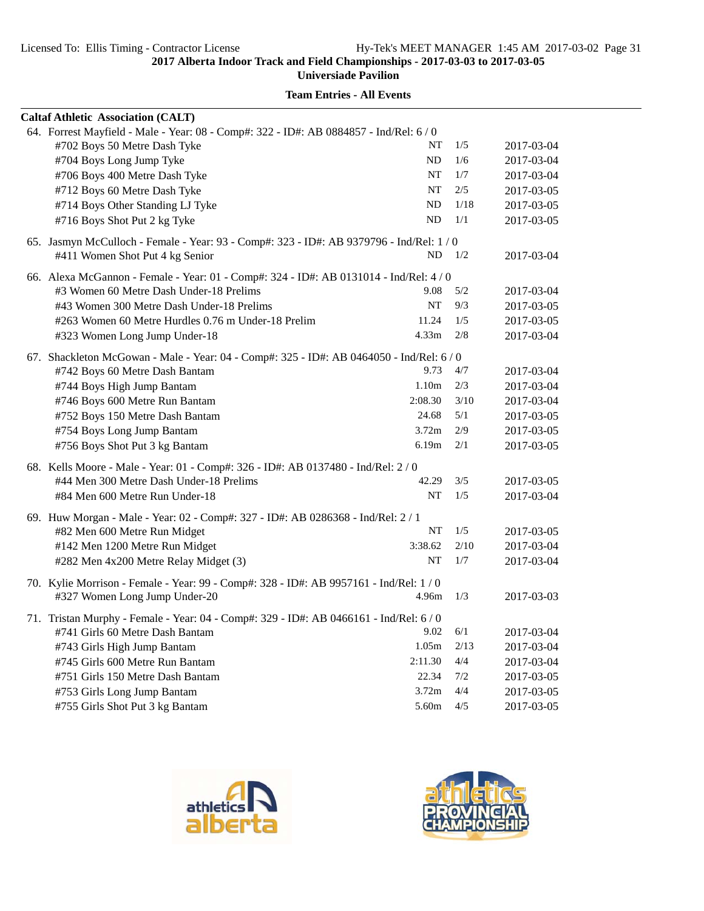2017 Alberta Indoor Track and Field Championships - 2017-03-03 to 2017-03-05

Universiade Pavilion

**Team Entries - All Events**

**Caltaf Athletic Association (CALT)**

64. Forrest Mayfield - Male - Year: 08 - Comp#: 322 - ID#: AB 0884857 - Ind/Rel: 6 / 0

| Event | Mark | Heat/Lane | Date |
|---|---|---|---|
| #702 Boys 50 Metre Dash Tyke | NT | 1/5 | 2017-03-04 |
| #704 Boys Long Jump Tyke | ND | 1/6 | 2017-03-04 |
| #706 Boys 400 Metre Dash Tyke | NT | 1/7 | 2017-03-04 |
| #712 Boys 60 Metre Dash Tyke | NT | 2/5 | 2017-03-05 |
| #714 Boys Other Standing LJ Tyke | ND | 1/18 | 2017-03-05 |
| #716 Boys Shot Put 2 kg Tyke | ND | 1/1 | 2017-03-05 |

65. Jasmyn McCulloch - Female - Year: 93 - Comp#: 323 - ID#: AB 9379796 - Ind/Rel: 1 / 0

| Event | Mark | Heat/Lane | Date |
|---|---|---|---|
| #411 Women Shot Put 4 kg Senior | ND | 1/2 | 2017-03-04 |

66. Alexa McGannon - Female - Year: 01 - Comp#: 324 - ID#: AB 0131014 - Ind/Rel: 4 / 0

| Event | Mark | Heat/Lane | Date |
|---|---|---|---|
| #3 Women 60 Metre Dash Under-18 Prelims | 9.08 | 5/2 | 2017-03-04 |
| #43 Women 300 Metre Dash Under-18 Prelims | NT | 9/3 | 2017-03-05 |
| #263 Women 60 Metre Hurdles 0.76 m Under-18 Prelim | 11.24 | 1/5 | 2017-03-05 |
| #323 Women Long Jump Under-18 | 4.33m | 2/8 | 2017-03-04 |

67. Shackleton McGowan - Male - Year: 04 - Comp#: 325 - ID#: AB 0464050 - Ind/Rel: 6 / 0

| Event | Mark | Heat/Lane | Date |
|---|---|---|---|
| #742 Boys 60 Metre Dash Bantam | 9.73 | 4/7 | 2017-03-04 |
| #744 Boys High Jump Bantam | 1.10m | 2/3 | 2017-03-04 |
| #746 Boys 600 Metre Run Bantam | 2:08.30 | 3/10 | 2017-03-04 |
| #752 Boys 150 Metre Dash Bantam | 24.68 | 5/1 | 2017-03-05 |
| #754 Boys Long Jump Bantam | 3.72m | 2/9 | 2017-03-05 |
| #756 Boys Shot Put 3 kg Bantam | 6.19m | 2/1 | 2017-03-05 |

68. Kells Moore - Male - Year: 01 - Comp#: 326 - ID#: AB 0137480 - Ind/Rel: 2 / 0

| Event | Mark | Heat/Lane | Date |
|---|---|---|---|
| #44 Men 300 Metre Dash Under-18 Prelims | 42.29 | 3/5 | 2017-03-05 |
| #84 Men 600 Metre Run Under-18 | NT | 1/5 | 2017-03-04 |

69. Huw Morgan - Male - Year: 02 - Comp#: 327 - ID#: AB 0286368 - Ind/Rel: 2 / 1

| Event | Mark | Heat/Lane | Date |
|---|---|---|---|
| #82 Men 600 Metre Run Midget | NT | 1/5 | 2017-03-05 |
| #142 Men 1200 Metre Run Midget | 3:38.62 | 2/10 | 2017-03-04 |
| #282 Men 4x200 Metre Relay Midget (3) | NT | 1/7 | 2017-03-04 |

70. Kylie Morrison - Female - Year: 99 - Comp#: 328 - ID#: AB 9957161 - Ind/Rel: 1 / 0

| Event | Mark | Heat/Lane | Date |
|---|---|---|---|
| #327 Women Long Jump Under-20 | 4.96m | 1/3 | 2017-03-03 |

71. Tristan Murphy - Female - Year: 04 - Comp#: 329 - ID#: AB 0466161 - Ind/Rel: 6 / 0

| Event | Mark | Heat/Lane | Date |
|---|---|---|---|
| #741 Girls 60 Metre Dash Bantam | 9.02 | 6/1 | 2017-03-04 |
| #743 Girls High Jump Bantam | 1.05m | 2/13 | 2017-03-04 |
| #745 Girls 600 Metre Run Bantam | 2:11.30 | 4/4 | 2017-03-04 |
| #751 Girls 150 Metre Dash Bantam | 22.34 | 7/2 | 2017-03-05 |
| #753 Girls Long Jump Bantam | 3.72m | 4/4 | 2017-03-05 |
| #755 Girls Shot Put 3 kg Bantam | 5.60m | 4/5 | 2017-03-05 |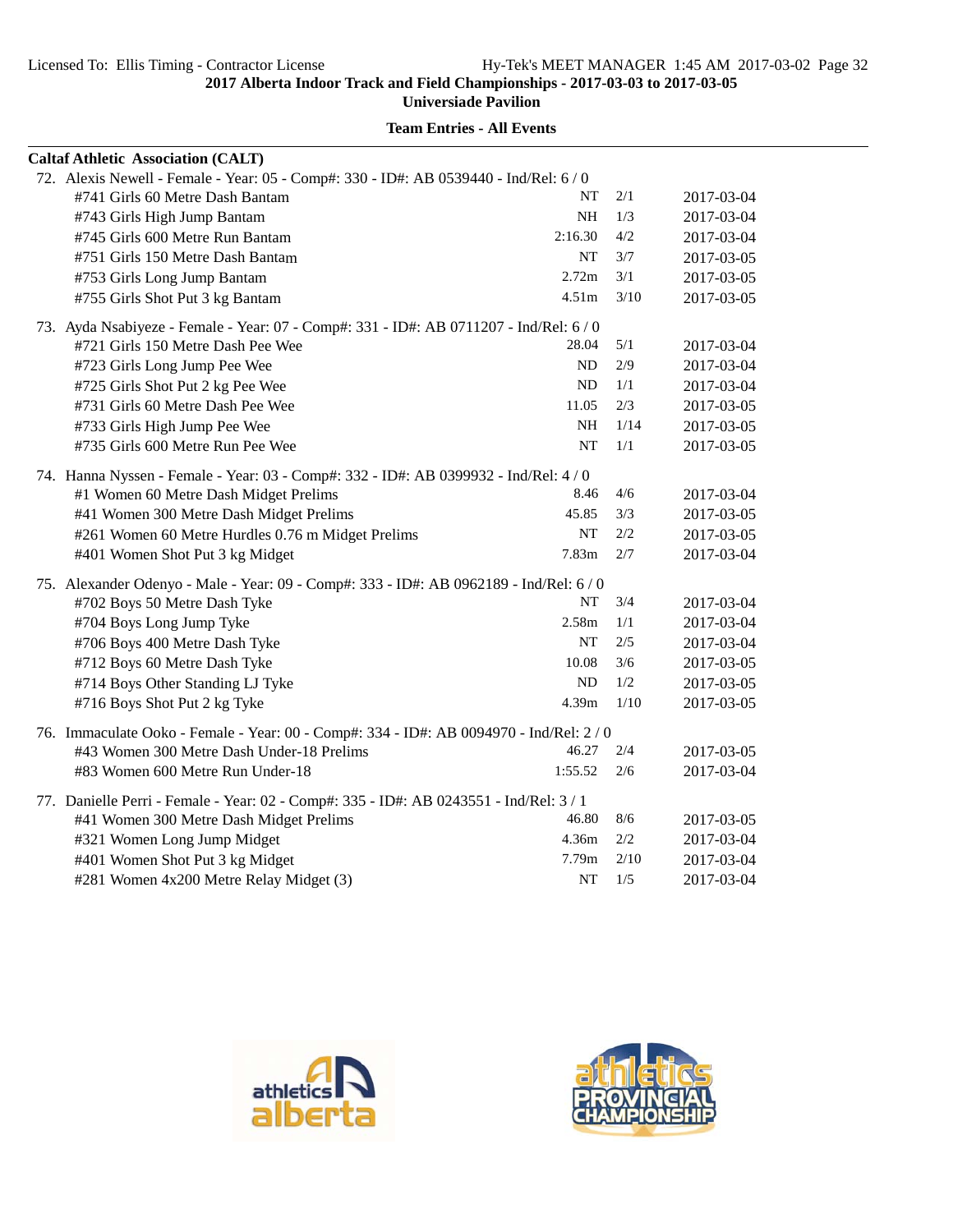2017 Alberta Indoor Track and Field Championships - 2017-03-03 to 2017-03-05
Universiade Pavilion

**Team Entries - All Events**

**Caltaf Athletic Association (CALT)**

72. Alexis Newell - Female - Year: 05 - Comp#: 330 - ID#: AB 0539440 - Ind/Rel: 6 / 0

| Event | Mark | Heat/Lane | Date |
|---|---|---|---|
| #741 Girls 60 Metre Dash Bantam | NT | 2/1 | 2017-03-04 |
| #743 Girls High Jump Bantam | NH | 1/3 | 2017-03-04 |
| #745 Girls 600 Metre Run Bantam | 2:16.30 | 4/2 | 2017-03-04 |
| #751 Girls 150 Metre Dash Bantam | NT | 3/7 | 2017-03-05 |
| #753 Girls Long Jump Bantam | 2.72m | 3/1 | 2017-03-05 |
| #755 Girls Shot Put 3 kg Bantam | 4.51m | 3/10 | 2017-03-05 |

73. Ayda Nsabiyeze - Female - Year: 07 - Comp#: 331 - ID#: AB 0711207 - Ind/Rel: 6 / 0

| Event | Mark | Heat/Lane | Date |
|---|---|---|---|
| #721 Girls 150 Metre Dash Pee Wee | 28.04 | 5/1 | 2017-03-04 |
| #723 Girls Long Jump Pee Wee | ND | 2/9 | 2017-03-04 |
| #725 Girls Shot Put 2 kg Pee Wee | ND | 1/1 | 2017-03-04 |
| #731 Girls 60 Metre Dash Pee Wee | 11.05 | 2/3 | 2017-03-05 |
| #733 Girls High Jump Pee Wee | NH | 1/14 | 2017-03-05 |
| #735 Girls 600 Metre Run Pee Wee | NT | 1/1 | 2017-03-05 |

74. Hanna Nyssen - Female - Year: 03 - Comp#: 332 - ID#: AB 0399932 - Ind/Rel: 4 / 0

| Event | Mark | Heat/Lane | Date |
|---|---|---|---|
| #1 Women 60 Metre Dash Midget Prelims | 8.46 | 4/6 | 2017-03-04 |
| #41 Women 300 Metre Dash Midget Prelims | 45.85 | 3/3 | 2017-03-05 |
| #261 Women 60 Metre Hurdles 0.76 m Midget Prelims | NT | 2/2 | 2017-03-05 |
| #401 Women Shot Put 3 kg Midget | 7.83m | 2/7 | 2017-03-04 |

75. Alexander Odenyo - Male - Year: 09 - Comp#: 333 - ID#: AB 0962189 - Ind/Rel: 6 / 0

| Event | Mark | Heat/Lane | Date |
|---|---|---|---|
| #702 Boys 50 Metre Dash Tyke | NT | 3/4 | 2017-03-04 |
| #704 Boys Long Jump Tyke | 2.58m | 1/1 | 2017-03-04 |
| #706 Boys 400 Metre Dash Tyke | NT | 2/5 | 2017-03-04 |
| #712 Boys 60 Metre Dash Tyke | 10.08 | 3/6 | 2017-03-05 |
| #714 Boys Other Standing LJ Tyke | ND | 1/2 | 2017-03-05 |
| #716 Boys Shot Put 2 kg Tyke | 4.39m | 1/10 | 2017-03-05 |

76. Immaculate Ooko - Female - Year: 00 - Comp#: 334 - ID#: AB 0094970 - Ind/Rel: 2 / 0

| Event | Mark | Heat/Lane | Date |
|---|---|---|---|
| #43 Women 300 Metre Dash Under-18 Prelims | 46.27 | 2/4 | 2017-03-05 |
| #83 Women 600 Metre Run Under-18 | 1:55.52 | 2/6 | 2017-03-04 |

77. Danielle Perri - Female - Year: 02 - Comp#: 335 - ID#: AB 0243551 - Ind/Rel: 3 / 1

| Event | Mark | Heat/Lane | Date |
|---|---|---|---|
| #41 Women 300 Metre Dash Midget Prelims | 46.80 | 8/6 | 2017-03-05 |
| #321 Women Long Jump Midget | 4.36m | 2/2 | 2017-03-04 |
| #401 Women Shot Put 3 kg Midget | 7.79m | 2/10 | 2017-03-04 |
| #281 Women 4x200 Metre Relay Midget (3) | NT | 1/5 | 2017-03-04 |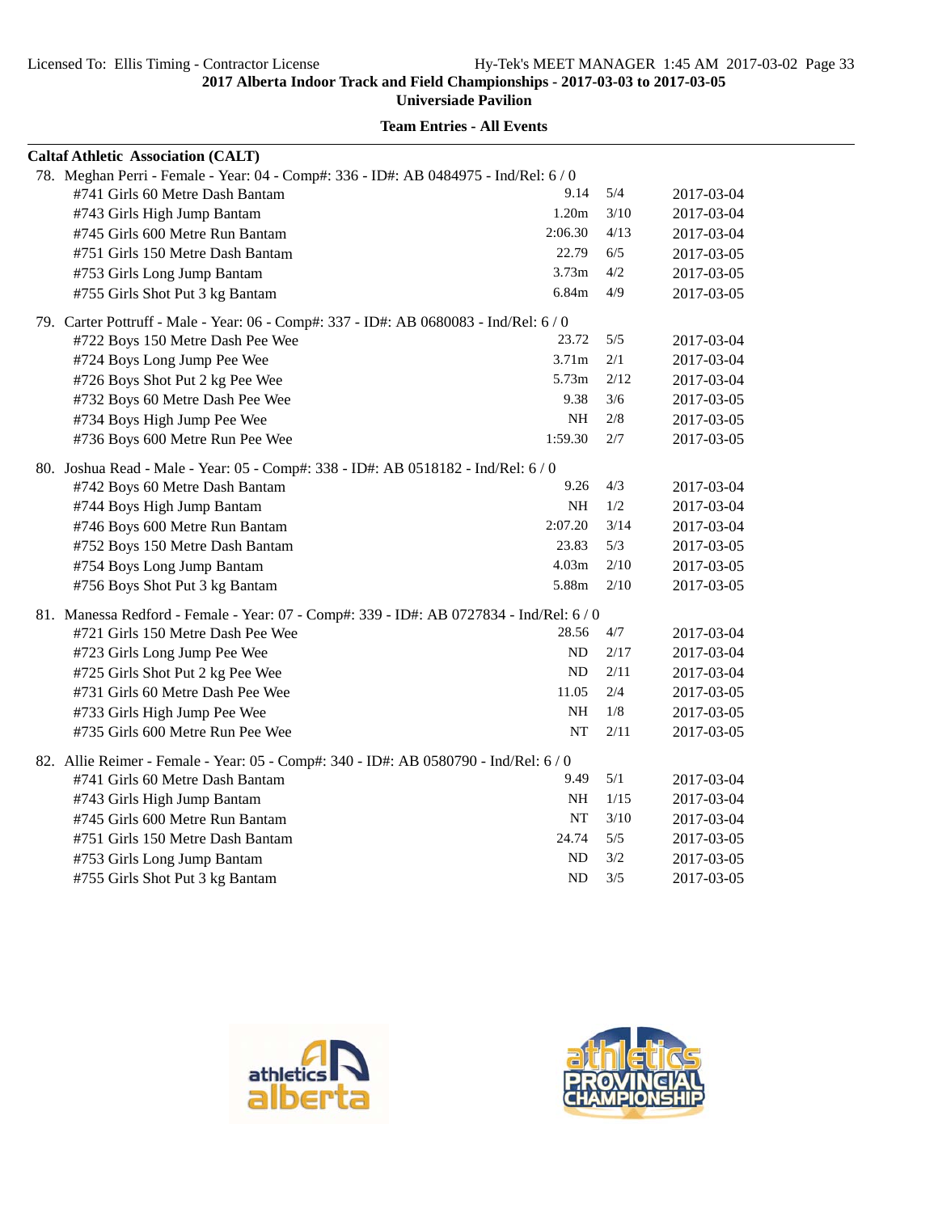**2017 Alberta Indoor Track and Field Championships - 2017-03-03 to 2017-03-05**
**Universiade Pavilion**

**Team Entries - All Events**

**Caltaf Athletic Association (CALT)**

78. Meghan Perri - Female - Year: 04 - Comp#: 336 - ID#: AB 0484975 - Ind/Rel: 6 / 0

| Event | Mark | Heat/Lane | Date |
|---|---|---|---|
| #741 Girls 60 Metre Dash Bantam | 9.14 | 5/4 | 2017-03-04 |
| #743 Girls High Jump Bantam | 1.20m | 3/10 | 2017-03-04 |
| #745 Girls 600 Metre Run Bantam | 2:06.30 | 4/13 | 2017-03-04 |
| #751 Girls 150 Metre Dash Bantam | 22.79 | 6/5 | 2017-03-05 |
| #753 Girls Long Jump Bantam | 3.73m | 4/2 | 2017-03-05 |
| #755 Girls Shot Put 3 kg Bantam | 6.84m | 4/9 | 2017-03-05 |

79. Carter Pottruff - Male - Year: 06 - Comp#: 337 - ID#: AB 0680083 - Ind/Rel: 6 / 0

| Event | Mark | Heat/Lane | Date |
|---|---|---|---|
| #722 Boys 150 Metre Dash Pee Wee | 23.72 | 5/5 | 2017-03-04 |
| #724 Boys Long Jump Pee Wee | 3.71m | 2/1 | 2017-03-04 |
| #726 Boys Shot Put 2 kg Pee Wee | 5.73m | 2/12 | 2017-03-04 |
| #732 Boys 60 Metre Dash Pee Wee | 9.38 | 3/6 | 2017-03-05 |
| #734 Boys High Jump Pee Wee | NH | 2/8 | 2017-03-05 |
| #736 Boys 600 Metre Run Pee Wee | 1:59.30 | 2/7 | 2017-03-05 |

80. Joshua Read - Male - Year: 05 - Comp#: 338 - ID#: AB 0518182 - Ind/Rel: 6 / 0

| Event | Mark | Heat/Lane | Date |
|---|---|---|---|
| #742 Boys 60 Metre Dash Bantam | 9.26 | 4/3 | 2017-03-04 |
| #744 Boys High Jump Bantam | NH | 1/2 | 2017-03-04 |
| #746 Boys 600 Metre Run Bantam | 2:07.20 | 3/14 | 2017-03-04 |
| #752 Boys 150 Metre Dash Bantam | 23.83 | 5/3 | 2017-03-05 |
| #754 Boys Long Jump Bantam | 4.03m | 2/10 | 2017-03-05 |
| #756 Boys Shot Put 3 kg Bantam | 5.88m | 2/10 | 2017-03-05 |

81. Manessa Redford - Female - Year: 07 - Comp#: 339 - ID#: AB 0727834 - Ind/Rel: 6 / 0

| Event | Mark | Heat/Lane | Date |
|---|---|---|---|
| #721 Girls 150 Metre Dash Pee Wee | 28.56 | 4/7 | 2017-03-04 |
| #723 Girls Long Jump Pee Wee | ND | 2/17 | 2017-03-04 |
| #725 Girls Shot Put 2 kg Pee Wee | ND | 2/11 | 2017-03-04 |
| #731 Girls 60 Metre Dash Pee Wee | 11.05 | 2/4 | 2017-03-05 |
| #733 Girls High Jump Pee Wee | NH | 1/8 | 2017-03-05 |
| #735 Girls 600 Metre Run Pee Wee | NT | 2/11 | 2017-03-05 |

82. Allie Reimer - Female - Year: 05 - Comp#: 340 - ID#: AB 0580790 - Ind/Rel: 6 / 0

| Event | Mark | Heat/Lane | Date |
|---|---|---|---|
| #741 Girls 60 Metre Dash Bantam | 9.49 | 5/1 | 2017-03-04 |
| #743 Girls High Jump Bantam | NH | 1/15 | 2017-03-04 |
| #745 Girls 600 Metre Run Bantam | NT | 3/10 | 2017-03-04 |
| #751 Girls 150 Metre Dash Bantam | 24.74 | 5/5 | 2017-03-05 |
| #753 Girls Long Jump Bantam | ND | 3/2 | 2017-03-05 |
| #755 Girls Shot Put 3 kg Bantam | ND | 3/5 | 2017-03-05 |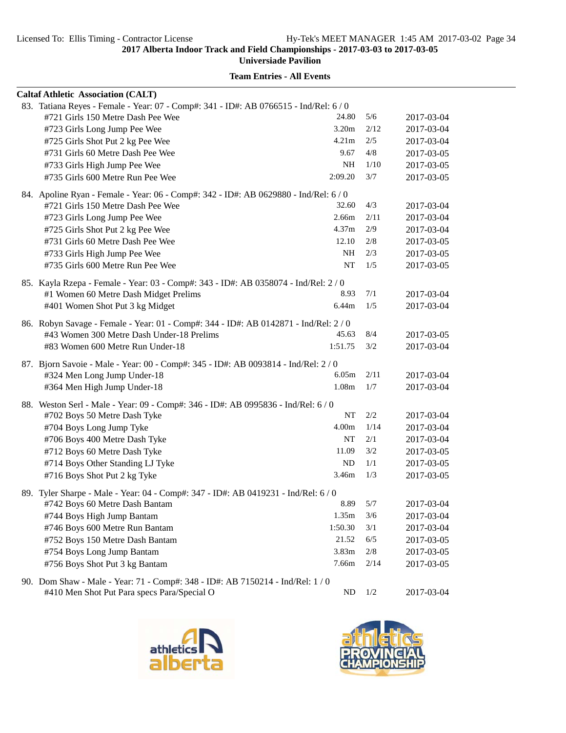**Team Entries - All Events**

**Caltaf Athletic Association (CALT)**

83. Tatiana Reyes - Female - Year: 07 - Comp#: 341 - ID#: AB 0766515 - Ind/Rel: 6 / 0

| Event | Mark | Heat/Lane | Date |
|---|---|---|---|
| #721 Girls 150 Metre Dash Pee Wee | 24.80 | 5/6 | 2017-03-04 |
| #723 Girls Long Jump Pee Wee | 3.20m | 2/12 | 2017-03-04 |
| #725 Girls Shot Put 2 kg Pee Wee | 4.21m | 2/5 | 2017-03-04 |
| #731 Girls 60 Metre Dash Pee Wee | 9.67 | 4/8 | 2017-03-05 |
| #733 Girls High Jump Pee Wee | NH | 1/10 | 2017-03-05 |
| #735 Girls 600 Metre Run Pee Wee | 2:09.20 | 3/7 | 2017-03-05 |

84. Apoline Ryan - Female - Year: 06 - Comp#: 342 - ID#: AB 0629880 - Ind/Rel: 6 / 0

| Event | Mark | Heat/Lane | Date |
|---|---|---|---|
| #721 Girls 150 Metre Dash Pee Wee | 32.60 | 4/3 | 2017-03-04 |
| #723 Girls Long Jump Pee Wee | 2.66m | 2/11 | 2017-03-04 |
| #725 Girls Shot Put 2 kg Pee Wee | 4.37m | 2/9 | 2017-03-04 |
| #731 Girls 60 Metre Dash Pee Wee | 12.10 | 2/8 | 2017-03-05 |
| #733 Girls High Jump Pee Wee | NH | 2/3 | 2017-03-05 |
| #735 Girls 600 Metre Run Pee Wee | NT | 1/5 | 2017-03-05 |

85. Kayla Rzepa - Female - Year: 03 - Comp#: 343 - ID#: AB 0358074 - Ind/Rel: 2 / 0

| Event | Mark | Heat/Lane | Date |
|---|---|---|---|
| #1 Women 60 Metre Dash Midget Prelims | 8.93 | 7/1 | 2017-03-04 |
| #401 Women Shot Put 3 kg Midget | 6.44m | 1/5 | 2017-03-04 |

86. Robyn Savage - Female - Year: 01 - Comp#: 344 - ID#: AB 0142871 - Ind/Rel: 2 / 0

| Event | Mark | Heat/Lane | Date |
|---|---|---|---|
| #43 Women 300 Metre Dash Under-18 Prelims | 45.63 | 8/4 | 2017-03-05 |
| #83 Women 600 Metre Run Under-18 | 1:51.75 | 3/2 | 2017-03-04 |

87. Bjorn Savoie - Male - Year: 00 - Comp#: 345 - ID#: AB 0093814 - Ind/Rel: 2 / 0

| Event | Mark | Heat/Lane | Date |
|---|---|---|---|
| #324 Men Long Jump Under-18 | 6.05m | 2/11 | 2017-03-04 |
| #364 Men High Jump Under-18 | 1.08m | 1/7 | 2017-03-04 |

88. Weston Serl - Male - Year: 09 - Comp#: 346 - ID#: AB 0995836 - Ind/Rel: 6 / 0

| Event | Mark | Heat/Lane | Date |
|---|---|---|---|
| #702 Boys 50 Metre Dash Tyke | NT | 2/2 | 2017-03-04 |
| #704 Boys Long Jump Tyke | 4.00m | 1/14 | 2017-03-04 |
| #706 Boys 400 Metre Dash Tyke | NT | 2/1 | 2017-03-04 |
| #712 Boys 60 Metre Dash Tyke | 11.09 | 3/2 | 2017-03-05 |
| #714 Boys Other Standing LJ Tyke | ND | 1/1 | 2017-03-05 |
| #716 Boys Shot Put 2 kg Tyke | 3.46m | 1/3 | 2017-03-05 |

89. Tyler Sharpe - Male - Year: 04 - Comp#: 347 - ID#: AB 0419231 - Ind/Rel: 6 / 0

| Event | Mark | Heat/Lane | Date |
|---|---|---|---|
| #742 Boys 60 Metre Dash Bantam | 8.89 | 5/7 | 2017-03-04 |
| #744 Boys High Jump Bantam | 1.35m | 3/6 | 2017-03-04 |
| #746 Boys 600 Metre Run Bantam | 1:50.30 | 3/1 | 2017-03-04 |
| #752 Boys 150 Metre Dash Bantam | 21.52 | 6/5 | 2017-03-05 |
| #754 Boys Long Jump Bantam | 3.83m | 2/8 | 2017-03-05 |
| #756 Boys Shot Put 3 kg Bantam | 7.66m | 2/14 | 2017-03-05 |

90. Dom Shaw - Male - Year: 71 - Comp#: 348 - ID#: AB 7150214 - Ind/Rel: 1 / 0

| Event | Mark | Heat/Lane | Date |
|---|---|---|---|
| #410 Men Shot Put Para specs Para/Special O | ND | 1/2 | 2017-03-04 |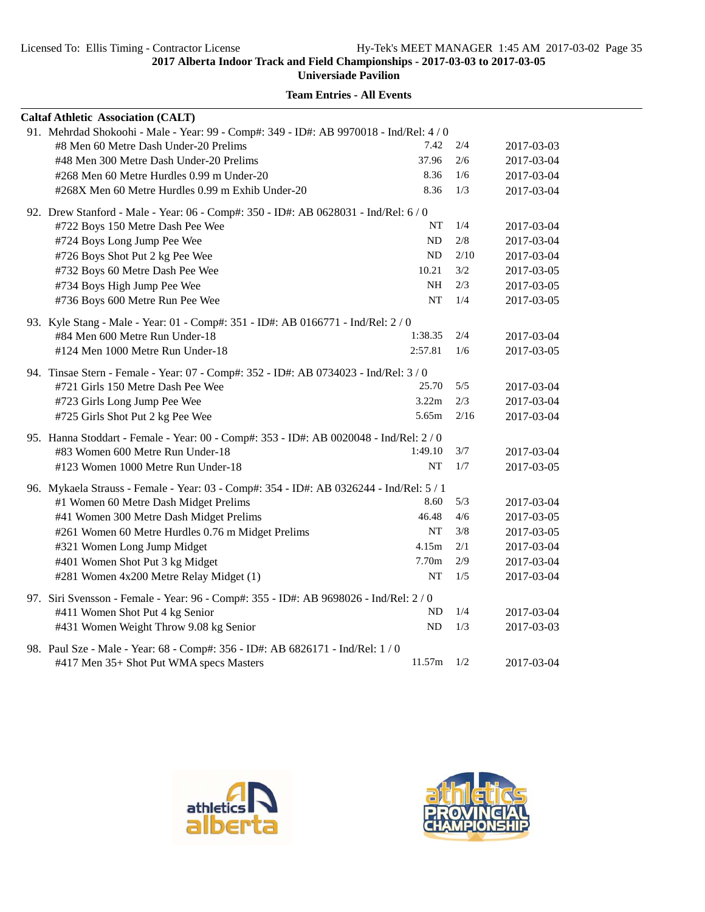**2017 Alberta Indoor Track and Field Championships - 2017-03-03 to 2017-03-05**

**Universiade Pavilion**

**Team Entries - All Events**

**Caltaf Athletic Association (CALT)**

91. Mehrdad Shokoohi - Male - Year: 99 - Comp#: 349 - ID#: AB 9970018 - Ind/Rel: 4 / 0

| Event | Mark | Heat | Date |
|---|---|---|---|
| #8 Men 60 Metre Dash Under-20 Prelims | 7.42 | 2/4 | 2017-03-03 |
| #48 Men 300 Metre Dash Under-20 Prelims | 37.96 | 2/6 | 2017-03-04 |
| #268 Men 60 Metre Hurdles 0.99 m Under-20 | 8.36 | 1/6 | 2017-03-04 |
| #268X Men 60 Metre Hurdles 0.99 m Exhib Under-20 | 8.36 | 1/3 | 2017-03-04 |

92. Drew Stanford - Male - Year: 06 - Comp#: 350 - ID#: AB 0628031 - Ind/Rel: 6 / 0

| Event | Mark | Heat | Date |
|---|---|---|---|
| #722 Boys 150 Metre Dash Pee Wee | NT | 1/4 | 2017-03-04 |
| #724 Boys Long Jump Pee Wee | ND | 2/8 | 2017-03-04 |
| #726 Boys Shot Put 2 kg Pee Wee | ND | 2/10 | 2017-03-04 |
| #732 Boys 60 Metre Dash Pee Wee | 10.21 | 3/2 | 2017-03-05 |
| #734 Boys High Jump Pee Wee | NH | 2/3 | 2017-03-05 |
| #736 Boys 600 Metre Run Pee Wee | NT | 1/4 | 2017-03-05 |

93. Kyle Stang - Male - Year: 01 - Comp#: 351 - ID#: AB 0166771 - Ind/Rel: 2 / 0

| Event | Mark | Heat | Date |
|---|---|---|---|
| #84 Men 600 Metre Run Under-18 | 1:38.35 | 2/4 | 2017-03-04 |
| #124 Men 1000 Metre Run Under-18 | 2:57.81 | 1/6 | 2017-03-05 |

94. Tinsae Stern - Female - Year: 07 - Comp#: 352 - ID#: AB 0734023 - Ind/Rel: 3 / 0

| Event | Mark | Heat | Date |
|---|---|---|---|
| #721 Girls 150 Metre Dash Pee Wee | 25.70 | 5/5 | 2017-03-04 |
| #723 Girls Long Jump Pee Wee | 3.22m | 2/3 | 2017-03-04 |
| #725 Girls Shot Put 2 kg Pee Wee | 5.65m | 2/16 | 2017-03-04 |

95. Hanna Stoddart - Female - Year: 00 - Comp#: 353 - ID#: AB 0020048 - Ind/Rel: 2 / 0

| Event | Mark | Heat | Date |
|---|---|---|---|
| #83 Women 600 Metre Run Under-18 | 1:49.10 | 3/7 | 2017-03-04 |
| #123 Women 1000 Metre Run Under-18 | NT | 1/7 | 2017-03-05 |

96. Mykaela Strauss - Female - Year: 03 - Comp#: 354 - ID#: AB 0326244 - Ind/Rel: 5 / 1

| Event | Mark | Heat | Date |
|---|---|---|---|
| #1 Women 60 Metre Dash Midget Prelims | 8.60 | 5/3 | 2017-03-04 |
| #41 Women 300 Metre Dash Midget Prelims | 46.48 | 4/6 | 2017-03-05 |
| #261 Women 60 Metre Hurdles 0.76 m Midget Prelims | NT | 3/8 | 2017-03-05 |
| #321 Women Long Jump Midget | 4.15m | 2/1 | 2017-03-04 |
| #401 Women Shot Put 3 kg Midget | 7.70m | 2/9 | 2017-03-04 |
| #281 Women 4x200 Metre Relay Midget (1) | NT | 1/5 | 2017-03-04 |

97. Siri Svensson - Female - Year: 96 - Comp#: 355 - ID#: AB 9698026 - Ind/Rel: 2 / 0

| Event | Mark | Heat | Date |
|---|---|---|---|
| #411 Women Shot Put 4 kg Senior | ND | 1/4 | 2017-03-04 |
| #431 Women Weight Throw 9.08 kg Senior | ND | 1/3 | 2017-03-03 |

98. Paul Sze - Male - Year: 68 - Comp#: 356 - ID#: AB 6826171 - Ind/Rel: 1 / 0

| Event | Mark | Heat | Date |
|---|---|---|---|
| #417 Men 35+ Shot Put WMA specs Masters | 11.57m | 1/2 | 2017-03-04 |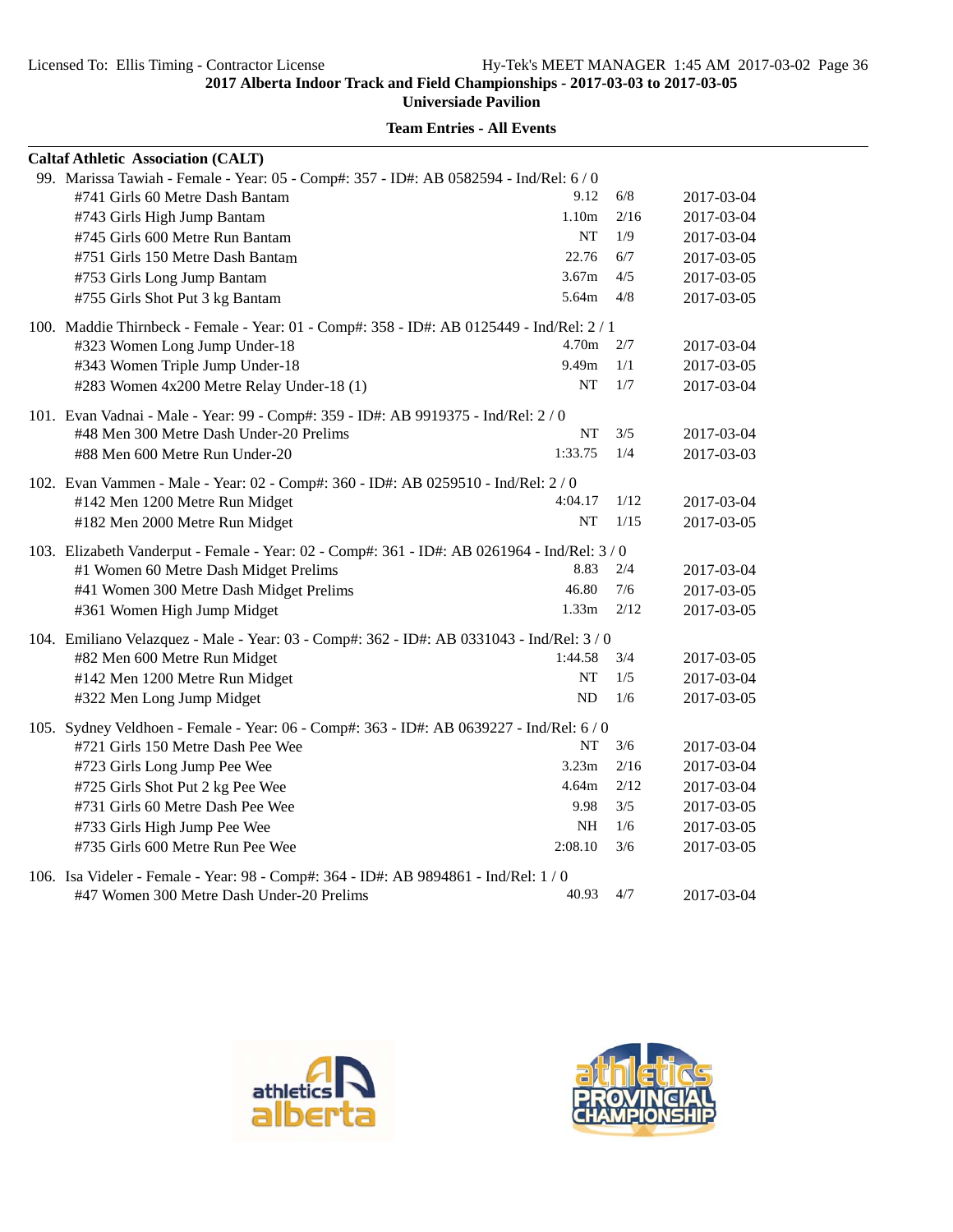**2017 Alberta Indoor Track and Field Championships - 2017-03-03 to 2017-03-05**

**Universiade Pavilion**

**Team Entries - All Events**

**Caltaf Athletic Association (CALT)**

99. Marissa Tawiah - Female - Year: 05 - Comp#: 357 - ID#: AB 0582594 - Ind/Rel: 6 / 0

| Event | Mark | Heat | Date |
|---|---|---|---|
| #741 Girls 60 Metre Dash Bantam | 9.12 | 6/8 | 2017-03-04 |
| #743 Girls High Jump Bantam | 1.10m | 2/16 | 2017-03-04 |
| #745 Girls 600 Metre Run Bantam | NT | 1/9 | 2017-03-04 |
| #751 Girls 150 Metre Dash Bantam | 22.76 | 6/7 | 2017-03-05 |
| #753 Girls Long Jump Bantam | 3.67m | 4/5 | 2017-03-05 |
| #755 Girls Shot Put 3 kg Bantam | 5.64m | 4/8 | 2017-03-05 |

100. Maddie Thirnbeck - Female - Year: 01 - Comp#: 358 - ID#: AB 0125449 - Ind/Rel: 2 / 1

| Event | Mark | Heat | Date |
|---|---|---|---|
| #323 Women Long Jump Under-18 | 4.70m | 2/7 | 2017-03-04 |
| #343 Women Triple Jump Under-18 | 9.49m | 1/1 | 2017-03-05 |
| #283 Women 4x200 Metre Relay Under-18 (1) | NT | 1/7 | 2017-03-04 |

101. Evan Vadnai - Male - Year: 99 - Comp#: 359 - ID#: AB 9919375 - Ind/Rel: 2 / 0

| Event | Mark | Heat | Date |
|---|---|---|---|
| #48 Men 300 Metre Dash Under-20 Prelims | NT | 3/5 | 2017-03-04 |
| #88 Men 600 Metre Run Under-20 | 1:33.75 | 1/4 | 2017-03-03 |

102. Evan Vammen - Male - Year: 02 - Comp#: 360 - ID#: AB 0259510 - Ind/Rel: 2 / 0

| Event | Mark | Heat | Date |
|---|---|---|---|
| #142 Men 1200 Metre Run Midget | 4:04.17 | 1/12 | 2017-03-04 |
| #182 Men 2000 Metre Run Midget | NT | 1/15 | 2017-03-05 |

103. Elizabeth Vanderput - Female - Year: 02 - Comp#: 361 - ID#: AB 0261964 - Ind/Rel: 3 / 0

| Event | Mark | Heat | Date |
|---|---|---|---|
| #1 Women 60 Metre Dash Midget Prelims | 8.83 | 2/4 | 2017-03-04 |
| #41 Women 300 Metre Dash Midget Prelims | 46.80 | 7/6 | 2017-03-05 |
| #361 Women High Jump Midget | 1.33m | 2/12 | 2017-03-05 |

104. Emiliano Velazquez - Male - Year: 03 - Comp#: 362 - ID#: AB 0331043 - Ind/Rel: 3 / 0

| Event | Mark | Heat | Date |
|---|---|---|---|
| #82 Men 600 Metre Run Midget | 1:44.58 | 3/4 | 2017-03-05 |
| #142 Men 1200 Metre Run Midget | NT | 1/5 | 2017-03-04 |
| #322 Men Long Jump Midget | ND | 1/6 | 2017-03-05 |

105. Sydney Veldhoen - Female - Year: 06 - Comp#: 363 - ID#: AB 0639227 - Ind/Rel: 6 / 0

| Event | Mark | Heat | Date |
|---|---|---|---|
| #721 Girls 150 Metre Dash Pee Wee | NT | 3/6 | 2017-03-04 |
| #723 Girls Long Jump Pee Wee | 3.23m | 2/16 | 2017-03-04 |
| #725 Girls Shot Put 2 kg Pee Wee | 4.64m | 2/12 | 2017-03-04 |
| #731 Girls 60 Metre Dash Pee Wee | 9.98 | 3/5 | 2017-03-05 |
| #733 Girls High Jump Pee Wee | NH | 1/6 | 2017-03-05 |
| #735 Girls 600 Metre Run Pee Wee | 2:08.10 | 3/6 | 2017-03-05 |

106. Isa Videler - Female - Year: 98 - Comp#: 364 - ID#: AB 9894861 - Ind/Rel: 1 / 0

| Event | Mark | Heat | Date |
|---|---|---|---|
| #47 Women 300 Metre Dash Under-20 Prelims | 40.93 | 4/7 | 2017-03-04 |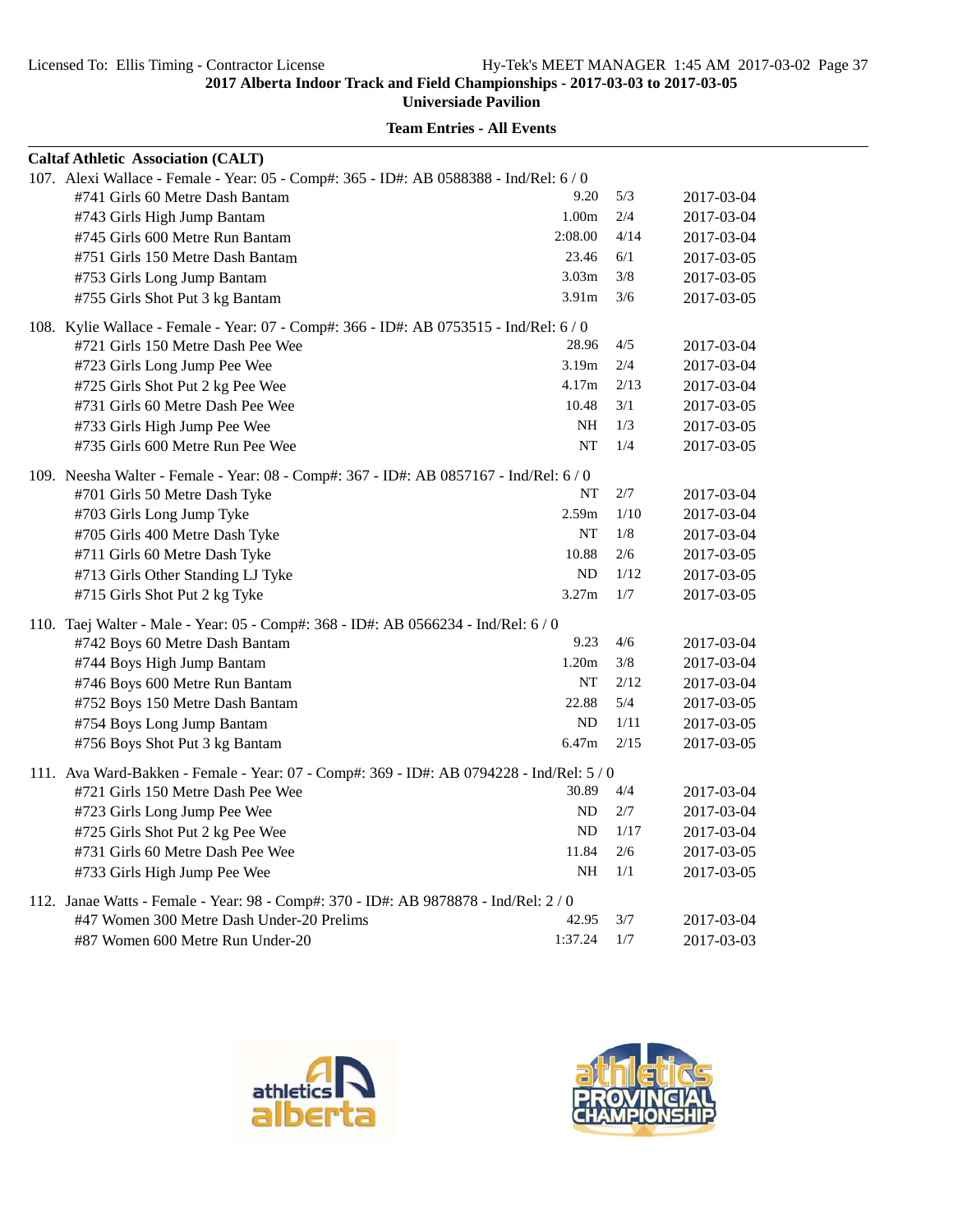## Team Entries - All Events

### Caltaf Athletic Association (CALT)

107. Alexi Wallace - Female - Year: 05 - Comp#: 365 - ID#: AB 0588388 - Ind/Rel: 6 / 0

| Event | Seed | Heat/Lane | Date |
|---|---|---|---|
| #741 Girls 60 Metre Dash Bantam | 9.20 | 5/3 | 2017-03-04 |
| #743 Girls High Jump Bantam | 1.00m | 2/4 | 2017-03-04 |
| #745 Girls 600 Metre Run Bantam | 2:08.00 | 4/14 | 2017-03-04 |
| #751 Girls 150 Metre Dash Bantam | 23.46 | 6/1 | 2017-03-05 |
| #753 Girls Long Jump Bantam | 3.03m | 3/8 | 2017-03-05 |
| #755 Girls Shot Put 3 kg Bantam | 3.91m | 3/6 | 2017-03-05 |

108. Kylie Wallace - Female - Year: 07 - Comp#: 366 - ID#: AB 0753515 - Ind/Rel: 6 / 0

| Event | Seed | Heat/Lane | Date |
|---|---|---|---|
| #721 Girls 150 Metre Dash Pee Wee | 28.96 | 4/5 | 2017-03-04 |
| #723 Girls Long Jump Pee Wee | 3.19m | 2/4 | 2017-03-04 |
| #725 Girls Shot Put 2 kg Pee Wee | 4.17m | 2/13 | 2017-03-04 |
| #731 Girls 60 Metre Dash Pee Wee | 10.48 | 3/1 | 2017-03-05 |
| #733 Girls High Jump Pee Wee | NH | 1/3 | 2017-03-05 |
| #735 Girls 600 Metre Run Pee Wee | NT | 1/4 | 2017-03-05 |

109. Neesha Walter - Female - Year: 08 - Comp#: 367 - ID#: AB 0857167 - Ind/Rel: 6 / 0

| Event | Seed | Heat/Lane | Date |
|---|---|---|---|
| #701 Girls 50 Metre Dash Tyke | NT | 2/7 | 2017-03-04 |
| #703 Girls Long Jump Tyke | 2.59m | 1/10 | 2017-03-04 |
| #705 Girls 400 Metre Dash Tyke | NT | 1/8 | 2017-03-04 |
| #711 Girls 60 Metre Dash Tyke | 10.88 | 2/6 | 2017-03-05 |
| #713 Girls Other Standing LJ Tyke | ND | 1/12 | 2017-03-05 |
| #715 Girls Shot Put 2 kg Tyke | 3.27m | 1/7 | 2017-03-05 |

110. Taej Walter - Male - Year: 05 - Comp#: 368 - ID#: AB 0566234 - Ind/Rel: 6 / 0

| Event | Seed | Heat/Lane | Date |
|---|---|---|---|
| #742 Boys 60 Metre Dash Bantam | 9.23 | 4/6 | 2017-03-04 |
| #744 Boys High Jump Bantam | 1.20m | 3/8 | 2017-03-04 |
| #746 Boys 600 Metre Run Bantam | NT | 2/12 | 2017-03-04 |
| #752 Boys 150 Metre Dash Bantam | 22.88 | 5/4 | 2017-03-05 |
| #754 Boys Long Jump Bantam | ND | 1/11 | 2017-03-05 |
| #756 Boys Shot Put 3 kg Bantam | 6.47m | 2/15 | 2017-03-05 |

111. Ava Ward-Bakken - Female - Year: 07 - Comp#: 369 - ID#: AB 0794228 - Ind/Rel: 5 / 0

| Event | Seed | Heat/Lane | Date |
|---|---|---|---|
| #721 Girls 150 Metre Dash Pee Wee | 30.89 | 4/4 | 2017-03-04 |
| #723 Girls Long Jump Pee Wee | ND | 2/7 | 2017-03-04 |
| #725 Girls Shot Put 2 kg Pee Wee | ND | 1/17 | 2017-03-04 |
| #731 Girls 60 Metre Dash Pee Wee | 11.84 | 2/6 | 2017-03-05 |
| #733 Girls High Jump Pee Wee | NH | 1/1 | 2017-03-05 |

112. Janae Watts - Female - Year: 98 - Comp#: 370 - ID#: AB 9878878 - Ind/Rel: 2 / 0

| Event | Seed | Heat/Lane | Date |
|---|---|---|---|
| #47 Women 300 Metre Dash Under-20 Prelims | 42.95 | 3/7 | 2017-03-04 |
| #87 Women 600 Metre Run Under-20 | 1:37.24 | 1/7 | 2017-03-03 |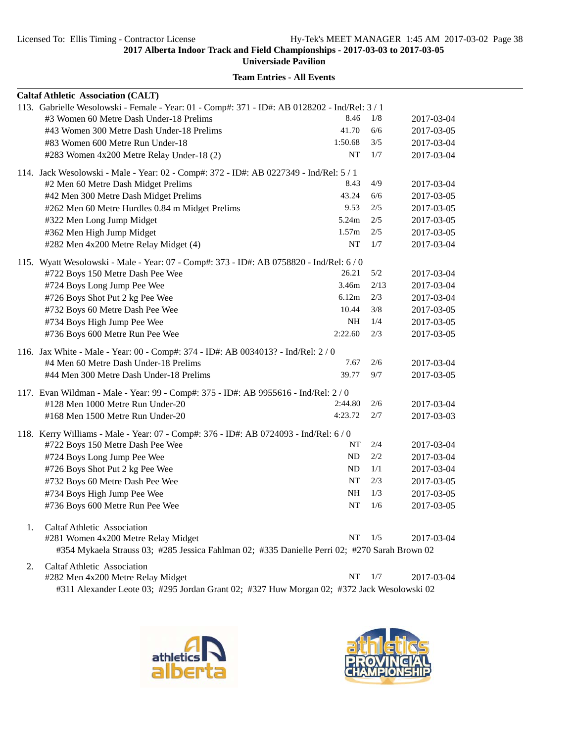2017 Alberta Indoor Track and Field Championships - 2017-03-03 to 2017-03-05

Universiade Pavilion

**Team Entries - All Events**

**Caltaf Athletic Association (CALT)**

113. Gabrielle Wesolowski - Female - Year: 01 - Comp#: 371 - ID#: AB 0128202 - Ind/Rel: 3 / 1

| Event | Mark | Heat/Lane | Date |
|---|---|---|---|
| #3 Women 60 Metre Dash Under-18 Prelims | 8.46 | 1/8 | 2017-03-04 |
| #43 Women 300 Metre Dash Under-18 Prelims | 41.70 | 6/6 | 2017-03-05 |
| #83 Women 600 Metre Run Under-18 | 1:50.68 | 3/5 | 2017-03-04 |
| #283 Women 4x200 Metre Relay Under-18 (2) | NT | 1/7 | 2017-03-04 |

114. Jack Wesolowski - Male - Year: 02 - Comp#: 372 - ID#: AB 0227349 - Ind/Rel: 5 / 1

| Event | Mark | Heat/Lane | Date |
|---|---|---|---|
| #2 Men 60 Metre Dash Midget Prelims | 8.43 | 4/9 | 2017-03-04 |
| #42 Men 300 Metre Dash Midget Prelims | 43.24 | 6/6 | 2017-03-05 |
| #262 Men 60 Metre Hurdles 0.84 m Midget Prelims | 9.53 | 2/5 | 2017-03-05 |
| #322 Men Long Jump Midget | 5.24m | 2/5 | 2017-03-05 |
| #362 Men High Jump Midget | 1.57m | 2/5 | 2017-03-05 |
| #282 Men 4x200 Metre Relay Midget (4) | NT | 1/7 | 2017-03-04 |

115. Wyatt Wesolowski - Male - Year: 07 - Comp#: 373 - ID#: AB 0758820 - Ind/Rel: 6 / 0

| Event | Mark | Heat/Lane | Date |
|---|---|---|---|
| #722 Boys 150 Metre Dash Pee Wee | 26.21 | 5/2 | 2017-03-04 |
| #724 Boys Long Jump Pee Wee | 3.46m | 2/13 | 2017-03-04 |
| #726 Boys Shot Put 2 kg Pee Wee | 6.12m | 2/3 | 2017-03-04 |
| #732 Boys 60 Metre Dash Pee Wee | 10.44 | 3/8 | 2017-03-05 |
| #734 Boys High Jump Pee Wee | NH | 1/4 | 2017-03-05 |
| #736 Boys 600 Metre Run Pee Wee | 2:22.60 | 2/3 | 2017-03-05 |

116. Jax White - Male - Year: 00 - Comp#: 374 - ID#: AB 0034013? - Ind/Rel: 2 / 0

| Event | Mark | Heat/Lane | Date |
|---|---|---|---|
| #4 Men 60 Metre Dash Under-18 Prelims | 7.67 | 2/6 | 2017-03-04 |
| #44 Men 300 Metre Dash Under-18 Prelims | 39.77 | 9/7 | 2017-03-05 |

117. Evan Wildman - Male - Year: 99 - Comp#: 375 - ID#: AB 9955616 - Ind/Rel: 2 / 0

| Event | Mark | Heat/Lane | Date |
|---|---|---|---|
| #128 Men 1000 Metre Run Under-20 | 2:44.80 | 2/6 | 2017-03-04 |
| #168 Men 1500 Metre Run Under-20 | 4:23.72 | 2/7 | 2017-03-03 |

118. Kerry Williams - Male - Year: 07 - Comp#: 376 - ID#: AB 0724093 - Ind/Rel: 6 / 0

| Event | Mark | Heat/Lane | Date |
|---|---|---|---|
| #722 Boys 150 Metre Dash Pee Wee | NT | 2/4 | 2017-03-04 |
| #724 Boys Long Jump Pee Wee | ND | 2/2 | 2017-03-04 |
| #726 Boys Shot Put 2 kg Pee Wee | ND | 1/1 | 2017-03-04 |
| #732 Boys 60 Metre Dash Pee Wee | NT | 2/3 | 2017-03-05 |
| #734 Boys High Jump Pee Wee | NH | 1/3 | 2017-03-05 |
| #736 Boys 600 Metre Run Pee Wee | NT | 1/6 | 2017-03-05 |

1. Caltaf Athletic Association

| Event | Mark | Heat/Lane | Date |
|---|---|---|---|
| #281 Women 4x200 Metre Relay Midget | NT | 1/5 | 2017-03-04 |

#354 Mykaela Strauss 03; #285 Jessica Fahlman 02; #335 Danielle Perri 02; #270 Sarah Brown 02

2. Caltaf Athletic Association

| Event | Mark | Heat/Lane | Date |
|---|---|---|---|
| #282 Men 4x200 Metre Relay Midget | NT | 1/7 | 2017-03-04 |

#311 Alexander Leote 03; #295 Jordan Grant 02; #327 Huw Morgan 02; #372 Jack Wesolowski 02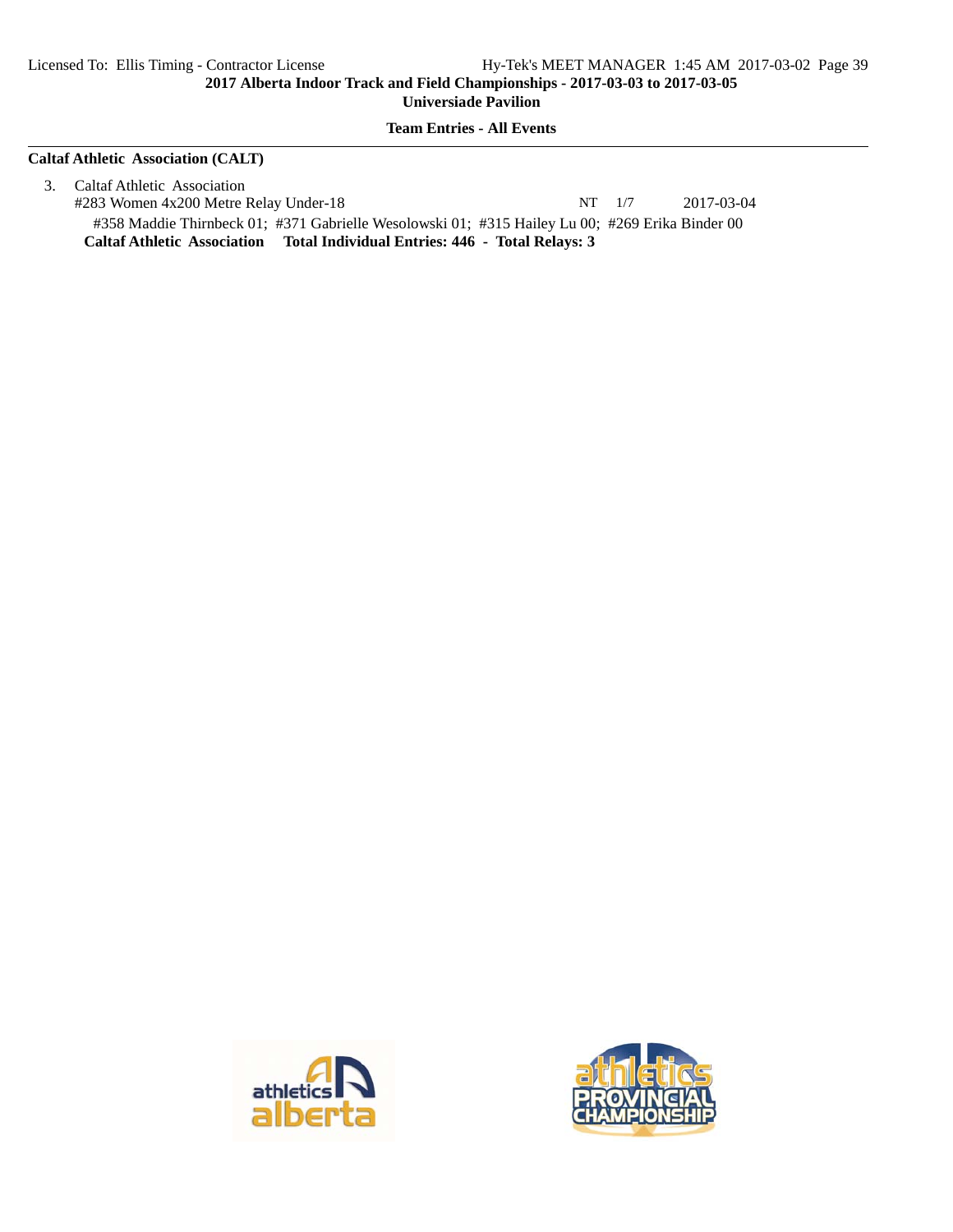## Caltaf Athletic Association (CALT)

3. Caltaf Athletic Association
   #283 Women 4x200 Metre Relay Under-18 NT 1/7 2017-03-04
   #358 Maddie Thirnbeck 01; #371 Gabrielle Wesolowski 01; #315 Hailey Lu 00; #269 Erika Binder 00

**Caltaf Athletic Association Total Individual Entries: 446 - Total Relays: 3**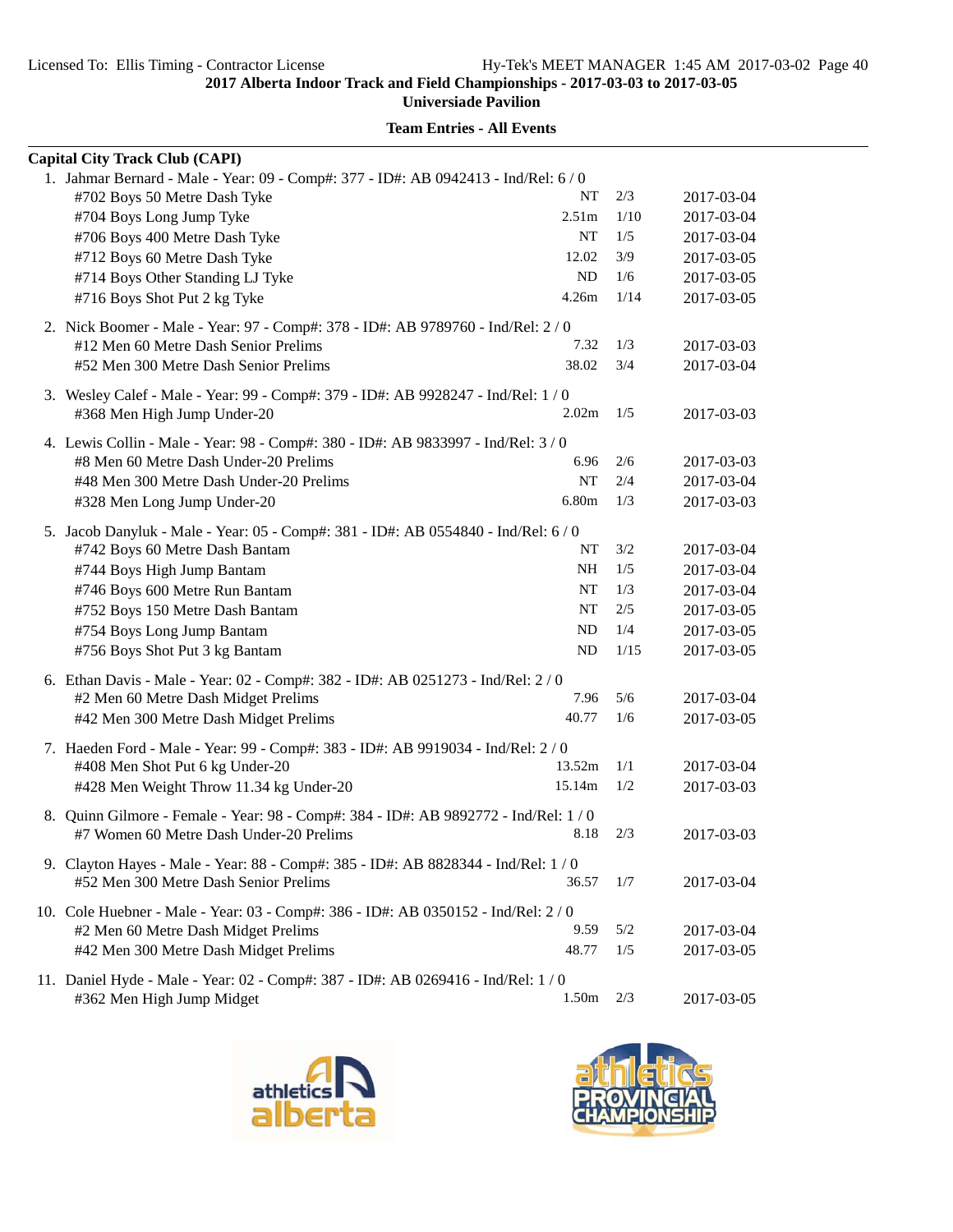# 2017 Alberta Indoor Track and Field Championships - 2017-03-03 to 2017-03-05

**Universiade Pavilion**

**Team Entries - All Events**

## Capital City Track Club (CAPI)

1. Jahmar Bernard - Male - Year: 09 - Comp#: 377 - ID#: AB 0942413 - Ind/Rel: 6 / 0

| Event | Mark | Heat/Lane | Date |
|---|---|---|---|
| #702 Boys 50 Metre Dash Tyke | NT | 2/3 | 2017-03-04 |
| #704 Boys Long Jump Tyke | 2.51m | 1/10 | 2017-03-04 |
| #706 Boys 400 Metre Dash Tyke | NT | 1/5 | 2017-03-04 |
| #712 Boys 60 Metre Dash Tyke | 12.02 | 3/9 | 2017-03-05 |
| #714 Boys Other Standing LJ Tyke | ND | 1/6 | 2017-03-05 |
| #716 Boys Shot Put 2 kg Tyke | 4.26m | 1/14 | 2017-03-05 |

2. Nick Boomer - Male - Year: 97 - Comp#: 378 - ID#: AB 9789760 - Ind/Rel: 2 / 0

| Event | Mark | Heat/Lane | Date |
|---|---|---|---|
| #12 Men 60 Metre Dash Senior Prelims | 7.32 | 1/3 | 2017-03-03 |
| #52 Men 300 Metre Dash Senior Prelims | 38.02 | 3/4 | 2017-03-04 |

3. Wesley Calef - Male - Year: 99 - Comp#: 379 - ID#: AB 9928247 - Ind/Rel: 1 / 0

| Event | Mark | Heat/Lane | Date |
|---|---|---|---|
| #368 Men High Jump Under-20 | 2.02m | 1/5 | 2017-03-03 |

4. Lewis Collin - Male - Year: 98 - Comp#: 380 - ID#: AB 9833997 - Ind/Rel: 3 / 0

| Event | Mark | Heat/Lane | Date |
|---|---|---|---|
| #8 Men 60 Metre Dash Under-20 Prelims | 6.96 | 2/6 | 2017-03-03 |
| #48 Men 300 Metre Dash Under-20 Prelims | NT | 2/4 | 2017-03-04 |
| #328 Men Long Jump Under-20 | 6.80m | 1/3 | 2017-03-03 |

5. Jacob Danyluk - Male - Year: 05 - Comp#: 381 - ID#: AB 0554840 - Ind/Rel: 6 / 0

| Event | Mark | Heat/Lane | Date |
|---|---|---|---|
| #742 Boys 60 Metre Dash Bantam | NT | 3/2 | 2017-03-04 |
| #744 Boys High Jump Bantam | NH | 1/5 | 2017-03-04 |
| #746 Boys 600 Metre Run Bantam | NT | 1/3 | 2017-03-04 |
| #752 Boys 150 Metre Dash Bantam | NT | 2/5 | 2017-03-05 |
| #754 Boys Long Jump Bantam | ND | 1/4 | 2017-03-05 |
| #756 Boys Shot Put 3 kg Bantam | ND | 1/15 | 2017-03-05 |

6. Ethan Davis - Male - Year: 02 - Comp#: 382 - ID#: AB 0251273 - Ind/Rel: 2 / 0

| Event | Mark | Heat/Lane | Date |
|---|---|---|---|
| #2 Men 60 Metre Dash Midget Prelims | 7.96 | 5/6 | 2017-03-04 |
| #42 Men 300 Metre Dash Midget Prelims | 40.77 | 1/6 | 2017-03-05 |

7. Haeden Ford - Male - Year: 99 - Comp#: 383 - ID#: AB 9919034 - Ind/Rel: 2 / 0

| Event | Mark | Heat/Lane | Date |
|---|---|---|---|
| #408 Men Shot Put 6 kg Under-20 | 13.52m | 1/1 | 2017-03-04 |
| #428 Men Weight Throw 11.34 kg Under-20 | 15.14m | 1/2 | 2017-03-03 |

8. Quinn Gilmore - Female - Year: 98 - Comp#: 384 - ID#: AB 9892772 - Ind/Rel: 1 / 0

| Event | Mark | Heat/Lane | Date |
|---|---|---|---|
| #7 Women 60 Metre Dash Under-20 Prelims | 8.18 | 2/3 | 2017-03-03 |

9. Clayton Hayes - Male - Year: 88 - Comp#: 385 - ID#: AB 8828344 - Ind/Rel: 1 / 0

| Event | Mark | Heat/Lane | Date |
|---|---|---|---|
| #52 Men 300 Metre Dash Senior Prelims | 36.57 | 1/7 | 2017-03-04 |

10. Cole Huebner - Male - Year: 03 - Comp#: 386 - ID#: AB 0350152 - Ind/Rel: 2 / 0

| Event | Mark | Heat/Lane | Date |
|---|---|---|---|
| #2 Men 60 Metre Dash Midget Prelims | 9.59 | 5/2 | 2017-03-04 |
| #42 Men 300 Metre Dash Midget Prelims | 48.77 | 1/5 | 2017-03-05 |

11. Daniel Hyde - Male - Year: 02 - Comp#: 387 - ID#: AB 0269416 - Ind/Rel: 1 / 0

| Event | Mark | Heat/Lane | Date |
|---|---|---|---|
| #362 Men High Jump Midget | 1.50m | 2/3 | 2017-03-05 |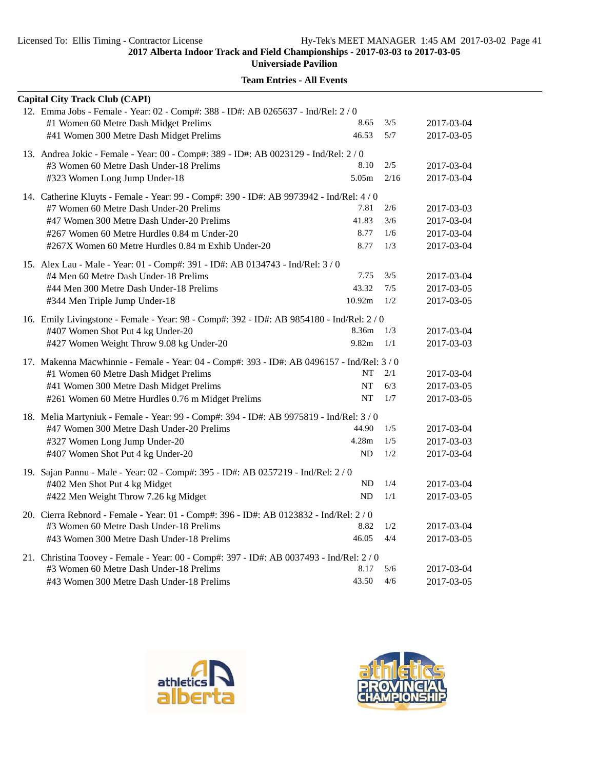**2017 Alberta Indoor Track and Field Championships - 2017-03-03 to 2017-03-05**

**Universiade Pavilion**

**Team Entries - All Events**

**Capital City Track Club (CAPI)**

12. Emma Jobs - Female - Year: 02 - Comp#: 388 - ID#: AB 0265637 - Ind/Rel: 2 / 0

| Event | Mark | Heat | Date |
|---|---|---|---|
| #1 Women 60 Metre Dash Midget Prelims | 8.65 | 3/5 | 2017-03-04 |
| #41 Women 300 Metre Dash Midget Prelims | 46.53 | 5/7 | 2017-03-05 |

13. Andrea Jokic - Female - Year: 00 - Comp#: 389 - ID#: AB 0023129 - Ind/Rel: 2 / 0

| Event | Mark | Heat | Date |
|---|---|---|---|
| #3 Women 60 Metre Dash Under-18 Prelims | 8.10 | 2/5 | 2017-03-04 |
| #323 Women Long Jump Under-18 | 5.05m | 2/16 | 2017-03-04 |

14. Catherine Kluyts - Female - Year: 99 - Comp#: 390 - ID#: AB 9973942 - Ind/Rel: 4 / 0

| Event | Mark | Heat | Date |
|---|---|---|---|
| #7 Women 60 Metre Dash Under-20 Prelims | 7.81 | 2/6 | 2017-03-03 |
| #47 Women 300 Metre Dash Under-20 Prelims | 41.83 | 3/6 | 2017-03-04 |
| #267 Women 60 Metre Hurdles 0.84 m Under-20 | 8.77 | 1/6 | 2017-03-04 |
| #267X Women 60 Metre Hurdles 0.84 m Exhib Under-20 | 8.77 | 1/3 | 2017-03-04 |

15. Alex Lau - Male - Year: 01 - Comp#: 391 - ID#: AB 0134743 - Ind/Rel: 3 / 0

| Event | Mark | Heat | Date |
|---|---|---|---|
| #4 Men 60 Metre Dash Under-18 Prelims | 7.75 | 3/5 | 2017-03-04 |
| #44 Men 300 Metre Dash Under-18 Prelims | 43.32 | 7/5 | 2017-03-05 |
| #344 Men Triple Jump Under-18 | 10.92m | 1/2 | 2017-03-05 |

16. Emily Livingstone - Female - Year: 98 - Comp#: 392 - ID#: AB 9854180 - Ind/Rel: 2 / 0

| Event | Mark | Heat | Date |
|---|---|---|---|
| #407 Women Shot Put 4 kg Under-20 | 8.36m | 1/3 | 2017-03-04 |
| #427 Women Weight Throw 9.08 kg Under-20 | 9.82m | 1/1 | 2017-03-03 |

17. Makenna Macwhinnie - Female - Year: 04 - Comp#: 393 - ID#: AB 0496157 - Ind/Rel: 3 / 0

| Event | Mark | Heat | Date |
|---|---|---|---|
| #1 Women 60 Metre Dash Midget Prelims | NT | 2/1 | 2017-03-04 |
| #41 Women 300 Metre Dash Midget Prelims | NT | 6/3 | 2017-03-05 |
| #261 Women 60 Metre Hurdles 0.76 m Midget Prelims | NT | 1/7 | 2017-03-05 |

18. Melia Martyniuk - Female - Year: 99 - Comp#: 394 - ID#: AB 9975819 - Ind/Rel: 3 / 0

| Event | Mark | Heat | Date |
|---|---|---|---|
| #47 Women 300 Metre Dash Under-20 Prelims | 44.90 | 1/5 | 2017-03-04 |
| #327 Women Long Jump Under-20 | 4.28m | 1/5 | 2017-03-03 |
| #407 Women Shot Put 4 kg Under-20 | ND | 1/2 | 2017-03-04 |

19. Sajan Pannu - Male - Year: 02 - Comp#: 395 - ID#: AB 0257219 - Ind/Rel: 2 / 0

| Event | Mark | Heat | Date |
|---|---|---|---|
| #402 Men Shot Put 4 kg Midget | ND | 1/4 | 2017-03-04 |
| #422 Men Weight Throw 7.26 kg Midget | ND | 1/1 | 2017-03-05 |

20. Cierra Rebnord - Female - Year: 01 - Comp#: 396 - ID#: AB 0123832 - Ind/Rel: 2 / 0

| Event | Mark | Heat | Date |
|---|---|---|---|
| #3 Women 60 Metre Dash Under-18 Prelims | 8.82 | 1/2 | 2017-03-04 |
| #43 Women 300 Metre Dash Under-18 Prelims | 46.05 | 4/4 | 2017-03-05 |

21. Christina Toovey - Female - Year: 00 - Comp#: 397 - ID#: AB 0037493 - Ind/Rel: 2 / 0

| Event | Mark | Heat | Date |
|---|---|---|---|
| #3 Women 60 Metre Dash Under-18 Prelims | 8.17 | 5/6 | 2017-03-04 |
| #43 Women 300 Metre Dash Under-18 Prelims | 43.50 | 4/6 | 2017-03-05 |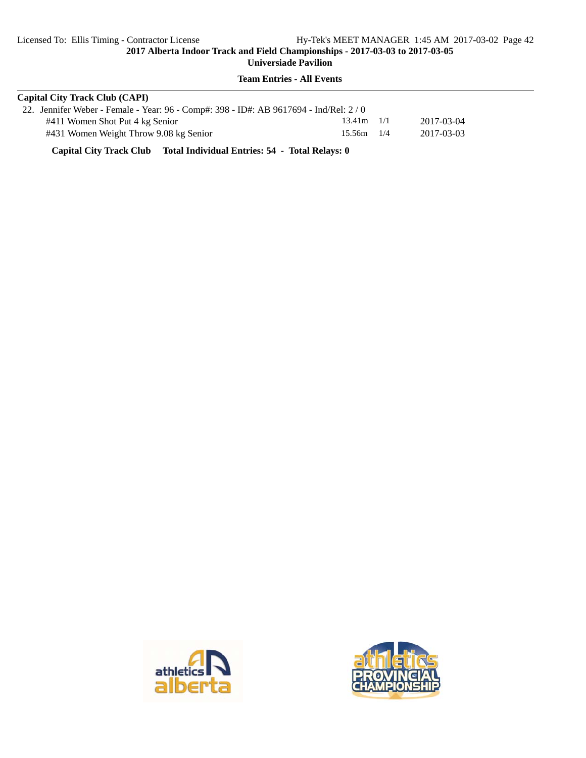## Team Entries - All Events

**Capital City Track Club (CAPI)**

22. Jennifer Weber - Female - Year: 96 - Comp#: 398 - ID#: AB 9617694 - Ind/Rel: 2 / 0

| Event | Mark | | Date |
|---|---|---|---|
| #411 Women Shot Put 4 kg Senior | 13.41m | 1/1 | 2017-03-04 |
| #431 Women Weight Throw 9.08 kg Senior | 15.56m | 1/4 | 2017-03-03 |

**Capital City Track Club Total Individual Entries: 54 - Total Relays: 0**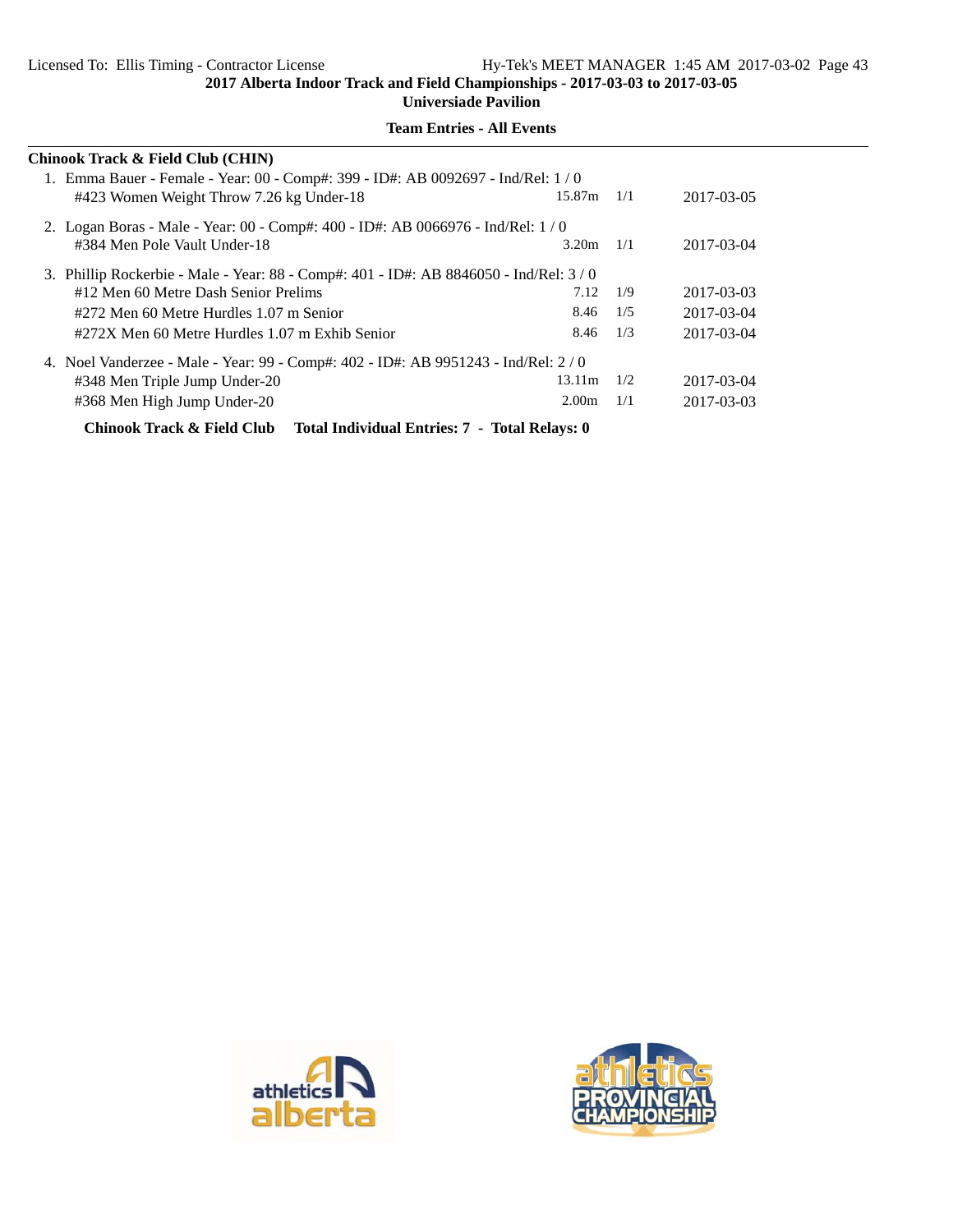**2017 Alberta Indoor Track and Field Championships - 2017-03-03 to 2017-03-05**

**Universiade Pavilion**

**Team Entries - All Events**

---

**Chinook Track & Field Club (CHIN)**

1. Emma Bauer - Female - Year: 00 - Comp#: 399 - ID#: AB 0092697 - Ind/Rel: 1 / 0

| Event | Mark | Heat | Date |
|---|---|---|---|
| #423 Women Weight Throw 7.26 kg Under-18 | 15.87m | 1/1 | 2017-03-05 |

2. Logan Boras - Male - Year: 00 - Comp#: 400 - ID#: AB 0066976 - Ind/Rel: 1 / 0

| Event | Mark | Heat | Date |
|---|---|---|---|
| #384 Men Pole Vault Under-18 | 3.20m | 1/1 | 2017-03-04 |

3. Phillip Rockerbie - Male - Year: 88 - Comp#: 401 - ID#: AB 8846050 - Ind/Rel: 3 / 0

| Event | Mark | Heat | Date |
|---|---|---|---|
| #12 Men 60 Metre Dash Senior Prelims | 7.12 | 1/9 | 2017-03-03 |
| #272 Men 60 Metre Hurdles 1.07 m Senior | 8.46 | 1/5 | 2017-03-04 |
| #272X Men 60 Metre Hurdles 1.07 m Exhib Senior | 8.46 | 1/3 | 2017-03-04 |

4. Noel Vanderzee - Male - Year: 99 - Comp#: 402 - ID#: AB 9951243 - Ind/Rel: 2 / 0

| Event | Mark | Heat | Date |
|---|---|---|---|
| #348 Men Triple Jump Under-20 | 13.11m | 1/2 | 2017-03-04 |
| #368 Men High Jump Under-20 | 2.00m | 1/1 | 2017-03-03 |

**Chinook Track & Field Club Total Individual Entries: 7 - Total Relays: 0**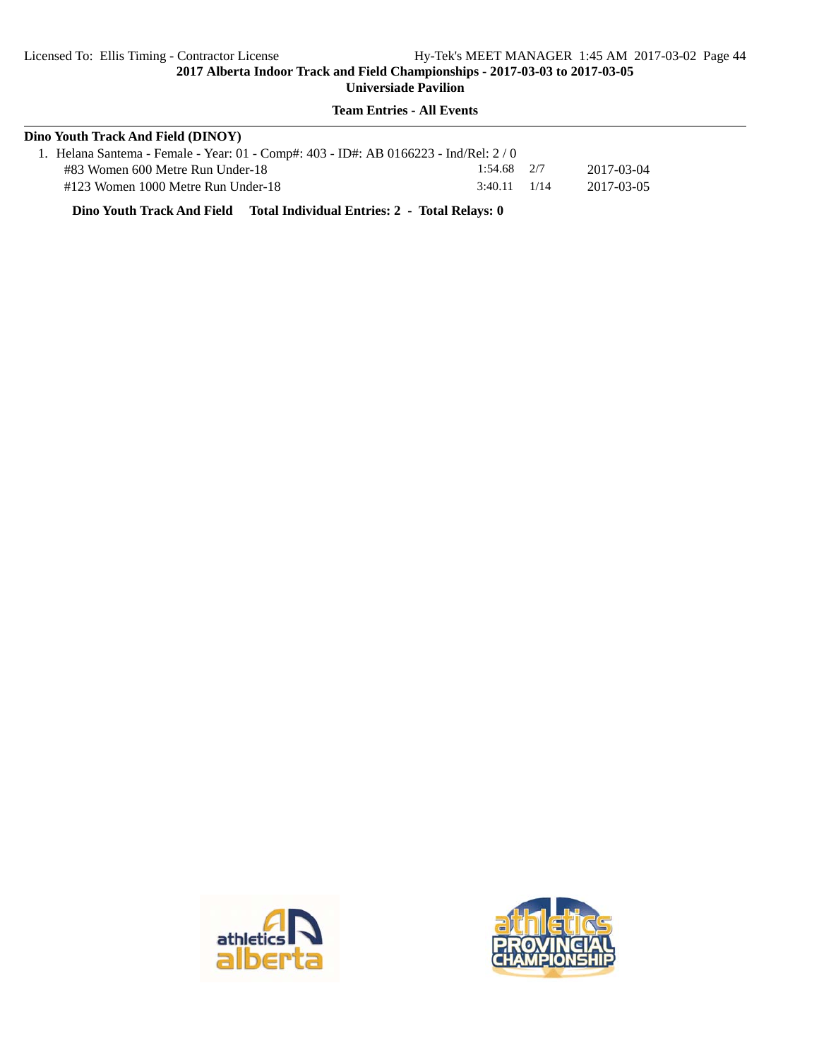**Team Entries - All Events**

**Dino Youth Track And Field (DINOY)**

1. Helana Santema - Female - Year: 01 - Comp#: 403 - ID#: AB 0166223 - Ind/Rel: 2 / 0

| Event | Seed | Heat/Lane | Date |
|---|---|---|---|
| #83 Women 600 Metre Run Under-18 | 1:54.68 | 2/7 | 2017-03-04 |
| #123 Women 1000 Metre Run Under-18 | 3:40.11 | 1/14 | 2017-03-05 |

**Dino Youth Track And Field    Total Individual Entries: 2  -  Total Relays: 0**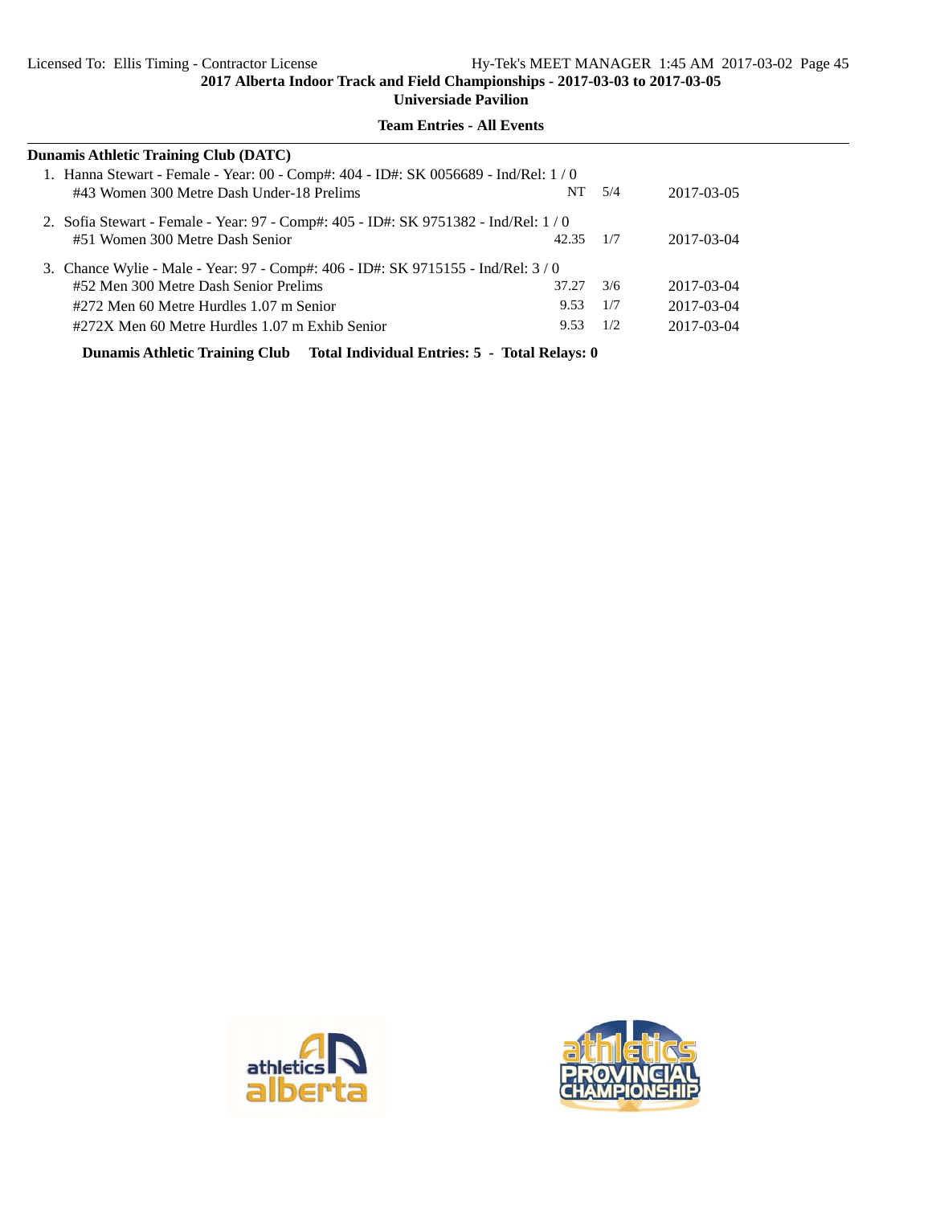**2017 Alberta Indoor Track and Field Championships - 2017-03-03 to 2017-03-05**

**Universiade Pavilion**

**Team Entries - All Events**

**Dunamis Athletic Training Club (DATC)**

1. Hanna Stewart - Female - Year: 00 - Comp#: 404 - ID#: SK 0056689 - Ind/Rel: 1 / 0

| Event | Seed | Heat/Lane | Date |
|---|---|---|---|
| #43 Women 300 Metre Dash Under-18 Prelims | NT | 5/4 | 2017-03-05 |

2. Sofia Stewart - Female - Year: 97 - Comp#: 405 - ID#: SK 9751382 - Ind/Rel: 1 / 0

| Event | Seed | Heat/Lane | Date |
|---|---|---|---|
| #51 Women 300 Metre Dash Senior | 42.35 | 1/7 | 2017-03-04 |

3. Chance Wylie - Male - Year: 97 - Comp#: 406 - ID#: SK 9715155 - Ind/Rel: 3 / 0

| Event | Seed | Heat/Lane | Date |
|---|---|---|---|
| #52 Men 300 Metre Dash Senior Prelims | 37.27 | 3/6 | 2017-03-04 |
| #272 Men 60 Metre Hurdles 1.07 m Senior | 9.53 | 1/7 | 2017-03-04 |
| #272X Men 60 Metre Hurdles 1.07 m Exhib Senior | 9.53 | 1/2 | 2017-03-04 |

**Dunamis Athletic Training Club Total Individual Entries: 5 - Total Relays: 0**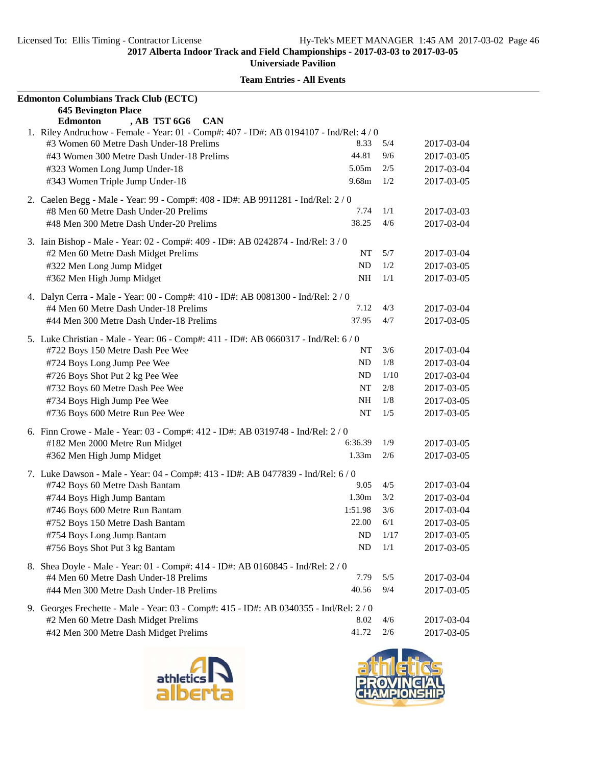**2017 Alberta Indoor Track and Field Championships - 2017-03-03 to 2017-03-05**

**Universiade Pavilion**

**Team Entries - All Events**

**Edmonton Columbians Track Club (ECTC)**

**645 Bevington Place**

**Edmonton , AB T5T 6G6 CAN**

1. Riley Andruchow - Female - Year: 01 - Comp#: 407 - ID#: AB 0194107 - Ind/Rel: 4 / 0

| Event | Mark | Heat | Date |
|---|---|---|---|
| #3 Women 60 Metre Dash Under-18 Prelims | 8.33 | 5/4 | 2017-03-04 |
| #43 Women 300 Metre Dash Under-18 Prelims | 44.81 | 9/6 | 2017-03-05 |
| #323 Women Long Jump Under-18 | 5.05m | 2/5 | 2017-03-04 |
| #343 Women Triple Jump Under-18 | 9.68m | 1/2 | 2017-03-05 |

2. Caelen Begg - Male - Year: 99 - Comp#: 408 - ID#: AB 9911281 - Ind/Rel: 2 / 0

| Event | Mark | Heat | Date |
|---|---|---|---|
| #8 Men 60 Metre Dash Under-20 Prelims | 7.74 | 1/1 | 2017-03-03 |
| #48 Men 300 Metre Dash Under-20 Prelims | 38.25 | 4/6 | 2017-03-04 |

3. Iain Bishop - Male - Year: 02 - Comp#: 409 - ID#: AB 0242874 - Ind/Rel: 3 / 0

| Event | Mark | Heat | Date |
|---|---|---|---|
| #2 Men 60 Metre Dash Midget Prelims | NT | 5/7 | 2017-03-04 |
| #322 Men Long Jump Midget | ND | 1/2 | 2017-03-05 |
| #362 Men High Jump Midget | NH | 1/1 | 2017-03-05 |

4. Dalyn Cerra - Male - Year: 00 - Comp#: 410 - ID#: AB 0081300 - Ind/Rel: 2 / 0

| Event | Mark | Heat | Date |
|---|---|---|---|
| #4 Men 60 Metre Dash Under-18 Prelims | 7.12 | 4/3 | 2017-03-04 |
| #44 Men 300 Metre Dash Under-18 Prelims | 37.95 | 4/7 | 2017-03-05 |

5. Luke Christian - Male - Year: 06 - Comp#: 411 - ID#: AB 0660317 - Ind/Rel: 6 / 0

| Event | Mark | Heat | Date |
|---|---|---|---|
| #722 Boys 150 Metre Dash Pee Wee | NT | 3/6 | 2017-03-04 |
| #724 Boys Long Jump Pee Wee | ND | 1/8 | 2017-03-04 |
| #726 Boys Shot Put 2 kg Pee Wee | ND | 1/10 | 2017-03-04 |
| #732 Boys 60 Metre Dash Pee Wee | NT | 2/8 | 2017-03-05 |
| #734 Boys High Jump Pee Wee | NH | 1/8 | 2017-03-05 |
| #736 Boys 600 Metre Run Pee Wee | NT | 1/5 | 2017-03-05 |

6. Finn Crowe - Male - Year: 03 - Comp#: 412 - ID#: AB 0319748 - Ind/Rel: 2 / 0

| Event | Mark | Heat | Date |
|---|---|---|---|
| #182 Men 2000 Metre Run Midget | 6:36.39 | 1/9 | 2017-03-05 |
| #362 Men High Jump Midget | 1.33m | 2/6 | 2017-03-05 |

7. Luke Dawson - Male - Year: 04 - Comp#: 413 - ID#: AB 0477839 - Ind/Rel: 6 / 0

| Event | Mark | Heat | Date |
|---|---|---|---|
| #742 Boys 60 Metre Dash Bantam | 9.05 | 4/5 | 2017-03-04 |
| #744 Boys High Jump Bantam | 1.30m | 3/2 | 2017-03-04 |
| #746 Boys 600 Metre Run Bantam | 1:51.98 | 3/6 | 2017-03-04 |
| #752 Boys 150 Metre Dash Bantam | 22.00 | 6/1 | 2017-03-05 |
| #754 Boys Long Jump Bantam | ND | 1/17 | 2017-03-05 |
| #756 Boys Shot Put 3 kg Bantam | ND | 1/1 | 2017-03-05 |

8. Shea Doyle - Male - Year: 01 - Comp#: 414 - ID#: AB 0160845 - Ind/Rel: 2 / 0

| Event | Mark | Heat | Date |
|---|---|---|---|
| #4 Men 60 Metre Dash Under-18 Prelims | 7.79 | 5/5 | 2017-03-04 |
| #44 Men 300 Metre Dash Under-18 Prelims | 40.56 | 9/4 | 2017-03-05 |

9. Georges Frechette - Male - Year: 03 - Comp#: 415 - ID#: AB 0340355 - Ind/Rel: 2 / 0

| Event | Mark | Heat | Date |
|---|---|---|---|
| #2 Men 60 Metre Dash Midget Prelims | 8.02 | 4/6 | 2017-03-04 |
| #42 Men 300 Metre Dash Midget Prelims | 41.72 | 2/6 | 2017-03-05 |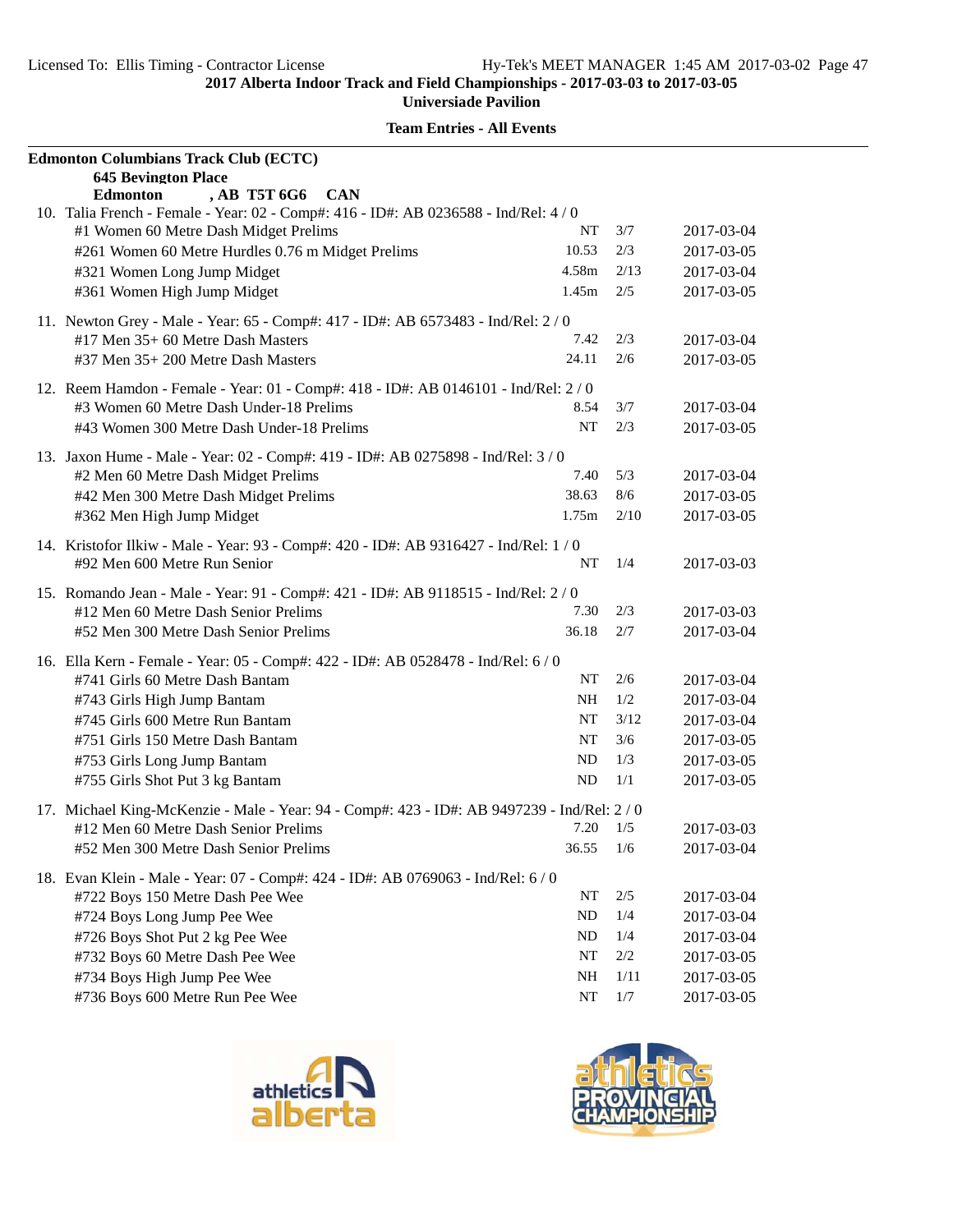**2017 Alberta Indoor Track and Field Championships - 2017-03-03 to 2017-03-05**

**Universiade Pavilion**

**Team Entries - All Events**

**Edmonton Columbians Track Club (ECTC)**

**645 Bevington Place**

**Edmonton , AB T5T 6G6 CAN**

10. Talia French - Female - Year: 02 - Comp#: 416 - ID#: AB 0236588 - Ind/Rel: 4 / 0

| Event | Seed | Heat/Lane | Date |
|---|---|---|---|
| #1 Women 60 Metre Dash Midget Prelims | NT | 3/7 | 2017-03-04 |
| #261 Women 60 Metre Hurdles 0.76 m Midget Prelims | 10.53 | 2/3 | 2017-03-05 |
| #321 Women Long Jump Midget | 4.58m | 2/13 | 2017-03-04 |
| #361 Women High Jump Midget | 1.45m | 2/5 | 2017-03-05 |

11. Newton Grey - Male - Year: 65 - Comp#: 417 - ID#: AB 6573483 - Ind/Rel: 2 / 0

| Event | Seed | Heat/Lane | Date |
|---|---|---|---|
| #17 Men 35+ 60 Metre Dash Masters | 7.42 | 2/3 | 2017-03-04 |
| #37 Men 35+ 200 Metre Dash Masters | 24.11 | 2/6 | 2017-03-05 |

12. Reem Hamdon - Female - Year: 01 - Comp#: 418 - ID#: AB 0146101 - Ind/Rel: 2 / 0

| Event | Seed | Heat/Lane | Date |
|---|---|---|---|
| #3 Women 60 Metre Dash Under-18 Prelims | 8.54 | 3/7 | 2017-03-04 |
| #43 Women 300 Metre Dash Under-18 Prelims | NT | 2/3 | 2017-03-05 |

13. Jaxon Hume - Male - Year: 02 - Comp#: 419 - ID#: AB 0275898 - Ind/Rel: 3 / 0

| Event | Seed | Heat/Lane | Date |
|---|---|---|---|
| #2 Men 60 Metre Dash Midget Prelims | 7.40 | 5/3 | 2017-03-04 |
| #42 Men 300 Metre Dash Midget Prelims | 38.63 | 8/6 | 2017-03-05 |
| #362 Men High Jump Midget | 1.75m | 2/10 | 2017-03-05 |

14. Kristofor Ilkiw - Male - Year: 93 - Comp#: 420 - ID#: AB 9316427 - Ind/Rel: 1 / 0

| Event | Seed | Heat/Lane | Date |
|---|---|---|---|
| #92 Men 600 Metre Run Senior | NT | 1/4 | 2017-03-03 |

15. Romando Jean - Male - Year: 91 - Comp#: 421 - ID#: AB 9118515 - Ind/Rel: 2 / 0

| Event | Seed | Heat/Lane | Date |
|---|---|---|---|
| #12 Men 60 Metre Dash Senior Prelims | 7.30 | 2/3 | 2017-03-03 |
| #52 Men 300 Metre Dash Senior Prelims | 36.18 | 2/7 | 2017-03-04 |

16. Ella Kern - Female - Year: 05 - Comp#: 422 - ID#: AB 0528478 - Ind/Rel: 6 / 0

| Event | Seed | Heat/Lane | Date |
|---|---|---|---|
| #741 Girls 60 Metre Dash Bantam | NT | 2/6 | 2017-03-04 |
| #743 Girls High Jump Bantam | NH | 1/2 | 2017-03-04 |
| #745 Girls 600 Metre Run Bantam | NT | 3/12 | 2017-03-04 |
| #751 Girls 150 Metre Dash Bantam | NT | 3/6 | 2017-03-05 |
| #753 Girls Long Jump Bantam | ND | 1/3 | 2017-03-05 |
| #755 Girls Shot Put 3 kg Bantam | ND | 1/1 | 2017-03-05 |

17. Michael King-McKenzie - Male - Year: 94 - Comp#: 423 - ID#: AB 9497239 - Ind/Rel: 2 / 0

| Event | Seed | Heat/Lane | Date |
|---|---|---|---|
| #12 Men 60 Metre Dash Senior Prelims | 7.20 | 1/5 | 2017-03-03 |
| #52 Men 300 Metre Dash Senior Prelims | 36.55 | 1/6 | 2017-03-04 |

18. Evan Klein - Male - Year: 07 - Comp#: 424 - ID#: AB 0769063 - Ind/Rel: 6 / 0

| Event | Seed | Heat/Lane | Date |
|---|---|---|---|
| #722 Boys 150 Metre Dash Pee Wee | NT | 2/5 | 2017-03-04 |
| #724 Boys Long Jump Pee Wee | ND | 1/4 | 2017-03-04 |
| #726 Boys Shot Put 2 kg Pee Wee | ND | 1/4 | 2017-03-04 |
| #732 Boys 60 Metre Dash Pee Wee | NT | 2/2 | 2017-03-05 |
| #734 Boys High Jump Pee Wee | NH | 1/11 | 2017-03-05 |
| #736 Boys 600 Metre Run Pee Wee | NT | 1/7 | 2017-03-05 |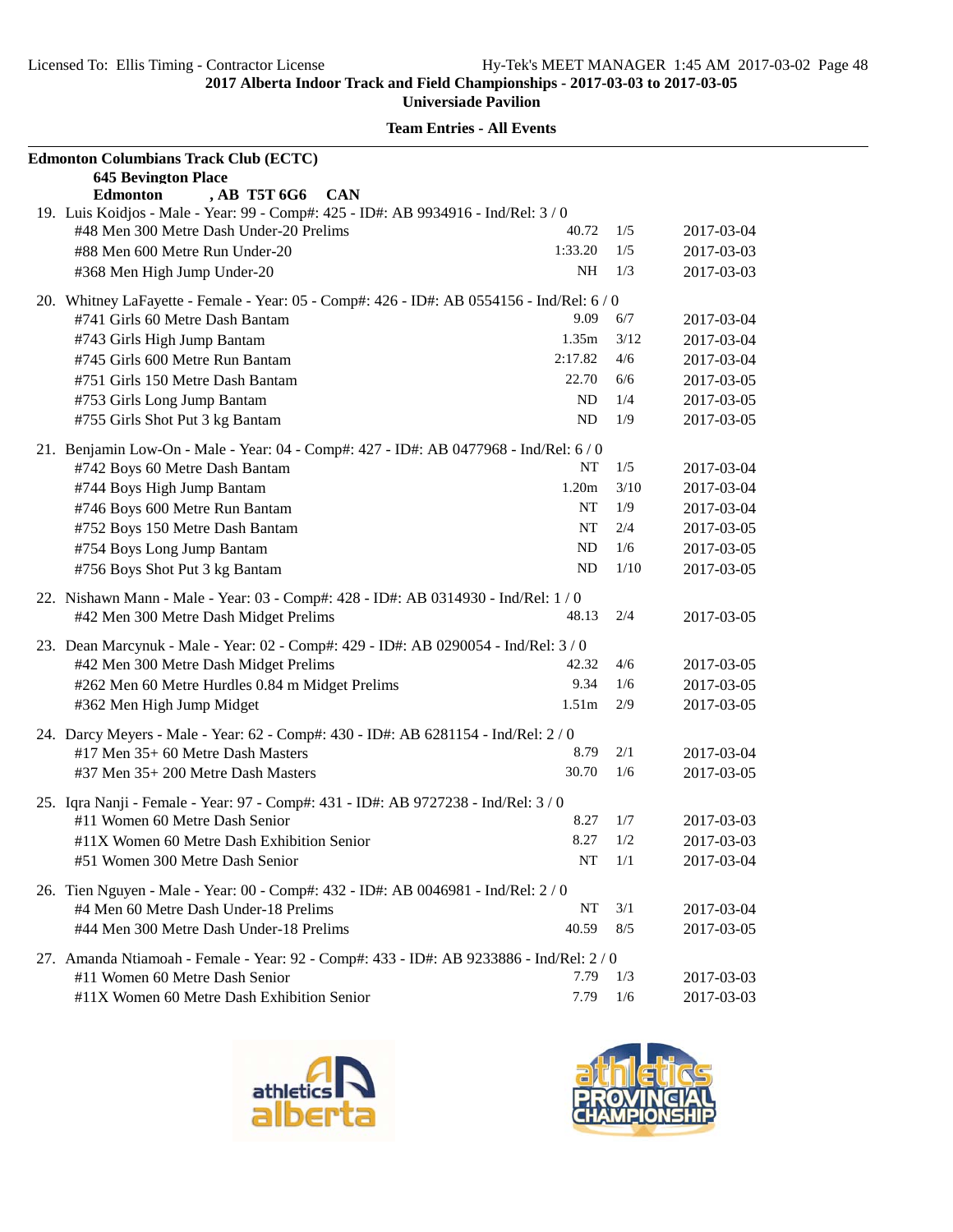**2017 Alberta Indoor Track and Field Championships - 2017-03-03 to 2017-03-05**
**Universiade Pavilion**

**Team Entries - All Events**

**Edmonton Columbians Track Club (ECTC)**
**645 Bevington Place**
**Edmonton , AB T5T 6G6 CAN**

19. Luis Koidjos - Male - Year: 99 - Comp#: 425 - ID#: AB 9934916 - Ind/Rel: 3 / 0

| Event | Mark | Heat | Date |
|---|---|---|---|
| #48 Men 300 Metre Dash Under-20 Prelims | 40.72 | 1/5 | 2017-03-04 |
| #88 Men 600 Metre Run Under-20 | 1:33.20 | 1/5 | 2017-03-03 |
| #368 Men High Jump Under-20 | NH | 1/3 | 2017-03-03 |

20. Whitney LaFayette - Female - Year: 05 - Comp#: 426 - ID#: AB 0554156 - Ind/Rel: 6 / 0

| Event | Mark | Heat | Date |
|---|---|---|---|
| #741 Girls 60 Metre Dash Bantam | 9.09 | 6/7 | 2017-03-04 |
| #743 Girls High Jump Bantam | 1.35m | 3/12 | 2017-03-04 |
| #745 Girls 600 Metre Run Bantam | 2:17.82 | 4/6 | 2017-03-04 |
| #751 Girls 150 Metre Dash Bantam | 22.70 | 6/6 | 2017-03-05 |
| #753 Girls Long Jump Bantam | ND | 1/4 | 2017-03-05 |
| #755 Girls Shot Put 3 kg Bantam | ND | 1/9 | 2017-03-05 |

21. Benjamin Low-On - Male - Year: 04 - Comp#: 427 - ID#: AB 0477968 - Ind/Rel: 6 / 0

| Event | Mark | Heat | Date |
|---|---|---|---|
| #742 Boys 60 Metre Dash Bantam | NT | 1/5 | 2017-03-04 |
| #744 Boys High Jump Bantam | 1.20m | 3/10 | 2017-03-04 |
| #746 Boys 600 Metre Run Bantam | NT | 1/9 | 2017-03-04 |
| #752 Boys 150 Metre Dash Bantam | NT | 2/4 | 2017-03-05 |
| #754 Boys Long Jump Bantam | ND | 1/6 | 2017-03-05 |
| #756 Boys Shot Put 3 kg Bantam | ND | 1/10 | 2017-03-05 |

22. Nishawn Mann - Male - Year: 03 - Comp#: 428 - ID#: AB 0314930 - Ind/Rel: 1 / 0

| Event | Mark | Heat | Date |
|---|---|---|---|
| #42 Men 300 Metre Dash Midget Prelims | 48.13 | 2/4 | 2017-03-05 |

23. Dean Marcynuk - Male - Year: 02 - Comp#: 429 - ID#: AB 0290054 - Ind/Rel: 3 / 0

| Event | Mark | Heat | Date |
|---|---|---|---|
| #42 Men 300 Metre Dash Midget Prelims | 42.32 | 4/6 | 2017-03-05 |
| #262 Men 60 Metre Hurdles 0.84 m Midget Prelims | 9.34 | 1/6 | 2017-03-05 |
| #362 Men High Jump Midget | 1.51m | 2/9 | 2017-03-05 |

24. Darcy Meyers - Male - Year: 62 - Comp#: 430 - ID#: AB 6281154 - Ind/Rel: 2 / 0

| Event | Mark | Heat | Date |
|---|---|---|---|
| #17 Men 35+ 60 Metre Dash Masters | 8.79 | 2/1 | 2017-03-04 |
| #37 Men 35+ 200 Metre Dash Masters | 30.70 | 1/6 | 2017-03-05 |

25. Iqra Nanji - Female - Year: 97 - Comp#: 431 - ID#: AB 9727238 - Ind/Rel: 3 / 0

| Event | Mark | Heat | Date |
|---|---|---|---|
| #11 Women 60 Metre Dash Senior | 8.27 | 1/7 | 2017-03-03 |
| #11X Women 60 Metre Dash Exhibition Senior | 8.27 | 1/2 | 2017-03-03 |
| #51 Women 300 Metre Dash Senior | NT | 1/1 | 2017-03-04 |

26. Tien Nguyen - Male - Year: 00 - Comp#: 432 - ID#: AB 0046981 - Ind/Rel: 2 / 0

| Event | Mark | Heat | Date |
|---|---|---|---|
| #4 Men 60 Metre Dash Under-18 Prelims | NT | 3/1 | 2017-03-04 |
| #44 Men 300 Metre Dash Under-18 Prelims | 40.59 | 8/5 | 2017-03-05 |

27. Amanda Ntiamoah - Female - Year: 92 - Comp#: 433 - ID#: AB 9233886 - Ind/Rel: 2 / 0

| Event | Mark | Heat | Date |
|---|---|---|---|
| #11 Women 60 Metre Dash Senior | 7.79 | 1/3 | 2017-03-03 |
| #11X Women 60 Metre Dash Exhibition Senior | 7.79 | 1/6 | 2017-03-03 |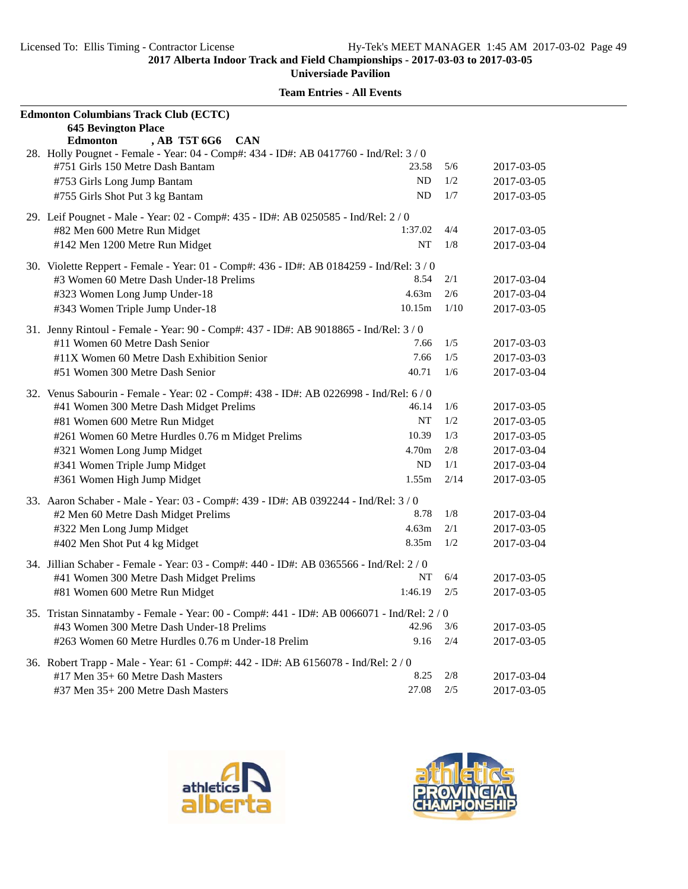**2017 Alberta Indoor Track and Field Championships - 2017-03-03 to 2017-03-05**

**Universiade Pavilion**

**Team Entries - All Events**

**Edmonton Columbians Track Club (ECTC)**

**645 Bevington Place**

**Edmonton , AB T5T 6G6 CAN**

28. Holly Pougnet - Female - Year: 04 - Comp#: 434 - ID#: AB 0417760 - Ind/Rel: 3 / 0

| Event | Mark | Heat/Lane | Date |
|---|---|---|---|
| #751 Girls 150 Metre Dash Bantam | 23.58 | 5/6 | 2017-03-05 |
| #753 Girls Long Jump Bantam | ND | 1/2 | 2017-03-05 |
| #755 Girls Shot Put 3 kg Bantam | ND | 1/7 | 2017-03-05 |

29. Leif Pougnet - Male - Year: 02 - Comp#: 435 - ID#: AB 0250585 - Ind/Rel: 2 / 0

| Event | Mark | Heat/Lane | Date |
|---|---|---|---|
| #82 Men 600 Metre Run Midget | 1:37.02 | 4/4 | 2017-03-05 |
| #142 Men 1200 Metre Run Midget | NT | 1/8 | 2017-03-04 |

30. Violette Reppert - Female - Year: 01 - Comp#: 436 - ID#: AB 0184259 - Ind/Rel: 3 / 0

| Event | Mark | Heat/Lane | Date |
|---|---|---|---|
| #3 Women 60 Metre Dash Under-18 Prelims | 8.54 | 2/1 | 2017-03-04 |
| #323 Women Long Jump Under-18 | 4.63m | 2/6 | 2017-03-04 |
| #343 Women Triple Jump Under-18 | 10.15m | 1/10 | 2017-03-05 |

31. Jenny Rintoul - Female - Year: 90 - Comp#: 437 - ID#: AB 9018865 - Ind/Rel: 3 / 0

| Event | Mark | Heat/Lane | Date |
|---|---|---|---|
| #11 Women 60 Metre Dash Senior | 7.66 | 1/5 | 2017-03-03 |
| #11X Women 60 Metre Dash Exhibition Senior | 7.66 | 1/5 | 2017-03-03 |
| #51 Women 300 Metre Dash Senior | 40.71 | 1/6 | 2017-03-04 |

32. Venus Sabourin - Female - Year: 02 - Comp#: 438 - ID#: AB 0226998 - Ind/Rel: 6 / 0

| Event | Mark | Heat/Lane | Date |
|---|---|---|---|
| #41 Women 300 Metre Dash Midget Prelims | 46.14 | 1/6 | 2017-03-05 |
| #81 Women 600 Metre Run Midget | NT | 1/2 | 2017-03-05 |
| #261 Women 60 Metre Hurdles 0.76 m Midget Prelims | 10.39 | 1/3 | 2017-03-05 |
| #321 Women Long Jump Midget | 4.70m | 2/8 | 2017-03-04 |
| #341 Women Triple Jump Midget | ND | 1/1 | 2017-03-04 |
| #361 Women High Jump Midget | 1.55m | 2/14 | 2017-03-05 |

33. Aaron Schaber - Male - Year: 03 - Comp#: 439 - ID#: AB 0392244 - Ind/Rel: 3 / 0

| Event | Mark | Heat/Lane | Date |
|---|---|---|---|
| #2 Men 60 Metre Dash Midget Prelims | 8.78 | 1/8 | 2017-03-04 |
| #322 Men Long Jump Midget | 4.63m | 2/1 | 2017-03-05 |
| #402 Men Shot Put 4 kg Midget | 8.35m | 1/2 | 2017-03-04 |

34. Jillian Schaber - Female - Year: 03 - Comp#: 440 - ID#: AB 0365566 - Ind/Rel: 2 / 0

| Event | Mark | Heat/Lane | Date |
|---|---|---|---|
| #41 Women 300 Metre Dash Midget Prelims | NT | 6/4 | 2017-03-05 |
| #81 Women 600 Metre Run Midget | 1:46.19 | 2/5 | 2017-03-05 |

35. Tristan Sinnatamby - Female - Year: 00 - Comp#: 441 - ID#: AB 0066071 - Ind/Rel: 2 / 0

| Event | Mark | Heat/Lane | Date |
|---|---|---|---|
| #43 Women 300 Metre Dash Under-18 Prelims | 42.96 | 3/6 | 2017-03-05 |
| #263 Women 60 Metre Hurdles 0.76 m Under-18 Prelim | 9.16 | 2/4 | 2017-03-05 |

36. Robert Trapp - Male - Year: 61 - Comp#: 442 - ID#: AB 6156078 - Ind/Rel: 2 / 0

| Event | Mark | Heat/Lane | Date |
|---|---|---|---|
| #17 Men 35+ 60 Metre Dash Masters | 8.25 | 2/8 | 2017-03-04 |
| #37 Men 35+ 200 Metre Dash Masters | 27.08 | 2/5 | 2017-03-05 |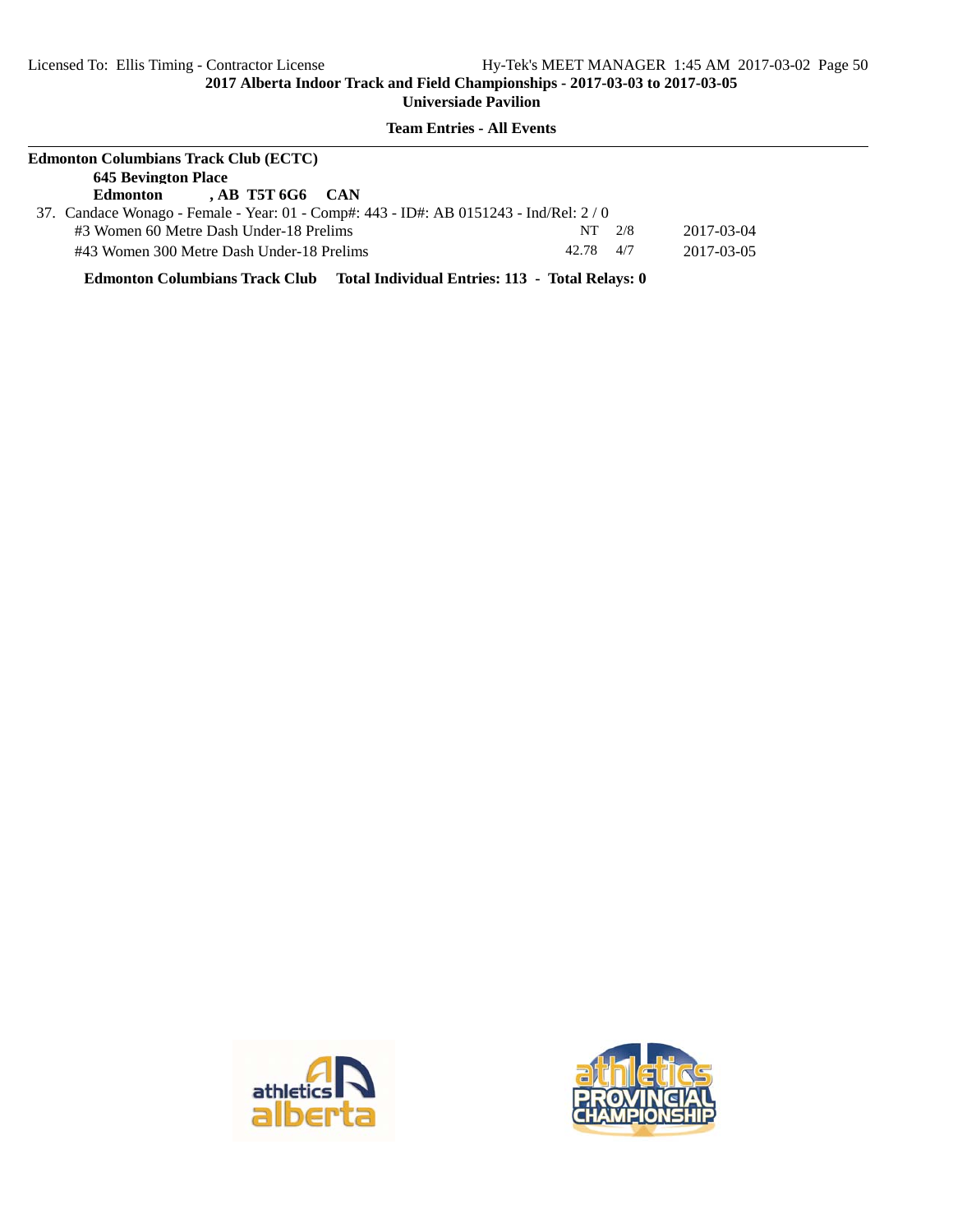**Edmonton Columbians Track Club (ECTC)**

**645 Bevington Place**

**Edmonton , AB T5T 6G6 CAN**

37. Candace Wonago - Female - Year: 01 - Comp#: 443 - ID#: AB 0151243 - Ind/Rel: 2 / 0

| Event | Seed | Heat/Lane | Date |
|---|---|---|---|
| #3 Women 60 Metre Dash Under-18 Prelims | NT | 2/8 | 2017-03-04 |
| #43 Women 300 Metre Dash Under-18 Prelims | 42.78 | 4/7 | 2017-03-05 |

**Edmonton Columbians Track Club Total Individual Entries: 113 - Total Relays: 0**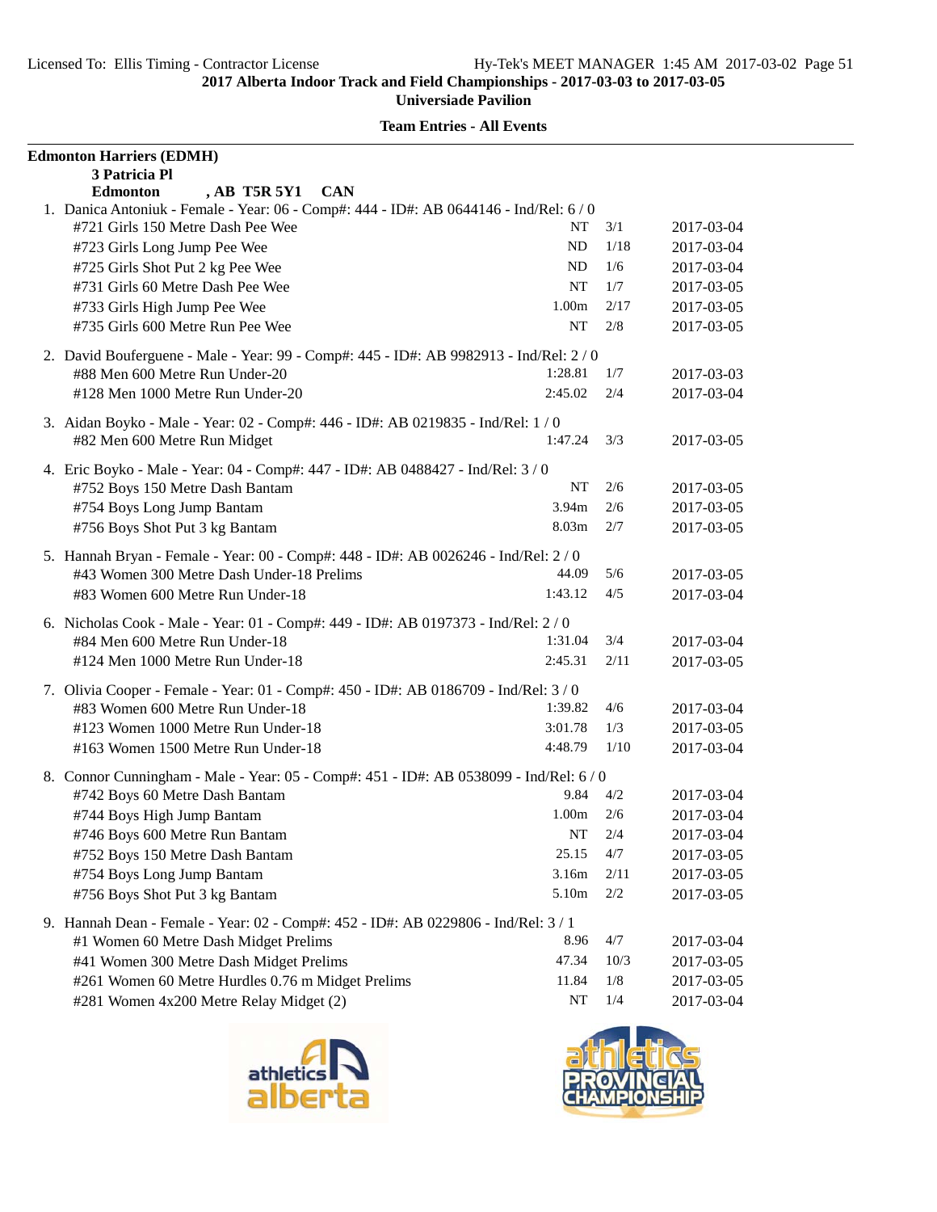**Team Entries - All Events**

**Edmonton Harriers (EDMH)**
**3 Patricia Pl**
**Edmonton , AB T5R 5Y1 CAN**

1. Danica Antoniuk - Female - Year: 06 - Comp#: 444 - ID#: AB 0644146 - Ind/Rel: 6 / 0

| Event | Mark | Heat/Lane | Date |
|---|---|---|---|
| #721 Girls 150 Metre Dash Pee Wee | NT | 3/1 | 2017-03-04 |
| #723 Girls Long Jump Pee Wee | ND | 1/18 | 2017-03-04 |
| #725 Girls Shot Put 2 kg Pee Wee | ND | 1/6 | 2017-03-04 |
| #731 Girls 60 Metre Dash Pee Wee | NT | 1/7 | 2017-03-05 |
| #733 Girls High Jump Pee Wee | 1.00m | 2/17 | 2017-03-05 |
| #735 Girls 600 Metre Run Pee Wee | NT | 2/8 | 2017-03-05 |

2. David Bouferguene - Male - Year: 99 - Comp#: 445 - ID#: AB 9982913 - Ind/Rel: 2 / 0

| Event | Mark | Heat/Lane | Date |
|---|---|---|---|
| #88 Men 600 Metre Run Under-20 | 1:28.81 | 1/7 | 2017-03-03 |
| #128 Men 1000 Metre Run Under-20 | 2:45.02 | 2/4 | 2017-03-04 |

3. Aidan Boyko - Male - Year: 02 - Comp#: 446 - ID#: AB 0219835 - Ind/Rel: 1 / 0

| Event | Mark | Heat/Lane | Date |
|---|---|---|---|
| #82 Men 600 Metre Run Midget | 1:47.24 | 3/3 | 2017-03-05 |

4. Eric Boyko - Male - Year: 04 - Comp#: 447 - ID#: AB 0488427 - Ind/Rel: 3 / 0

| Event | Mark | Heat/Lane | Date |
|---|---|---|---|
| #752 Boys 150 Metre Dash Bantam | NT | 2/6 | 2017-03-05 |
| #754 Boys Long Jump Bantam | 3.94m | 2/6 | 2017-03-05 |
| #756 Boys Shot Put 3 kg Bantam | 8.03m | 2/7 | 2017-03-05 |

5. Hannah Bryan - Female - Year: 00 - Comp#: 448 - ID#: AB 0026246 - Ind/Rel: 2 / 0

| Event | Mark | Heat/Lane | Date |
|---|---|---|---|
| #43 Women 300 Metre Dash Under-18 Prelims | 44.09 | 5/6 | 2017-03-05 |
| #83 Women 600 Metre Run Under-18 | 1:43.12 | 4/5 | 2017-03-04 |

6. Nicholas Cook - Male - Year: 01 - Comp#: 449 - ID#: AB 0197373 - Ind/Rel: 2 / 0

| Event | Mark | Heat/Lane | Date |
|---|---|---|---|
| #84 Men 600 Metre Run Under-18 | 1:31.04 | 3/4 | 2017-03-04 |
| #124 Men 1000 Metre Run Under-18 | 2:45.31 | 2/11 | 2017-03-05 |

7. Olivia Cooper - Female - Year: 01 - Comp#: 450 - ID#: AB 0186709 - Ind/Rel: 3 / 0

| Event | Mark | Heat/Lane | Date |
|---|---|---|---|
| #83 Women 600 Metre Run Under-18 | 1:39.82 | 4/6 | 2017-03-04 |
| #123 Women 1000 Metre Run Under-18 | 3:01.78 | 1/3 | 2017-03-05 |
| #163 Women 1500 Metre Run Under-18 | 4:48.79 | 1/10 | 2017-03-04 |

8. Connor Cunningham - Male - Year: 05 - Comp#: 451 - ID#: AB 0538099 - Ind/Rel: 6 / 0

| Event | Mark | Heat/Lane | Date |
|---|---|---|---|
| #742 Boys 60 Metre Dash Bantam | 9.84 | 4/2 | 2017-03-04 |
| #744 Boys High Jump Bantam | 1.00m | 2/6 | 2017-03-04 |
| #746 Boys 600 Metre Run Bantam | NT | 2/4 | 2017-03-04 |
| #752 Boys 150 Metre Dash Bantam | 25.15 | 4/7 | 2017-03-05 |
| #754 Boys Long Jump Bantam | 3.16m | 2/11 | 2017-03-05 |
| #756 Boys Shot Put 3 kg Bantam | 5.10m | 2/2 | 2017-03-05 |

9. Hannah Dean - Female - Year: 02 - Comp#: 452 - ID#: AB 0229806 - Ind/Rel: 3 / 1

| Event | Mark | Heat/Lane | Date |
|---|---|---|---|
| #1 Women 60 Metre Dash Midget Prelims | 8.96 | 4/7 | 2017-03-04 |
| #41 Women 300 Metre Dash Midget Prelims | 47.34 | 10/3 | 2017-03-05 |
| #261 Women 60 Metre Hurdles 0.76 m Midget Prelims | 11.84 | 1/8 | 2017-03-05 |
| #281 Women 4x200 Metre Relay Midget (2) | NT | 1/4 | 2017-03-04 |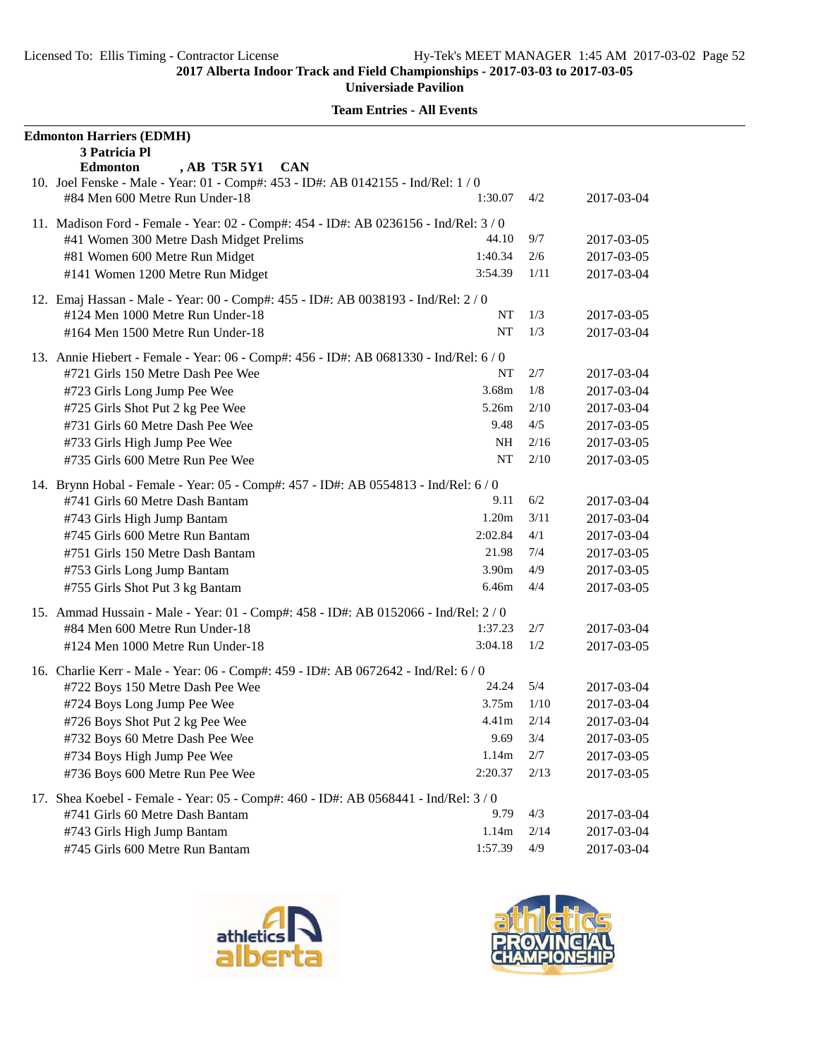**Edmonton Harriers (EDMH)**
**3 Patricia Pl**
**Edmonton , AB T5R 5Y1 CAN**

10. Joel Fenske - Male - Year: 01 - Comp#: 453 - ID#: AB 0142155 - Ind/Rel: 1 / 0

| Event | Seed | Heat/Lane | Date |
|---|---|---|---|
| #84 Men 600 Metre Run Under-18 | 1:30.07 | 4/2 | 2017-03-04 |

11. Madison Ford - Female - Year: 02 - Comp#: 454 - ID#: AB 0236156 - Ind/Rel: 3 / 0

| Event | Seed | Heat/Lane | Date |
|---|---|---|---|
| #41 Women 300 Metre Dash Midget Prelims | 44.10 | 9/7 | 2017-03-05 |
| #81 Women 600 Metre Run Midget | 1:40.34 | 2/6 | 2017-03-05 |
| #141 Women 1200 Metre Run Midget | 3:54.39 | 1/11 | 2017-03-04 |

12. Emaj Hassan - Male - Year: 00 - Comp#: 455 - ID#: AB 0038193 - Ind/Rel: 2 / 0

| Event | Seed | Heat/Lane | Date |
|---|---|---|---|
| #124 Men 1000 Metre Run Under-18 | NT | 1/3 | 2017-03-05 |
| #164 Men 1500 Metre Run Under-18 | NT | 1/3 | 2017-03-04 |

13. Annie Hiebert - Female - Year: 06 - Comp#: 456 - ID#: AB 0681330 - Ind/Rel: 6 / 0

| Event | Seed | Heat/Lane | Date |
|---|---|---|---|
| #721 Girls 150 Metre Dash Pee Wee | NT | 2/7 | 2017-03-04 |
| #723 Girls Long Jump Pee Wee | 3.68m | 1/8 | 2017-03-04 |
| #725 Girls Shot Put 2 kg Pee Wee | 5.26m | 2/10 | 2017-03-04 |
| #731 Girls 60 Metre Dash Pee Wee | 9.48 | 4/5 | 2017-03-05 |
| #733 Girls High Jump Pee Wee | NH | 2/16 | 2017-03-05 |
| #735 Girls 600 Metre Run Pee Wee | NT | 2/10 | 2017-03-05 |

14. Brynn Hobal - Female - Year: 05 - Comp#: 457 - ID#: AB 0554813 - Ind/Rel: 6 / 0

| Event | Seed | Heat/Lane | Date |
|---|---|---|---|
| #741 Girls 60 Metre Dash Bantam | 9.11 | 6/2 | 2017-03-04 |
| #743 Girls High Jump Bantam | 1.20m | 3/11 | 2017-03-04 |
| #745 Girls 600 Metre Run Bantam | 2:02.84 | 4/1 | 2017-03-04 |
| #751 Girls 150 Metre Dash Bantam | 21.98 | 7/4 | 2017-03-05 |
| #753 Girls Long Jump Bantam | 3.90m | 4/9 | 2017-03-05 |
| #755 Girls Shot Put 3 kg Bantam | 6.46m | 4/4 | 2017-03-05 |

15. Ammad Hussain - Male - Year: 01 - Comp#: 458 - ID#: AB 0152066 - Ind/Rel: 2 / 0

| Event | Seed | Heat/Lane | Date |
|---|---|---|---|
| #84 Men 600 Metre Run Under-18 | 1:37.23 | 2/7 | 2017-03-04 |
| #124 Men 1000 Metre Run Under-18 | 3:04.18 | 1/2 | 2017-03-05 |

16. Charlie Kerr - Male - Year: 06 - Comp#: 459 - ID#: AB 0672642 - Ind/Rel: 6 / 0

| Event | Seed | Heat/Lane | Date |
|---|---|---|---|
| #722 Boys 150 Metre Dash Pee Wee | 24.24 | 5/4 | 2017-03-04 |
| #724 Boys Long Jump Pee Wee | 3.75m | 1/10 | 2017-03-04 |
| #726 Boys Shot Put 2 kg Pee Wee | 4.41m | 2/14 | 2017-03-04 |
| #732 Boys 60 Metre Dash Pee Wee | 9.69 | 3/4 | 2017-03-05 |
| #734 Boys High Jump Pee Wee | 1.14m | 2/7 | 2017-03-05 |
| #736 Boys 600 Metre Run Pee Wee | 2:20.37 | 2/13 | 2017-03-05 |

17. Shea Koebel - Female - Year: 05 - Comp#: 460 - ID#: AB 0568441 - Ind/Rel: 3 / 0

| Event | Seed | Heat/Lane | Date |
|---|---|---|---|
| #741 Girls 60 Metre Dash Bantam | 9.79 | 4/3 | 2017-03-04 |
| #743 Girls High Jump Bantam | 1.14m | 2/14 | 2017-03-04 |
| #745 Girls 600 Metre Run Bantam | 1:57.39 | 4/9 | 2017-03-04 |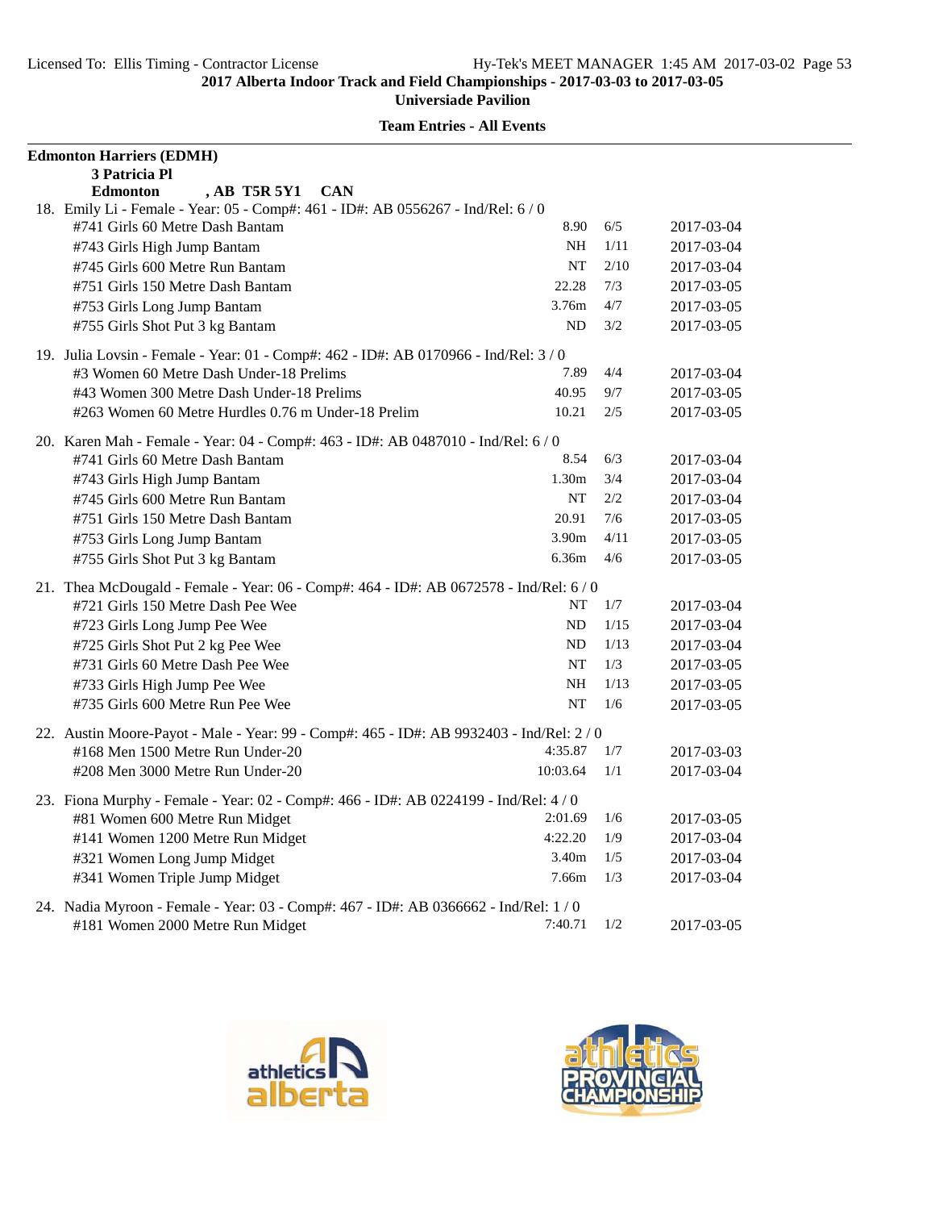**2017 Alberta Indoor Track and Field Championships - 2017-03-03 to 2017-03-05**

**Universiade Pavilion**

**Team Entries - All Events**

**Edmonton Harriers (EDMH)**
**3 Patricia Pl**
**Edmonton , AB T5R 5Y1 CAN**

18. Emily Li - Female - Year: 05 - Comp#: 461 - ID#: AB 0556267 - Ind/Rel: 6 / 0

| Event | Mark | Heat/Lane | Date |
|---|---|---|---|
| #741 Girls 60 Metre Dash Bantam | 8.90 | 6/5 | 2017-03-04 |
| #743 Girls High Jump Bantam | NH | 1/11 | 2017-03-04 |
| #745 Girls 600 Metre Run Bantam | NT | 2/10 | 2017-03-04 |
| #751 Girls 150 Metre Dash Bantam | 22.28 | 7/3 | 2017-03-05 |
| #753 Girls Long Jump Bantam | 3.76m | 4/7 | 2017-03-05 |
| #755 Girls Shot Put 3 kg Bantam | ND | 3/2 | 2017-03-05 |

19. Julia Lovsin - Female - Year: 01 - Comp#: 462 - ID#: AB 0170966 - Ind/Rel: 3 / 0

| Event | Mark | Heat/Lane | Date |
|---|---|---|---|
| #3 Women 60 Metre Dash Under-18 Prelims | 7.89 | 4/4 | 2017-03-04 |
| #43 Women 300 Metre Dash Under-18 Prelims | 40.95 | 9/7 | 2017-03-05 |
| #263 Women 60 Metre Hurdles 0.76 m Under-18 Prelim | 10.21 | 2/5 | 2017-03-05 |

20. Karen Mah - Female - Year: 04 - Comp#: 463 - ID#: AB 0487010 - Ind/Rel: 6 / 0

| Event | Mark | Heat/Lane | Date |
|---|---|---|---|
| #741 Girls 60 Metre Dash Bantam | 8.54 | 6/3 | 2017-03-04 |
| #743 Girls High Jump Bantam | 1.30m | 3/4 | 2017-03-04 |
| #745 Girls 600 Metre Run Bantam | NT | 2/2 | 2017-03-04 |
| #751 Girls 150 Metre Dash Bantam | 20.91 | 7/6 | 2017-03-05 |
| #753 Girls Long Jump Bantam | 3.90m | 4/11 | 2017-03-05 |
| #755 Girls Shot Put 3 kg Bantam | 6.36m | 4/6 | 2017-03-05 |

21. Thea McDougald - Female - Year: 06 - Comp#: 464 - ID#: AB 0672578 - Ind/Rel: 6 / 0

| Event | Mark | Heat/Lane | Date |
|---|---|---|---|
| #721 Girls 150 Metre Dash Pee Wee | NT | 1/7 | 2017-03-04 |
| #723 Girls Long Jump Pee Wee | ND | 1/15 | 2017-03-04 |
| #725 Girls Shot Put 2 kg Pee Wee | ND | 1/13 | 2017-03-04 |
| #731 Girls 60 Metre Dash Pee Wee | NT | 1/3 | 2017-03-05 |
| #733 Girls High Jump Pee Wee | NH | 1/13 | 2017-03-05 |
| #735 Girls 600 Metre Run Pee Wee | NT | 1/6 | 2017-03-05 |

22. Austin Moore-Payot - Male - Year: 99 - Comp#: 465 - ID#: AB 9932403 - Ind/Rel: 2 / 0

| Event | Mark | Heat/Lane | Date |
|---|---|---|---|
| #168 Men 1500 Metre Run Under-20 | 4:35.87 | 1/7 | 2017-03-03 |
| #208 Men 3000 Metre Run Under-20 | 10:03.64 | 1/1 | 2017-03-04 |

23. Fiona Murphy - Female - Year: 02 - Comp#: 466 - ID#: AB 0224199 - Ind/Rel: 4 / 0

| Event | Mark | Heat/Lane | Date |
|---|---|---|---|
| #81 Women 600 Metre Run Midget | 2:01.69 | 1/6 | 2017-03-05 |
| #141 Women 1200 Metre Run Midget | 4:22.20 | 1/9 | 2017-03-04 |
| #321 Women Long Jump Midget | 3.40m | 1/5 | 2017-03-04 |
| #341 Women Triple Jump Midget | 7.66m | 1/3 | 2017-03-04 |

24. Nadia Myroon - Female - Year: 03 - Comp#: 467 - ID#: AB 0366662 - Ind/Rel: 1 / 0

| Event | Mark | Heat/Lane | Date |
|---|---|---|---|
| #181 Women 2000 Metre Run Midget | 7:40.71 | 1/2 | 2017-03-05 |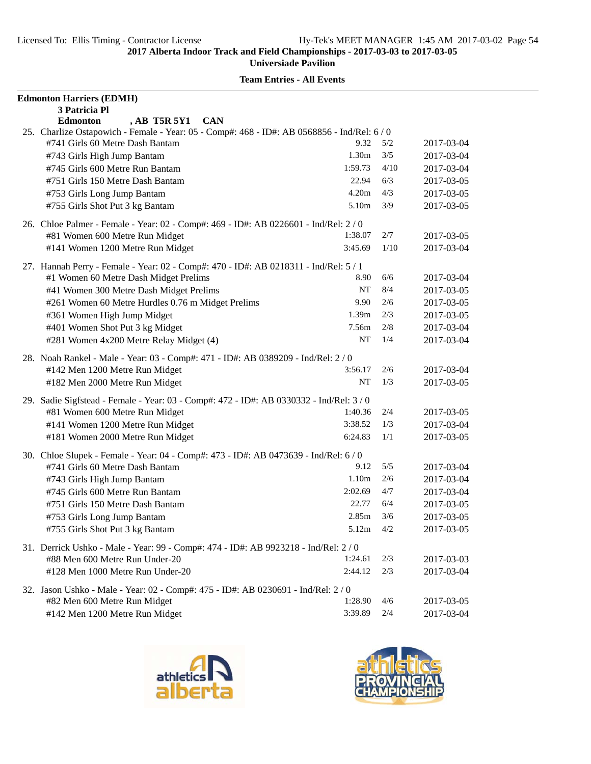**2017 Alberta Indoor Track and Field Championships - 2017-03-03 to 2017-03-05**

**Universiade Pavilion**

**Team Entries - All Events**

**Edmonton Harriers (EDMH)**
**3 Patricia Pl**
**Edmonton , AB T5R 5Y1 CAN**

25. Charlize Ostapowich - Female - Year: 05 - Comp#: 468 - ID#: AB 0568856 - Ind/Rel: 6 / 0

| Event | Mark | Heat/Lane | Date |
|---|---|---|---|
| #741 Girls 60 Metre Dash Bantam | 9.32 | 5/2 | 2017-03-04 |
| #743 Girls High Jump Bantam | 1.30m | 3/5 | 2017-03-04 |
| #745 Girls 600 Metre Run Bantam | 1:59.73 | 4/10 | 2017-03-04 |
| #751 Girls 150 Metre Dash Bantam | 22.94 | 6/3 | 2017-03-05 |
| #753 Girls Long Jump Bantam | 4.20m | 4/3 | 2017-03-05 |
| #755 Girls Shot Put 3 kg Bantam | 5.10m | 3/9 | 2017-03-05 |

26. Chloe Palmer - Female - Year: 02 - Comp#: 469 - ID#: AB 0226601 - Ind/Rel: 2 / 0

| Event | Mark | Heat/Lane | Date |
|---|---|---|---|
| #81 Women 600 Metre Run Midget | 1:38.07 | 2/7 | 2017-03-05 |
| #141 Women 1200 Metre Run Midget | 3:45.69 | 1/10 | 2017-03-04 |

27. Hannah Perry - Female - Year: 02 - Comp#: 470 - ID#: AB 0218311 - Ind/Rel: 5 / 1

| Event | Mark | Heat/Lane | Date |
|---|---|---|---|
| #1 Women 60 Metre Dash Midget Prelims | 8.90 | 6/6 | 2017-03-04 |
| #41 Women 300 Metre Dash Midget Prelims | NT | 8/4 | 2017-03-05 |
| #261 Women 60 Metre Hurdles 0.76 m Midget Prelims | 9.90 | 2/6 | 2017-03-05 |
| #361 Women High Jump Midget | 1.39m | 2/3 | 2017-03-05 |
| #401 Women Shot Put 3 kg Midget | 7.56m | 2/8 | 2017-03-04 |
| #281 Women 4x200 Metre Relay Midget (4) | NT | 1/4 | 2017-03-04 |

28. Noah Rankel - Male - Year: 03 - Comp#: 471 - ID#: AB 0389209 - Ind/Rel: 2 / 0

| Event | Mark | Heat/Lane | Date |
|---|---|---|---|
| #142 Men 1200 Metre Run Midget | 3:56.17 | 2/6 | 2017-03-04 |
| #182 Men 2000 Metre Run Midget | NT | 1/3 | 2017-03-05 |

29. Sadie Sigfstead - Female - Year: 03 - Comp#: 472 - ID#: AB 0330332 - Ind/Rel: 3 / 0

| Event | Mark | Heat/Lane | Date |
|---|---|---|---|
| #81 Women 600 Metre Run Midget | 1:40.36 | 2/4 | 2017-03-05 |
| #141 Women 1200 Metre Run Midget | 3:38.52 | 1/3 | 2017-03-04 |
| #181 Women 2000 Metre Run Midget | 6:24.83 | 1/1 | 2017-03-05 |

30. Chloe Slupek - Female - Year: 04 - Comp#: 473 - ID#: AB 0473639 - Ind/Rel: 6 / 0

| Event | Mark | Heat/Lane | Date |
|---|---|---|---|
| #741 Girls 60 Metre Dash Bantam | 9.12 | 5/5 | 2017-03-04 |
| #743 Girls High Jump Bantam | 1.10m | 2/6 | 2017-03-04 |
| #745 Girls 600 Metre Run Bantam | 2:02.69 | 4/7 | 2017-03-04 |
| #751 Girls 150 Metre Dash Bantam | 22.77 | 6/4 | 2017-03-05 |
| #753 Girls Long Jump Bantam | 2.85m | 3/6 | 2017-03-05 |
| #755 Girls Shot Put 3 kg Bantam | 5.12m | 4/2 | 2017-03-05 |

31. Derrick Ushko - Male - Year: 99 - Comp#: 474 - ID#: AB 9923218 - Ind/Rel: 2 / 0

| Event | Mark | Heat/Lane | Date |
|---|---|---|---|
| #88 Men 600 Metre Run Under-20 | 1:24.61 | 2/3 | 2017-03-03 |
| #128 Men 1000 Metre Run Under-20 | 2:44.12 | 2/3 | 2017-03-04 |

32. Jason Ushko - Male - Year: 02 - Comp#: 475 - ID#: AB 0230691 - Ind/Rel: 2 / 0

| Event | Mark | Heat/Lane | Date |
|---|---|---|---|
| #82 Men 600 Metre Run Midget | 1:28.90 | 4/6 | 2017-03-05 |
| #142 Men 1200 Metre Run Midget | 3:39.89 | 2/4 | 2017-03-04 |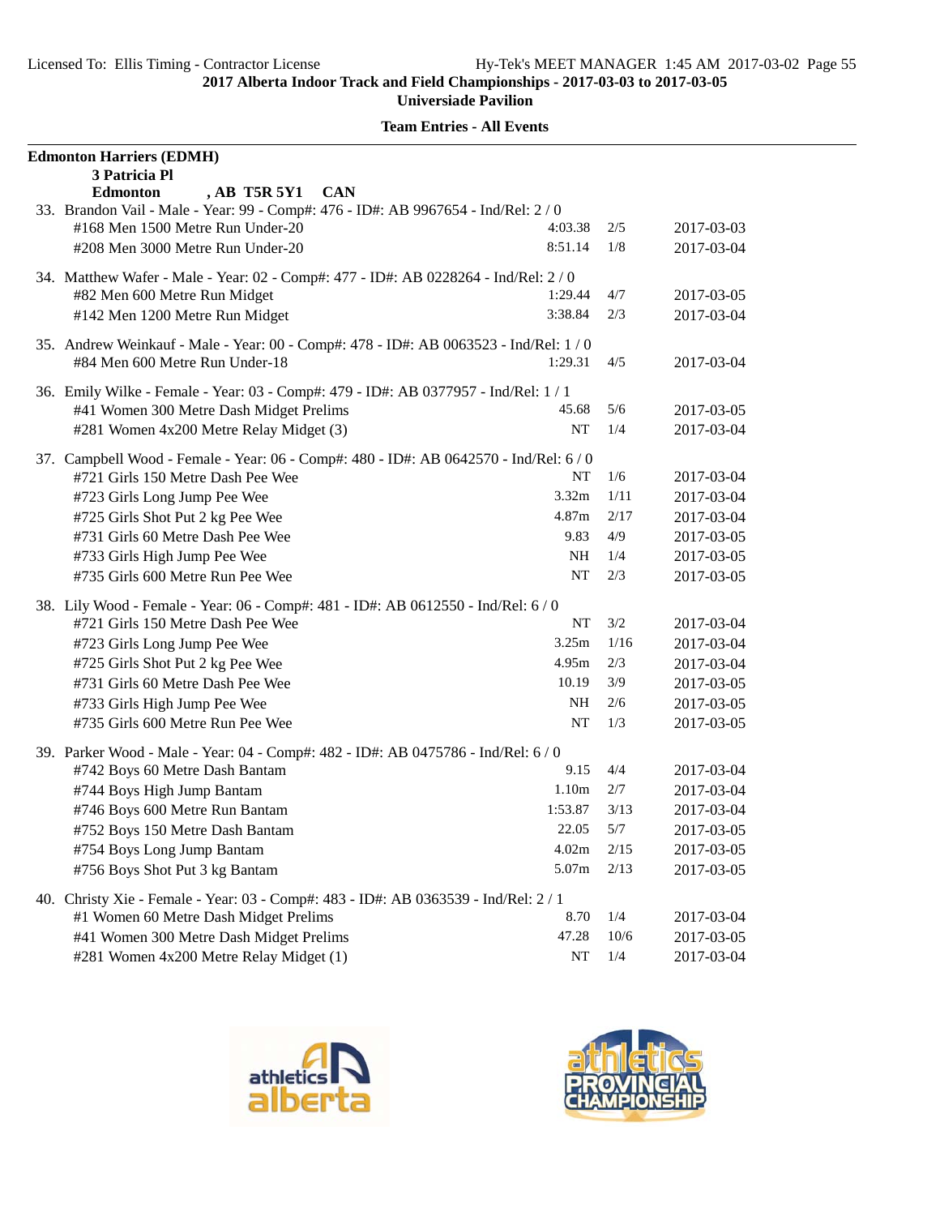**2017 Alberta Indoor Track and Field Championships - 2017-03-03 to 2017-03-05**

**Universiade Pavilion**

**Team Entries - All Events**

**Edmonton Harriers (EDMH)**
**3 Patricia Pl**
**Edmonton , AB T5R 5Y1 CAN**

33. Brandon Vail - Male - Year: 99 - Comp#: 476 - ID#: AB 9967654 - Ind/Rel: 2 / 0

| Event | Mark | Heat/Lane | Date |
|---|---|---|---|
| #168 Men 1500 Metre Run Under-20 | 4:03.38 | 2/5 | 2017-03-03 |
| #208 Men 3000 Metre Run Under-20 | 8:51.14 | 1/8 | 2017-03-04 |

34. Matthew Wafer - Male - Year: 02 - Comp#: 477 - ID#: AB 0228264 - Ind/Rel: 2 / 0

| Event | Mark | Heat/Lane | Date |
|---|---|---|---|
| #82 Men 600 Metre Run Midget | 1:29.44 | 4/7 | 2017-03-05 |
| #142 Men 1200 Metre Run Midget | 3:38.84 | 2/3 | 2017-03-04 |

35. Andrew Weinkauf - Male - Year: 00 - Comp#: 478 - ID#: AB 0063523 - Ind/Rel: 1 / 0

| Event | Mark | Heat/Lane | Date |
|---|---|---|---|
| #84 Men 600 Metre Run Under-18 | 1:29.31 | 4/5 | 2017-03-04 |

36. Emily Wilke - Female - Year: 03 - Comp#: 479 - ID#: AB 0377957 - Ind/Rel: 1 / 1

| Event | Mark | Heat/Lane | Date |
|---|---|---|---|
| #41 Women 300 Metre Dash Midget Prelims | 45.68 | 5/6 | 2017-03-05 |
| #281 Women 4x200 Metre Relay Midget (3) | NT | 1/4 | 2017-03-04 |

37. Campbell Wood - Female - Year: 06 - Comp#: 480 - ID#: AB 0642570 - Ind/Rel: 6 / 0

| Event | Mark | Heat/Lane | Date |
|---|---|---|---|
| #721 Girls 150 Metre Dash Pee Wee | NT | 1/6 | 2017-03-04 |
| #723 Girls Long Jump Pee Wee | 3.32m | 1/11 | 2017-03-04 |
| #725 Girls Shot Put 2 kg Pee Wee | 4.87m | 2/17 | 2017-03-04 |
| #731 Girls 60 Metre Dash Pee Wee | 9.83 | 4/9 | 2017-03-05 |
| #733 Girls High Jump Pee Wee | NH | 1/4 | 2017-03-05 |
| #735 Girls 600 Metre Run Pee Wee | NT | 2/3 | 2017-03-05 |

38. Lily Wood - Female - Year: 06 - Comp#: 481 - ID#: AB 0612550 - Ind/Rel: 6 / 0

| Event | Mark | Heat/Lane | Date |
|---|---|---|---|
| #721 Girls 150 Metre Dash Pee Wee | NT | 3/2 | 2017-03-04 |
| #723 Girls Long Jump Pee Wee | 3.25m | 1/16 | 2017-03-04 |
| #725 Girls Shot Put 2 kg Pee Wee | 4.95m | 2/3 | 2017-03-04 |
| #731 Girls 60 Metre Dash Pee Wee | 10.19 | 3/9 | 2017-03-05 |
| #733 Girls High Jump Pee Wee | NH | 2/6 | 2017-03-05 |
| #735 Girls 600 Metre Run Pee Wee | NT | 1/3 | 2017-03-05 |

39. Parker Wood - Male - Year: 04 - Comp#: 482 - ID#: AB 0475786 - Ind/Rel: 6 / 0

| Event | Mark | Heat/Lane | Date |
|---|---|---|---|
| #742 Boys 60 Metre Dash Bantam | 9.15 | 4/4 | 2017-03-04 |
| #744 Boys High Jump Bantam | 1.10m | 2/7 | 2017-03-04 |
| #746 Boys 600 Metre Run Bantam | 1:53.87 | 3/13 | 2017-03-04 |
| #752 Boys 150 Metre Dash Bantam | 22.05 | 5/7 | 2017-03-05 |
| #754 Boys Long Jump Bantam | 4.02m | 2/15 | 2017-03-05 |
| #756 Boys Shot Put 3 kg Bantam | 5.07m | 2/13 | 2017-03-05 |

40. Christy Xie - Female - Year: 03 - Comp#: 483 - ID#: AB 0363539 - Ind/Rel: 2 / 1

| Event | Mark | Heat/Lane | Date |
|---|---|---|---|
| #1 Women 60 Metre Dash Midget Prelims | 8.70 | 1/4 | 2017-03-04 |
| #41 Women 300 Metre Dash Midget Prelims | 47.28 | 10/6 | 2017-03-05 |
| #281 Women 4x200 Metre Relay Midget (1) | NT | 1/4 | 2017-03-04 |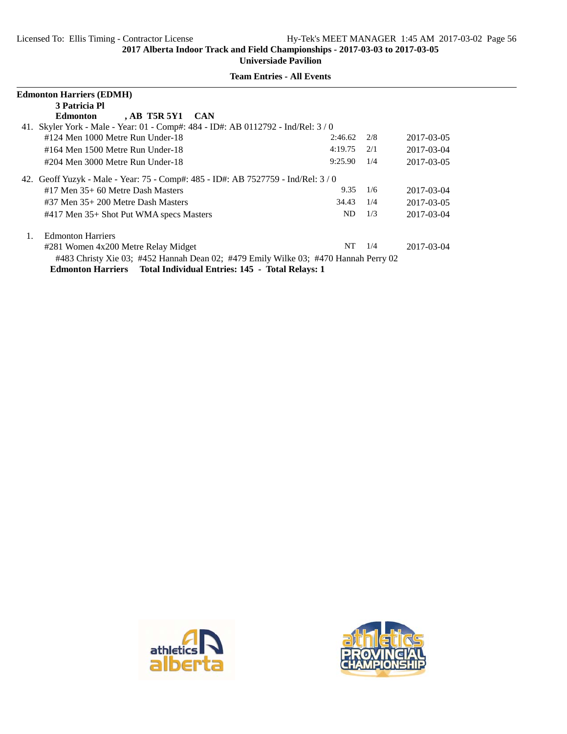**Team Entries - All Events**

**Edmonton Harriers (EDMH)**

**3 Patricia Pl**

**Edmonton , AB T5R 5Y1 CAN**

41. Skyler York - Male - Year: 01 - Comp#: 484 - ID#: AB 0112792 - Ind/Rel: 3 / 0

| Event | Mark | Heat | Date |
|---|---|---|---|
| #124 Men 1000 Metre Run Under-18 | 2:46.62 | 2/8 | 2017-03-05 |
| #164 Men 1500 Metre Run Under-18 | 4:19.75 | 2/1 | 2017-03-04 |
| #204 Men 3000 Metre Run Under-18 | 9:25.90 | 1/4 | 2017-03-05 |

42. Geoff Yuzyk - Male - Year: 75 - Comp#: 485 - ID#: AB 7527759 - Ind/Rel: 3 / 0

| Event | Mark | Heat | Date |
|---|---|---|---|
| #17 Men 35+ 60 Metre Dash Masters | 9.35 | 1/6 | 2017-03-04 |
| #37 Men 35+ 200 Metre Dash Masters | 34.43 | 1/4 | 2017-03-05 |
| #417 Men 35+ Shot Put WMA specs Masters | ND | 1/3 | 2017-03-04 |

1. Edmonton Harriers

| Event | Mark | Heat | Date |
|---|---|---|---|
| #281 Women 4x200 Metre Relay Midget | NT | 1/4 | 2017-03-04 |

#483 Christy Xie 03; #452 Hannah Dean 02; #479 Emily Wilke 03; #470 Hannah Perry 02

**Edmonton Harriers Total Individual Entries: 145 - Total Relays: 1**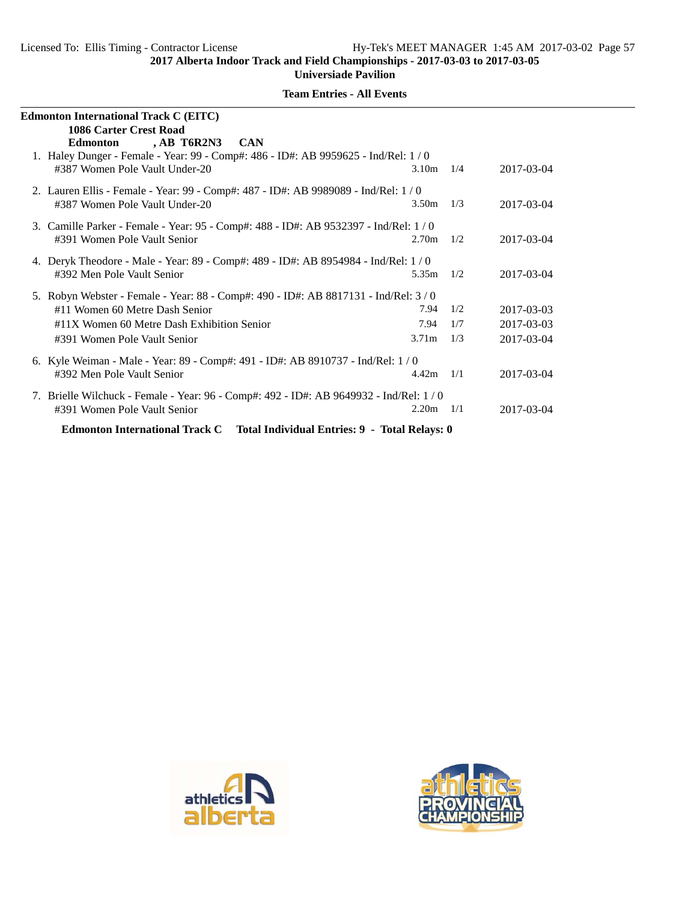**2017 Alberta Indoor Track and Field Championships - 2017-03-03 to 2017-03-05**

**Universiade Pavilion**

**Team Entries - All Events**

---

**Edmonton International Track C (EITC)**

**1086 Carter Crest Road**

**Edmonton , AB T6R2N3 CAN**

1. Haley Dunger - Female - Year: 99 - Comp#: 486 - ID#: AB 9959625 - Ind/Rel: 1 / 0

| Event | Mark | | Date |
|---|---|---|---|
| #387 Women Pole Vault Under-20 | 3.10m | 1/4 | 2017-03-04 |

2. Lauren Ellis - Female - Year: 99 - Comp#: 487 - ID#: AB 9989089 - Ind/Rel: 1 / 0

| Event | Mark | | Date |
|---|---|---|---|
| #387 Women Pole Vault Under-20 | 3.50m | 1/3 | 2017-03-04 |

3. Camille Parker - Female - Year: 95 - Comp#: 488 - ID#: AB 9532397 - Ind/Rel: 1 / 0

| Event | Mark | | Date |
|---|---|---|---|
| #391 Women Pole Vault Senior | 2.70m | 1/2 | 2017-03-04 |

4. Deryk Theodore - Male - Year: 89 - Comp#: 489 - ID#: AB 8954984 - Ind/Rel: 1 / 0

| Event | Mark | | Date |
|---|---|---|---|
| #392 Men Pole Vault Senior | 5.35m | 1/2 | 2017-03-04 |

5. Robyn Webster - Female - Year: 88 - Comp#: 490 - ID#: AB 8817131 - Ind/Rel: 3 / 0

| Event | Mark | | Date |
|---|---|---|---|
| #11 Women 60 Metre Dash Senior | 7.94 | 1/2 | 2017-03-03 |
| #11X Women 60 Metre Dash Exhibition Senior | 7.94 | 1/7 | 2017-03-03 |
| #391 Women Pole Vault Senior | 3.71m | 1/3 | 2017-03-04 |

6. Kyle Weiman - Male - Year: 89 - Comp#: 491 - ID#: AB 8910737 - Ind/Rel: 1 / 0

| Event | Mark | | Date |
|---|---|---|---|
| #392 Men Pole Vault Senior | 4.42m | 1/1 | 2017-03-04 |

7. Brielle Wilchuck - Female - Year: 96 - Comp#: 492 - ID#: AB 9649932 - Ind/Rel: 1 / 0

| Event | Mark | | Date |
|---|---|---|---|
| #391 Women Pole Vault Senior | 2.20m | 1/1 | 2017-03-04 |

**Edmonton International Track C Total Individual Entries: 9 - Total Relays: 0**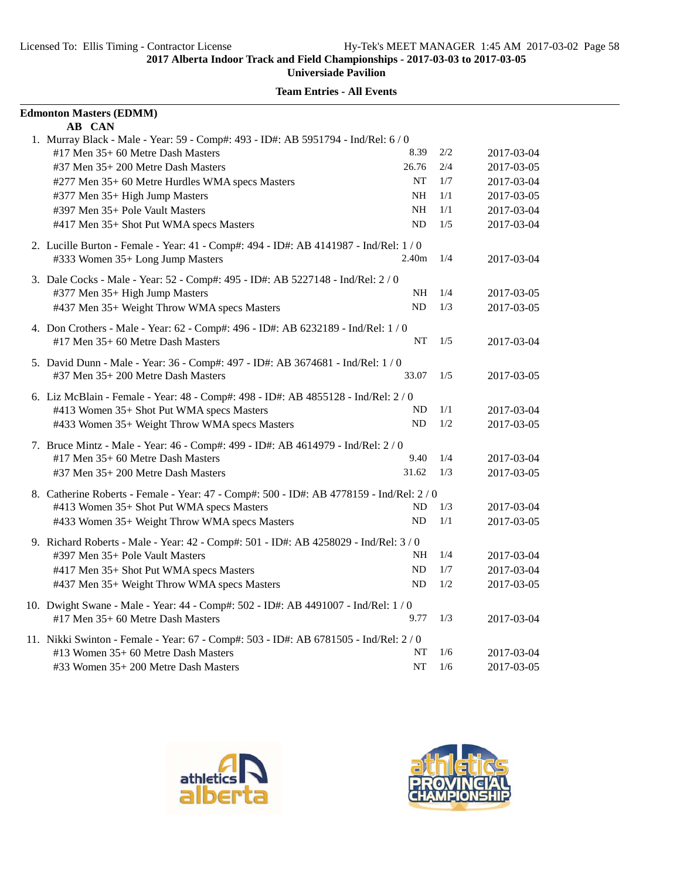**2017 Alberta Indoor Track and Field Championships - 2017-03-03 to 2017-03-05**

**Universiade Pavilion**

**Team Entries - All Events**

**Edmonton Masters (EDMM)**

**AB CAN**

1. Murray Black - Male - Year: 59 - Comp#: 493 - ID#: AB 5951794 - Ind/Rel: 6 / 0

| Event | Mark | Heat | Date |
|---|---|---|---|
| #17 Men 35+ 60 Metre Dash Masters | 8.39 | 2/2 | 2017-03-04 |
| #37 Men 35+ 200 Metre Dash Masters | 26.76 | 2/4 | 2017-03-05 |
| #277 Men 35+ 60 Metre Hurdles WMA specs Masters | NT | 1/7 | 2017-03-04 |
| #377 Men 35+ High Jump Masters | NH | 1/1 | 2017-03-05 |
| #397 Men 35+ Pole Vault Masters | NH | 1/1 | 2017-03-04 |
| #417 Men 35+ Shot Put WMA specs Masters | ND | 1/5 | 2017-03-04 |

2. Lucille Burton - Female - Year: 41 - Comp#: 494 - ID#: AB 4141987 - Ind/Rel: 1 / 0

| Event | Mark | Heat | Date |
|---|---|---|---|
| #333 Women 35+ Long Jump Masters | 2.40m | 1/4 | 2017-03-04 |

3. Dale Cocks - Male - Year: 52 - Comp#: 495 - ID#: AB 5227148 - Ind/Rel: 2 / 0

| Event | Mark | Heat | Date |
|---|---|---|---|
| #377 Men 35+ High Jump Masters | NH | 1/4 | 2017-03-05 |
| #437 Men 35+ Weight Throw WMA specs Masters | ND | 1/3 | 2017-03-05 |

4. Don Crothers - Male - Year: 62 - Comp#: 496 - ID#: AB 6232189 - Ind/Rel: 1 / 0

| Event | Mark | Heat | Date |
|---|---|---|---|
| #17 Men 35+ 60 Metre Dash Masters | NT | 1/5 | 2017-03-04 |

5. David Dunn - Male - Year: 36 - Comp#: 497 - ID#: AB 3674681 - Ind/Rel: 1 / 0

| Event | Mark | Heat | Date |
|---|---|---|---|
| #37 Men 35+ 200 Metre Dash Masters | 33.07 | 1/5 | 2017-03-05 |

6. Liz McBlain - Female - Year: 48 - Comp#: 498 - ID#: AB 4855128 - Ind/Rel: 2 / 0

| Event | Mark | Heat | Date |
|---|---|---|---|
| #413 Women 35+ Shot Put WMA specs Masters | ND | 1/1 | 2017-03-04 |
| #433 Women 35+ Weight Throw WMA specs Masters | ND | 1/2 | 2017-03-05 |

7. Bruce Mintz - Male - Year: 46 - Comp#: 499 - ID#: AB 4614979 - Ind/Rel: 2 / 0

| Event | Mark | Heat | Date |
|---|---|---|---|
| #17 Men 35+ 60 Metre Dash Masters | 9.40 | 1/4 | 2017-03-04 |
| #37 Men 35+ 200 Metre Dash Masters | 31.62 | 1/3 | 2017-03-05 |

8. Catherine Roberts - Female - Year: 47 - Comp#: 500 - ID#: AB 4778159 - Ind/Rel: 2 / 0

| Event | Mark | Heat | Date |
|---|---|---|---|
| #413 Women 35+ Shot Put WMA specs Masters | ND | 1/3 | 2017-03-04 |
| #433 Women 35+ Weight Throw WMA specs Masters | ND | 1/1 | 2017-03-05 |

9. Richard Roberts - Male - Year: 42 - Comp#: 501 - ID#: AB 4258029 - Ind/Rel: 3 / 0

| Event | Mark | Heat | Date |
|---|---|---|---|
| #397 Men 35+ Pole Vault Masters | NH | 1/4 | 2017-03-04 |
| #417 Men 35+ Shot Put WMA specs Masters | ND | 1/7 | 2017-03-04 |
| #437 Men 35+ Weight Throw WMA specs Masters | ND | 1/2 | 2017-03-05 |

10. Dwight Swane - Male - Year: 44 - Comp#: 502 - ID#: AB 4491007 - Ind/Rel: 1 / 0

| Event | Mark | Heat | Date |
|---|---|---|---|
| #17 Men 35+ 60 Metre Dash Masters | 9.77 | 1/3 | 2017-03-04 |

11. Nikki Swinton - Female - Year: 67 - Comp#: 503 - ID#: AB 6781505 - Ind/Rel: 2 / 0

| Event | Mark | Heat | Date |
|---|---|---|---|
| #13 Women 35+ 60 Metre Dash Masters | NT | 1/6 | 2017-03-04 |
| #33 Women 35+ 200 Metre Dash Masters | NT | 1/6 | 2017-03-05 |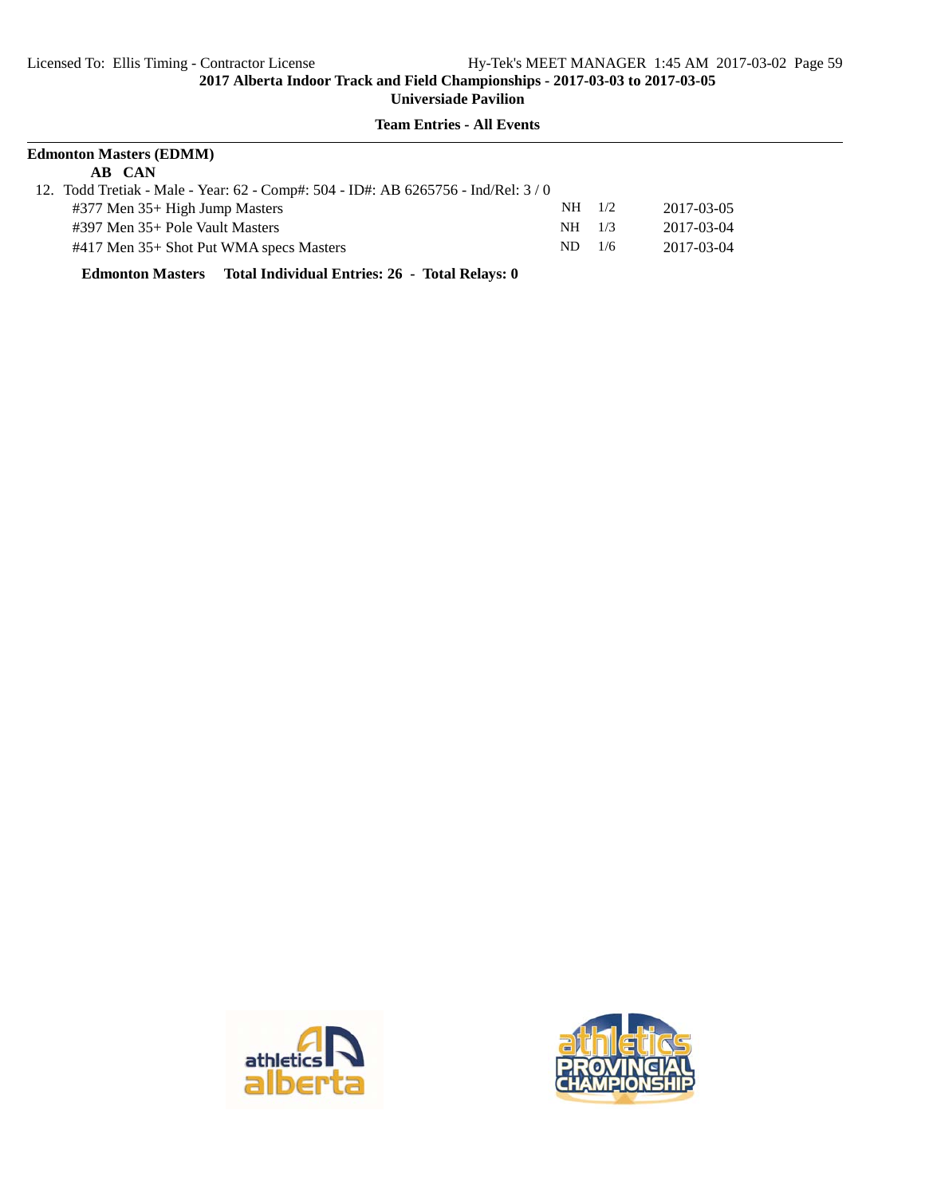**2017 Alberta Indoor Track and Field Championships - 2017-03-03 to 2017-03-05**
**Universiade Pavilion**

**Team Entries - All Events**

**Edmonton Masters (EDMM)**
**AB CAN**

12. Todd Tretiak - Male - Year: 62 - Comp#: 504 - ID#: AB 6265756 - Ind/Rel: 3 / 0

| Event | Seed | Heat/Flight | Date |
|---|---|---|---|
| #377 Men 35+ High Jump Masters | NH | 1/2 | 2017-03-05 |
| #397 Men 35+ Pole Vault Masters | NH | 1/3 | 2017-03-04 |
| #417 Men 35+ Shot Put WMA specs Masters | ND | 1/6 | 2017-03-04 |

**Edmonton Masters Total Individual Entries: 26 - Total Relays: 0**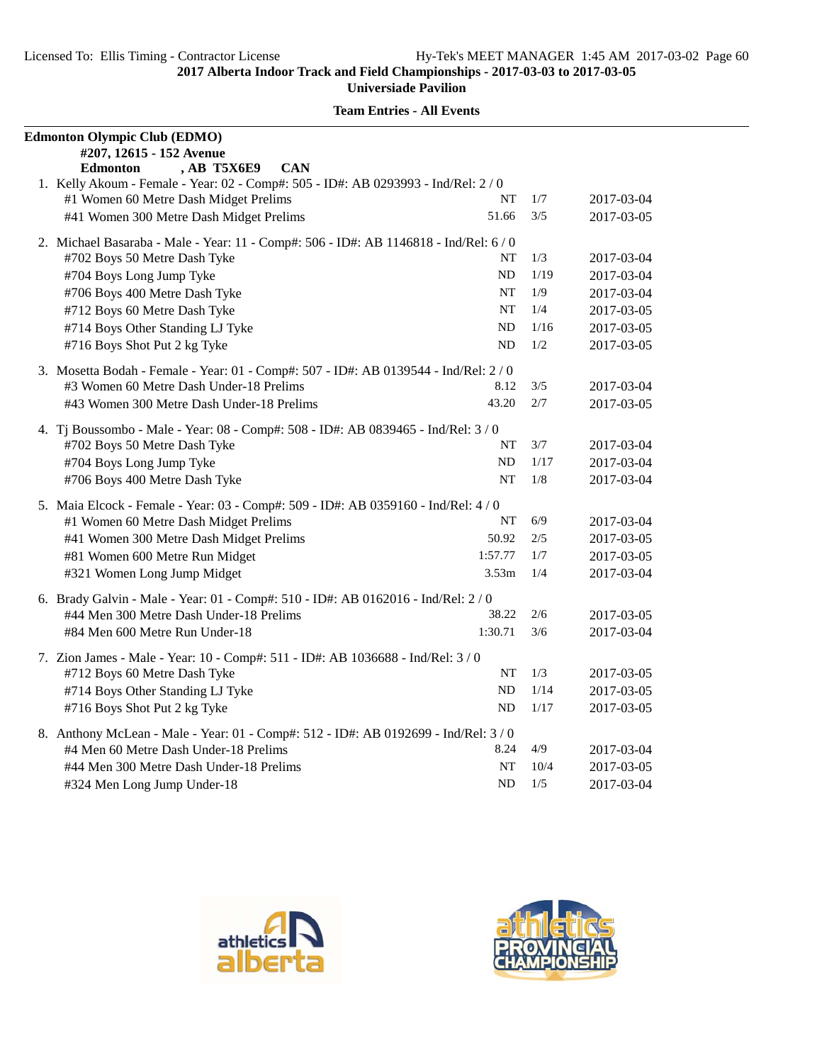**2017 Alberta Indoor Track and Field Championships - 2017-03-03 to 2017-03-05**

**Universiade Pavilion**

**Team Entries - All Events**

**Edmonton Olympic Club (EDMO)**
**#207, 12615 - 152 Avenue**
**Edmonton , AB T5X6E9 CAN**

1. Kelly Akoum - Female - Year: 02 - Comp#: 505 - ID#: AB 0293993 - Ind/Rel: 2 / 0

| Event | Mark | Heat/Lane | Date |
|---|---|---|---|
| #1 Women 60 Metre Dash Midget Prelims | NT | 1/7 | 2017-03-04 |
| #41 Women 300 Metre Dash Midget Prelims | 51.66 | 3/5 | 2017-03-05 |

2. Michael Basaraba - Male - Year: 11 - Comp#: 506 - ID#: AB 1146818 - Ind/Rel: 6 / 0

| Event | Mark | Heat/Lane | Date |
|---|---|---|---|
| #702 Boys 50 Metre Dash Tyke | NT | 1/3 | 2017-03-04 |
| #704 Boys Long Jump Tyke | ND | 1/19 | 2017-03-04 |
| #706 Boys 400 Metre Dash Tyke | NT | 1/9 | 2017-03-04 |
| #712 Boys 60 Metre Dash Tyke | NT | 1/4 | 2017-03-05 |
| #714 Boys Other Standing LJ Tyke | ND | 1/16 | 2017-03-05 |
| #716 Boys Shot Put 2 kg Tyke | ND | 1/2 | 2017-03-05 |

3. Mosetta Bodah - Female - Year: 01 - Comp#: 507 - ID#: AB 0139544 - Ind/Rel: 2 / 0

| Event | Mark | Heat/Lane | Date |
|---|---|---|---|
| #3 Women 60 Metre Dash Under-18 Prelims | 8.12 | 3/5 | 2017-03-04 |
| #43 Women 300 Metre Dash Under-18 Prelims | 43.20 | 2/7 | 2017-03-05 |

4. Tj Boussombo - Male - Year: 08 - Comp#: 508 - ID#: AB 0839465 - Ind/Rel: 3 / 0

| Event | Mark | Heat/Lane | Date |
|---|---|---|---|
| #702 Boys 50 Metre Dash Tyke | NT | 3/7 | 2017-03-04 |
| #704 Boys Long Jump Tyke | ND | 1/17 | 2017-03-04 |
| #706 Boys 400 Metre Dash Tyke | NT | 1/8 | 2017-03-04 |

5. Maia Elcock - Female - Year: 03 - Comp#: 509 - ID#: AB 0359160 - Ind/Rel: 4 / 0

| Event | Mark | Heat/Lane | Date |
|---|---|---|---|
| #1 Women 60 Metre Dash Midget Prelims | NT | 6/9 | 2017-03-04 |
| #41 Women 300 Metre Dash Midget Prelims | 50.92 | 2/5 | 2017-03-05 |
| #81 Women 600 Metre Run Midget | 1:57.77 | 1/7 | 2017-03-05 |
| #321 Women Long Jump Midget | 3.53m | 1/4 | 2017-03-04 |

6. Brady Galvin - Male - Year: 01 - Comp#: 510 - ID#: AB 0162016 - Ind/Rel: 2 / 0

| Event | Mark | Heat/Lane | Date |
|---|---|---|---|
| #44 Men 300 Metre Dash Under-18 Prelims | 38.22 | 2/6 | 2017-03-05 |
| #84 Men 600 Metre Run Under-18 | 1:30.71 | 3/6 | 2017-03-04 |

7. Zion James - Male - Year: 10 - Comp#: 511 - ID#: AB 1036688 - Ind/Rel: 3 / 0

| Event | Mark | Heat/Lane | Date |
|---|---|---|---|
| #712 Boys 60 Metre Dash Tyke | NT | 1/3 | 2017-03-05 |
| #714 Boys Other Standing LJ Tyke | ND | 1/14 | 2017-03-05 |
| #716 Boys Shot Put 2 kg Tyke | ND | 1/17 | 2017-03-05 |

8. Anthony McLean - Male - Year: 01 - Comp#: 512 - ID#: AB 0192699 - Ind/Rel: 3 / 0

| Event | Mark | Heat/Lane | Date |
|---|---|---|---|
| #4 Men 60 Metre Dash Under-18 Prelims | 8.24 | 4/9 | 2017-03-04 |
| #44 Men 300 Metre Dash Under-18 Prelims | NT | 10/4 | 2017-03-05 |
| #324 Men Long Jump Under-18 | ND | 1/5 | 2017-03-04 |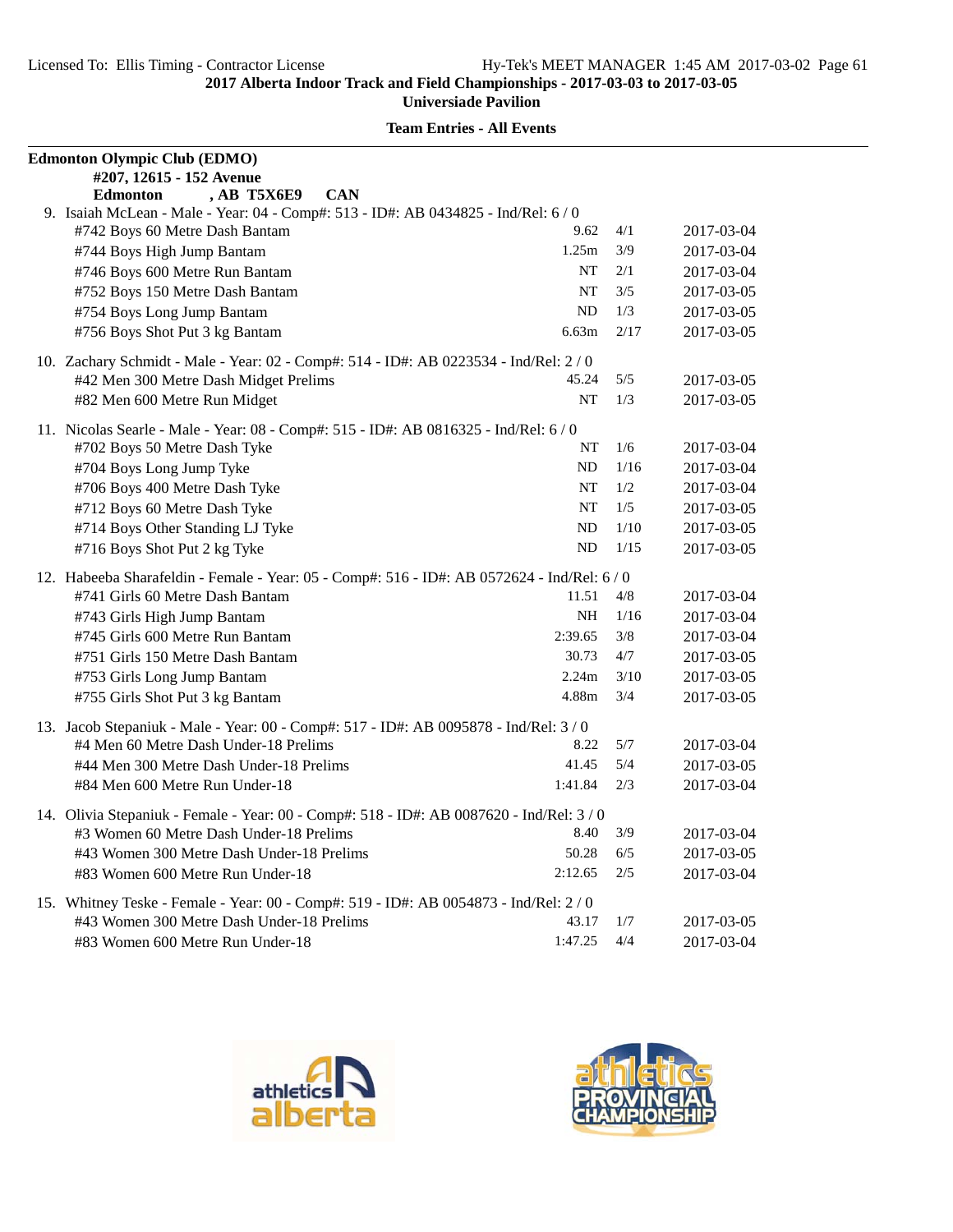**Edmonton Olympic Club (EDMO)**
**#207, 12615 - 152 Avenue**
**Edmonton , AB T5X6E9 CAN**

9. Isaiah McLean - Male - Year: 04 - Comp#: 513 - ID#: AB 0434825 - Ind/Rel: 6 / 0

| Event | Mark | Heat/Lane | Date |
|---|---|---|---|
| #742 Boys 60 Metre Dash Bantam | 9.62 | 4/1 | 2017-03-04 |
| #744 Boys High Jump Bantam | 1.25m | 3/9 | 2017-03-04 |
| #746 Boys 600 Metre Run Bantam | NT | 2/1 | 2017-03-04 |
| #752 Boys 150 Metre Dash Bantam | NT | 3/5 | 2017-03-05 |
| #754 Boys Long Jump Bantam | ND | 1/3 | 2017-03-05 |
| #756 Boys Shot Put 3 kg Bantam | 6.63m | 2/17 | 2017-03-05 |

10. Zachary Schmidt - Male - Year: 02 - Comp#: 514 - ID#: AB 0223534 - Ind/Rel: 2 / 0

| Event | Mark | Heat/Lane | Date |
|---|---|---|---|
| #42 Men 300 Metre Dash Midget Prelims | 45.24 | 5/5 | 2017-03-05 |
| #82 Men 600 Metre Run Midget | NT | 1/3 | 2017-03-05 |

11. Nicolas Searle - Male - Year: 08 - Comp#: 515 - ID#: AB 0816325 - Ind/Rel: 6 / 0

| Event | Mark | Heat/Lane | Date |
|---|---|---|---|
| #702 Boys 50 Metre Dash Tyke | NT | 1/6 | 2017-03-04 |
| #704 Boys Long Jump Tyke | ND | 1/16 | 2017-03-04 |
| #706 Boys 400 Metre Dash Tyke | NT | 1/2 | 2017-03-04 |
| #712 Boys 60 Metre Dash Tyke | NT | 1/5 | 2017-03-05 |
| #714 Boys Other Standing LJ Tyke | ND | 1/10 | 2017-03-05 |
| #716 Boys Shot Put 2 kg Tyke | ND | 1/15 | 2017-03-05 |

12. Habeeba Sharafeldin - Female - Year: 05 - Comp#: 516 - ID#: AB 0572624 - Ind/Rel: 6 / 0

| Event | Mark | Heat/Lane | Date |
|---|---|---|---|
| #741 Girls 60 Metre Dash Bantam | 11.51 | 4/8 | 2017-03-04 |
| #743 Girls High Jump Bantam | NH | 1/16 | 2017-03-04 |
| #745 Girls 600 Metre Run Bantam | 2:39.65 | 3/8 | 2017-03-04 |
| #751 Girls 150 Metre Dash Bantam | 30.73 | 4/7 | 2017-03-05 |
| #753 Girls Long Jump Bantam | 2.24m | 3/10 | 2017-03-05 |
| #755 Girls Shot Put 3 kg Bantam | 4.88m | 3/4 | 2017-03-05 |

13. Jacob Stepaniuk - Male - Year: 00 - Comp#: 517 - ID#: AB 0095878 - Ind/Rel: 3 / 0

| Event | Mark | Heat/Lane | Date |
|---|---|---|---|
| #4 Men 60 Metre Dash Under-18 Prelims | 8.22 | 5/7 | 2017-03-04 |
| #44 Men 300 Metre Dash Under-18 Prelims | 41.45 | 5/4 | 2017-03-05 |
| #84 Men 600 Metre Run Under-18 | 1:41.84 | 2/3 | 2017-03-04 |

14. Olivia Stepaniuk - Female - Year: 00 - Comp#: 518 - ID#: AB 0087620 - Ind/Rel: 3 / 0

| Event | Mark | Heat/Lane | Date |
|---|---|---|---|
| #3 Women 60 Metre Dash Under-18 Prelims | 8.40 | 3/9 | 2017-03-04 |
| #43 Women 300 Metre Dash Under-18 Prelims | 50.28 | 6/5 | 2017-03-05 |
| #83 Women 600 Metre Run Under-18 | 2:12.65 | 2/5 | 2017-03-04 |

15. Whitney Teske - Female - Year: 00 - Comp#: 519 - ID#: AB 0054873 - Ind/Rel: 2 / 0

| Event | Mark | Heat/Lane | Date |
|---|---|---|---|
| #43 Women 300 Metre Dash Under-18 Prelims | 43.17 | 1/7 | 2017-03-05 |
| #83 Women 600 Metre Run Under-18 | 1:47.25 | 4/4 | 2017-03-04 |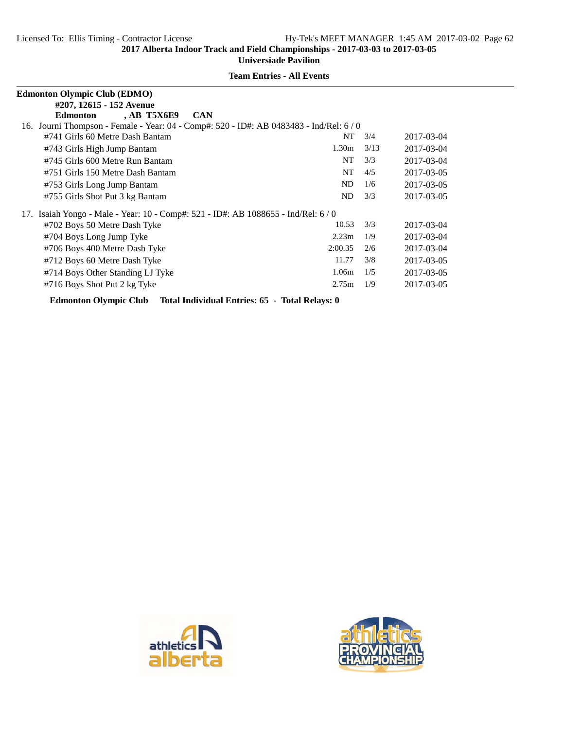**Team Entries - All Events**

**Edmonton Olympic Club (EDMO)**
**#207, 12615 - 152 Avenue**
**Edmonton , AB T5X6E9 CAN**

16. Journi Thompson - Female - Year: 04 - Comp#: 520 - ID#: AB 0483483 - Ind/Rel: 6 / 0

| Event | Mark | Heat | Date |
|---|---|---|---|
| #741 Girls 60 Metre Dash Bantam | NT | 3/4 | 2017-03-04 |
| #743 Girls High Jump Bantam | 1.30m | 3/13 | 2017-03-04 |
| #745 Girls 600 Metre Run Bantam | NT | 3/3 | 2017-03-04 |
| #751 Girls 150 Metre Dash Bantam | NT | 4/5 | 2017-03-05 |
| #753 Girls Long Jump Bantam | ND | 1/6 | 2017-03-05 |
| #755 Girls Shot Put 3 kg Bantam | ND | 3/3 | 2017-03-05 |

17. Isaiah Yongo - Male - Year: 10 - Comp#: 521 - ID#: AB 1088655 - Ind/Rel: 6 / 0

| Event | Mark | Heat | Date |
|---|---|---|---|
| #702 Boys 50 Metre Dash Tyke | 10.53 | 3/3 | 2017-03-04 |
| #704 Boys Long Jump Tyke | 2.23m | 1/9 | 2017-03-04 |
| #706 Boys 400 Metre Dash Tyke | 2:00.35 | 2/6 | 2017-03-04 |
| #712 Boys 60 Metre Dash Tyke | 11.77 | 3/8 | 2017-03-05 |
| #714 Boys Other Standing LJ Tyke | 1.06m | 1/5 | 2017-03-05 |
| #716 Boys Shot Put 2 kg Tyke | 2.75m | 1/9 | 2017-03-05 |

**Edmonton Olympic Club Total Individual Entries: 65 - Total Relays: 0**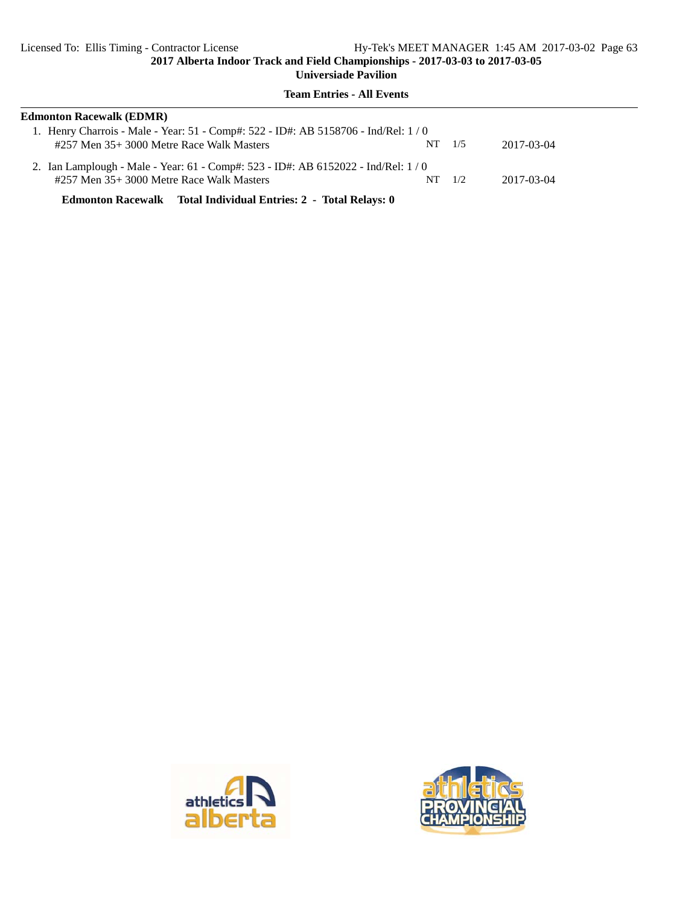**Team Entries - All Events**

**Edmonton Racewalk (EDMR)**

1. Henry Charrois - Male - Year: 51 - Comp#: 522 - ID#: AB 5158706 - Ind/Rel: 1 / 0
   #257 Men 35+ 3000 Metre Race Walk Masters NT 1/5 2017-03-04

2. Ian Lamplough - Male - Year: 61 - Comp#: 523 - ID#: AB 6152022 - Ind/Rel: 1 / 0
   #257 Men 35+ 3000 Metre Race Walk Masters NT 1/2 2017-03-04

**Edmonton Racewalk Total Individual Entries: 2 - Total Relays: 0**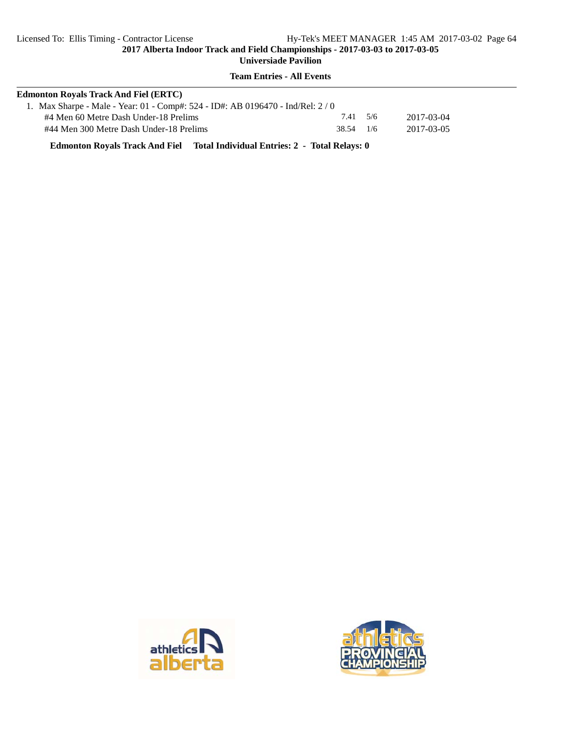**2017 Alberta Indoor Track and Field Championships - 2017-03-03 to 2017-03-05**

**Universiade Pavilion**

**Team Entries - All Events**

**Edmonton Royals Track And Fiel (ERTC)**

1. Max Sharpe - Male - Year: 01 - Comp#: 524 - ID#: AB 0196470 - Ind/Rel: 2 / 0

| Event | Seed | Heat/Lane | Date |
|---|---|---|---|
| #4 Men 60 Metre Dash Under-18 Prelims | 7.41 | 5/6 | 2017-03-04 |
| #44 Men 300 Metre Dash Under-18 Prelims | 38.54 | 1/6 | 2017-03-05 |

**Edmonton Royals Track And Fiel    Total Individual Entries: 2 - Total Relays: 0**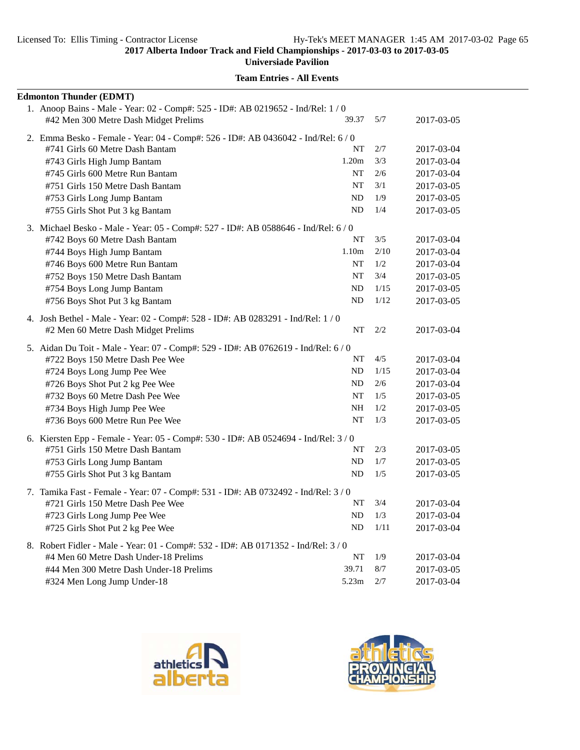## 2017 Alberta Indoor Track and Field Championships - 2017-03-03 to 2017-03-05

**Universiade Pavilion**

**Team Entries - All Events**

**Edmonton Thunder (EDMT)**

1. Anoop Bains - Male - Year: 02 - Comp#: 525 - ID#: AB 0219652 - Ind/Rel: 1 / 0

| Event | Seed | Heat/Lane | Date |
|---|---|---|---|
| #42 Men 300 Metre Dash Midget Prelims | 39.37 | 5/7 | 2017-03-05 |

2. Emma Besko - Female - Year: 04 - Comp#: 526 - ID#: AB 0436042 - Ind/Rel: 6 / 0

| Event | Seed | Heat/Lane | Date |
|---|---|---|---|
| #741 Girls 60 Metre Dash Bantam | NT | 2/7 | 2017-03-04 |
| #743 Girls High Jump Bantam | 1.20m | 3/3 | 2017-03-04 |
| #745 Girls 600 Metre Run Bantam | NT | 2/6 | 2017-03-04 |
| #751 Girls 150 Metre Dash Bantam | NT | 3/1 | 2017-03-05 |
| #753 Girls Long Jump Bantam | ND | 1/9 | 2017-03-05 |
| #755 Girls Shot Put 3 kg Bantam | ND | 1/4 | 2017-03-05 |

3. Michael Besko - Male - Year: 05 - Comp#: 527 - ID#: AB 0588646 - Ind/Rel: 6 / 0

| Event | Seed | Heat/Lane | Date |
|---|---|---|---|
| #742 Boys 60 Metre Dash Bantam | NT | 3/5 | 2017-03-04 |
| #744 Boys High Jump Bantam | 1.10m | 2/10 | 2017-03-04 |
| #746 Boys 600 Metre Run Bantam | NT | 1/2 | 2017-03-04 |
| #752 Boys 150 Metre Dash Bantam | NT | 3/4 | 2017-03-05 |
| #754 Boys Long Jump Bantam | ND | 1/15 | 2017-03-05 |
| #756 Boys Shot Put 3 kg Bantam | ND | 1/12 | 2017-03-05 |

4. Josh Bethel - Male - Year: 02 - Comp#: 528 - ID#: AB 0283291 - Ind/Rel: 1 / 0

| Event | Seed | Heat/Lane | Date |
|---|---|---|---|
| #2 Men 60 Metre Dash Midget Prelims | NT | 2/2 | 2017-03-04 |

5. Aidan Du Toit - Male - Year: 07 - Comp#: 529 - ID#: AB 0762619 - Ind/Rel: 6 / 0

| Event | Seed | Heat/Lane | Date |
|---|---|---|---|
| #722 Boys 150 Metre Dash Pee Wee | NT | 4/5 | 2017-03-04 |
| #724 Boys Long Jump Pee Wee | ND | 1/15 | 2017-03-04 |
| #726 Boys Shot Put 2 kg Pee Wee | ND | 2/6 | 2017-03-04 |
| #732 Boys 60 Metre Dash Pee Wee | NT | 1/5 | 2017-03-05 |
| #734 Boys High Jump Pee Wee | NH | 1/2 | 2017-03-05 |
| #736 Boys 600 Metre Run Pee Wee | NT | 1/3 | 2017-03-05 |

6. Kiersten Epp - Female - Year: 05 - Comp#: 530 - ID#: AB 0524694 - Ind/Rel: 3 / 0

| Event | Seed | Heat/Lane | Date |
|---|---|---|---|
| #751 Girls 150 Metre Dash Bantam | NT | 2/3 | 2017-03-05 |
| #753 Girls Long Jump Bantam | ND | 1/7 | 2017-03-05 |
| #755 Girls Shot Put 3 kg Bantam | ND | 1/5 | 2017-03-05 |

7. Tamika Fast - Female - Year: 07 - Comp#: 531 - ID#: AB 0732492 - Ind/Rel: 3 / 0

| Event | Seed | Heat/Lane | Date |
|---|---|---|---|
| #721 Girls 150 Metre Dash Pee Wee | NT | 3/4 | 2017-03-04 |
| #723 Girls Long Jump Pee Wee | ND | 1/3 | 2017-03-04 |
| #725 Girls Shot Put 2 kg Pee Wee | ND | 1/11 | 2017-03-04 |

8. Robert Fidler - Male - Year: 01 - Comp#: 532 - ID#: AB 0171352 - Ind/Rel: 3 / 0

| Event | Seed | Heat/Lane | Date |
|---|---|---|---|
| #4 Men 60 Metre Dash Under-18 Prelims | NT | 1/9 | 2017-03-04 |
| #44 Men 300 Metre Dash Under-18 Prelims | 39.71 | 8/7 | 2017-03-05 |
| #324 Men Long Jump Under-18 | 5.23m | 2/7 | 2017-03-04 |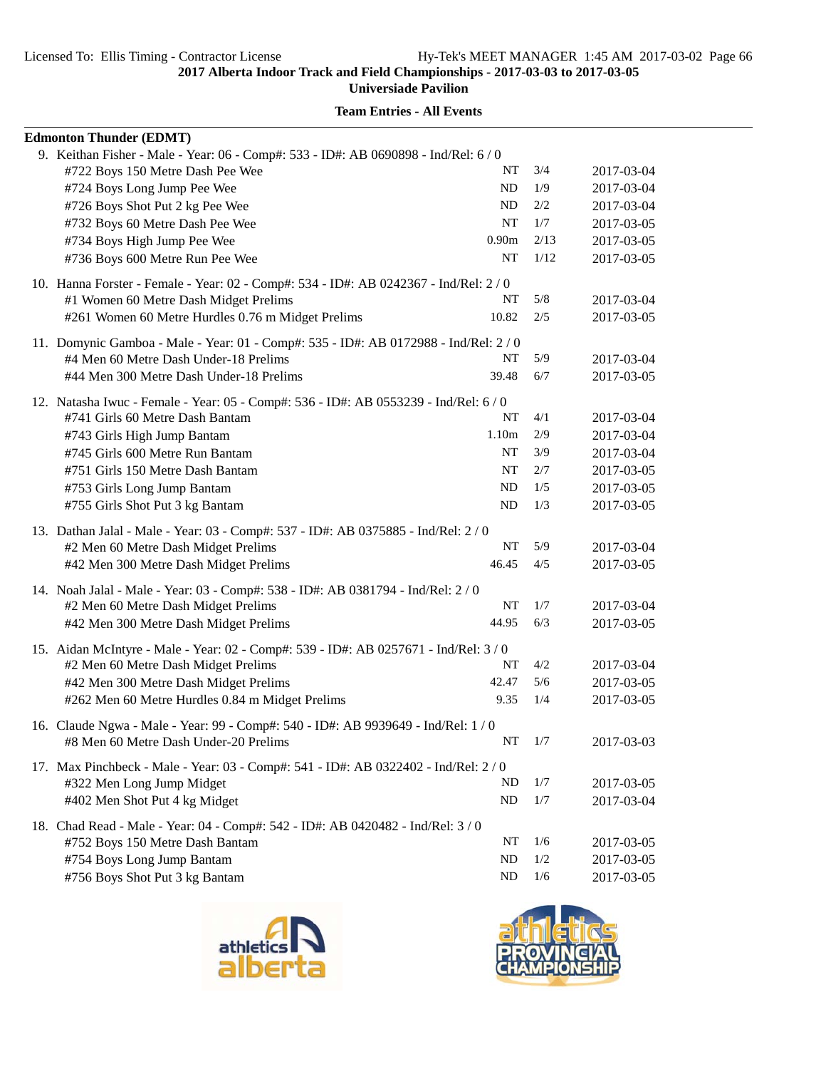**2017 Alberta Indoor Track and Field Championships - 2017-03-03 to 2017-03-05**

**Universiade Pavilion**

**Team Entries - All Events**

**Edmonton Thunder (EDMT)**

9. Keithan Fisher - Male - Year: 06 - Comp#: 533 - ID#: AB 0690898 - Ind/Rel: 6 / 0

| Event | Seed | Heat/Lane | Date |
|---|---|---|---|
| #722 Boys 150 Metre Dash Pee Wee | NT | 3/4 | 2017-03-04 |
| #724 Boys Long Jump Pee Wee | ND | 1/9 | 2017-03-04 |
| #726 Boys Shot Put 2 kg Pee Wee | ND | 2/2 | 2017-03-04 |
| #732 Boys 60 Metre Dash Pee Wee | NT | 1/7 | 2017-03-05 |
| #734 Boys High Jump Pee Wee | 0.90m | 2/13 | 2017-03-05 |
| #736 Boys 600 Metre Run Pee Wee | NT | 1/12 | 2017-03-05 |

10. Hanna Forster - Female - Year: 02 - Comp#: 534 - ID#: AB 0242367 - Ind/Rel: 2 / 0

| Event | Seed | Heat/Lane | Date |
|---|---|---|---|
| #1 Women 60 Metre Dash Midget Prelims | NT | 5/8 | 2017-03-04 |
| #261 Women 60 Metre Hurdles 0.76 m Midget Prelims | 10.82 | 2/5 | 2017-03-05 |

11. Domynic Gamboa - Male - Year: 01 - Comp#: 535 - ID#: AB 0172988 - Ind/Rel: 2 / 0

| Event | Seed | Heat/Lane | Date |
|---|---|---|---|
| #4 Men 60 Metre Dash Under-18 Prelims | NT | 5/9 | 2017-03-04 |
| #44 Men 300 Metre Dash Under-18 Prelims | 39.48 | 6/7 | 2017-03-05 |

12. Natasha Iwuc - Female - Year: 05 - Comp#: 536 - ID#: AB 0553239 - Ind/Rel: 6 / 0

| Event | Seed | Heat/Lane | Date |
|---|---|---|---|
| #741 Girls 60 Metre Dash Bantam | NT | 4/1 | 2017-03-04 |
| #743 Girls High Jump Bantam | 1.10m | 2/9 | 2017-03-04 |
| #745 Girls 600 Metre Run Bantam | NT | 3/9 | 2017-03-04 |
| #751 Girls 150 Metre Dash Bantam | NT | 2/7 | 2017-03-05 |
| #753 Girls Long Jump Bantam | ND | 1/5 | 2017-03-05 |
| #755 Girls Shot Put 3 kg Bantam | ND | 1/3 | 2017-03-05 |

13. Dathan Jalal - Male - Year: 03 - Comp#: 537 - ID#: AB 0375885 - Ind/Rel: 2 / 0

| Event | Seed | Heat/Lane | Date |
|---|---|---|---|
| #2 Men 60 Metre Dash Midget Prelims | NT | 5/9 | 2017-03-04 |
| #42 Men 300 Metre Dash Midget Prelims | 46.45 | 4/5 | 2017-03-05 |

14. Noah Jalal - Male - Year: 03 - Comp#: 538 - ID#: AB 0381794 - Ind/Rel: 2 / 0

| Event | Seed | Heat/Lane | Date |
|---|---|---|---|
| #2 Men 60 Metre Dash Midget Prelims | NT | 1/7 | 2017-03-04 |
| #42 Men 300 Metre Dash Midget Prelims | 44.95 | 6/3 | 2017-03-05 |

15. Aidan McIntyre - Male - Year: 02 - Comp#: 539 - ID#: AB 0257671 - Ind/Rel: 3 / 0

| Event | Seed | Heat/Lane | Date |
|---|---|---|---|
| #2 Men 60 Metre Dash Midget Prelims | NT | 4/2 | 2017-03-04 |
| #42 Men 300 Metre Dash Midget Prelims | 42.47 | 5/6 | 2017-03-05 |
| #262 Men 60 Metre Hurdles 0.84 m Midget Prelims | 9.35 | 1/4 | 2017-03-05 |

16. Claude Ngwa - Male - Year: 99 - Comp#: 540 - ID#: AB 9939649 - Ind/Rel: 1 / 0

| Event | Seed | Heat/Lane | Date |
|---|---|---|---|
| #8 Men 60 Metre Dash Under-20 Prelims | NT | 1/7 | 2017-03-03 |

17. Max Pinchbeck - Male - Year: 03 - Comp#: 541 - ID#: AB 0322402 - Ind/Rel: 2 / 0

| Event | Seed | Heat/Lane | Date |
|---|---|---|---|
| #322 Men Long Jump Midget | ND | 1/7 | 2017-03-05 |
| #402 Men Shot Put 4 kg Midget | ND | 1/7 | 2017-03-04 |

18. Chad Read - Male - Year: 04 - Comp#: 542 - ID#: AB 0420482 - Ind/Rel: 3 / 0

| Event | Seed | Heat/Lane | Date |
|---|---|---|---|
| #752 Boys 150 Metre Dash Bantam | NT | 1/6 | 2017-03-05 |
| #754 Boys Long Jump Bantam | ND | 1/2 | 2017-03-05 |
| #756 Boys Shot Put 3 kg Bantam | ND | 1/6 | 2017-03-05 |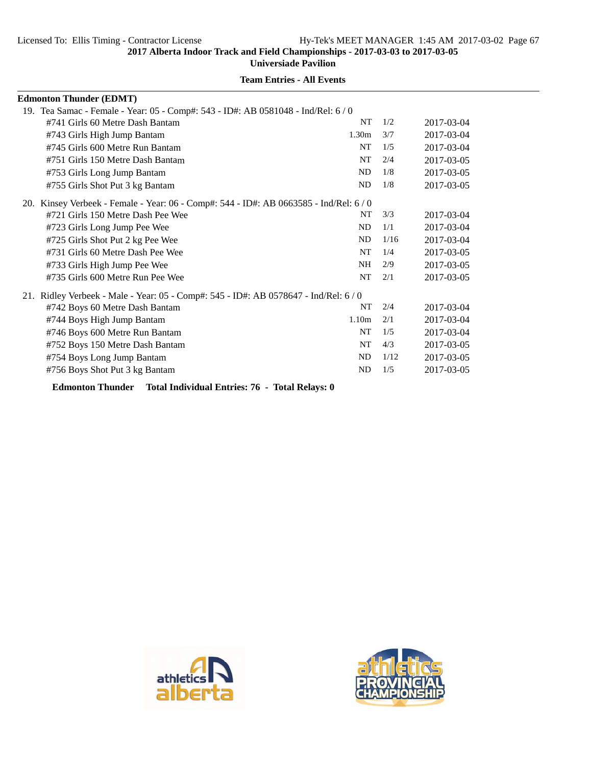**2017 Alberta Indoor Track and Field Championships - 2017-03-03 to 2017-03-05**

**Universiade Pavilion**

**Team Entries - All Events**

**Edmonton Thunder (EDMT)**

19. Tea Samac - Female - Year: 05 - Comp#: 543 - ID#: AB 0581048 - Ind/Rel: 6 / 0

| Event | Seed | Heat/Lane | Date |
|---|---|---|---|
| #741 Girls 60 Metre Dash Bantam | NT | 1/2 | 2017-03-04 |
| #743 Girls High Jump Bantam | 1.30m | 3/7 | 2017-03-04 |
| #745 Girls 600 Metre Run Bantam | NT | 1/5 | 2017-03-04 |
| #751 Girls 150 Metre Dash Bantam | NT | 2/4 | 2017-03-05 |
| #753 Girls Long Jump Bantam | ND | 1/8 | 2017-03-05 |
| #755 Girls Shot Put 3 kg Bantam | ND | 1/8 | 2017-03-05 |

20. Kinsey Verbeek - Female - Year: 06 - Comp#: 544 - ID#: AB 0663585 - Ind/Rel: 6 / 0

| Event | Seed | Heat/Lane | Date |
|---|---|---|---|
| #721 Girls 150 Metre Dash Pee Wee | NT | 3/3 | 2017-03-04 |
| #723 Girls Long Jump Pee Wee | ND | 1/1 | 2017-03-04 |
| #725 Girls Shot Put 2 kg Pee Wee | ND | 1/16 | 2017-03-04 |
| #731 Girls 60 Metre Dash Pee Wee | NT | 1/4 | 2017-03-05 |
| #733 Girls High Jump Pee Wee | NH | 2/9 | 2017-03-05 |
| #735 Girls 600 Metre Run Pee Wee | NT | 2/1 | 2017-03-05 |

21. Ridley Verbeek - Male - Year: 05 - Comp#: 545 - ID#: AB 0578647 - Ind/Rel: 6 / 0

| Event | Seed | Heat/Lane | Date |
|---|---|---|---|
| #742 Boys 60 Metre Dash Bantam | NT | 2/4 | 2017-03-04 |
| #744 Boys High Jump Bantam | 1.10m | 2/1 | 2017-03-04 |
| #746 Boys 600 Metre Run Bantam | NT | 1/5 | 2017-03-04 |
| #752 Boys 150 Metre Dash Bantam | NT | 4/3 | 2017-03-05 |
| #754 Boys Long Jump Bantam | ND | 1/12 | 2017-03-05 |
| #756 Boys Shot Put 3 kg Bantam | ND | 1/5 | 2017-03-05 |

**Edmonton Thunder Total Individual Entries: 76 - Total Relays: 0**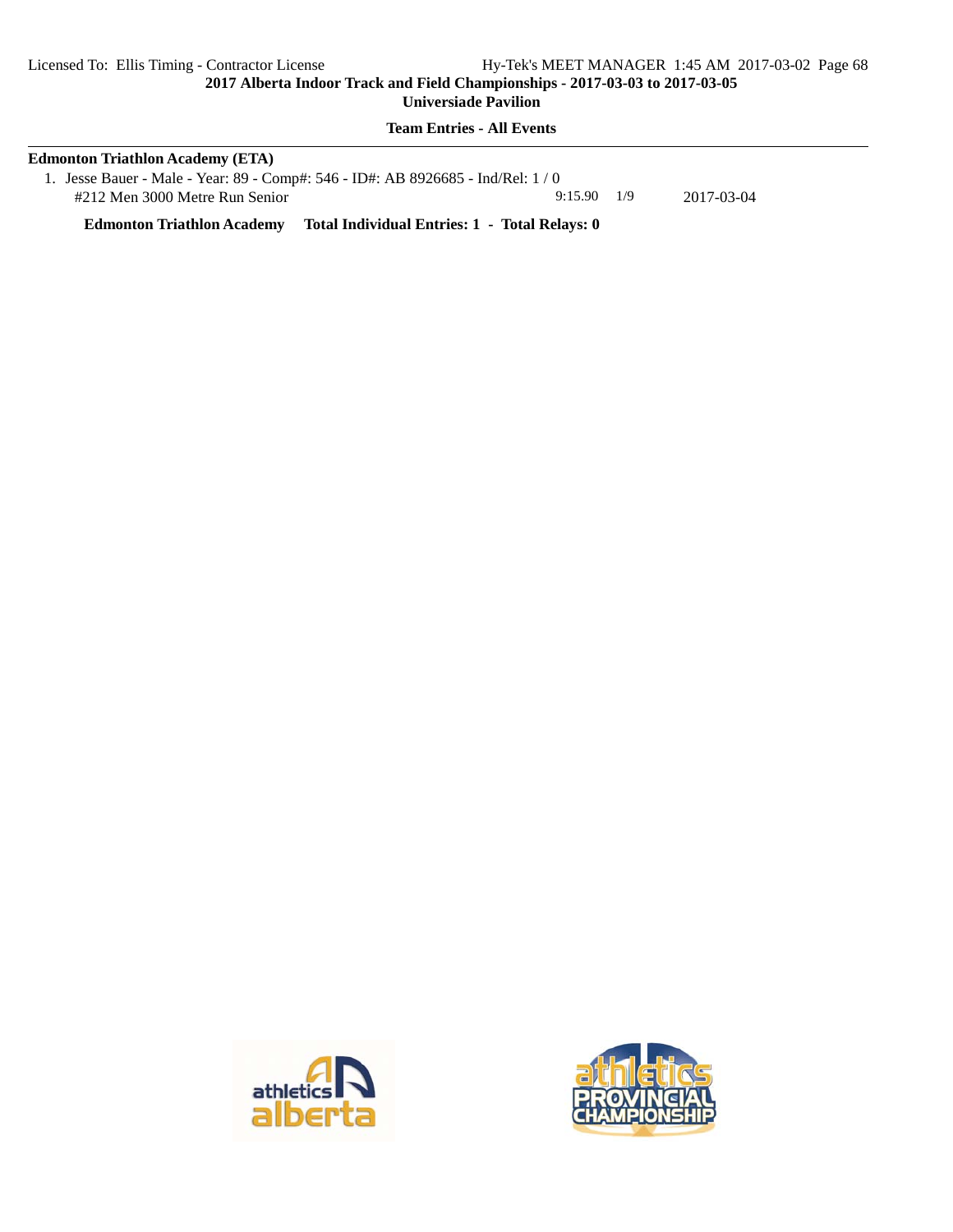**2017 Alberta Indoor Track and Field Championships - 2017-03-03 to 2017-03-05**

**Universiade Pavilion**

**Team Entries - All Events**

**Edmonton Triathlon Academy (ETA)**

1. Jesse Bauer - Male - Year: 89 - Comp#: 546 - ID#: AB 8926685 - Ind/Rel: 1 / 0

| Event | Seed | Heat/Lane | Date |
|---|---|---|---|
| #212 Men 3000 Metre Run Senior | 9:15.90 | 1/9 | 2017-03-04 |

**Edmonton Triathlon Academy    Total Individual Entries: 1  -  Total Relays: 0**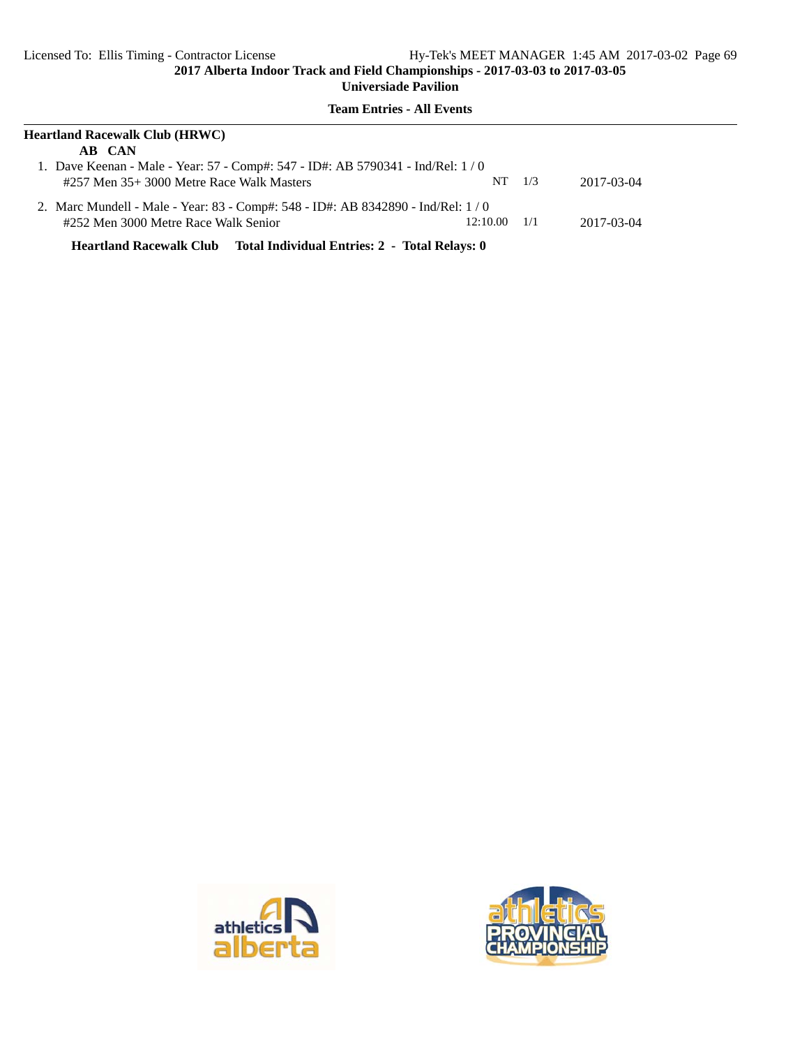**2017 Alberta Indoor Track and Field Championships - 2017-03-03 to 2017-03-05**

**Universiade Pavilion**

**Team Entries - All Events**

---

**Heartland Racewalk Club (HRWC)**

**AB CAN**

1. Dave Keenan - Male - Year: 57 - Comp#: 547 - ID#: AB 5790341 - Ind/Rel: 1 / 0

| Event | Seed | | Date |
|---|---|---|---|
| #257 Men 35+ 3000 Metre Race Walk Masters | NT | 1/3 | 2017-03-04 |

2. Marc Mundell - Male - Year: 83 - Comp#: 548 - ID#: AB 8342890 - Ind/Rel: 1 / 0

| Event | Seed | | Date |
|---|---|---|---|
| #252 Men 3000 Metre Race Walk Senior | 12:10.00 | 1/1 | 2017-03-04 |

**Heartland Racewalk Club Total Individual Entries: 2 - Total Relays: 0**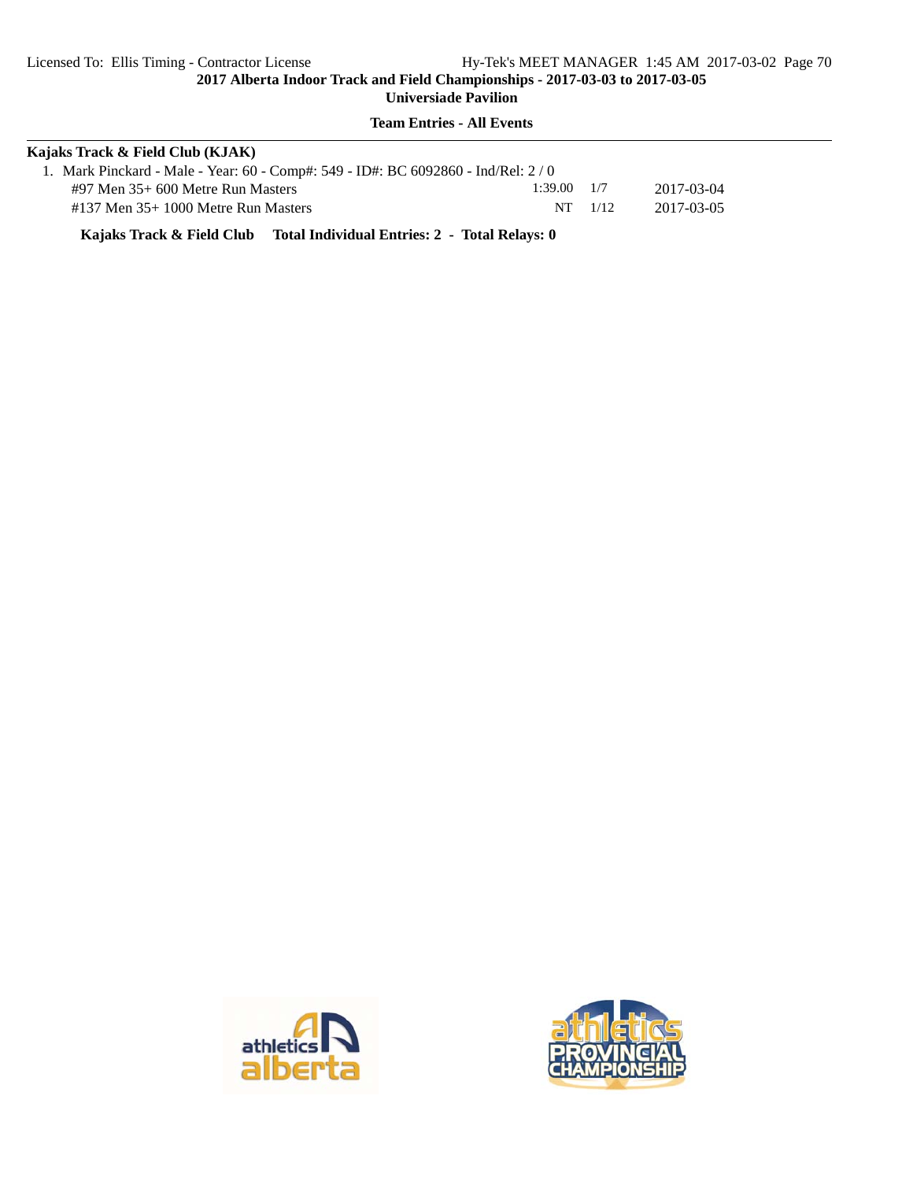**2017 Alberta Indoor Track and Field Championships - 2017-03-03 to 2017-03-05**

**Universiade Pavilion**

**Team Entries - All Events**

**Kajaks Track & Field Club (KJAK)**

1. Mark Pinckard - Male - Year: 60 - Comp#: 549 - ID#: BC 6092860 - Ind/Rel: 2 / 0

| Event | Seed | Heat/Lane | Date |
|---|---|---|---|
| #97 Men 35+ 600 Metre Run Masters | 1:39.00 | 1/7 | 2017-03-04 |
| #137 Men 35+ 1000 Metre Run Masters | NT | 1/12 | 2017-03-05 |

**Kajaks Track & Field Club Total Individual Entries: 2 - Total Relays: 0**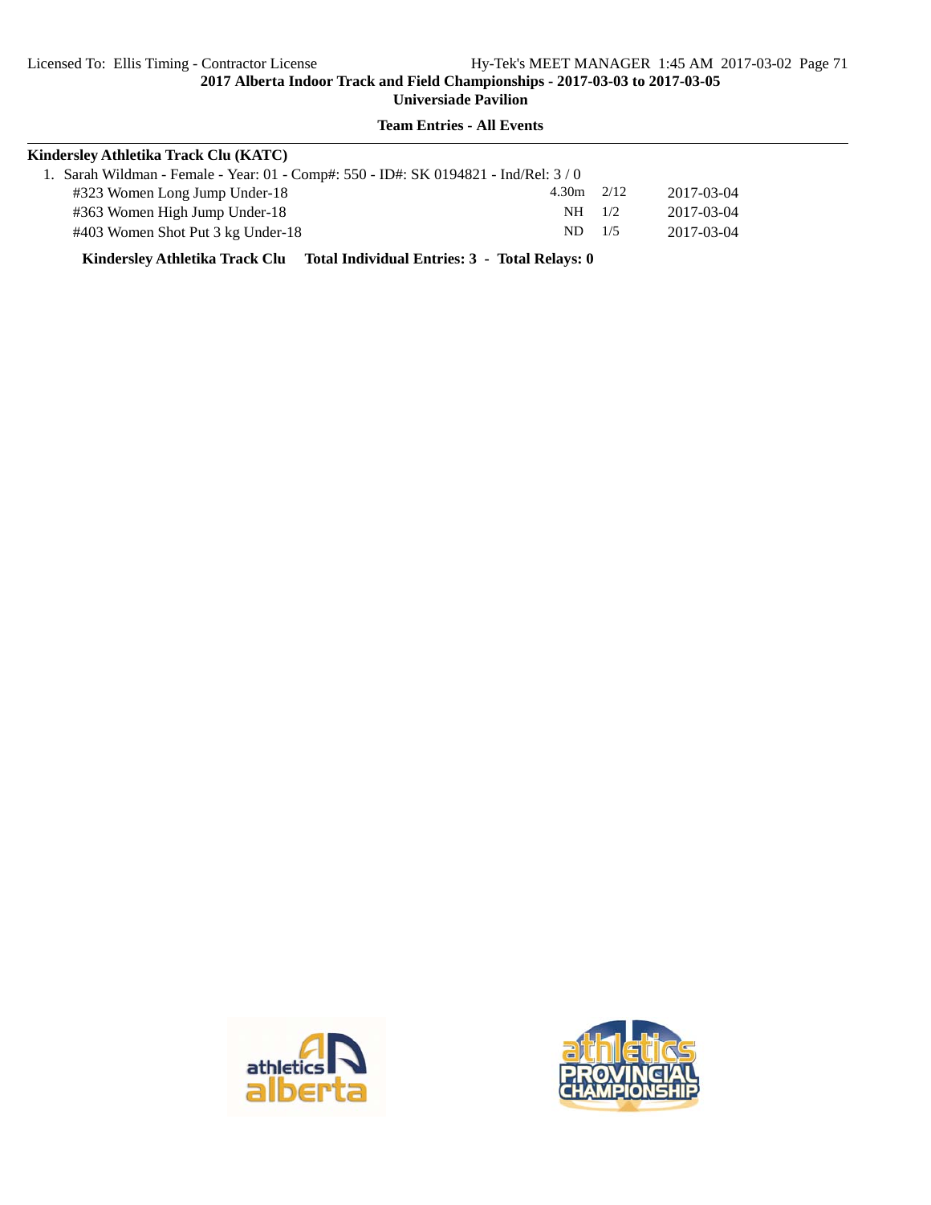## Team Entries - All Events

**Kindersley Athletika Track Clu (KATC)**

1. Sarah Wildman - Female - Year: 01 - Comp#: 550 - ID#: SK 0194821 - Ind/Rel: 3 / 0

| Event | Mark | Heat/Lane | Date |
|---|---|---|---|
| #323 Women Long Jump Under-18 | 4.30m | 2/12 | 2017-03-04 |
| #363 Women High Jump Under-18 | NH | 1/2 | 2017-03-04 |
| #403 Women Shot Put 3 kg Under-18 | ND | 1/5 | 2017-03-04 |

**Kindersley Athletika Track Clu Total Individual Entries: 3 - Total Relays: 0**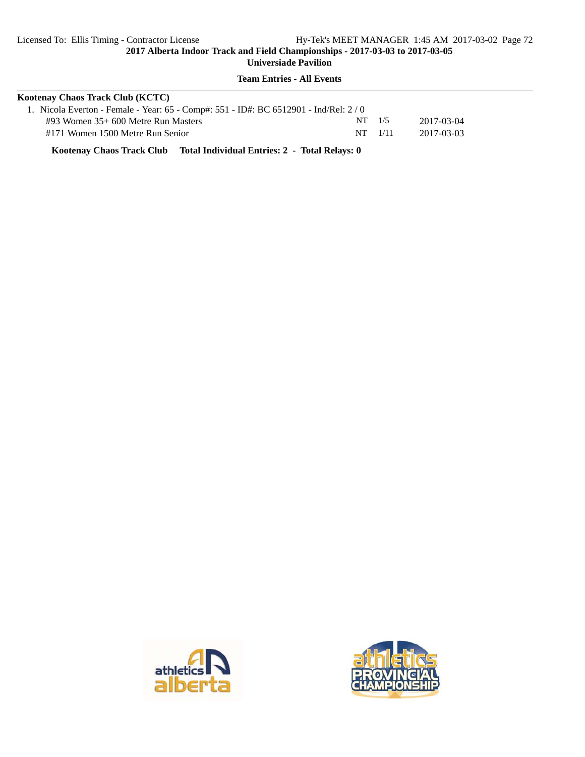**2017 Alberta Indoor Track and Field Championships - 2017-03-03 to 2017-03-05**

**Universiade Pavilion**

**Team Entries - All Events**

**Kootenay Chaos Track Club (KCTC)**

1. Nicola Everton - Female - Year: 65 - Comp#: 551 - ID#: BC 6512901 - Ind/Rel: 2 / 0

| Event | Seed | Heat | Date |
|---|---|---|---|
| #93 Women 35+ 600 Metre Run Masters | NT | 1/5 | 2017-03-04 |
| #171 Women 1500 Metre Run Senior | NT | 1/11 | 2017-03-03 |

**Kootenay Chaos Track Club Total Individual Entries: 2 - Total Relays: 0**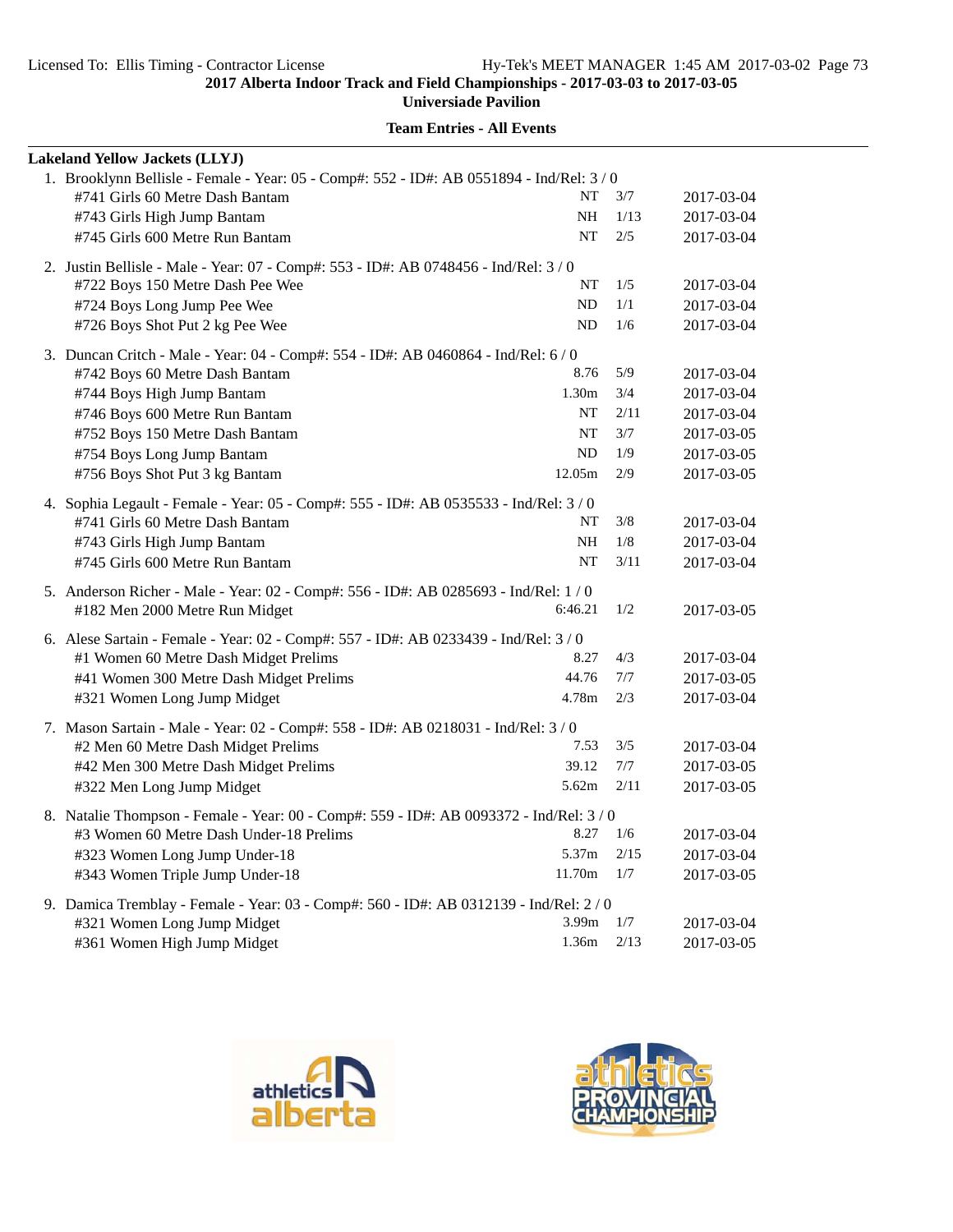## Team Entries - All Events

**Lakeland Yellow Jackets (LLYJ)**

1. Brooklynn Bellisle - Female - Year: 05 - Comp#: 552 - ID#: AB 0551894 - Ind/Rel: 3 / 0

| Event | Seed | Heat/Lane | Date |
|---|---|---|---|
| #741 Girls 60 Metre Dash Bantam | NT | 3/7 | 2017-03-04 |
| #743 Girls High Jump Bantam | NH | 1/13 | 2017-03-04 |
| #745 Girls 600 Metre Run Bantam | NT | 2/5 | 2017-03-04 |

2. Justin Bellisle - Male - Year: 07 - Comp#: 553 - ID#: AB 0748456 - Ind/Rel: 3 / 0

| Event | Seed | Heat/Lane | Date |
|---|---|---|---|
| #722 Boys 150 Metre Dash Pee Wee | NT | 1/5 | 2017-03-04 |
| #724 Boys Long Jump Pee Wee | ND | 1/1 | 2017-03-04 |
| #726 Boys Shot Put 2 kg Pee Wee | ND | 1/6 | 2017-03-04 |

3. Duncan Critch - Male - Year: 04 - Comp#: 554 - ID#: AB 0460864 - Ind/Rel: 6 / 0

| Event | Seed | Heat/Lane | Date |
|---|---|---|---|
| #742 Boys 60 Metre Dash Bantam | 8.76 | 5/9 | 2017-03-04 |
| #744 Boys High Jump Bantam | 1.30m | 3/4 | 2017-03-04 |
| #746 Boys 600 Metre Run Bantam | NT | 2/11 | 2017-03-04 |
| #752 Boys 150 Metre Dash Bantam | NT | 3/7 | 2017-03-05 |
| #754 Boys Long Jump Bantam | ND | 1/9 | 2017-03-05 |
| #756 Boys Shot Put 3 kg Bantam | 12.05m | 2/9 | 2017-03-05 |

4. Sophia Legault - Female - Year: 05 - Comp#: 555 - ID#: AB 0535533 - Ind/Rel: 3 / 0

| Event | Seed | Heat/Lane | Date |
|---|---|---|---|
| #741 Girls 60 Metre Dash Bantam | NT | 3/8 | 2017-03-04 |
| #743 Girls High Jump Bantam | NH | 1/8 | 2017-03-04 |
| #745 Girls 600 Metre Run Bantam | NT | 3/11 | 2017-03-04 |

5. Anderson Richer - Male - Year: 02 - Comp#: 556 - ID#: AB 0285693 - Ind/Rel: 1 / 0

| Event | Seed | Heat/Lane | Date |
|---|---|---|---|
| #182 Men 2000 Metre Run Midget | 6:46.21 | 1/2 | 2017-03-05 |

6. Alese Sartain - Female - Year: 02 - Comp#: 557 - ID#: AB 0233439 - Ind/Rel: 3 / 0

| Event | Seed | Heat/Lane | Date |
|---|---|---|---|
| #1 Women 60 Metre Dash Midget Prelims | 8.27 | 4/3 | 2017-03-04 |
| #41 Women 300 Metre Dash Midget Prelims | 44.76 | 7/7 | 2017-03-05 |
| #321 Women Long Jump Midget | 4.78m | 2/3 | 2017-03-04 |

7. Mason Sartain - Male - Year: 02 - Comp#: 558 - ID#: AB 0218031 - Ind/Rel: 3 / 0

| Event | Seed | Heat/Lane | Date |
|---|---|---|---|
| #2 Men 60 Metre Dash Midget Prelims | 7.53 | 3/5 | 2017-03-04 |
| #42 Men 300 Metre Dash Midget Prelims | 39.12 | 7/7 | 2017-03-05 |
| #322 Men Long Jump Midget | 5.62m | 2/11 | 2017-03-05 |

8. Natalie Thompson - Female - Year: 00 - Comp#: 559 - ID#: AB 0093372 - Ind/Rel: 3 / 0

| Event | Seed | Heat/Lane | Date |
|---|---|---|---|
| #3 Women 60 Metre Dash Under-18 Prelims | 8.27 | 1/6 | 2017-03-04 |
| #323 Women Long Jump Under-18 | 5.37m | 2/15 | 2017-03-04 |
| #343 Women Triple Jump Under-18 | 11.70m | 1/7 | 2017-03-05 |

9. Damica Tremblay - Female - Year: 03 - Comp#: 560 - ID#: AB 0312139 - Ind/Rel: 2 / 0

| Event | Seed | Heat/Lane | Date |
|---|---|---|---|
| #321 Women Long Jump Midget | 3.99m | 1/7 | 2017-03-04 |
| #361 Women High Jump Midget | 1.36m | 2/13 | 2017-03-05 |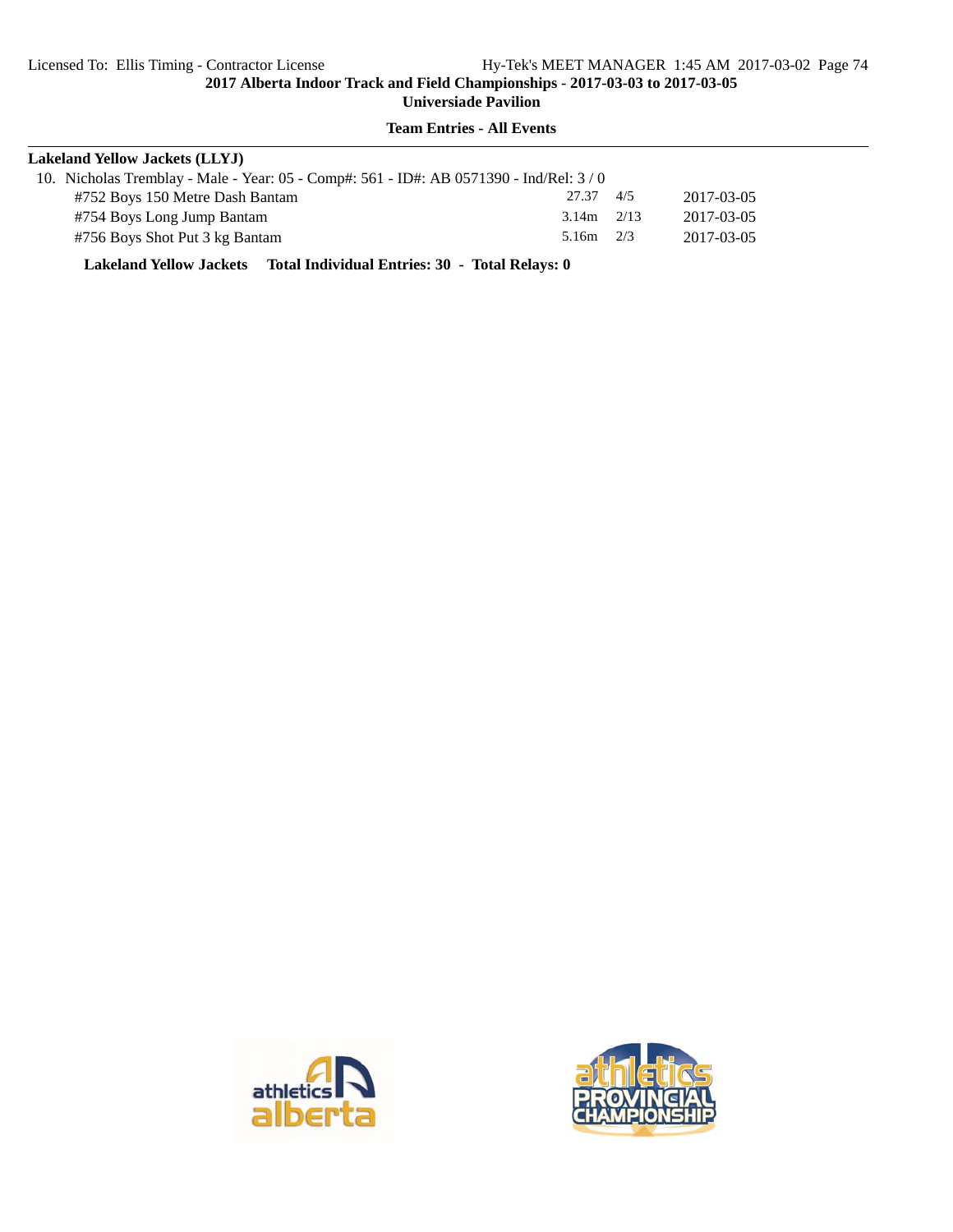**2017 Alberta Indoor Track and Field Championships - 2017-03-03 to 2017-03-05**
**Universiade Pavilion**

**Team Entries - All Events**

---

**Lakeland Yellow Jackets (LLYJ)**

10. Nicholas Tremblay - Male - Year: 05 - Comp#: 561 - ID#: AB 0571390 - Ind/Rel: 3 / 0

| Event | Mark | Heat/Flight | Date |
|---|---|---|---|
| #752 Boys 150 Metre Dash Bantam | 27.37 | 4/5 | 2017-03-05 |
| #754 Boys Long Jump Bantam | 3.14m | 2/13 | 2017-03-05 |
| #756 Boys Shot Put 3 kg Bantam | 5.16m | 2/3 | 2017-03-05 |

**Lakeland Yellow Jackets    Total Individual Entries: 30  -  Total Relays: 0**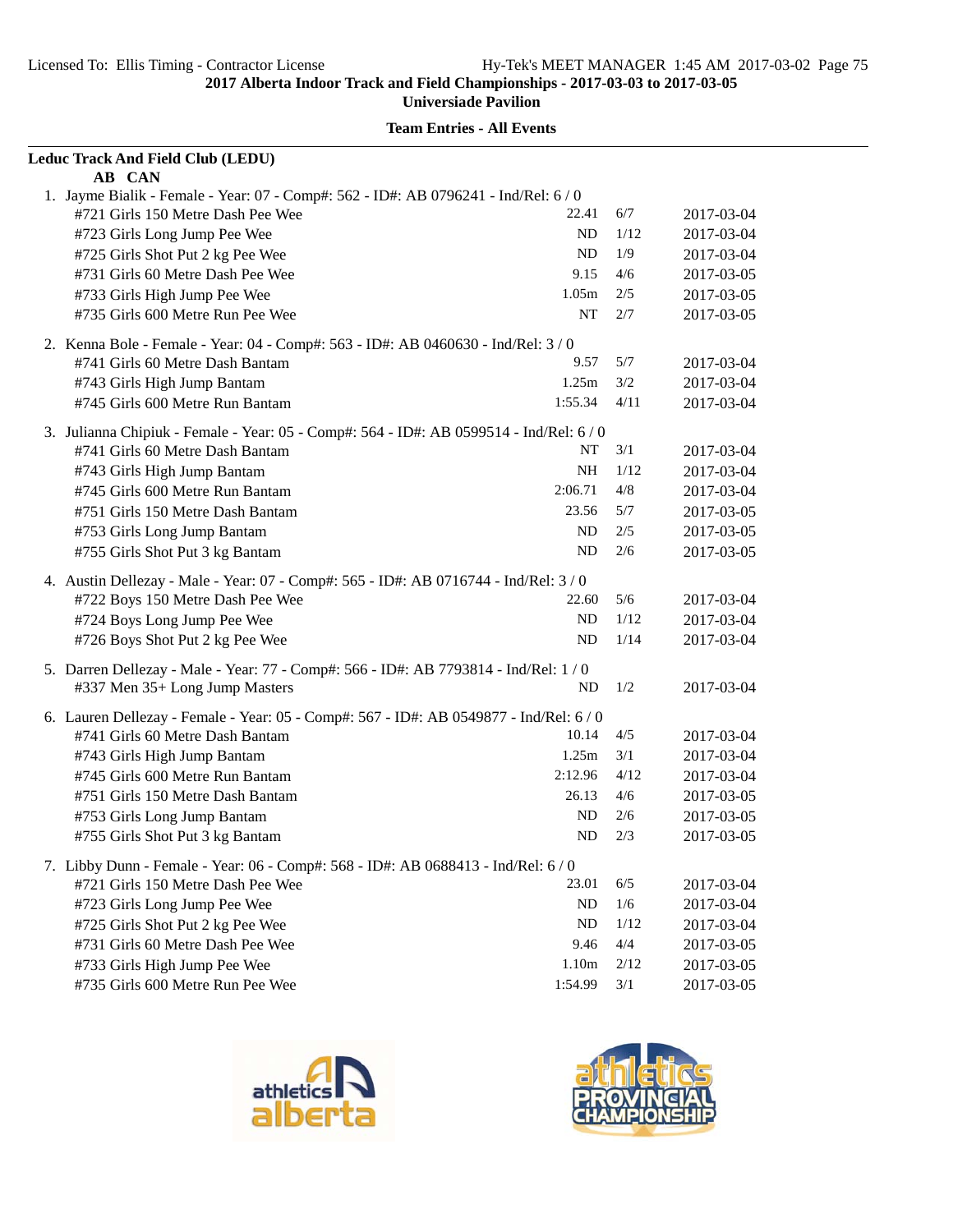**2017 Alberta Indoor Track and Field Championships - 2017-03-03 to 2017-03-05**

**Universiade Pavilion**

**Team Entries - All Events**

**Leduc Track And Field Club (LEDU)**

**AB CAN**

1. Jayme Bialik - Female - Year: 07 - Comp#: 562 - ID#: AB 0796241 - Ind/Rel: 6 / 0

| Event | Seed | Heat/Lane | Date |
|---|---|---|---|
| #721 Girls 150 Metre Dash Pee Wee | 22.41 | 6/7 | 2017-03-04 |
| #723 Girls Long Jump Pee Wee | ND | 1/12 | 2017-03-04 |
| #725 Girls Shot Put 2 kg Pee Wee | ND | 1/9 | 2017-03-04 |
| #731 Girls 60 Metre Dash Pee Wee | 9.15 | 4/6 | 2017-03-05 |
| #733 Girls High Jump Pee Wee | 1.05m | 2/5 | 2017-03-05 |
| #735 Girls 600 Metre Run Pee Wee | NT | 2/7 | 2017-03-05 |

2. Kenna Bole - Female - Year: 04 - Comp#: 563 - ID#: AB 0460630 - Ind/Rel: 3 / 0

| Event | Seed | Heat/Lane | Date |
|---|---|---|---|
| #741 Girls 60 Metre Dash Bantam | 9.57 | 5/7 | 2017-03-04 |
| #743 Girls High Jump Bantam | 1.25m | 3/2 | 2017-03-04 |
| #745 Girls 600 Metre Run Bantam | 1:55.34 | 4/11 | 2017-03-04 |

3. Julianna Chipiuk - Female - Year: 05 - Comp#: 564 - ID#: AB 0599514 - Ind/Rel: 6 / 0

| Event | Seed | Heat/Lane | Date |
|---|---|---|---|
| #741 Girls 60 Metre Dash Bantam | NT | 3/1 | 2017-03-04 |
| #743 Girls High Jump Bantam | NH | 1/12 | 2017-03-04 |
| #745 Girls 600 Metre Run Bantam | 2:06.71 | 4/8 | 2017-03-04 |
| #751 Girls 150 Metre Dash Bantam | 23.56 | 5/7 | 2017-03-05 |
| #753 Girls Long Jump Bantam | ND | 2/5 | 2017-03-05 |
| #755 Girls Shot Put 3 kg Bantam | ND | 2/6 | 2017-03-05 |

4. Austin Dellezay - Male - Year: 07 - Comp#: 565 - ID#: AB 0716744 - Ind/Rel: 3 / 0

| Event | Seed | Heat/Lane | Date |
|---|---|---|---|
| #722 Boys 150 Metre Dash Pee Wee | 22.60 | 5/6 | 2017-03-04 |
| #724 Boys Long Jump Pee Wee | ND | 1/12 | 2017-03-04 |
| #726 Boys Shot Put 2 kg Pee Wee | ND | 1/14 | 2017-03-04 |

5. Darren Dellezay - Male - Year: 77 - Comp#: 566 - ID#: AB 7793814 - Ind/Rel: 1 / 0

| Event | Seed | Heat/Lane | Date |
|---|---|---|---|
| #337 Men 35+ Long Jump Masters | ND | 1/2 | 2017-03-04 |

6. Lauren Dellezay - Female - Year: 05 - Comp#: 567 - ID#: AB 0549877 - Ind/Rel: 6 / 0

| Event | Seed | Heat/Lane | Date |
|---|---|---|---|
| #741 Girls 60 Metre Dash Bantam | 10.14 | 4/5 | 2017-03-04 |
| #743 Girls High Jump Bantam | 1.25m | 3/1 | 2017-03-04 |
| #745 Girls 600 Metre Run Bantam | 2:12.96 | 4/12 | 2017-03-04 |
| #751 Girls 150 Metre Dash Bantam | 26.13 | 4/6 | 2017-03-05 |
| #753 Girls Long Jump Bantam | ND | 2/6 | 2017-03-05 |
| #755 Girls Shot Put 3 kg Bantam | ND | 2/3 | 2017-03-05 |

7. Libby Dunn - Female - Year: 06 - Comp#: 568 - ID#: AB 0688413 - Ind/Rel: 6 / 0

| Event | Seed | Heat/Lane | Date |
|---|---|---|---|
| #721 Girls 150 Metre Dash Pee Wee | 23.01 | 6/5 | 2017-03-04 |
| #723 Girls Long Jump Pee Wee | ND | 1/6 | 2017-03-04 |
| #725 Girls Shot Put 2 kg Pee Wee | ND | 1/12 | 2017-03-04 |
| #731 Girls 60 Metre Dash Pee Wee | 9.46 | 4/4 | 2017-03-05 |
| #733 Girls High Jump Pee Wee | 1.10m | 2/12 | 2017-03-05 |
| #735 Girls 600 Metre Run Pee Wee | 1:54.99 | 3/1 | 2017-03-05 |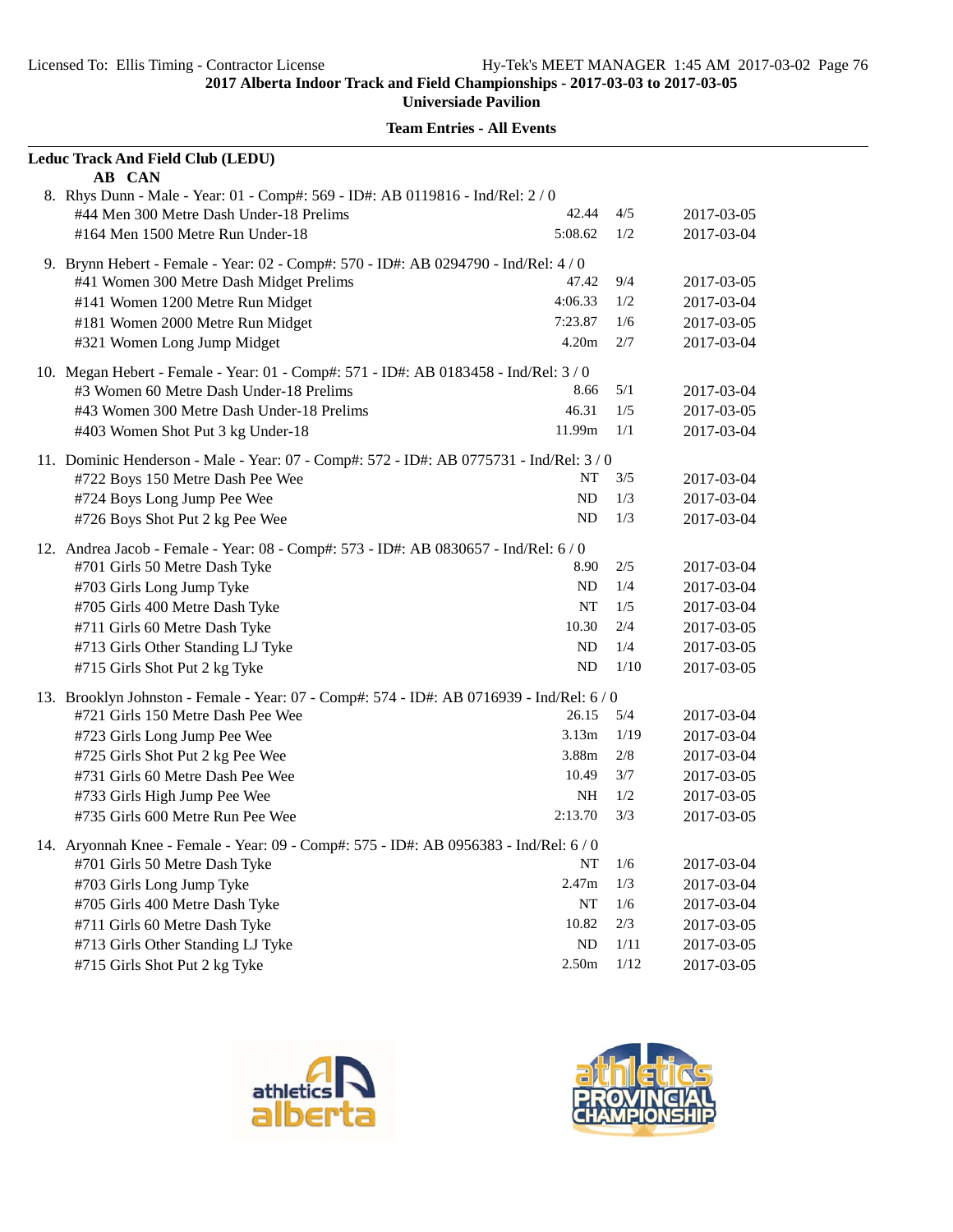**2017 Alberta Indoor Track and Field Championships - 2017-03-03 to 2017-03-05**
**Universiade Pavilion**

**Team Entries - All Events**

**Leduc Track And Field Club (LEDU)**
**AB CAN**

8. Rhys Dunn - Male - Year: 01 - Comp#: 569 - ID#: AB 0119816 - Ind/Rel: 2 / 0

| Event | Mark | Heat/Lane | Date |
|---|---|---|---|
| #44 Men 300 Metre Dash Under-18 Prelims | 42.44 | 4/5 | 2017-03-05 |
| #164 Men 1500 Metre Run Under-18 | 5:08.62 | 1/2 | 2017-03-04 |

9. Brynn Hebert - Female - Year: 02 - Comp#: 570 - ID#: AB 0294790 - Ind/Rel: 4 / 0

| Event | Mark | Heat/Lane | Date |
|---|---|---|---|
| #41 Women 300 Metre Dash Midget Prelims | 47.42 | 9/4 | 2017-03-05 |
| #141 Women 1200 Metre Run Midget | 4:06.33 | 1/2 | 2017-03-04 |
| #181 Women 2000 Metre Run Midget | 7:23.87 | 1/6 | 2017-03-05 |
| #321 Women Long Jump Midget | 4.20m | 2/7 | 2017-03-04 |

10. Megan Hebert - Female - Year: 01 - Comp#: 571 - ID#: AB 0183458 - Ind/Rel: 3 / 0

| Event | Mark | Heat/Lane | Date |
|---|---|---|---|
| #3 Women 60 Metre Dash Under-18 Prelims | 8.66 | 5/1 | 2017-03-04 |
| #43 Women 300 Metre Dash Under-18 Prelims | 46.31 | 1/5 | 2017-03-05 |
| #403 Women Shot Put 3 kg Under-18 | 11.99m | 1/1 | 2017-03-04 |

11. Dominic Henderson - Male - Year: 07 - Comp#: 572 - ID#: AB 0775731 - Ind/Rel: 3 / 0

| Event | Mark | Heat/Lane | Date |
|---|---|---|---|
| #722 Boys 150 Metre Dash Pee Wee | NT | 3/5 | 2017-03-04 |
| #724 Boys Long Jump Pee Wee | ND | 1/3 | 2017-03-04 |
| #726 Boys Shot Put 2 kg Pee Wee | ND | 1/3 | 2017-03-04 |

12. Andrea Jacob - Female - Year: 08 - Comp#: 573 - ID#: AB 0830657 - Ind/Rel: 6 / 0

| Event | Mark | Heat/Lane | Date |
|---|---|---|---|
| #701 Girls 50 Metre Dash Tyke | 8.90 | 2/5 | 2017-03-04 |
| #703 Girls Long Jump Tyke | ND | 1/4 | 2017-03-04 |
| #705 Girls 400 Metre Dash Tyke | NT | 1/5 | 2017-03-04 |
| #711 Girls 60 Metre Dash Tyke | 10.30 | 2/4 | 2017-03-05 |
| #713 Girls Other Standing LJ Tyke | ND | 1/4 | 2017-03-05 |
| #715 Girls Shot Put 2 kg Tyke | ND | 1/10 | 2017-03-05 |

13. Brooklyn Johnston - Female - Year: 07 - Comp#: 574 - ID#: AB 0716939 - Ind/Rel: 6 / 0

| Event | Mark | Heat/Lane | Date |
|---|---|---|---|
| #721 Girls 150 Metre Dash Pee Wee | 26.15 | 5/4 | 2017-03-04 |
| #723 Girls Long Jump Pee Wee | 3.13m | 1/19 | 2017-03-04 |
| #725 Girls Shot Put 2 kg Pee Wee | 3.88m | 2/8 | 2017-03-04 |
| #731 Girls 60 Metre Dash Pee Wee | 10.49 | 3/7 | 2017-03-05 |
| #733 Girls High Jump Pee Wee | NH | 1/2 | 2017-03-05 |
| #735 Girls 600 Metre Run Pee Wee | 2:13.70 | 3/3 | 2017-03-05 |

14. Aryonnah Knee - Female - Year: 09 - Comp#: 575 - ID#: AB 0956383 - Ind/Rel: 6 / 0

| Event | Mark | Heat/Lane | Date |
|---|---|---|---|
| #701 Girls 50 Metre Dash Tyke | NT | 1/6 | 2017-03-04 |
| #703 Girls Long Jump Tyke | 2.47m | 1/3 | 2017-03-04 |
| #705 Girls 400 Metre Dash Tyke | NT | 1/6 | 2017-03-04 |
| #711 Girls 60 Metre Dash Tyke | 10.82 | 2/3 | 2017-03-05 |
| #713 Girls Other Standing LJ Tyke | ND | 1/11 | 2017-03-05 |
| #715 Girls Shot Put 2 kg Tyke | 2.50m | 1/12 | 2017-03-05 |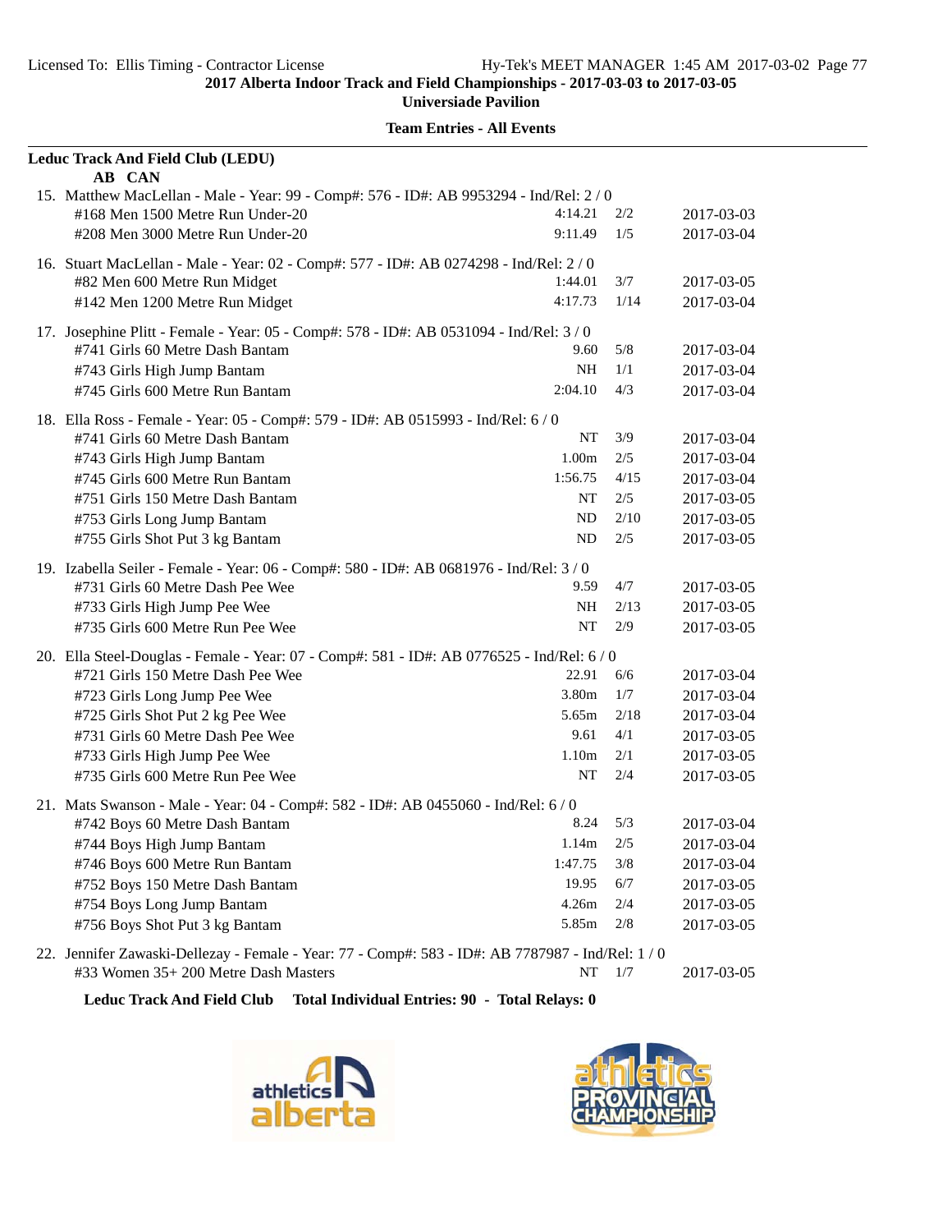**2017 Alberta Indoor Track and Field Championships - 2017-03-03 to 2017-03-05**

**Universiade Pavilion**

**Team Entries - All Events**

**Leduc Track And Field Club (LEDU)**

**AB CAN**

15. Matthew MacLellan - Male - Year: 99 - Comp#: 576 - ID#: AB 9953294 - Ind/Rel: 2 / 0

| Event | Mark | Heat | Date |
|---|---|---|---|
| #168 Men 1500 Metre Run Under-20 | 4:14.21 | 2/2 | 2017-03-03 |
| #208 Men 3000 Metre Run Under-20 | 9:11.49 | 1/5 | 2017-03-04 |

16. Stuart MacLellan - Male - Year: 02 - Comp#: 577 - ID#: AB 0274298 - Ind/Rel: 2 / 0

| Event | Mark | Heat | Date |
|---|---|---|---|
| #82 Men 600 Metre Run Midget | 1:44.01 | 3/7 | 2017-03-05 |
| #142 Men 1200 Metre Run Midget | 4:17.73 | 1/14 | 2017-03-04 |

17. Josephine Plitt - Female - Year: 05 - Comp#: 578 - ID#: AB 0531094 - Ind/Rel: 3 / 0

| Event | Mark | Heat | Date |
|---|---|---|---|
| #741 Girls 60 Metre Dash Bantam | 9.60 | 5/8 | 2017-03-04 |
| #743 Girls High Jump Bantam | NH | 1/1 | 2017-03-04 |
| #745 Girls 600 Metre Run Bantam | 2:04.10 | 4/3 | 2017-03-04 |

18. Ella Ross - Female - Year: 05 - Comp#: 579 - ID#: AB 0515993 - Ind/Rel: 6 / 0

| Event | Mark | Heat | Date |
|---|---|---|---|
| #741 Girls 60 Metre Dash Bantam | NT | 3/9 | 2017-03-04 |
| #743 Girls High Jump Bantam | 1.00m | 2/5 | 2017-03-04 |
| #745 Girls 600 Metre Run Bantam | 1:56.75 | 4/15 | 2017-03-04 |
| #751 Girls 150 Metre Dash Bantam | NT | 2/5 | 2017-03-05 |
| #753 Girls Long Jump Bantam | ND | 2/10 | 2017-03-05 |
| #755 Girls Shot Put 3 kg Bantam | ND | 2/5 | 2017-03-05 |

19. Izabella Seiler - Female - Year: 06 - Comp#: 580 - ID#: AB 0681976 - Ind/Rel: 3 / 0

| Event | Mark | Heat | Date |
|---|---|---|---|
| #731 Girls 60 Metre Dash Pee Wee | 9.59 | 4/7 | 2017-03-05 |
| #733 Girls High Jump Pee Wee | NH | 2/13 | 2017-03-05 |
| #735 Girls 600 Metre Run Pee Wee | NT | 2/9 | 2017-03-05 |

20. Ella Steel-Douglas - Female - Year: 07 - Comp#: 581 - ID#: AB 0776525 - Ind/Rel: 6 / 0

| Event | Mark | Heat | Date |
|---|---|---|---|
| #721 Girls 150 Metre Dash Pee Wee | 22.91 | 6/6 | 2017-03-04 |
| #723 Girls Long Jump Pee Wee | 3.80m | 1/7 | 2017-03-04 |
| #725 Girls Shot Put 2 kg Pee Wee | 5.65m | 2/18 | 2017-03-04 |
| #731 Girls 60 Metre Dash Pee Wee | 9.61 | 4/1 | 2017-03-05 |
| #733 Girls High Jump Pee Wee | 1.10m | 2/1 | 2017-03-05 |
| #735 Girls 600 Metre Run Pee Wee | NT | 2/4 | 2017-03-05 |

21. Mats Swanson - Male - Year: 04 - Comp#: 582 - ID#: AB 0455060 - Ind/Rel: 6 / 0

| Event | Mark | Heat | Date |
|---|---|---|---|
| #742 Boys 60 Metre Dash Bantam | 8.24 | 5/3 | 2017-03-04 |
| #744 Boys High Jump Bantam | 1.14m | 2/5 | 2017-03-04 |
| #746 Boys 600 Metre Run Bantam | 1:47.75 | 3/8 | 2017-03-04 |
| #752 Boys 150 Metre Dash Bantam | 19.95 | 6/7 | 2017-03-05 |
| #754 Boys Long Jump Bantam | 4.26m | 2/4 | 2017-03-05 |
| #756 Boys Shot Put 3 kg Bantam | 5.85m | 2/8 | 2017-03-05 |

22. Jennifer Zawaski-Dellezay - Female - Year: 77 - Comp#: 583 - ID#: AB 7787987 - Ind/Rel: 1 / 0

| Event | Mark | Heat | Date |
|---|---|---|---|
| #33 Women 35+ 200 Metre Dash Masters | NT | 1/7 | 2017-03-05 |

**Leduc Track And Field Club Total Individual Entries: 90 - Total Relays: 0**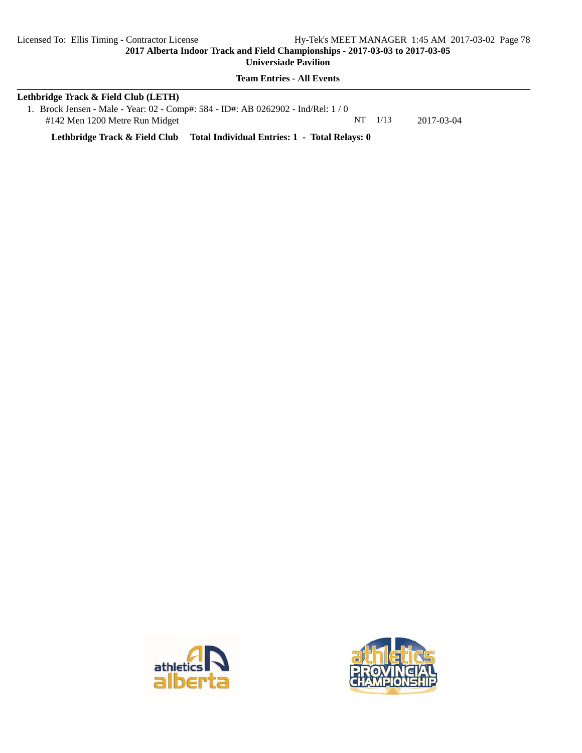**2017 Alberta Indoor Track and Field Championships - 2017-03-03 to 2017-03-05**

**Universiade Pavilion**

**Team Entries - All Events**

**Lethbridge Track & Field Club (LETH)**

1. Brock Jensen - Male - Year: 02 - Comp#: 584 - ID#: AB 0262902 - Ind/Rel: 1 / 0
   #142 Men 1200 Metre Run Midget NT 1/13 2017-03-04

**Lethbridge Track & Field Club Total Individual Entries: 1 - Total Relays: 0**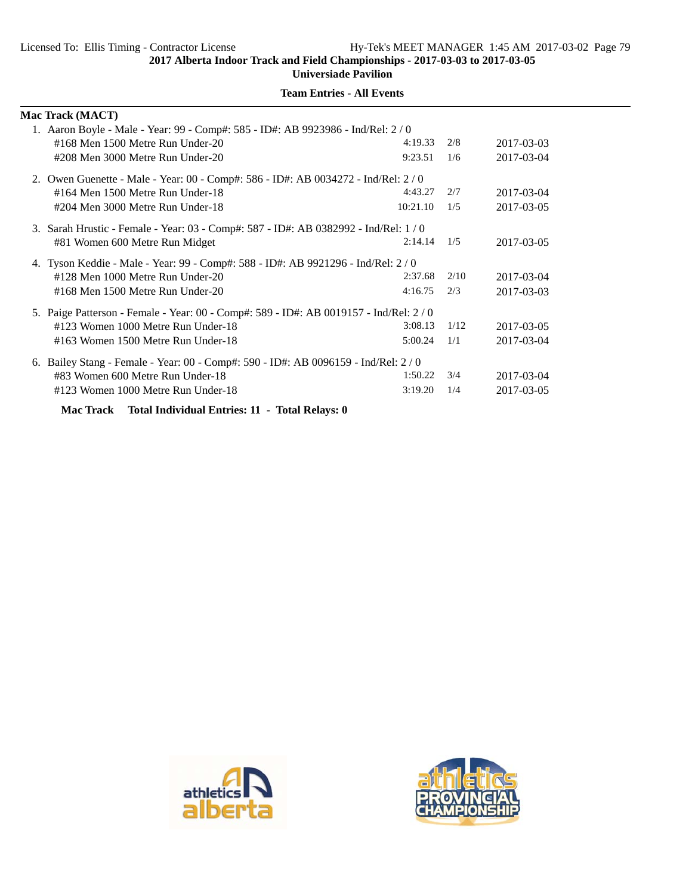## 2017 Alberta Indoor Track and Field Championships - 2017-03-03 to 2017-03-05

**Universiade Pavilion**

**Team Entries - All Events**

### Mac Track (MACT)

1. Aaron Boyle - Male - Year: 99 - Comp#: 585 - ID#: AB 9923986 - Ind/Rel: 2 / 0

| Event | Seed | Heat/Lane | Date |
|---|---|---|---|
| #168 Men 1500 Metre Run Under-20 | 4:19.33 | 2/8 | 2017-03-03 |
| #208 Men 3000 Metre Run Under-20 | 9:23.51 | 1/6 | 2017-03-04 |

2. Owen Guenette - Male - Year: 00 - Comp#: 586 - ID#: AB 0034272 - Ind/Rel: 2 / 0

| Event | Seed | Heat/Lane | Date |
|---|---|---|---|
| #164 Men 1500 Metre Run Under-18 | 4:43.27 | 2/7 | 2017-03-04 |
| #204 Men 3000 Metre Run Under-18 | 10:21.10 | 1/5 | 2017-03-05 |

3. Sarah Hrustic - Female - Year: 03 - Comp#: 587 - ID#: AB 0382992 - Ind/Rel: 1 / 0

| Event | Seed | Heat/Lane | Date |
|---|---|---|---|
| #81 Women 600 Metre Run Midget | 2:14.14 | 1/5 | 2017-03-05 |

4. Tyson Keddie - Male - Year: 99 - Comp#: 588 - ID#: AB 9921296 - Ind/Rel: 2 / 0

| Event | Seed | Heat/Lane | Date |
|---|---|---|---|
| #128 Men 1000 Metre Run Under-20 | 2:37.68 | 2/10 | 2017-03-04 |
| #168 Men 1500 Metre Run Under-20 | 4:16.75 | 2/3 | 2017-03-03 |

5. Paige Patterson - Female - Year: 00 - Comp#: 589 - ID#: AB 0019157 - Ind/Rel: 2 / 0

| Event | Seed | Heat/Lane | Date |
|---|---|---|---|
| #123 Women 1000 Metre Run Under-18 | 3:08.13 | 1/12 | 2017-03-05 |
| #163 Women 1500 Metre Run Under-18 | 5:00.24 | 1/1 | 2017-03-04 |

6. Bailey Stang - Female - Year: 00 - Comp#: 590 - ID#: AB 0096159 - Ind/Rel: 2 / 0

| Event | Seed | Heat/Lane | Date |
|---|---|---|---|
| #83 Women 600 Metre Run Under-18 | 1:50.22 | 3/4 | 2017-03-04 |
| #123 Women 1000 Metre Run Under-18 | 3:19.20 | 1/4 | 2017-03-05 |

**Mac Track Total Individual Entries: 11 - Total Relays: 0**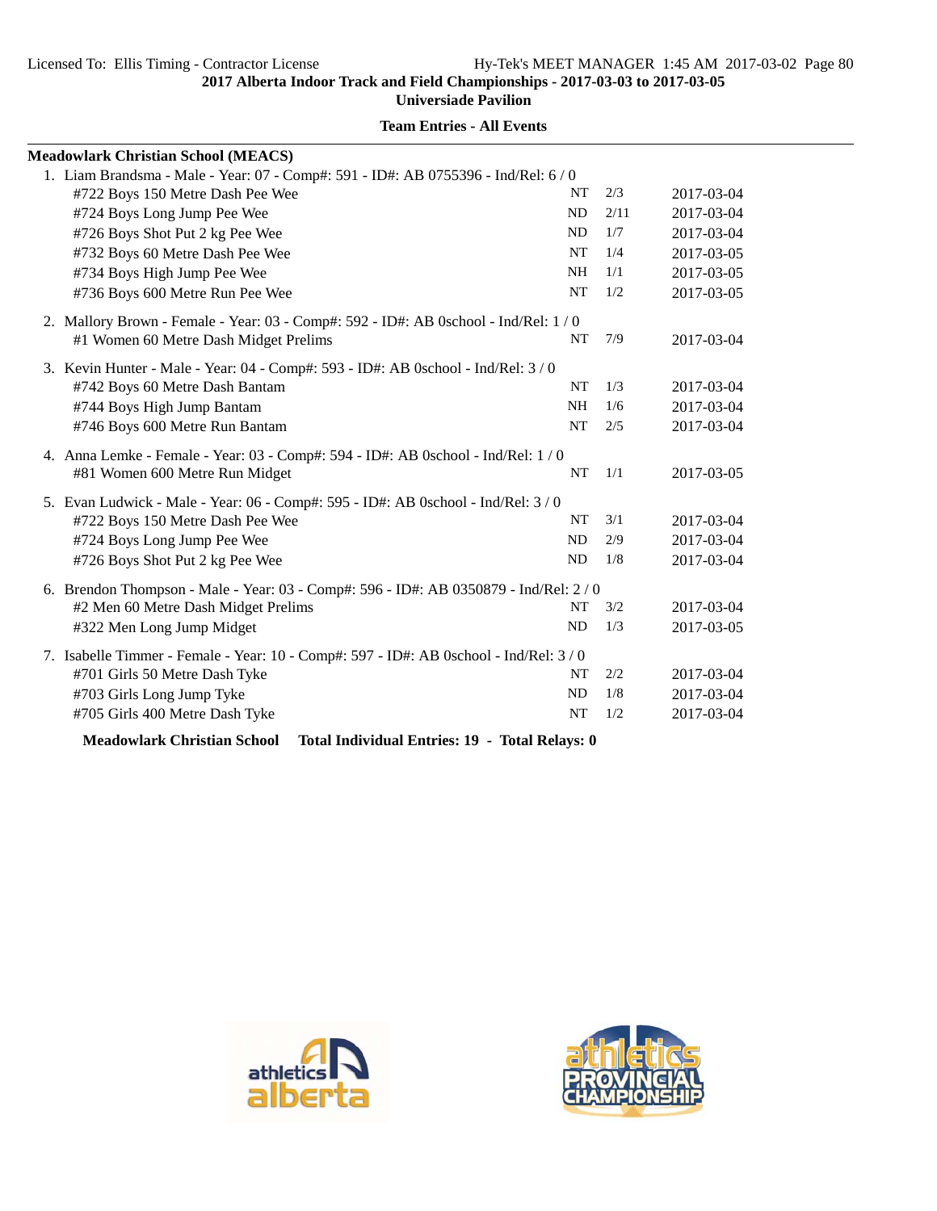**2017 Alberta Indoor Track and Field Championships - 2017-03-03 to 2017-03-05**
**Universiade Pavilion**

**Team Entries - All Events**

**Meadowlark Christian School (MEACS)**

1. Liam Brandsma - Male - Year: 07 - Comp#: 591 - ID#: AB 0755396 - Ind/Rel: 6 / 0

| Event | Mark | Heat/Lane | Date |
|---|---|---|---|
| #722 Boys 150 Metre Dash Pee Wee | NT | 2/3 | 2017-03-04 |
| #724 Boys Long Jump Pee Wee | ND | 2/11 | 2017-03-04 |
| #726 Boys Shot Put 2 kg Pee Wee | ND | 1/7 | 2017-03-04 |
| #732 Boys 60 Metre Dash Pee Wee | NT | 1/4 | 2017-03-05 |
| #734 Boys High Jump Pee Wee | NH | 1/1 | 2017-03-05 |
| #736 Boys 600 Metre Run Pee Wee | NT | 1/2 | 2017-03-05 |

2. Mallory Brown - Female - Year: 03 - Comp#: 592 - ID#: AB 0school - Ind/Rel: 1 / 0

| Event | Mark | Heat/Lane | Date |
|---|---|---|---|
| #1 Women 60 Metre Dash Midget Prelims | NT | 7/9 | 2017-03-04 |

3. Kevin Hunter - Male - Year: 04 - Comp#: 593 - ID#: AB 0school - Ind/Rel: 3 / 0

| Event | Mark | Heat/Lane | Date |
|---|---|---|---|
| #742 Boys 60 Metre Dash Bantam | NT | 1/3 | 2017-03-04 |
| #744 Boys High Jump Bantam | NH | 1/6 | 2017-03-04 |
| #746 Boys 600 Metre Run Bantam | NT | 2/5 | 2017-03-04 |

4. Anna Lemke - Female - Year: 03 - Comp#: 594 - ID#: AB 0school - Ind/Rel: 1 / 0

| Event | Mark | Heat/Lane | Date |
|---|---|---|---|
| #81 Women 600 Metre Run Midget | NT | 1/1 | 2017-03-05 |

5. Evan Ludwick - Male - Year: 06 - Comp#: 595 - ID#: AB 0school - Ind/Rel: 3 / 0

| Event | Mark | Heat/Lane | Date |
|---|---|---|---|
| #722 Boys 150 Metre Dash Pee Wee | NT | 3/1 | 2017-03-04 |
| #724 Boys Long Jump Pee Wee | ND | 2/9 | 2017-03-04 |
| #726 Boys Shot Put 2 kg Pee Wee | ND | 1/8 | 2017-03-04 |

6. Brendon Thompson - Male - Year: 03 - Comp#: 596 - ID#: AB 0350879 - Ind/Rel: 2 / 0

| Event | Mark | Heat/Lane | Date |
|---|---|---|---|
| #2 Men 60 Metre Dash Midget Prelims | NT | 3/2 | 2017-03-04 |
| #322 Men Long Jump Midget | ND | 1/3 | 2017-03-05 |

7. Isabelle Timmer - Female - Year: 10 - Comp#: 597 - ID#: AB 0school - Ind/Rel: 3 / 0

| Event | Mark | Heat/Lane | Date |
|---|---|---|---|
| #701 Girls 50 Metre Dash Tyke | NT | 2/2 | 2017-03-04 |
| #703 Girls Long Jump Tyke | ND | 1/8 | 2017-03-04 |
| #705 Girls 400 Metre Dash Tyke | NT | 1/2 | 2017-03-04 |

**Meadowlark Christian School Total Individual Entries: 19 - Total Relays: 0**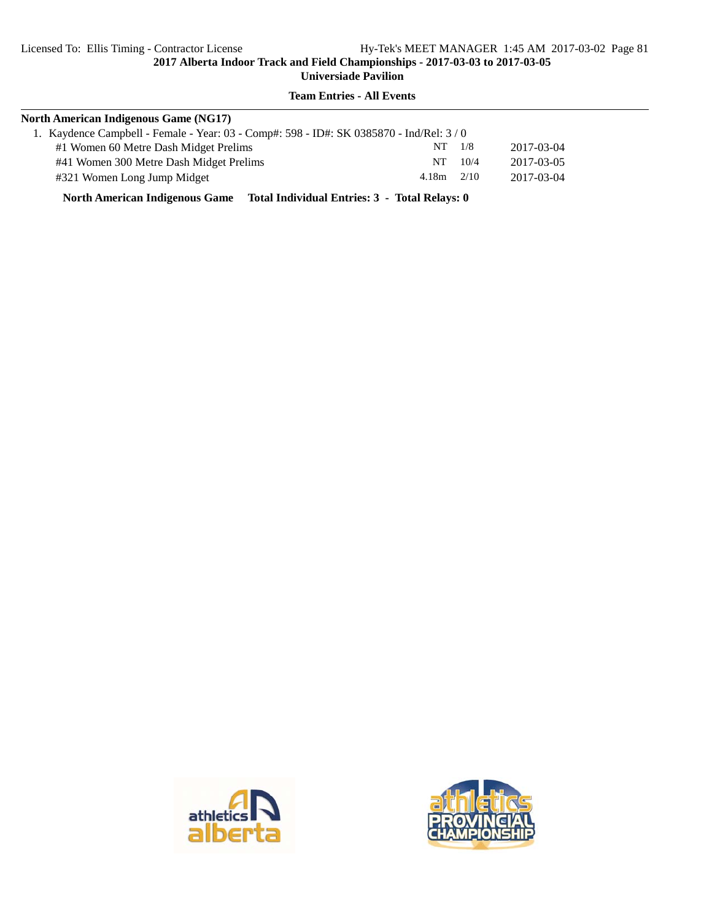**Team Entries - All Events**

**North American Indigenous Game (NG17)**

1. Kaydence Campbell - Female - Year: 03 - Comp#: 598 - ID#: SK 0385870 - Ind/Rel: 3 / 0

| Event | Seed | Heat/Lane | Date |
|---|---|---|---|
| #1 Women 60 Metre Dash Midget Prelims | NT | 1/8 | 2017-03-04 |
| #41 Women 300 Metre Dash Midget Prelims | NT | 10/4 | 2017-03-05 |
| #321 Women Long Jump Midget | 4.18m | 2/10 | 2017-03-04 |

**North American Indigenous Game Total Individual Entries: 3 - Total Relays: 0**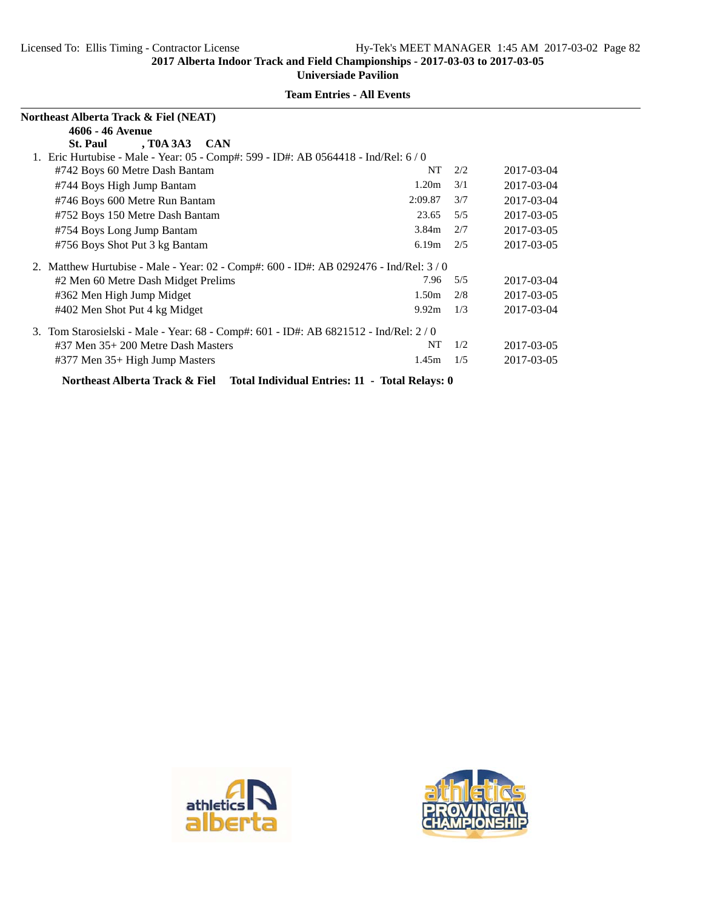## 2017 Alberta Indoor Track and Field Championships - 2017-03-03 to 2017-03-05

**Universiade Pavilion**

**Team Entries - All Events**

**Northeast Alberta Track & Fiel (NEAT)**
**4606 - 46 Avenue**
**St. Paul , T0A 3A3 CAN**

1. Eric Hurtubise - Male - Year: 05 - Comp#: 599 - ID#: AB 0564418 - Ind/Rel: 6 / 0

| Event | Mark | Heat/Lane | Date |
|---|---|---|---|
| #742 Boys 60 Metre Dash Bantam | NT | 2/2 | 2017-03-04 |
| #744 Boys High Jump Bantam | 1.20m | 3/1 | 2017-03-04 |
| #746 Boys 600 Metre Run Bantam | 2:09.87 | 3/7 | 2017-03-04 |
| #752 Boys 150 Metre Dash Bantam | 23.65 | 5/5 | 2017-03-05 |
| #754 Boys Long Jump Bantam | 3.84m | 2/7 | 2017-03-05 |
| #756 Boys Shot Put 3 kg Bantam | 6.19m | 2/5 | 2017-03-05 |

2. Matthew Hurtubise - Male - Year: 02 - Comp#: 600 - ID#: AB 0292476 - Ind/Rel: 3 / 0

| Event | Mark | Heat/Lane | Date |
|---|---|---|---|
| #2 Men 60 Metre Dash Midget Prelims | 7.96 | 5/5 | 2017-03-04 |
| #362 Men High Jump Midget | 1.50m | 2/8 | 2017-03-05 |
| #402 Men Shot Put 4 kg Midget | 9.92m | 1/3 | 2017-03-04 |

3. Tom Starosielski - Male - Year: 68 - Comp#: 601 - ID#: AB 6821512 - Ind/Rel: 2 / 0

| Event | Mark | Heat/Lane | Date |
|---|---|---|---|
| #37 Men 35+ 200 Metre Dash Masters | NT | 1/2 | 2017-03-05 |
| #377 Men 35+ High Jump Masters | 1.45m | 1/5 | 2017-03-05 |

**Northeast Alberta Track & Fiel Total Individual Entries: 11 - Total Relays: 0**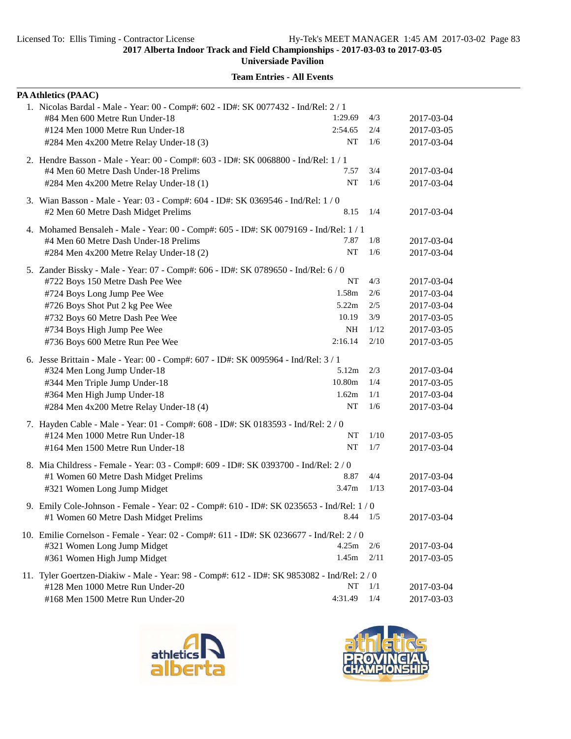**2017 Alberta Indoor Track and Field Championships - 2017-03-03 to 2017-03-05**

**Universiade Pavilion**

**Team Entries - All Events**

**PA Athletics (PAAC)**

1. Nicolas Bardal - Male - Year: 00 - Comp#: 602 - ID#: SK 0077432 - Ind/Rel: 2 / 1

| Event | Mark | | Date |
|---|---|---|---|
| #84 Men 600 Metre Run Under-18 | 1:29.69 | 4/3 | 2017-03-04 |
| #124 Men 1000 Metre Run Under-18 | 2:54.65 | 2/4 | 2017-03-05 |
| #284 Men 4x200 Metre Relay Under-18 (3) | NT | 1/6 | 2017-03-04 |

2. Hendre Basson - Male - Year: 00 - Comp#: 603 - ID#: SK 0068800 - Ind/Rel: 1 / 1

| Event | Mark | | Date |
|---|---|---|---|
| #4 Men 60 Metre Dash Under-18 Prelims | 7.57 | 3/4 | 2017-03-04 |
| #284 Men 4x200 Metre Relay Under-18 (1) | NT | 1/6 | 2017-03-04 |

3. Wian Basson - Male - Year: 03 - Comp#: 604 - ID#: SK 0369546 - Ind/Rel: 1 / 0

| Event | Mark | | Date |
|---|---|---|---|
| #2 Men 60 Metre Dash Midget Prelims | 8.15 | 1/4 | 2017-03-04 |

4. Mohamed Bensaleh - Male - Year: 00 - Comp#: 605 - ID#: SK 0079169 - Ind/Rel: 1 / 1

| Event | Mark | | Date |
|---|---|---|---|
| #4 Men 60 Metre Dash Under-18 Prelims | 7.87 | 1/8 | 2017-03-04 |
| #284 Men 4x200 Metre Relay Under-18 (2) | NT | 1/6 | 2017-03-04 |

5. Zander Bissky - Male - Year: 07 - Comp#: 606 - ID#: SK 0789650 - Ind/Rel: 6 / 0

| Event | Mark | | Date |
|---|---|---|---|
| #722 Boys 150 Metre Dash Pee Wee | NT | 4/3 | 2017-03-04 |
| #724 Boys Long Jump Pee Wee | 1.58m | 2/6 | 2017-03-04 |
| #726 Boys Shot Put 2 kg Pee Wee | 5.22m | 2/5 | 2017-03-04 |
| #732 Boys 60 Metre Dash Pee Wee | 10.19 | 3/9 | 2017-03-05 |
| #734 Boys High Jump Pee Wee | NH | 1/12 | 2017-03-05 |
| #736 Boys 600 Metre Run Pee Wee | 2:16.14 | 2/10 | 2017-03-05 |

6. Jesse Brittain - Male - Year: 00 - Comp#: 607 - ID#: SK 0095964 - Ind/Rel: 3 / 1

| Event | Mark | | Date |
|---|---|---|---|
| #324 Men Long Jump Under-18 | 5.12m | 2/3 | 2017-03-04 |
| #344 Men Triple Jump Under-18 | 10.80m | 1/4 | 2017-03-05 |
| #364 Men High Jump Under-18 | 1.62m | 1/1 | 2017-03-04 |
| #284 Men 4x200 Metre Relay Under-18 (4) | NT | 1/6 | 2017-03-04 |

7. Hayden Cable - Male - Year: 01 - Comp#: 608 - ID#: SK 0183593 - Ind/Rel: 2 / 0

| Event | Mark | | Date |
|---|---|---|---|
| #124 Men 1000 Metre Run Under-18 | NT | 1/10 | 2017-03-05 |
| #164 Men 1500 Metre Run Under-18 | NT | 1/7 | 2017-03-04 |

8. Mia Childress - Female - Year: 03 - Comp#: 609 - ID#: SK 0393700 - Ind/Rel: 2 / 0

| Event | Mark | | Date |
|---|---|---|---|
| #1 Women 60 Metre Dash Midget Prelims | 8.87 | 4/4 | 2017-03-04 |
| #321 Women Long Jump Midget | 3.47m | 1/13 | 2017-03-04 |

9. Emily Cole-Johnson - Female - Year: 02 - Comp#: 610 - ID#: SK 0235653 - Ind/Rel: 1 / 0

| Event | Mark | | Date |
|---|---|---|---|
| #1 Women 60 Metre Dash Midget Prelims | 8.44 | 1/5 | 2017-03-04 |

10. Emilie Cornelson - Female - Year: 02 - Comp#: 611 - ID#: SK 0236677 - Ind/Rel: 2 / 0

| Event | Mark | | Date |
|---|---|---|---|
| #321 Women Long Jump Midget | 4.25m | 2/6 | 2017-03-04 |
| #361 Women High Jump Midget | 1.45m | 2/11 | 2017-03-05 |

11. Tyler Goertzen-Diakiw - Male - Year: 98 - Comp#: 612 - ID#: SK 9853082 - Ind/Rel: 2 / 0

| Event | Mark | | Date |
|---|---|---|---|
| #128 Men 1000 Metre Run Under-20 | NT | 1/1 | 2017-03-04 |
| #168 Men 1500 Metre Run Under-20 | 4:31.49 | 1/4 | 2017-03-03 |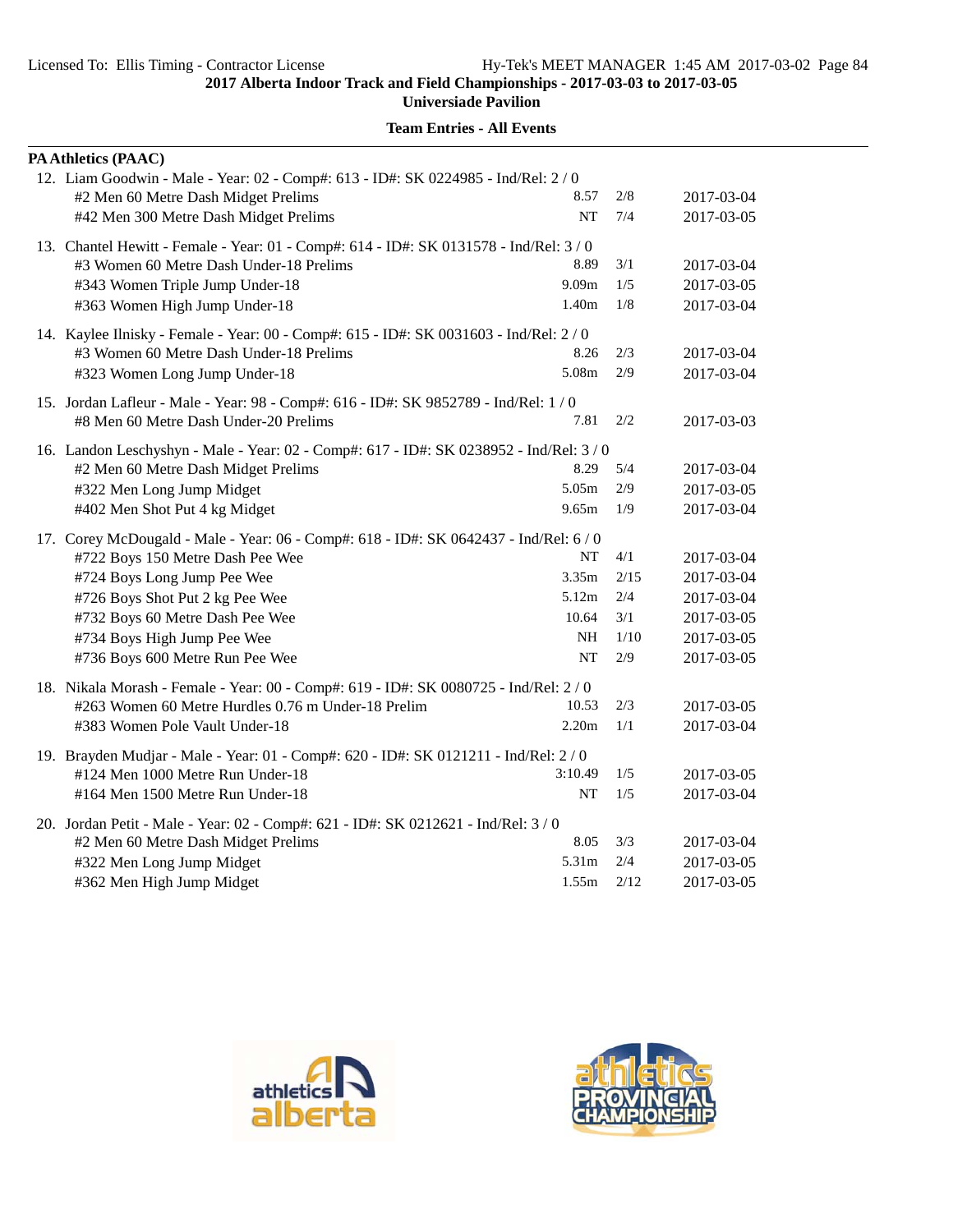**2017 Alberta Indoor Track and Field Championships - 2017-03-03 to 2017-03-05**
**Universiade Pavilion**

**Team Entries - All Events**

**PA Athletics (PAAC)**

12. Liam Goodwin - Male - Year: 02 - Comp#: 613 - ID#: SK 0224985 - Ind/Rel: 2 / 0

| Event | Mark | Heat/Lane | Date |
|---|---|---|---|
| #2 Men 60 Metre Dash Midget Prelims | 8.57 | 2/8 | 2017-03-04 |
| #42 Men 300 Metre Dash Midget Prelims | NT | 7/4 | 2017-03-05 |

13. Chantel Hewitt - Female - Year: 01 - Comp#: 614 - ID#: SK 0131578 - Ind/Rel: 3 / 0

| Event | Mark | Heat/Lane | Date |
|---|---|---|---|
| #3 Women 60 Metre Dash Under-18 Prelims | 8.89 | 3/1 | 2017-03-04 |
| #343 Women Triple Jump Under-18 | 9.09m | 1/5 | 2017-03-05 |
| #363 Women High Jump Under-18 | 1.40m | 1/8 | 2017-03-04 |

14. Kaylee Ilnisky - Female - Year: 00 - Comp#: 615 - ID#: SK 0031603 - Ind/Rel: 2 / 0

| Event | Mark | Heat/Lane | Date |
|---|---|---|---|
| #3 Women 60 Metre Dash Under-18 Prelims | 8.26 | 2/3 | 2017-03-04 |
| #323 Women Long Jump Under-18 | 5.08m | 2/9 | 2017-03-04 |

15. Jordan Lafleur - Male - Year: 98 - Comp#: 616 - ID#: SK 9852789 - Ind/Rel: 1 / 0

| Event | Mark | Heat/Lane | Date |
|---|---|---|---|
| #8 Men 60 Metre Dash Under-20 Prelims | 7.81 | 2/2 | 2017-03-03 |

16. Landon Leschyshyn - Male - Year: 02 - Comp#: 617 - ID#: SK 0238952 - Ind/Rel: 3 / 0

| Event | Mark | Heat/Lane | Date |
|---|---|---|---|
| #2 Men 60 Metre Dash Midget Prelims | 8.29 | 5/4 | 2017-03-04 |
| #322 Men Long Jump Midget | 5.05m | 2/9 | 2017-03-05 |
| #402 Men Shot Put 4 kg Midget | 9.65m | 1/9 | 2017-03-04 |

17. Corey McDougald - Male - Year: 06 - Comp#: 618 - ID#: SK 0642437 - Ind/Rel: 6 / 0

| Event | Mark | Heat/Lane | Date |
|---|---|---|---|
| #722 Boys 150 Metre Dash Pee Wee | NT | 4/1 | 2017-03-04 |
| #724 Boys Long Jump Pee Wee | 3.35m | 2/15 | 2017-03-04 |
| #726 Boys Shot Put 2 kg Pee Wee | 5.12m | 2/4 | 2017-03-04 |
| #732 Boys 60 Metre Dash Pee Wee | 10.64 | 3/1 | 2017-03-05 |
| #734 Boys High Jump Pee Wee | NH | 1/10 | 2017-03-05 |
| #736 Boys 600 Metre Run Pee Wee | NT | 2/9 | 2017-03-05 |

18. Nikala Morash - Female - Year: 00 - Comp#: 619 - ID#: SK 0080725 - Ind/Rel: 2 / 0

| Event | Mark | Heat/Lane | Date |
|---|---|---|---|
| #263 Women 60 Metre Hurdles 0.76 m Under-18 Prelim | 10.53 | 2/3 | 2017-03-05 |
| #383 Women Pole Vault Under-18 | 2.20m | 1/1 | 2017-03-04 |

19. Brayden Mudjar - Male - Year: 01 - Comp#: 620 - ID#: SK 0121211 - Ind/Rel: 2 / 0

| Event | Mark | Heat/Lane | Date |
|---|---|---|---|
| #124 Men 1000 Metre Run Under-18 | 3:10.49 | 1/5 | 2017-03-05 |
| #164 Men 1500 Metre Run Under-18 | NT | 1/5 | 2017-03-04 |

20. Jordan Petit - Male - Year: 02 - Comp#: 621 - ID#: SK 0212621 - Ind/Rel: 3 / 0

| Event | Mark | Heat/Lane | Date |
|---|---|---|---|
| #2 Men 60 Metre Dash Midget Prelims | 8.05 | 3/3 | 2017-03-04 |
| #322 Men Long Jump Midget | 5.31m | 2/4 | 2017-03-05 |
| #362 Men High Jump Midget | 1.55m | 2/12 | 2017-03-05 |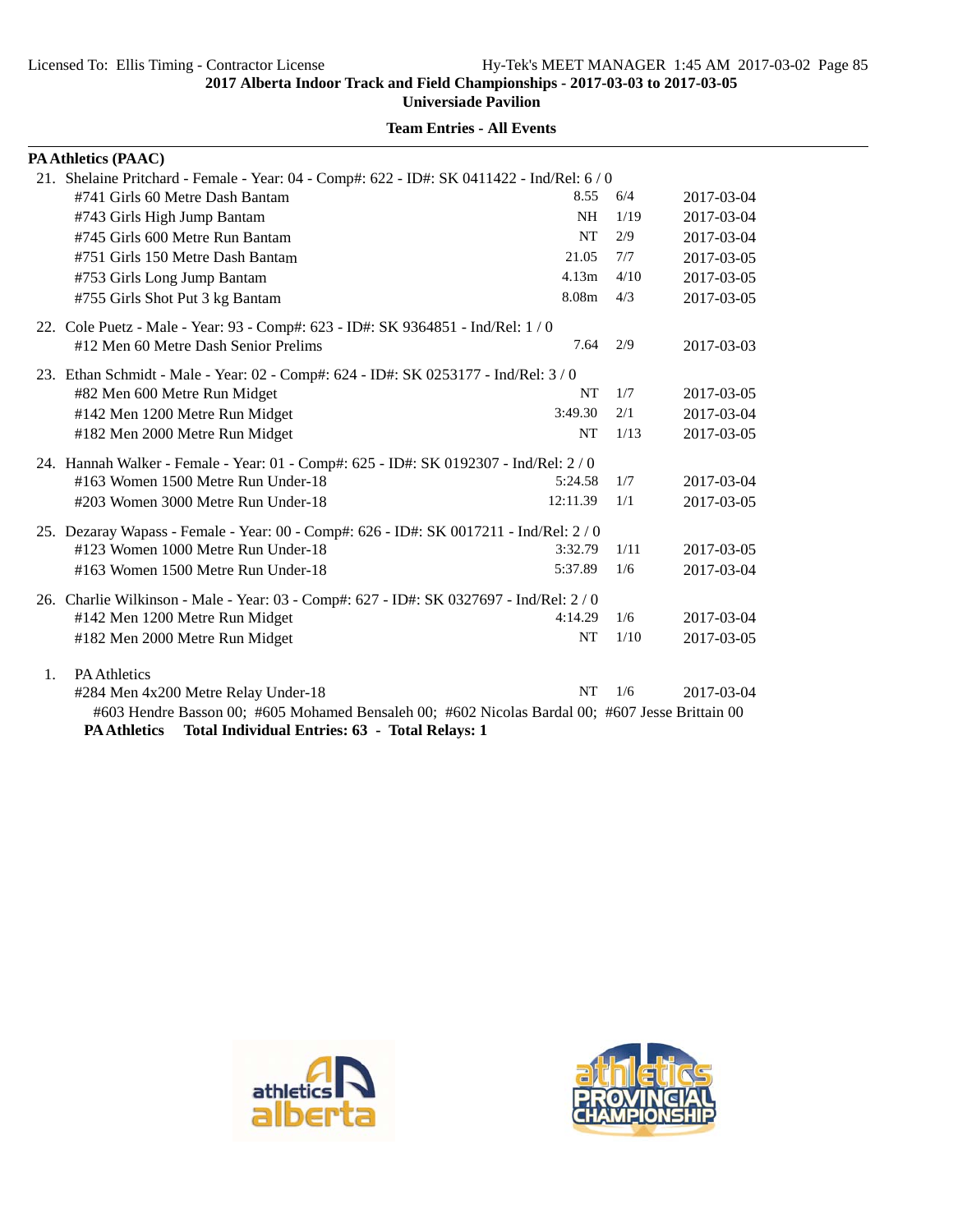**2017 Alberta Indoor Track and Field Championships - 2017-03-03 to 2017-03-05**
**Universiade Pavilion**

**Team Entries - All Events**

**PA Athletics (PAAC)**

21. Shelaine Pritchard - Female - Year: 04 - Comp#: 622 - ID#: SK 0411422 - Ind/Rel: 6 / 0

| Event | Mark | Heat/Lane | Date |
|---|---|---|---|
| #741 Girls 60 Metre Dash Bantam | 8.55 | 6/4 | 2017-03-04 |
| #743 Girls High Jump Bantam | NH | 1/19 | 2017-03-04 |
| #745 Girls 600 Metre Run Bantam | NT | 2/9 | 2017-03-04 |
| #751 Girls 150 Metre Dash Bantam | 21.05 | 7/7 | 2017-03-05 |
| #753 Girls Long Jump Bantam | 4.13m | 4/10 | 2017-03-05 |
| #755 Girls Shot Put 3 kg Bantam | 8.08m | 4/3 | 2017-03-05 |

22. Cole Puetz - Male - Year: 93 - Comp#: 623 - ID#: SK 9364851 - Ind/Rel: 1 / 0

| Event | Mark | Heat/Lane | Date |
|---|---|---|---|
| #12 Men 60 Metre Dash Senior Prelims | 7.64 | 2/9 | 2017-03-03 |

23. Ethan Schmidt - Male - Year: 02 - Comp#: 624 - ID#: SK 0253177 - Ind/Rel: 3 / 0

| Event | Mark | Heat/Lane | Date |
|---|---|---|---|
| #82 Men 600 Metre Run Midget | NT | 1/7 | 2017-03-05 |
| #142 Men 1200 Metre Run Midget | 3:49.30 | 2/1 | 2017-03-04 |
| #182 Men 2000 Metre Run Midget | NT | 1/13 | 2017-03-05 |

24. Hannah Walker - Female - Year: 01 - Comp#: 625 - ID#: SK 0192307 - Ind/Rel: 2 / 0

| Event | Mark | Heat/Lane | Date |
|---|---|---|---|
| #163 Women 1500 Metre Run Under-18 | 5:24.58 | 1/7 | 2017-03-04 |
| #203 Women 3000 Metre Run Under-18 | 12:11.39 | 1/1 | 2017-03-05 |

25. Dezaray Wapass - Female - Year: 00 - Comp#: 626 - ID#: SK 0017211 - Ind/Rel: 2 / 0

| Event | Mark | Heat/Lane | Date |
|---|---|---|---|
| #123 Women 1000 Metre Run Under-18 | 3:32.79 | 1/11 | 2017-03-05 |
| #163 Women 1500 Metre Run Under-18 | 5:37.89 | 1/6 | 2017-03-04 |

26. Charlie Wilkinson - Male - Year: 03 - Comp#: 627 - ID#: SK 0327697 - Ind/Rel: 2 / 0

| Event | Mark | Heat/Lane | Date |
|---|---|---|---|
| #142 Men 1200 Metre Run Midget | 4:14.29 | 1/6 | 2017-03-04 |
| #182 Men 2000 Metre Run Midget | NT | 1/10 | 2017-03-05 |

1. PA Athletics

| Event | Mark | Heat/Lane | Date |
|---|---|---|---|
| #284 Men 4x200 Metre Relay Under-18 | NT | 1/6 | 2017-03-04 |

#603 Hendre Basson 00; #605 Mohamed Bensaleh 00; #602 Nicolas Bardal 00; #607 Jesse Brittain 00

**PA Athletics Total Individual Entries: 63 - Total Relays: 1**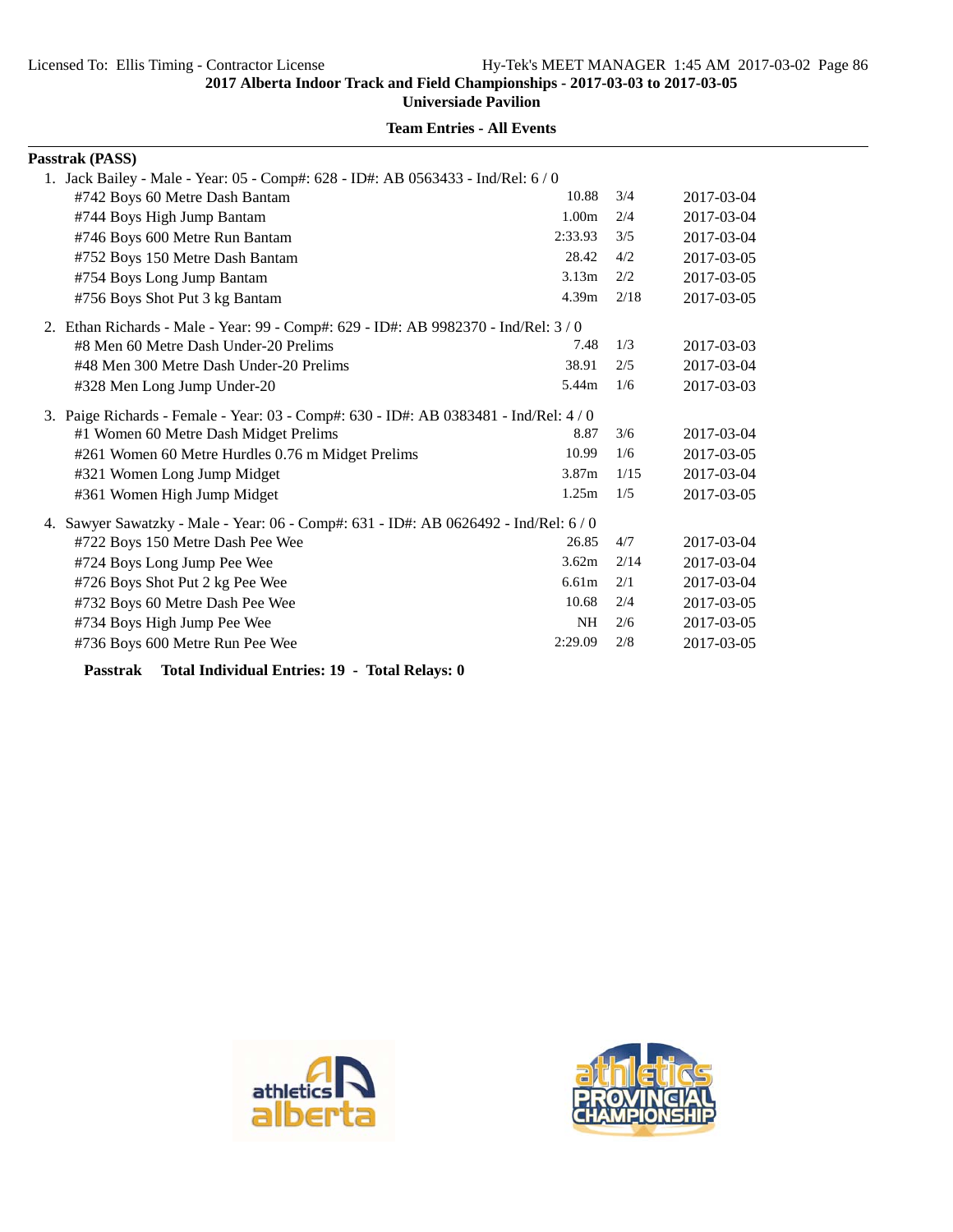**2017 Alberta Indoor Track and Field Championships - 2017-03-03 to 2017-03-05**

**Universiade Pavilion**

**Team Entries - All Events**

**Passtrak (PASS)**

1. Jack Bailey - Male - Year: 05 - Comp#: 628 - ID#: AB 0563433 - Ind/Rel: 6 / 0

| Event | Mark | Heat/Lane | Date |
|---|---|---|---|
| #742 Boys 60 Metre Dash Bantam | 10.88 | 3/4 | 2017-03-04 |
| #744 Boys High Jump Bantam | 1.00m | 2/4 | 2017-03-04 |
| #746 Boys 600 Metre Run Bantam | 2:33.93 | 3/5 | 2017-03-04 |
| #752 Boys 150 Metre Dash Bantam | 28.42 | 4/2 | 2017-03-05 |
| #754 Boys Long Jump Bantam | 3.13m | 2/2 | 2017-03-05 |
| #756 Boys Shot Put 3 kg Bantam | 4.39m | 2/18 | 2017-03-05 |

2. Ethan Richards - Male - Year: 99 - Comp#: 629 - ID#: AB 9982370 - Ind/Rel: 3 / 0

| Event | Mark | Heat/Lane | Date |
|---|---|---|---|
| #8 Men 60 Metre Dash Under-20 Prelims | 7.48 | 1/3 | 2017-03-03 |
| #48 Men 300 Metre Dash Under-20 Prelims | 38.91 | 2/5 | 2017-03-04 |
| #328 Men Long Jump Under-20 | 5.44m | 1/6 | 2017-03-03 |

3. Paige Richards - Female - Year: 03 - Comp#: 630 - ID#: AB 0383481 - Ind/Rel: 4 / 0

| Event | Mark | Heat/Lane | Date |
|---|---|---|---|
| #1 Women 60 Metre Dash Midget Prelims | 8.87 | 3/6 | 2017-03-04 |
| #261 Women 60 Metre Hurdles 0.76 m Midget Prelims | 10.99 | 1/6 | 2017-03-05 |
| #321 Women Long Jump Midget | 3.87m | 1/15 | 2017-03-04 |
| #361 Women High Jump Midget | 1.25m | 1/5 | 2017-03-05 |

4. Sawyer Sawatzky - Male - Year: 06 - Comp#: 631 - ID#: AB 0626492 - Ind/Rel: 6 / 0

| Event | Mark | Heat/Lane | Date |
|---|---|---|---|
| #722 Boys 150 Metre Dash Pee Wee | 26.85 | 4/7 | 2017-03-04 |
| #724 Boys Long Jump Pee Wee | 3.62m | 2/14 | 2017-03-04 |
| #726 Boys Shot Put 2 kg Pee Wee | 6.61m | 2/1 | 2017-03-04 |
| #732 Boys 60 Metre Dash Pee Wee | 10.68 | 2/4 | 2017-03-05 |
| #734 Boys High Jump Pee Wee | NH | 2/6 | 2017-03-05 |
| #736 Boys 600 Metre Run Pee Wee | 2:29.09 | 2/8 | 2017-03-05 |

**Passtrak Total Individual Entries: 19 - Total Relays: 0**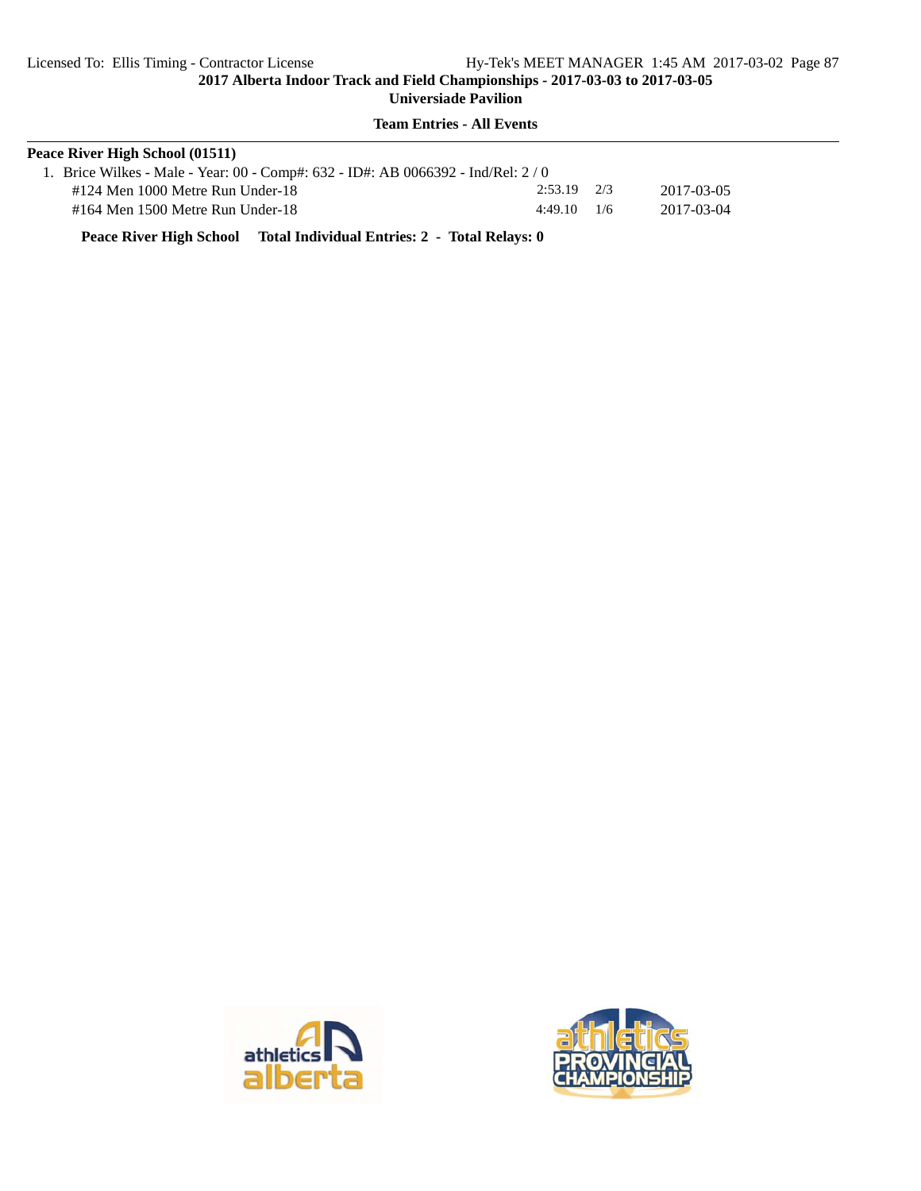**Team Entries - All Events**

**Peace River High School (01511)**

1. Brice Wilkes - Male - Year: 00 - Comp#: 632 - ID#: AB 0066392 - Ind/Rel: 2 / 0

| Event | Seed | Heat/Lane | Date |
|---|---|---|---|
| #124 Men 1000 Metre Run Under-18 | 2:53.19 | 2/3 | 2017-03-05 |
| #164 Men 1500 Metre Run Under-18 | 4:49.10 | 1/6 | 2017-03-04 |

**Peace River High School Total Individual Entries: 2 - Total Relays: 0**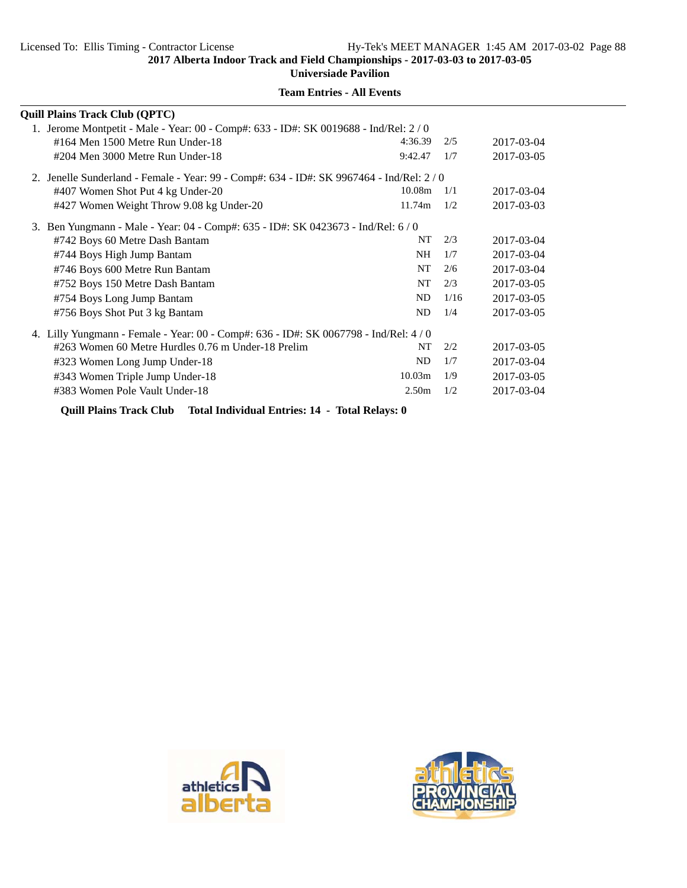2017 Alberta Indoor Track and Field Championships - 2017-03-03 to 2017-03-05

Universiade Pavilion

**Team Entries - All Events**

**Quill Plains Track Club (QPTC)**

1. Jerome Montpetit - Male - Year: 00 - Comp#: 633 - ID#: SK 0019688 - Ind/Rel: 2 / 0

| Event | Seed | Heat | Date |
|---|---|---|---|
| #164 Men 1500 Metre Run Under-18 | 4:36.39 | 2/5 | 2017-03-04 |
| #204 Men 3000 Metre Run Under-18 | 9:42.47 | 1/7 | 2017-03-05 |

2. Jenelle Sunderland - Female - Year: 99 - Comp#: 634 - ID#: SK 9967464 - Ind/Rel: 2 / 0

| Event | Seed | Heat | Date |
|---|---|---|---|
| #407 Women Shot Put 4 kg Under-20 | 10.08m | 1/1 | 2017-03-04 |
| #427 Women Weight Throw 9.08 kg Under-20 | 11.74m | 1/2 | 2017-03-03 |

3. Ben Yungmann - Male - Year: 04 - Comp#: 635 - ID#: SK 0423673 - Ind/Rel: 6 / 0

| Event | Seed | Heat | Date |
|---|---|---|---|
| #742 Boys 60 Metre Dash Bantam | NT | 2/3 | 2017-03-04 |
| #744 Boys High Jump Bantam | NH | 1/7 | 2017-03-04 |
| #746 Boys 600 Metre Run Bantam | NT | 2/6 | 2017-03-04 |
| #752 Boys 150 Metre Dash Bantam | NT | 2/3 | 2017-03-05 |
| #754 Boys Long Jump Bantam | ND | 1/16 | 2017-03-05 |
| #756 Boys Shot Put 3 kg Bantam | ND | 1/4 | 2017-03-05 |

4. Lilly Yungmann - Female - Year: 00 - Comp#: 636 - ID#: SK 0067798 - Ind/Rel: 4 / 0

| Event | Seed | Heat | Date |
|---|---|---|---|
| #263 Women 60 Metre Hurdles 0.76 m Under-18 Prelim | NT | 2/2 | 2017-03-05 |
| #323 Women Long Jump Under-18 | ND | 1/7 | 2017-03-04 |
| #343 Women Triple Jump Under-18 | 10.03m | 1/9 | 2017-03-05 |
| #383 Women Pole Vault Under-18 | 2.50m | 1/2 | 2017-03-04 |

**Quill Plains Track Club Total Individual Entries: 14 - Total Relays: 0**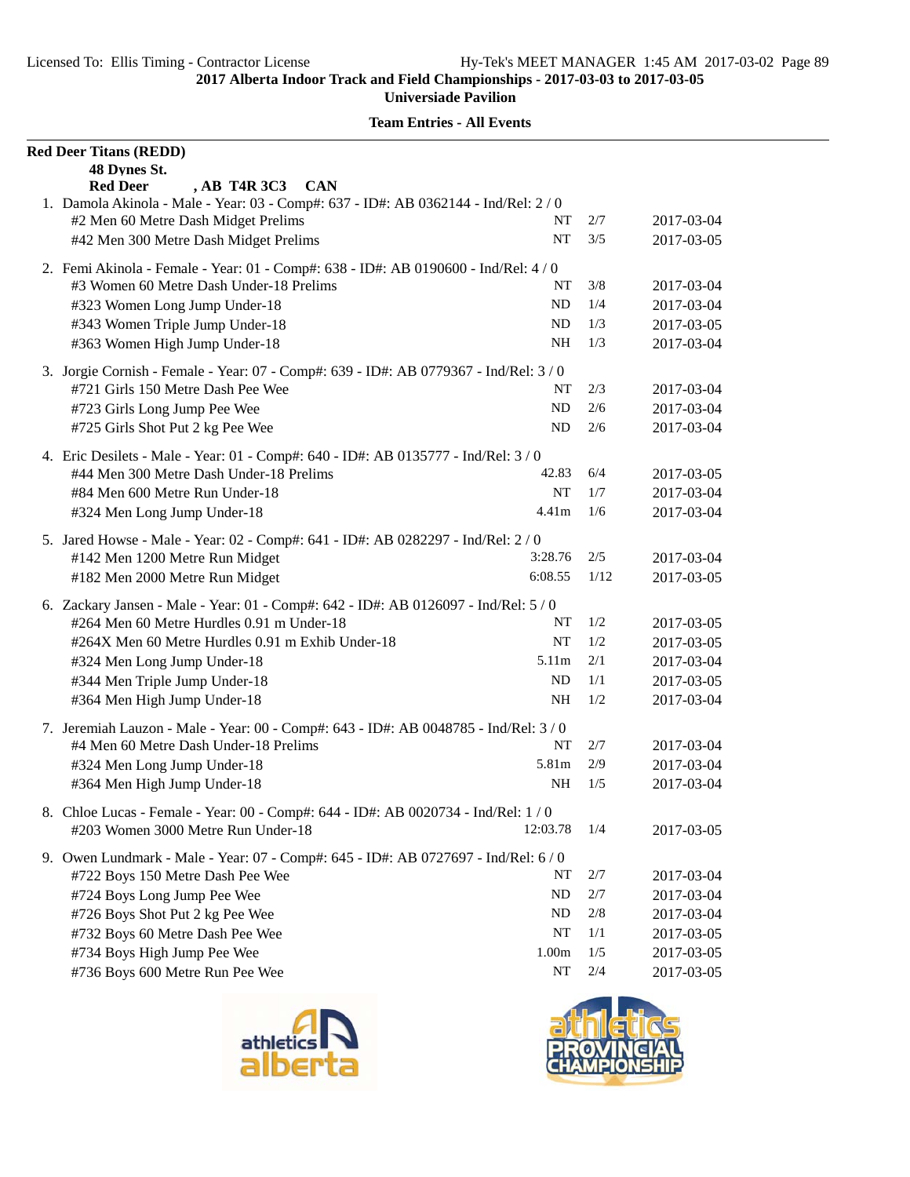**2017 Alberta Indoor Track and Field Championships - 2017-03-03 to 2017-03-05**

**Universiade Pavilion**

**Team Entries - All Events**

**Red Deer Titans (REDD)**

**48 Dynes St.**

**Red Deer , AB T4R 3C3 CAN**

1. Damola Akinola - Male - Year: 03 - Comp#: 637 - ID#: AB 0362144 - Ind/Rel: 2 / 0

| Event | Mark | Heat/Lane | Date |
|---|---|---|---|
| #2 Men 60 Metre Dash Midget Prelims | NT | 2/7 | 2017-03-04 |
| #42 Men 300 Metre Dash Midget Prelims | NT | 3/5 | 2017-03-05 |

2. Femi Akinola - Female - Year: 01 - Comp#: 638 - ID#: AB 0190600 - Ind/Rel: 4 / 0

| Event | Mark | Heat/Lane | Date |
|---|---|---|---|
| #3 Women 60 Metre Dash Under-18 Prelims | NT | 3/8 | 2017-03-04 |
| #323 Women Long Jump Under-18 | ND | 1/4 | 2017-03-04 |
| #343 Women Triple Jump Under-18 | ND | 1/3 | 2017-03-05 |
| #363 Women High Jump Under-18 | NH | 1/3 | 2017-03-04 |

3. Jorgie Cornish - Female - Year: 07 - Comp#: 639 - ID#: AB 0779367 - Ind/Rel: 3 / 0

| Event | Mark | Heat/Lane | Date |
|---|---|---|---|
| #721 Girls 150 Metre Dash Pee Wee | NT | 2/3 | 2017-03-04 |
| #723 Girls Long Jump Pee Wee | ND | 2/6 | 2017-03-04 |
| #725 Girls Shot Put 2 kg Pee Wee | ND | 2/6 | 2017-03-04 |

4. Eric Desilets - Male - Year: 01 - Comp#: 640 - ID#: AB 0135777 - Ind/Rel: 3 / 0

| Event | Mark | Heat/Lane | Date |
|---|---|---|---|
| #44 Men 300 Metre Dash Under-18 Prelims | 42.83 | 6/4 | 2017-03-05 |
| #84 Men 600 Metre Run Under-18 | NT | 1/7 | 2017-03-04 |
| #324 Men Long Jump Under-18 | 4.41m | 1/6 | 2017-03-04 |

5. Jared Howse - Male - Year: 02 - Comp#: 641 - ID#: AB 0282297 - Ind/Rel: 2 / 0

| Event | Mark | Heat/Lane | Date |
|---|---|---|---|
| #142 Men 1200 Metre Run Midget | 3:28.76 | 2/5 | 2017-03-04 |
| #182 Men 2000 Metre Run Midget | 6:08.55 | 1/12 | 2017-03-05 |

6. Zackary Jansen - Male - Year: 01 - Comp#: 642 - ID#: AB 0126097 - Ind/Rel: 5 / 0

| Event | Mark | Heat/Lane | Date |
|---|---|---|---|
| #264 Men 60 Metre Hurdles 0.91 m Under-18 | NT | 1/2 | 2017-03-05 |
| #264X Men 60 Metre Hurdles 0.91 m Exhib Under-18 | NT | 1/2 | 2017-03-05 |
| #324 Men Long Jump Under-18 | 5.11m | 2/1 | 2017-03-04 |
| #344 Men Triple Jump Under-18 | ND | 1/1 | 2017-03-05 |
| #364 Men High Jump Under-18 | NH | 1/2 | 2017-03-04 |

7. Jeremiah Lauzon - Male - Year: 00 - Comp#: 643 - ID#: AB 0048785 - Ind/Rel: 3 / 0

| Event | Mark | Heat/Lane | Date |
|---|---|---|---|
| #4 Men 60 Metre Dash Under-18 Prelims | NT | 2/7 | 2017-03-04 |
| #324 Men Long Jump Under-18 | 5.81m | 2/9 | 2017-03-04 |
| #364 Men High Jump Under-18 | NH | 1/5 | 2017-03-04 |

8. Chloe Lucas - Female - Year: 00 - Comp#: 644 - ID#: AB 0020734 - Ind/Rel: 1 / 0

| Event | Mark | Heat/Lane | Date |
|---|---|---|---|
| #203 Women 3000 Metre Run Under-18 | 12:03.78 | 1/4 | 2017-03-05 |

9. Owen Lundmark - Male - Year: 07 - Comp#: 645 - ID#: AB 0727697 - Ind/Rel: 6 / 0

| Event | Mark | Heat/Lane | Date |
|---|---|---|---|
| #722 Boys 150 Metre Dash Pee Wee | NT | 2/7 | 2017-03-04 |
| #724 Boys Long Jump Pee Wee | ND | 2/7 | 2017-03-04 |
| #726 Boys Shot Put 2 kg Pee Wee | ND | 2/8 | 2017-03-04 |
| #732 Boys 60 Metre Dash Pee Wee | NT | 1/1 | 2017-03-05 |
| #734 Boys High Jump Pee Wee | 1.00m | 1/5 | 2017-03-05 |
| #736 Boys 600 Metre Run Pee Wee | NT | 2/4 | 2017-03-05 |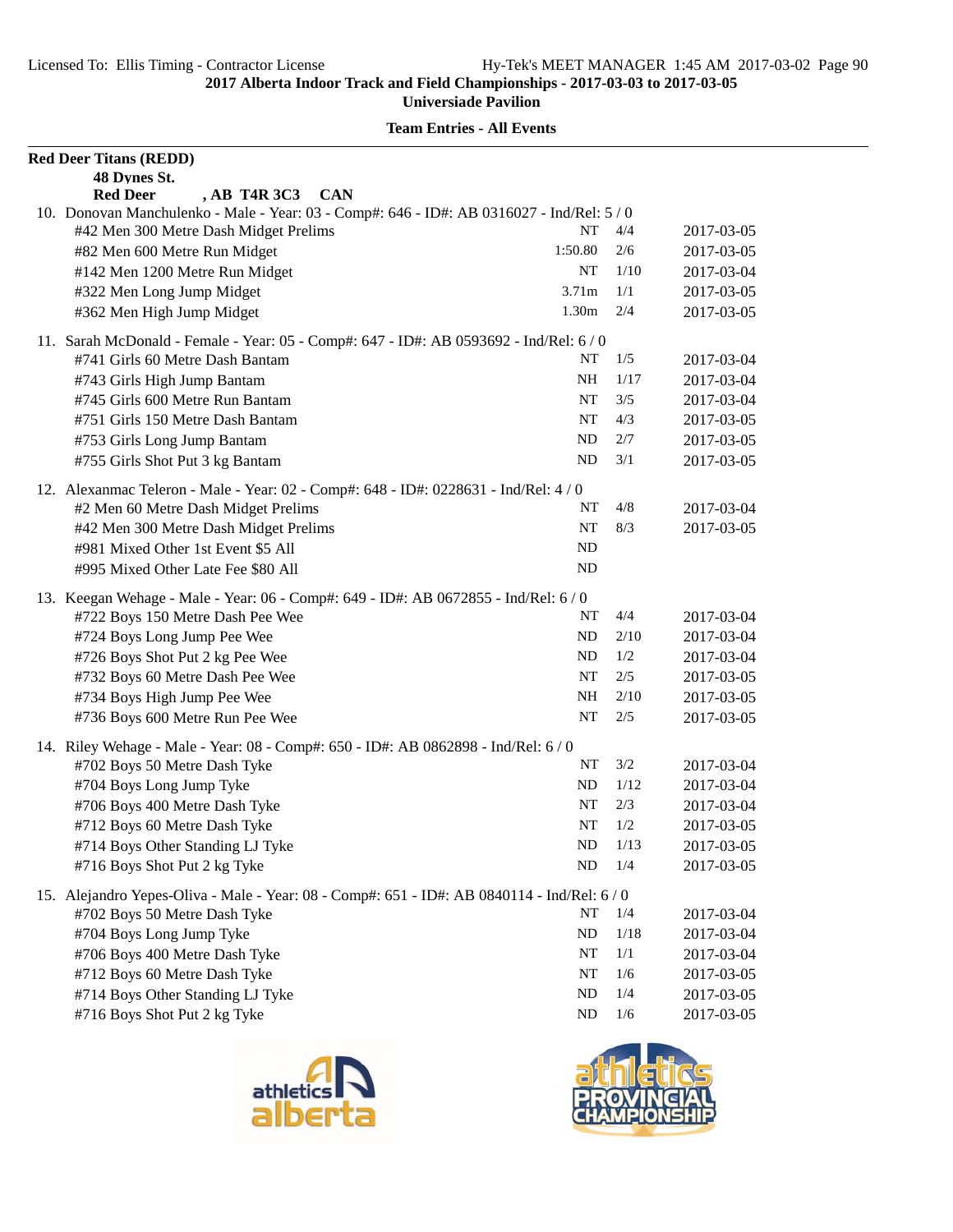**2017 Alberta Indoor Track and Field Championships - 2017-03-03 to 2017-03-05**
**Universiade Pavilion**

**Team Entries - All Events**

**Red Deer Titans (REDD)**
**48 Dynes St.**
**Red Deer , AB T4R 3C3 CAN**

10. Donovan Manchulenko - Male - Year: 03 - Comp#: 646 - ID#: AB 0316027 - Ind/Rel: 5 / 0

| Event | Mark | Heat/Lane | Date |
|---|---|---|---|
| #42 Men 300 Metre Dash Midget Prelims | NT | 4/4 | 2017-03-05 |
| #82 Men 600 Metre Run Midget | 1:50.80 | 2/6 | 2017-03-05 |
| #142 Men 1200 Metre Run Midget | NT | 1/10 | 2017-03-04 |
| #322 Men Long Jump Midget | 3.71m | 1/1 | 2017-03-05 |
| #362 Men High Jump Midget | 1.30m | 2/4 | 2017-03-05 |

11. Sarah McDonald - Female - Year: 05 - Comp#: 647 - ID#: AB 0593692 - Ind/Rel: 6 / 0

| Event | Mark | Heat/Lane | Date |
|---|---|---|---|
| #741 Girls 60 Metre Dash Bantam | NT | 1/5 | 2017-03-04 |
| #743 Girls High Jump Bantam | NH | 1/17 | 2017-03-04 |
| #745 Girls 600 Metre Run Bantam | NT | 3/5 | 2017-03-04 |
| #751 Girls 150 Metre Dash Bantam | NT | 4/3 | 2017-03-05 |
| #753 Girls Long Jump Bantam | ND | 2/7 | 2017-03-05 |
| #755 Girls Shot Put 3 kg Bantam | ND | 3/1 | 2017-03-05 |

12. Alexanmac Teleron - Male - Year: 02 - Comp#: 648 - ID#: 0228631 - Ind/Rel: 4 / 0

| Event | Mark | Heat/Lane | Date |
|---|---|---|---|
| #2 Men 60 Metre Dash Midget Prelims | NT | 4/8 | 2017-03-04 |
| #42 Men 300 Metre Dash Midget Prelims | NT | 8/3 | 2017-03-05 |
| #981 Mixed Other 1st Event $5 All | ND | | |
| #995 Mixed Other Late Fee $80 All | ND | | |

13. Keegan Wehage - Male - Year: 06 - Comp#: 649 - ID#: AB 0672855 - Ind/Rel: 6 / 0

| Event | Mark | Heat/Lane | Date |
|---|---|---|---|
| #722 Boys 150 Metre Dash Pee Wee | NT | 4/4 | 2017-03-04 |
| #724 Boys Long Jump Pee Wee | ND | 2/10 | 2017-03-04 |
| #726 Boys Shot Put 2 kg Pee Wee | ND | 1/2 | 2017-03-04 |
| #732 Boys 60 Metre Dash Pee Wee | NT | 2/5 | 2017-03-05 |
| #734 Boys High Jump Pee Wee | NH | 2/10 | 2017-03-05 |
| #736 Boys 600 Metre Run Pee Wee | NT | 2/5 | 2017-03-05 |

14. Riley Wehage - Male - Year: 08 - Comp#: 650 - ID#: AB 0862898 - Ind/Rel: 6 / 0

| Event | Mark | Heat/Lane | Date |
|---|---|---|---|
| #702 Boys 50 Metre Dash Tyke | NT | 3/2 | 2017-03-04 |
| #704 Boys Long Jump Tyke | ND | 1/12 | 2017-03-04 |
| #706 Boys 400 Metre Dash Tyke | NT | 2/3 | 2017-03-04 |
| #712 Boys 60 Metre Dash Tyke | NT | 1/2 | 2017-03-05 |
| #714 Boys Other Standing LJ Tyke | ND | 1/13 | 2017-03-05 |
| #716 Boys Shot Put 2 kg Tyke | ND | 1/4 | 2017-03-05 |

15. Alejandro Yepes-Oliva - Male - Year: 08 - Comp#: 651 - ID#: AB 0840114 - Ind/Rel: 6 / 0

| Event | Mark | Heat/Lane | Date |
|---|---|---|---|
| #702 Boys 50 Metre Dash Tyke | NT | 1/4 | 2017-03-04 |
| #704 Boys Long Jump Tyke | ND | 1/18 | 2017-03-04 |
| #706 Boys 400 Metre Dash Tyke | NT | 1/1 | 2017-03-04 |
| #712 Boys 60 Metre Dash Tyke | NT | 1/6 | 2017-03-05 |
| #714 Boys Other Standing LJ Tyke | ND | 1/4 | 2017-03-05 |
| #716 Boys Shot Put 2 kg Tyke | ND | 1/6 | 2017-03-05 |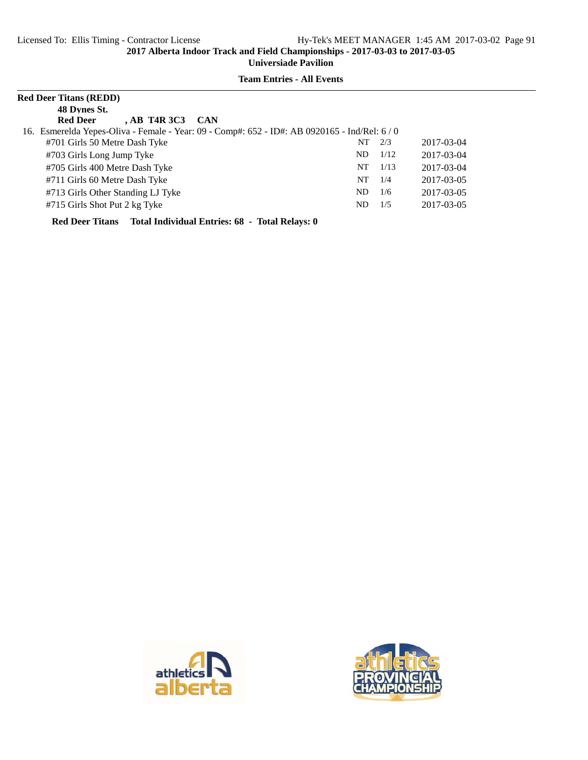**Red Deer Titans (REDD)**

**48 Dynes St.**

**Red Deer , AB T4R 3C3 CAN**

16. Esmerelda Yepes-Oliva - Female - Year: 09 - Comp#: 652 - ID#: AB 0920165 - Ind/Rel: 6 / 0

| Event | Mark | Heat/Lane | Date |
|---|---|---|---|
| #701 Girls 50 Metre Dash Tyke | NT | 2/3 | 2017-03-04 |
| #703 Girls Long Jump Tyke | ND | 1/12 | 2017-03-04 |
| #705 Girls 400 Metre Dash Tyke | NT | 1/13 | 2017-03-04 |
| #711 Girls 60 Metre Dash Tyke | NT | 1/4 | 2017-03-05 |
| #713 Girls Other Standing LJ Tyke | ND | 1/6 | 2017-03-05 |
| #715 Girls Shot Put 2 kg Tyke | ND | 1/5 | 2017-03-05 |

**Red Deer Titans Total Individual Entries: 68 - Total Relays: 0**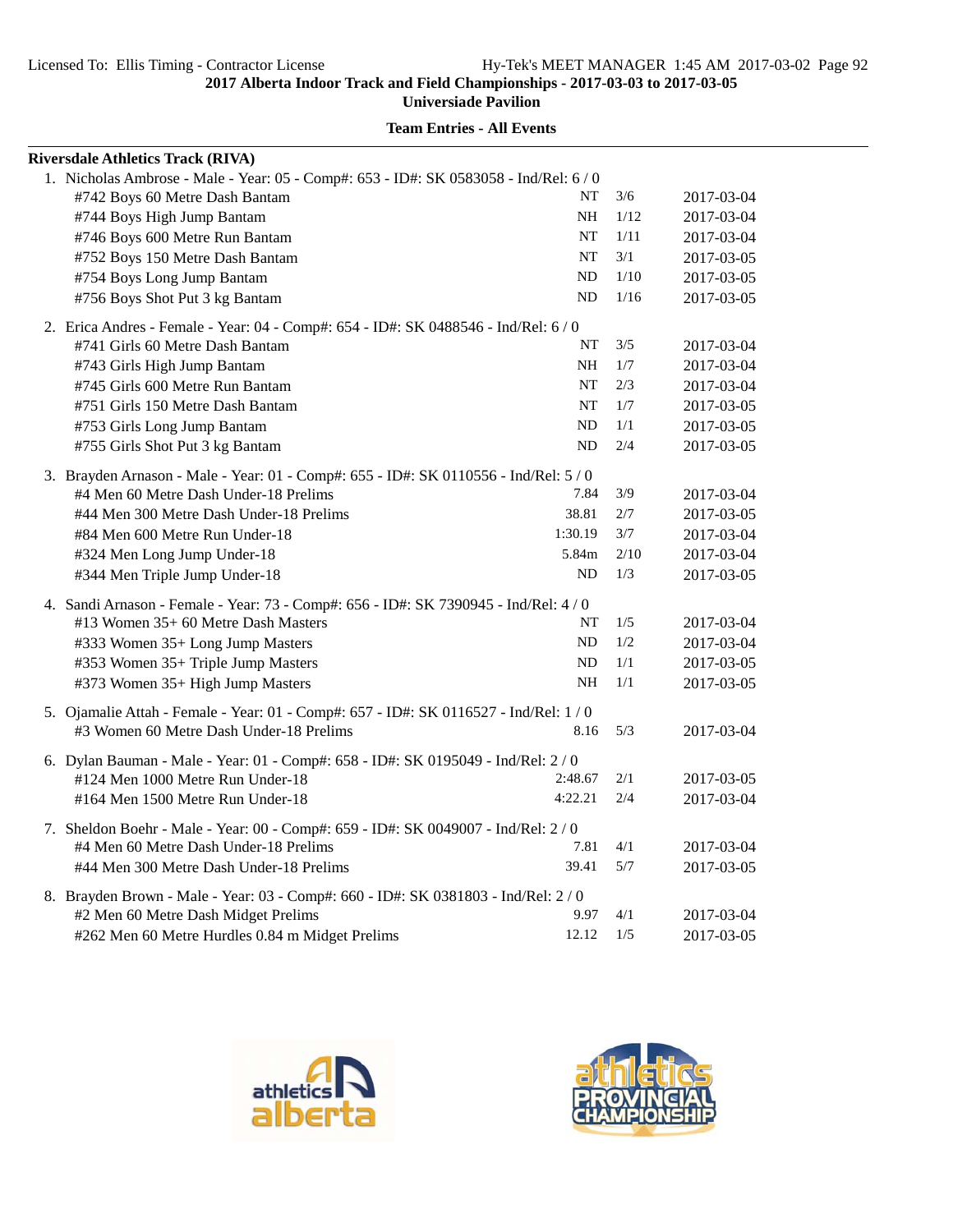Licensed To: Ellis Timing - Contractor License

Hy-Tek's MEET MANAGER 1:45 AM 2017-03-02 Page 92

**2017 Alberta Indoor Track and Field Championships - 2017-03-03 to 2017-03-05**

**Universiade Pavilion**

**Team Entries - All Events**

**Riversdale Athletics Track (RIVA)**

1. Nicholas Ambrose - Male - Year: 05 - Comp#: 653 - ID#: SK 0583058 - Ind/Rel: 6 / 0

| Event | Mark | Heat/Lane | Date |
|---|---|---|---|
| #742 Boys 60 Metre Dash Bantam | NT | 3/6 | 2017-03-04 |
| #744 Boys High Jump Bantam | NH | 1/12 | 2017-03-04 |
| #746 Boys 600 Metre Run Bantam | NT | 1/11 | 2017-03-04 |
| #752 Boys 150 Metre Dash Bantam | NT | 3/1 | 2017-03-05 |
| #754 Boys Long Jump Bantam | ND | 1/10 | 2017-03-05 |
| #756 Boys Shot Put 3 kg Bantam | ND | 1/16 | 2017-03-05 |

2. Erica Andres - Female - Year: 04 - Comp#: 654 - ID#: SK 0488546 - Ind/Rel: 6 / 0

| Event | Mark | Heat/Lane | Date |
|---|---|---|---|
| #741 Girls 60 Metre Dash Bantam | NT | 3/5 | 2017-03-04 |
| #743 Girls High Jump Bantam | NH | 1/7 | 2017-03-04 |
| #745 Girls 600 Metre Run Bantam | NT | 2/3 | 2017-03-04 |
| #751 Girls 150 Metre Dash Bantam | NT | 1/7 | 2017-03-05 |
| #753 Girls Long Jump Bantam | ND | 1/1 | 2017-03-05 |
| #755 Girls Shot Put 3 kg Bantam | ND | 2/4 | 2017-03-05 |

3. Brayden Arnason - Male - Year: 01 - Comp#: 655 - ID#: SK 0110556 - Ind/Rel: 5 / 0

| Event | Mark | Heat/Lane | Date |
|---|---|---|---|
| #4 Men 60 Metre Dash Under-18 Prelims | 7.84 | 3/9 | 2017-03-04 |
| #44 Men 300 Metre Dash Under-18 Prelims | 38.81 | 2/7 | 2017-03-05 |
| #84 Men 600 Metre Run Under-18 | 1:30.19 | 3/7 | 2017-03-04 |
| #324 Men Long Jump Under-18 | 5.84m | 2/10 | 2017-03-04 |
| #344 Men Triple Jump Under-18 | ND | 1/3 | 2017-03-05 |

4. Sandi Arnason - Female - Year: 73 - Comp#: 656 - ID#: SK 7390945 - Ind/Rel: 4 / 0

| Event | Mark | Heat/Lane | Date |
|---|---|---|---|
| #13 Women 35+ 60 Metre Dash Masters | NT | 1/5 | 2017-03-04 |
| #333 Women 35+ Long Jump Masters | ND | 1/2 | 2017-03-04 |
| #353 Women 35+ Triple Jump Masters | ND | 1/1 | 2017-03-05 |
| #373 Women 35+ High Jump Masters | NH | 1/1 | 2017-03-05 |

5. Ojamalie Attah - Female - Year: 01 - Comp#: 657 - ID#: SK 0116527 - Ind/Rel: 1 / 0

| Event | Mark | Heat/Lane | Date |
|---|---|---|---|
| #3 Women 60 Metre Dash Under-18 Prelims | 8.16 | 5/3 | 2017-03-04 |

6. Dylan Bauman - Male - Year: 01 - Comp#: 658 - ID#: SK 0195049 - Ind/Rel: 2 / 0

| Event | Mark | Heat/Lane | Date |
|---|---|---|---|
| #124 Men 1000 Metre Run Under-18 | 2:48.67 | 2/1 | 2017-03-05 |
| #164 Men 1500 Metre Run Under-18 | 4:22.21 | 2/4 | 2017-03-04 |

7. Sheldon Boehr - Male - Year: 00 - Comp#: 659 - ID#: SK 0049007 - Ind/Rel: 2 / 0

| Event | Mark | Heat/Lane | Date |
|---|---|---|---|
| #4 Men 60 Metre Dash Under-18 Prelims | 7.81 | 4/1 | 2017-03-04 |
| #44 Men 300 Metre Dash Under-18 Prelims | 39.41 | 5/7 | 2017-03-05 |

8. Brayden Brown - Male - Year: 03 - Comp#: 660 - ID#: SK 0381803 - Ind/Rel: 2 / 0

| Event | Mark | Heat/Lane | Date |
|---|---|---|---|
| #2 Men 60 Metre Dash Midget Prelims | 9.97 | 4/1 | 2017-03-04 |
| #262 Men 60 Metre Hurdles 0.84 m Midget Prelims | 12.12 | 1/5 | 2017-03-05 |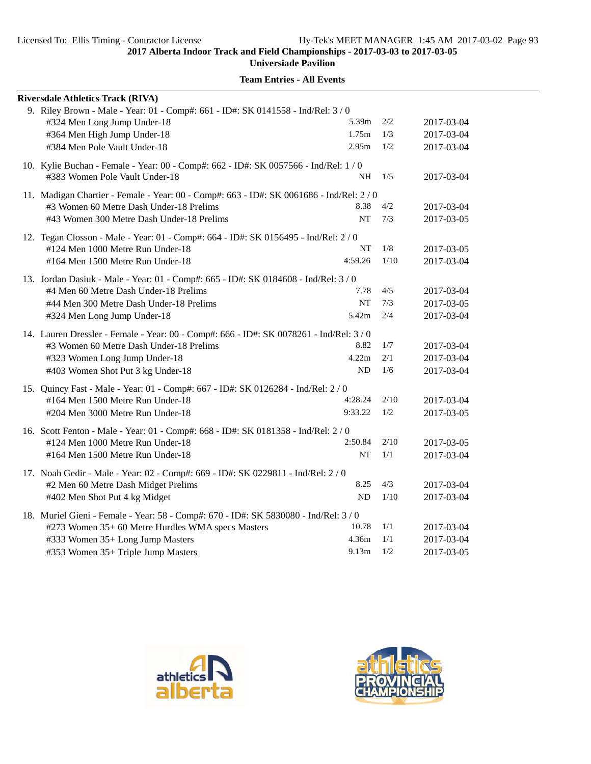**Riversdale Athletics Track (RIVA)**

9. Riley Brown - Male - Year: 01 - Comp#: 661 - ID#: SK 0141558 - Ind/Rel: 3 / 0

| Event | Seed | Heat/Lane | Date |
|---|---|---|---|
| #324 Men Long Jump Under-18 | 5.39m | 2/2 | 2017-03-04 |
| #364 Men High Jump Under-18 | 1.75m | 1/3 | 2017-03-04 |
| #384 Men Pole Vault Under-18 | 2.95m | 1/2 | 2017-03-04 |

10. Kylie Buchan - Female - Year: 00 - Comp#: 662 - ID#: SK 0057566 - Ind/Rel: 1 / 0

| Event | Seed | Heat/Lane | Date |
|---|---|---|---|
| #383 Women Pole Vault Under-18 | NH | 1/5 | 2017-03-04 |

11. Madigan Chartier - Female - Year: 00 - Comp#: 663 - ID#: SK 0061686 - Ind/Rel: 2 / 0

| Event | Seed | Heat/Lane | Date |
|---|---|---|---|
| #3 Women 60 Metre Dash Under-18 Prelims | 8.38 | 4/2 | 2017-03-04 |
| #43 Women 300 Metre Dash Under-18 Prelims | NT | 7/3 | 2017-03-05 |

12. Tegan Closson - Male - Year: 01 - Comp#: 664 - ID#: SK 0156495 - Ind/Rel: 2 / 0

| Event | Seed | Heat/Lane | Date |
|---|---|---|---|
| #124 Men 1000 Metre Run Under-18 | NT | 1/8 | 2017-03-05 |
| #164 Men 1500 Metre Run Under-18 | 4:59.26 | 1/10 | 2017-03-04 |

13. Jordan Dasiuk - Male - Year: 01 - Comp#: 665 - ID#: SK 0184608 - Ind/Rel: 3 / 0

| Event | Seed | Heat/Lane | Date |
|---|---|---|---|
| #4 Men 60 Metre Dash Under-18 Prelims | 7.78 | 4/5 | 2017-03-04 |
| #44 Men 300 Metre Dash Under-18 Prelims | NT | 7/3 | 2017-03-05 |
| #324 Men Long Jump Under-18 | 5.42m | 2/4 | 2017-03-04 |

14. Lauren Dressler - Female - Year: 00 - Comp#: 666 - ID#: SK 0078261 - Ind/Rel: 3 / 0

| Event | Seed | Heat/Lane | Date |
|---|---|---|---|
| #3 Women 60 Metre Dash Under-18 Prelims | 8.82 | 1/7 | 2017-03-04 |
| #323 Women Long Jump Under-18 | 4.22m | 2/1 | 2017-03-04 |
| #403 Women Shot Put 3 kg Under-18 | ND | 1/6 | 2017-03-04 |

15. Quincy Fast - Male - Year: 01 - Comp#: 667 - ID#: SK 0126284 - Ind/Rel: 2 / 0

| Event | Seed | Heat/Lane | Date |
|---|---|---|---|
| #164 Men 1500 Metre Run Under-18 | 4:28.24 | 2/10 | 2017-03-04 |
| #204 Men 3000 Metre Run Under-18 | 9:33.22 | 1/2 | 2017-03-05 |

16. Scott Fenton - Male - Year: 01 - Comp#: 668 - ID#: SK 0181358 - Ind/Rel: 2 / 0

| Event | Seed | Heat/Lane | Date |
|---|---|---|---|
| #124 Men 1000 Metre Run Under-18 | 2:50.84 | 2/10 | 2017-03-05 |
| #164 Men 1500 Metre Run Under-18 | NT | 1/1 | 2017-03-04 |

17. Noah Gedir - Male - Year: 02 - Comp#: 669 - ID#: SK 0229811 - Ind/Rel: 2 / 0

| Event | Seed | Heat/Lane | Date |
|---|---|---|---|
| #2 Men 60 Metre Dash Midget Prelims | 8.25 | 4/3 | 2017-03-04 |
| #402 Men Shot Put 4 kg Midget | ND | 1/10 | 2017-03-04 |

18. Muriel Gieni - Female - Year: 58 - Comp#: 670 - ID#: SK 5830080 - Ind/Rel: 3 / 0

| Event | Seed | Heat/Lane | Date |
|---|---|---|---|
| #273 Women 35+ 60 Metre Hurdles WMA specs Masters | 10.78 | 1/1 | 2017-03-04 |
| #333 Women 35+ Long Jump Masters | 4.36m | 1/1 | 2017-03-04 |
| #353 Women 35+ Triple Jump Masters | 9.13m | 1/2 | 2017-03-05 |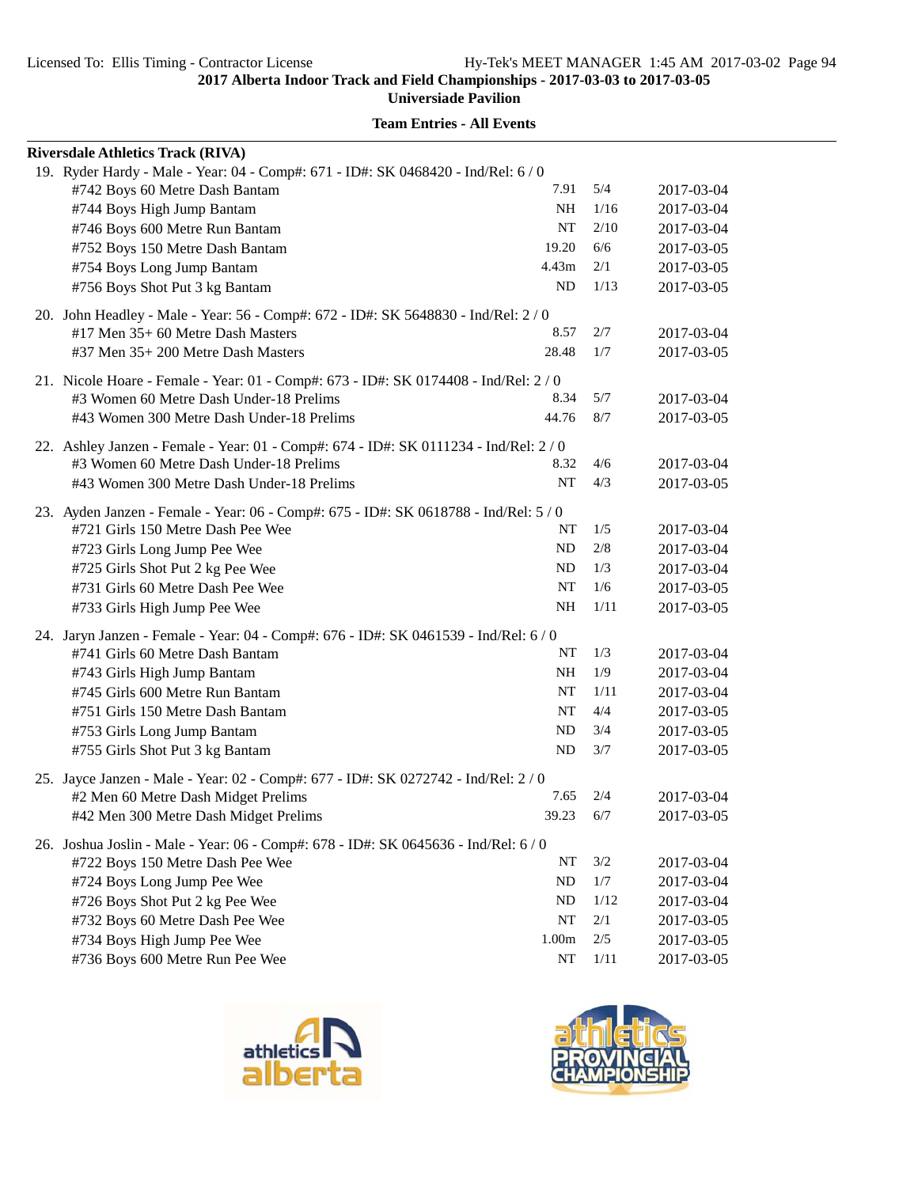2017 Alberta Indoor Track and Field Championships - 2017-03-03 to 2017-03-05

Universiade Pavilion

**Team Entries - All Events**

**Riversdale Athletics Track (RIVA)**

19. Ryder Hardy - Male - Year: 04 - Comp#: 671 - ID#: SK 0468420 - Ind/Rel: 6 / 0

| Event | Mark | Heat/Lane | Date |
|---|---|---|---|
| #742 Boys 60 Metre Dash Bantam | 7.91 | 5/4 | 2017-03-04 |
| #744 Boys High Jump Bantam | NH | 1/16 | 2017-03-04 |
| #746 Boys 600 Metre Run Bantam | NT | 2/10 | 2017-03-04 |
| #752 Boys 150 Metre Dash Bantam | 19.20 | 6/6 | 2017-03-05 |
| #754 Boys Long Jump Bantam | 4.43m | 2/1 | 2017-03-05 |
| #756 Boys Shot Put 3 kg Bantam | ND | 1/13 | 2017-03-05 |

20. John Headley - Male - Year: 56 - Comp#: 672 - ID#: SK 5648830 - Ind/Rel: 2 / 0

| Event | Mark | Heat/Lane | Date |
|---|---|---|---|
| #17 Men 35+ 60 Metre Dash Masters | 8.57 | 2/7 | 2017-03-04 |
| #37 Men 35+ 200 Metre Dash Masters | 28.48 | 1/7 | 2017-03-05 |

21. Nicole Hoare - Female - Year: 01 - Comp#: 673 - ID#: SK 0174408 - Ind/Rel: 2 / 0

| Event | Mark | Heat/Lane | Date |
|---|---|---|---|
| #3 Women 60 Metre Dash Under-18 Prelims | 8.34 | 5/7 | 2017-03-04 |
| #43 Women 300 Metre Dash Under-18 Prelims | 44.76 | 8/7 | 2017-03-05 |

22. Ashley Janzen - Female - Year: 01 - Comp#: 674 - ID#: SK 0111234 - Ind/Rel: 2 / 0

| Event | Mark | Heat/Lane | Date |
|---|---|---|---|
| #3 Women 60 Metre Dash Under-18 Prelims | 8.32 | 4/6 | 2017-03-04 |
| #43 Women 300 Metre Dash Under-18 Prelims | NT | 4/3 | 2017-03-05 |

23. Ayden Janzen - Female - Year: 06 - Comp#: 675 - ID#: SK 0618788 - Ind/Rel: 5 / 0

| Event | Mark | Heat/Lane | Date |
|---|---|---|---|
| #721 Girls 150 Metre Dash Pee Wee | NT | 1/5 | 2017-03-04 |
| #723 Girls Long Jump Pee Wee | ND | 2/8 | 2017-03-04 |
| #725 Girls Shot Put 2 kg Pee Wee | ND | 1/3 | 2017-03-04 |
| #731 Girls 60 Metre Dash Pee Wee | NT | 1/6 | 2017-03-05 |
| #733 Girls High Jump Pee Wee | NH | 1/11 | 2017-03-05 |

24. Jaryn Janzen - Female - Year: 04 - Comp#: 676 - ID#: SK 0461539 - Ind/Rel: 6 / 0

| Event | Mark | Heat/Lane | Date |
|---|---|---|---|
| #741 Girls 60 Metre Dash Bantam | NT | 1/3 | 2017-03-04 |
| #743 Girls High Jump Bantam | NH | 1/9 | 2017-03-04 |
| #745 Girls 600 Metre Run Bantam | NT | 1/11 | 2017-03-04 |
| #751 Girls 150 Metre Dash Bantam | NT | 4/4 | 2017-03-05 |
| #753 Girls Long Jump Bantam | ND | 3/4 | 2017-03-05 |
| #755 Girls Shot Put 3 kg Bantam | ND | 3/7 | 2017-03-05 |

25. Jayce Janzen - Male - Year: 02 - Comp#: 677 - ID#: SK 0272742 - Ind/Rel: 2 / 0

| Event | Mark | Heat/Lane | Date |
|---|---|---|---|
| #2 Men 60 Metre Dash Midget Prelims | 7.65 | 2/4 | 2017-03-04 |
| #42 Men 300 Metre Dash Midget Prelims | 39.23 | 6/7 | 2017-03-05 |

26. Joshua Joslin - Male - Year: 06 - Comp#: 678 - ID#: SK 0645636 - Ind/Rel: 6 / 0

| Event | Mark | Heat/Lane | Date |
|---|---|---|---|
| #722 Boys 150 Metre Dash Pee Wee | NT | 3/2 | 2017-03-04 |
| #724 Boys Long Jump Pee Wee | ND | 1/7 | 2017-03-04 |
| #726 Boys Shot Put 2 kg Pee Wee | ND | 1/12 | 2017-03-04 |
| #732 Boys 60 Metre Dash Pee Wee | NT | 2/1 | 2017-03-05 |
| #734 Boys High Jump Pee Wee | 1.00m | 2/5 | 2017-03-05 |
| #736 Boys 600 Metre Run Pee Wee | NT | 1/11 | 2017-03-05 |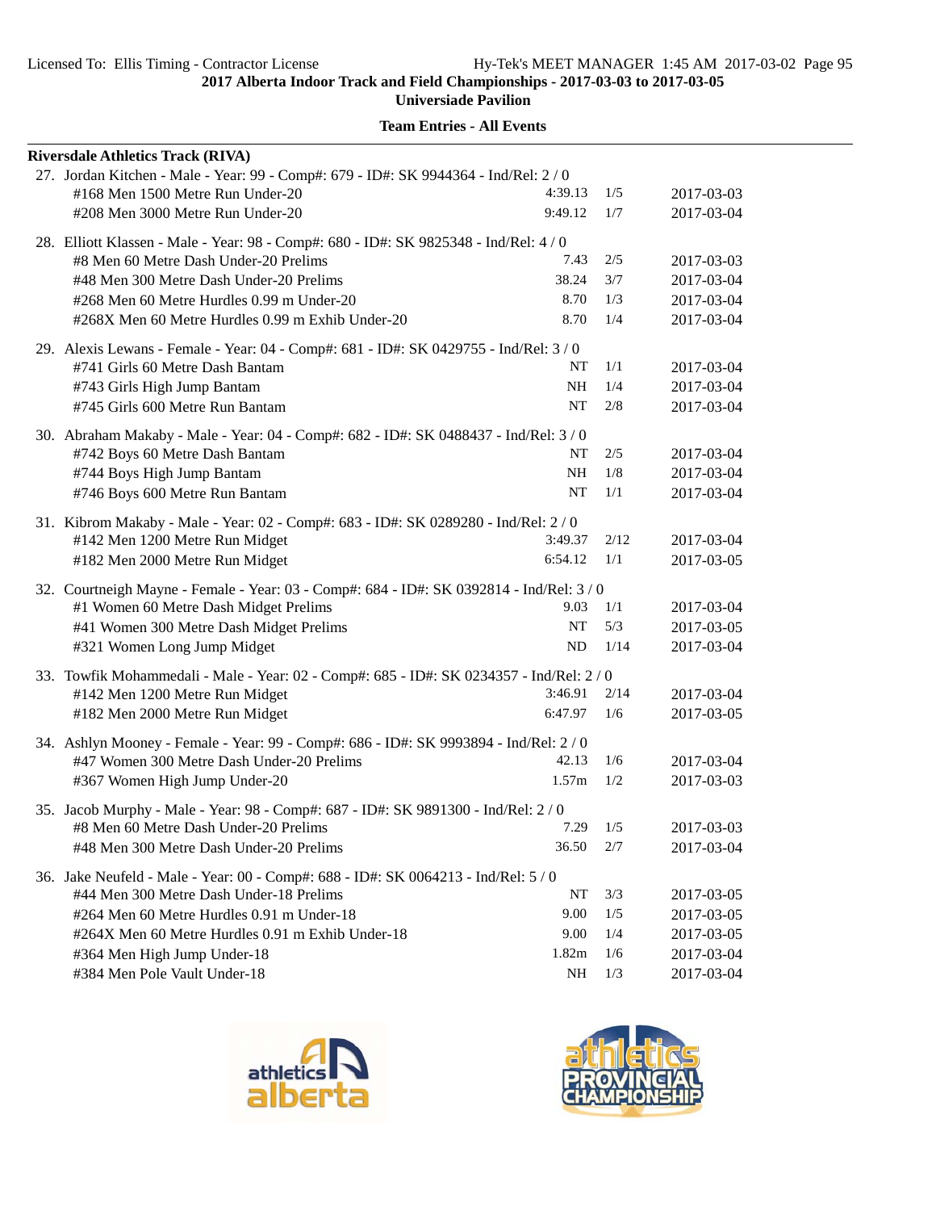## Riversdale Athletics Track (RIVA)

27. Jordan Kitchen - Male - Year: 99 - Comp#: 679 - ID#: SK 9944364 - Ind/Rel: 2 / 0

| Event | Seed | Heat/Lane | Date |
|---|---|---|---|
| #168 Men 1500 Metre Run Under-20 | 4:39.13 | 1/5 | 2017-03-03 |
| #208 Men 3000 Metre Run Under-20 | 9:49.12 | 1/7 | 2017-03-04 |

28. Elliott Klassen - Male - Year: 98 - Comp#: 680 - ID#: SK 9825348 - Ind/Rel: 4 / 0

| Event | Seed | Heat/Lane | Date |
|---|---|---|---|
| #8 Men 60 Metre Dash Under-20 Prelims | 7.43 | 2/5 | 2017-03-03 |
| #48 Men 300 Metre Dash Under-20 Prelims | 38.24 | 3/7 | 2017-03-04 |
| #268 Men 60 Metre Hurdles 0.99 m Under-20 | 8.70 | 1/3 | 2017-03-04 |
| #268X Men 60 Metre Hurdles 0.99 m Exhib Under-20 | 8.70 | 1/4 | 2017-03-04 |

29. Alexis Lewans - Female - Year: 04 - Comp#: 681 - ID#: SK 0429755 - Ind/Rel: 3 / 0

| Event | Seed | Heat/Lane | Date |
|---|---|---|---|
| #741 Girls 60 Metre Dash Bantam | NT | 1/1 | 2017-03-04 |
| #743 Girls High Jump Bantam | NH | 1/4 | 2017-03-04 |
| #745 Girls 600 Metre Run Bantam | NT | 2/8 | 2017-03-04 |

30. Abraham Makaby - Male - Year: 04 - Comp#: 682 - ID#: SK 0488437 - Ind/Rel: 3 / 0

| Event | Seed | Heat/Lane | Date |
|---|---|---|---|
| #742 Boys 60 Metre Dash Bantam | NT | 2/5 | 2017-03-04 |
| #744 Boys High Jump Bantam | NH | 1/8 | 2017-03-04 |
| #746 Boys 600 Metre Run Bantam | NT | 1/1 | 2017-03-04 |

31. Kibrom Makaby - Male - Year: 02 - Comp#: 683 - ID#: SK 0289280 - Ind/Rel: 2 / 0

| Event | Seed | Heat/Lane | Date |
|---|---|---|---|
| #142 Men 1200 Metre Run Midget | 3:49.37 | 2/12 | 2017-03-04 |
| #182 Men 2000 Metre Run Midget | 6:54.12 | 1/1 | 2017-03-05 |

32. Courtneigh Mayne - Female - Year: 03 - Comp#: 684 - ID#: SK 0392814 - Ind/Rel: 3 / 0

| Event | Seed | Heat/Lane | Date |
|---|---|---|---|
| #1 Women 60 Metre Dash Midget Prelims | 9.03 | 1/1 | 2017-03-04 |
| #41 Women 300 Metre Dash Midget Prelims | NT | 5/3 | 2017-03-05 |
| #321 Women Long Jump Midget | ND | 1/14 | 2017-03-04 |

33. Towfik Mohammedali - Male - Year: 02 - Comp#: 685 - ID#: SK 0234357 - Ind/Rel: 2 / 0

| Event | Seed | Heat/Lane | Date |
|---|---|---|---|
| #142 Men 1200 Metre Run Midget | 3:46.91 | 2/14 | 2017-03-04 |
| #182 Men 2000 Metre Run Midget | 6:47.97 | 1/6 | 2017-03-05 |

34. Ashlyn Mooney - Female - Year: 99 - Comp#: 686 - ID#: SK 9993894 - Ind/Rel: 2 / 0

| Event | Seed | Heat/Lane | Date |
|---|---|---|---|
| #47 Women 300 Metre Dash Under-20 Prelims | 42.13 | 1/6 | 2017-03-04 |
| #367 Women High Jump Under-20 | 1.57m | 1/2 | 2017-03-03 |

35. Jacob Murphy - Male - Year: 98 - Comp#: 687 - ID#: SK 9891300 - Ind/Rel: 2 / 0

| Event | Seed | Heat/Lane | Date |
|---|---|---|---|
| #8 Men 60 Metre Dash Under-20 Prelims | 7.29 | 1/5 | 2017-03-03 |
| #48 Men 300 Metre Dash Under-20 Prelims | 36.50 | 2/7 | 2017-03-04 |

36. Jake Neufeld - Male - Year: 00 - Comp#: 688 - ID#: SK 0064213 - Ind/Rel: 5 / 0

| Event | Seed | Heat/Lane | Date |
|---|---|---|---|
| #44 Men 300 Metre Dash Under-18 Prelims | NT | 3/3 | 2017-03-05 |
| #264 Men 60 Metre Hurdles 0.91 m Under-18 | 9.00 | 1/5 | 2017-03-05 |
| #264X Men 60 Metre Hurdles 0.91 m Exhib Under-18 | 9.00 | 1/4 | 2017-03-05 |
| #364 Men High Jump Under-18 | 1.82m | 1/6 | 2017-03-04 |
| #384 Men Pole Vault Under-18 | NH | 1/3 | 2017-03-04 |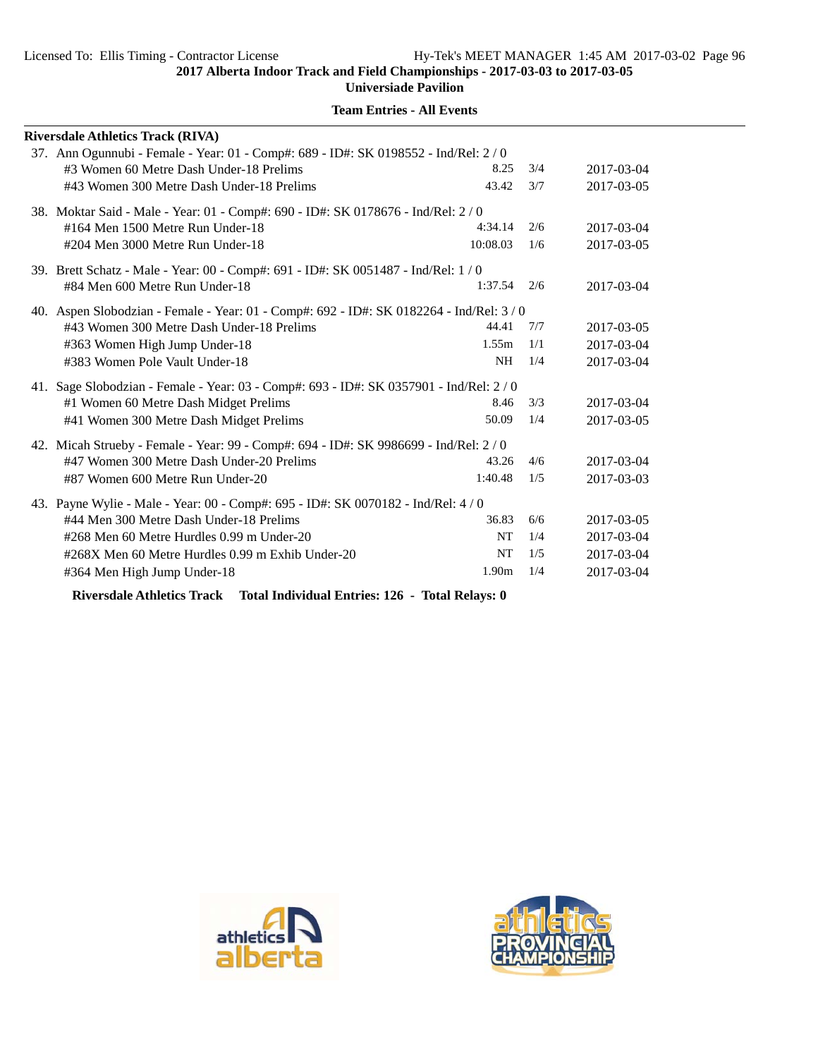**2017 Alberta Indoor Track and Field Championships - 2017-03-03 to 2017-03-05**
**Universiade Pavilion**

**Team Entries - All Events**

**Riversdale Athletics Track (RIVA)**

37. Ann Ogunnubi - Female - Year: 01 - Comp#: 689 - ID#: SK 0198552 - Ind/Rel: 2 / 0

| Event | Mark | | Date |
|---|---|---|---|
| #3 Women 60 Metre Dash Under-18 Prelims | 8.25 | 3/4 | 2017-03-04 |
| #43 Women 300 Metre Dash Under-18 Prelims | 43.42 | 3/7 | 2017-03-05 |

38. Moktar Said - Male - Year: 01 - Comp#: 690 - ID#: SK 0178676 - Ind/Rel: 2 / 0

| Event | Mark | | Date |
|---|---|---|---|
| #164 Men 1500 Metre Run Under-18 | 4:34.14 | 2/6 | 2017-03-04 |
| #204 Men 3000 Metre Run Under-18 | 10:08.03 | 1/6 | 2017-03-05 |

39. Brett Schatz - Male - Year: 00 - Comp#: 691 - ID#: SK 0051487 - Ind/Rel: 1 / 0

| Event | Mark | | Date |
|---|---|---|---|
| #84 Men 600 Metre Run Under-18 | 1:37.54 | 2/6 | 2017-03-04 |

40. Aspen Slobodzian - Female - Year: 01 - Comp#: 692 - ID#: SK 0182264 - Ind/Rel: 3 / 0

| Event | Mark | | Date |
|---|---|---|---|
| #43 Women 300 Metre Dash Under-18 Prelims | 44.41 | 7/7 | 2017-03-05 |
| #363 Women High Jump Under-18 | 1.55m | 1/1 | 2017-03-04 |
| #383 Women Pole Vault Under-18 | NH | 1/4 | 2017-03-04 |

41. Sage Slobodzian - Female - Year: 03 - Comp#: 693 - ID#: SK 0357901 - Ind/Rel: 2 / 0

| Event | Mark | | Date |
|---|---|---|---|
| #1 Women 60 Metre Dash Midget Prelims | 8.46 | 3/3 | 2017-03-04 |
| #41 Women 300 Metre Dash Midget Prelims | 50.09 | 1/4 | 2017-03-05 |

42. Micah Strueby - Female - Year: 99 - Comp#: 694 - ID#: SK 9986699 - Ind/Rel: 2 / 0

| Event | Mark | | Date |
|---|---|---|---|
| #47 Women 300 Metre Dash Under-20 Prelims | 43.26 | 4/6 | 2017-03-04 |
| #87 Women 600 Metre Run Under-20 | 1:40.48 | 1/5 | 2017-03-03 |

43. Payne Wylie - Male - Year: 00 - Comp#: 695 - ID#: SK 0070182 - Ind/Rel: 4 / 0

| Event | Mark | | Date |
|---|---|---|---|
| #44 Men 300 Metre Dash Under-18 Prelims | 36.83 | 6/6 | 2017-03-05 |
| #268 Men 60 Metre Hurdles 0.99 m Under-20 | NT | 1/4 | 2017-03-04 |
| #268X Men 60 Metre Hurdles 0.99 m Exhib Under-20 | NT | 1/5 | 2017-03-04 |
| #364 Men High Jump Under-18 | 1.90m | 1/4 | 2017-03-04 |

**Riversdale Athletics Track Total Individual Entries: 126 - Total Relays: 0**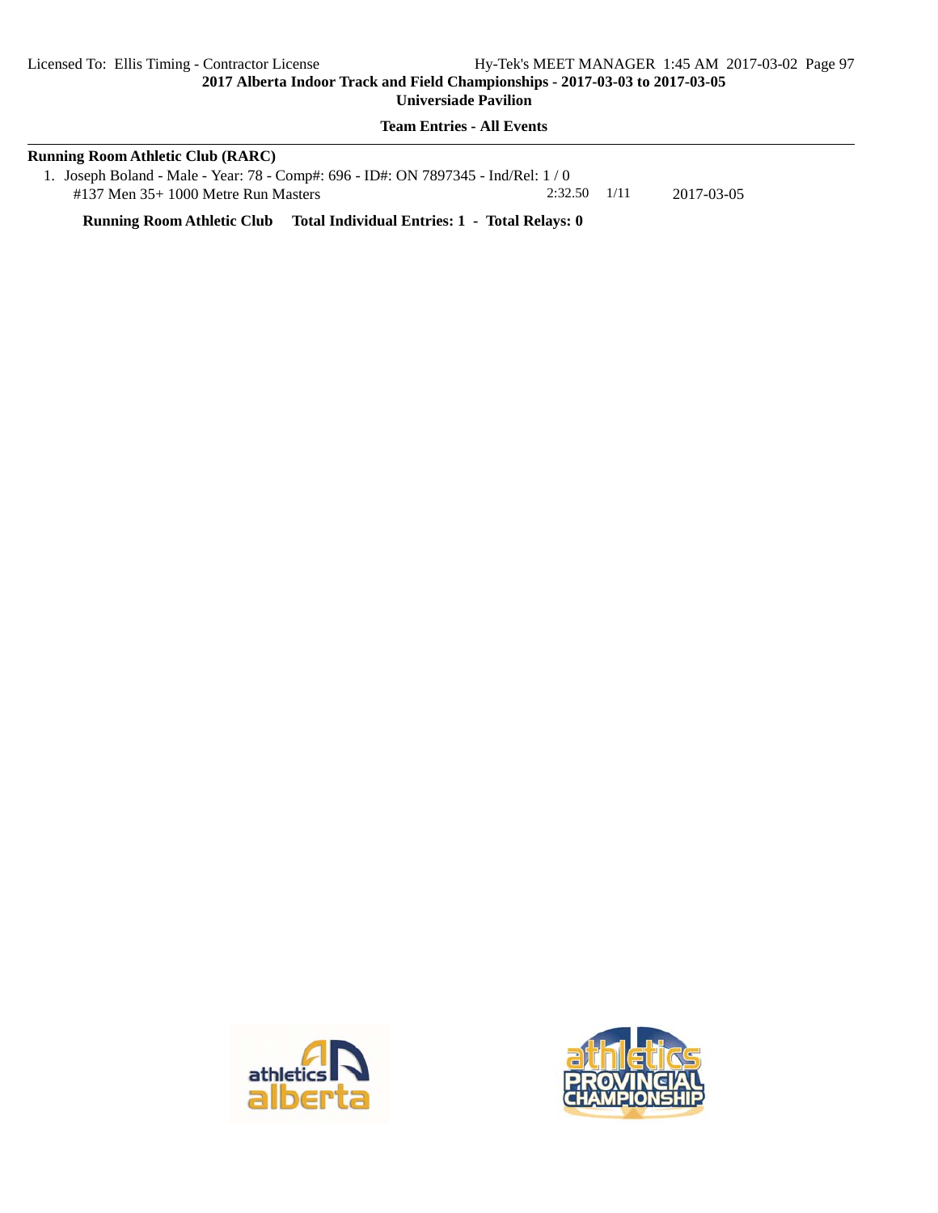**2017 Alberta Indoor Track and Field Championships - 2017-03-03 to 2017-03-05**

**Universiade Pavilion**

**Team Entries - All Events**

**Running Room Athletic Club (RARC)**

1. Joseph Boland - Male - Year: 78 - Comp#: 696 - ID#: ON 7897345 - Ind/Rel: 1 / 0

| Event | Mark | Heat/Lane | Date |
|---|---|---|---|
| #137 Men 35+ 1000 Metre Run Masters | 2:32.50 | 1/11 | 2017-03-05 |

**Running Room Athletic Club Total Individual Entries: 1 - Total Relays: 0**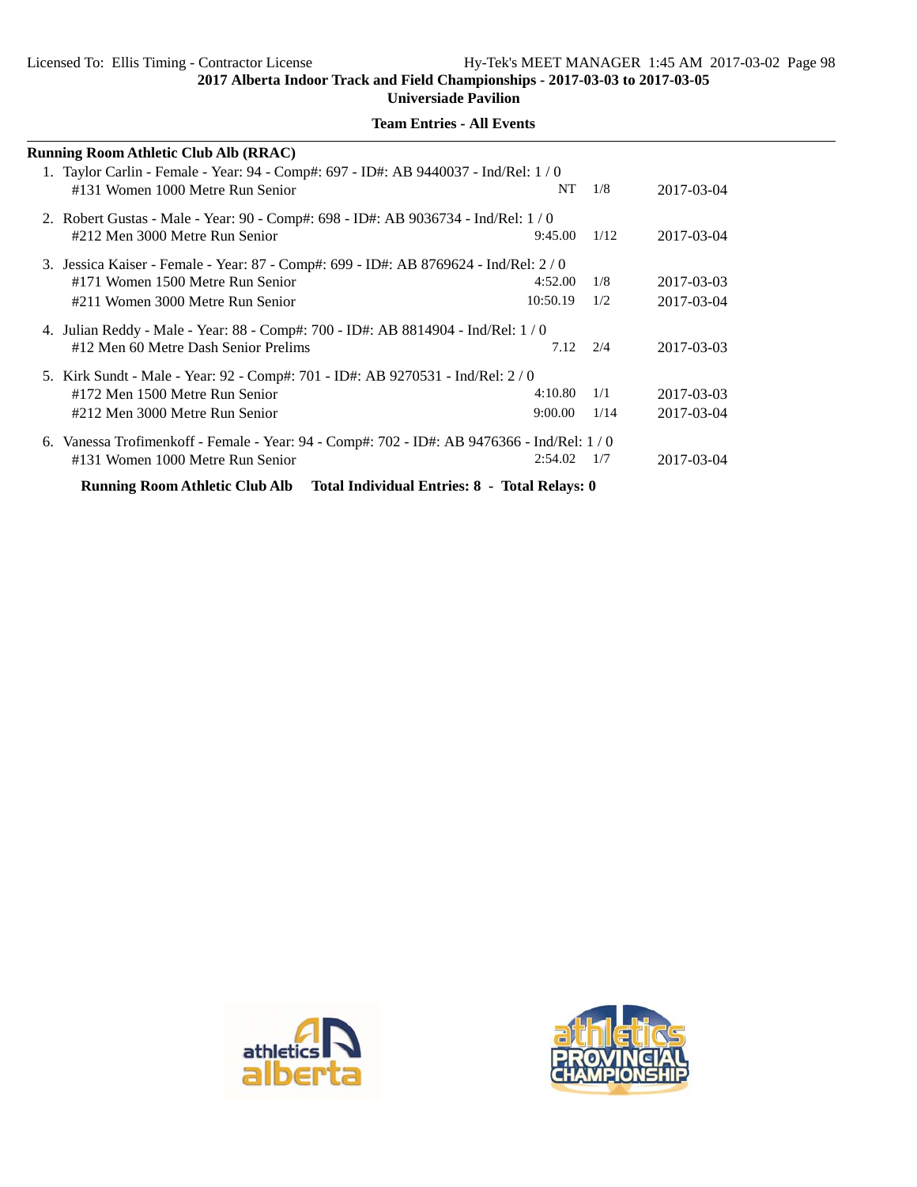**2017 Alberta Indoor Track and Field Championships - 2017-03-03 to 2017-03-05**

**Universiade Pavilion**

**Team Entries - All Events**

---

**Running Room Athletic Club Alb (RRAC)**

1. Taylor Carlin - Female - Year: 94 - Comp#: 697 - ID#: AB 9440037 - Ind/Rel: 1 / 0

| Event | Seed | Heat | Date |
|---|---|---|---|
| #131 Women 1000 Metre Run Senior | NT | 1/8 | 2017-03-04 |

2. Robert Gustas - Male - Year: 90 - Comp#: 698 - ID#: AB 9036734 - Ind/Rel: 1 / 0

| Event | Seed | Heat | Date |
|---|---|---|---|
| #212 Men 3000 Metre Run Senior | 9:45.00 | 1/12 | 2017-03-04 |

3. Jessica Kaiser - Female - Year: 87 - Comp#: 699 - ID#: AB 8769624 - Ind/Rel: 2 / 0

| Event | Seed | Heat | Date |
|---|---|---|---|
| #171 Women 1500 Metre Run Senior | 4:52.00 | 1/8 | 2017-03-03 |
| #211 Women 3000 Metre Run Senior | 10:50.19 | 1/2 | 2017-03-04 |

4. Julian Reddy - Male - Year: 88 - Comp#: 700 - ID#: AB 8814904 - Ind/Rel: 1 / 0

| Event | Seed | Heat | Date |
|---|---|---|---|
| #12 Men 60 Metre Dash Senior Prelims | 7.12 | 2/4 | 2017-03-03 |

5. Kirk Sundt - Male - Year: 92 - Comp#: 701 - ID#: AB 9270531 - Ind/Rel: 2 / 0

| Event | Seed | Heat | Date |
|---|---|---|---|
| #172 Men 1500 Metre Run Senior | 4:10.80 | 1/1 | 2017-03-03 |
| #212 Men 3000 Metre Run Senior | 9:00.00 | 1/14 | 2017-03-04 |

6. Vanessa Trofimenkoff - Female - Year: 94 - Comp#: 702 - ID#: AB 9476366 - Ind/Rel: 1 / 0

| Event | Seed | Heat | Date |
|---|---|---|---|
| #131 Women 1000 Metre Run Senior | 2:54.02 | 1/7 | 2017-03-04 |

**Running Room Athletic Club Alb Total Individual Entries: 8 - Total Relays: 0**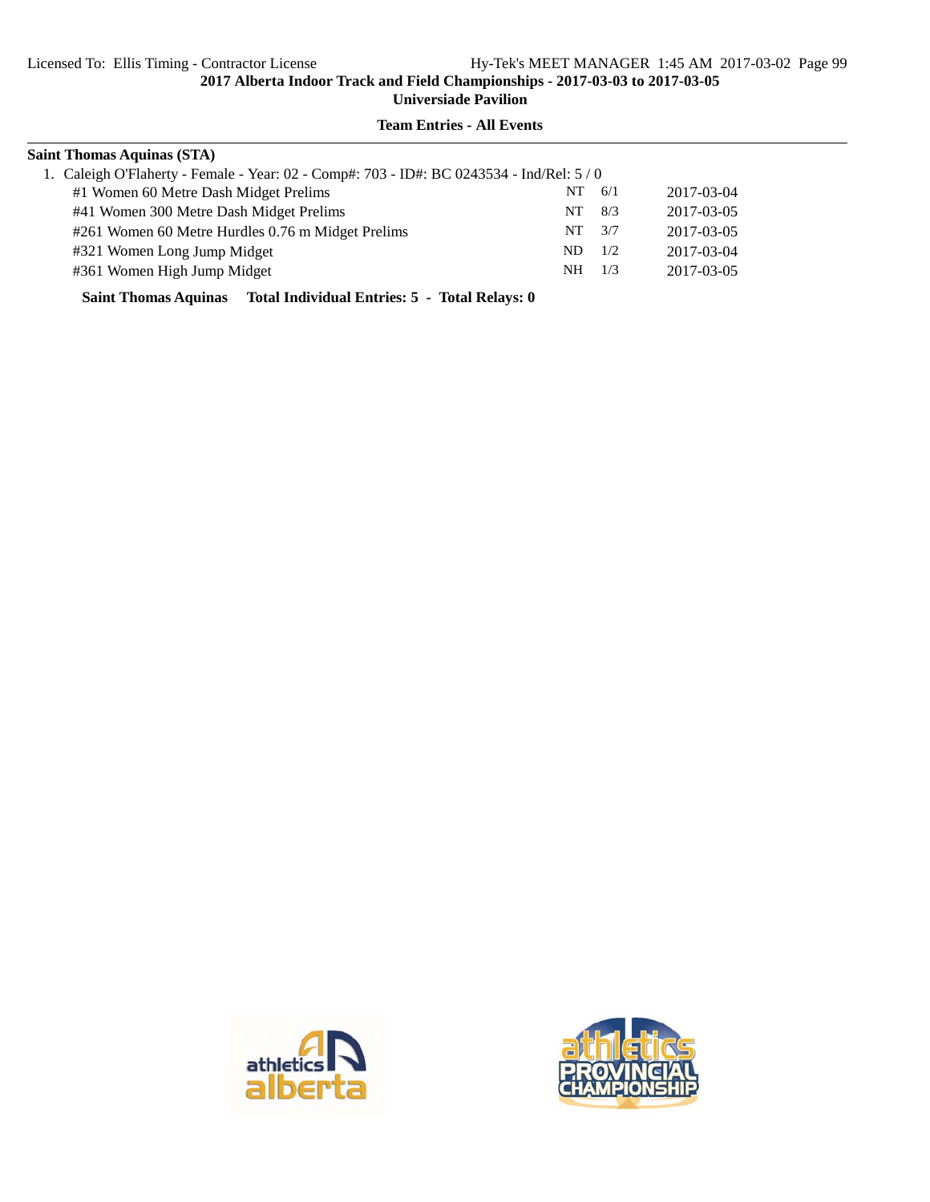**Team Entries - All Events**

**Saint Thomas Aquinas (STA)**

1. Caleigh O'Flaherty - Female - Year: 02 - Comp#: 703 - ID#: BC 0243534 - Ind/Rel: 5 / 0

| Event | Seed | Heat/Lane | Date |
|---|---|---|---|
| #1 Women 60 Metre Dash Midget Prelims | NT | 6/1 | 2017-03-04 |
| #41 Women 300 Metre Dash Midget Prelims | NT | 8/3 | 2017-03-05 |
| #261 Women 60 Metre Hurdles 0.76 m Midget Prelims | NT | 3/7 | 2017-03-05 |
| #321 Women Long Jump Midget | ND | 1/2 | 2017-03-04 |
| #361 Women High Jump Midget | NH | 1/3 | 2017-03-05 |

**Saint Thomas Aquinas Total Individual Entries: 5 - Total Relays: 0**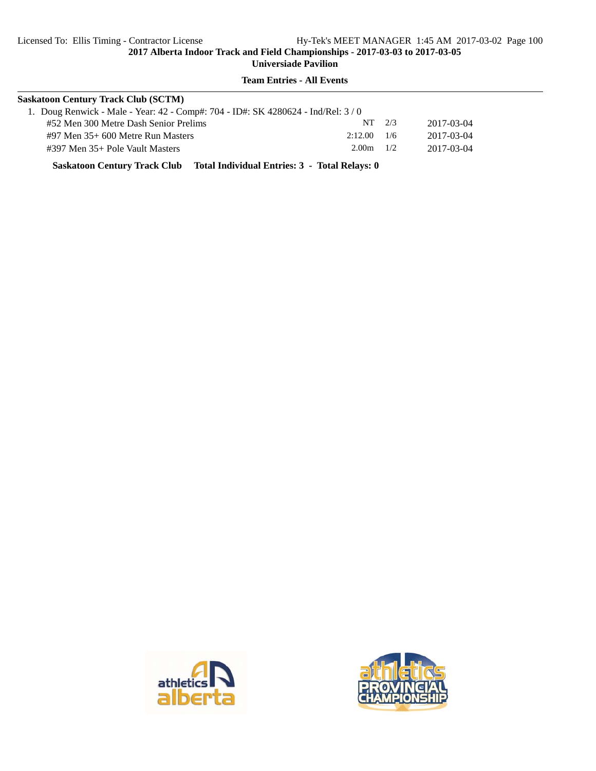**Team Entries - All Events**

**Saskatoon Century Track Club (SCTM)**

1. Doug Renwick - Male - Year: 42 - Comp#: 704 - ID#: SK 4280624 - Ind/Rel: 3 / 0

| Event | Seed | Heat | Date |
|---|---|---|---|
| #52 Men 300 Metre Dash Senior Prelims | NT | 2/3 | 2017-03-04 |
| #97 Men 35+ 600 Metre Run Masters | 2:12.00 | 1/6 | 2017-03-04 |
| #397 Men 35+ Pole Vault Masters | 2.00m | 1/2 | 2017-03-04 |

**Saskatoon Century Track Club Total Individual Entries: 3 - Total Relays: 0**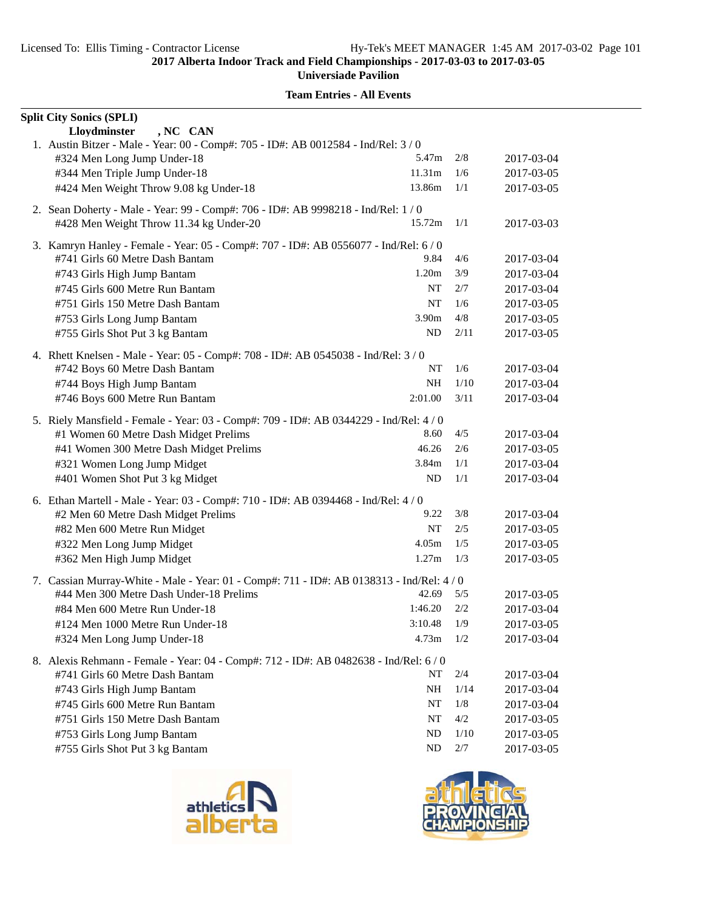Licensed To: Ellis Timing - Contractor License    Hy-Tek's MEET MANAGER 1:45 AM 2017-03-02

**2017 Alberta Indoor Track and Field Championships - 2017-03-03 to 2017-03-05**

**Universiade Pavilion**

**Team Entries - All Events**

**Split City Sonics (SPLI)**

**Lloydminster , NC CAN**

1. Austin Bitzer - Male - Year: 00 - Comp#: 705 - ID#: AB 0012584 - Ind/Rel: 3 / 0

| Event | Mark | Heat/Lane | Date |
|---|---|---|---|
| #324 Men Long Jump Under-18 | 5.47m | 2/8 | 2017-03-04 |
| #344 Men Triple Jump Under-18 | 11.31m | 1/6 | 2017-03-05 |
| #424 Men Weight Throw 9.08 kg Under-18 | 13.86m | 1/1 | 2017-03-05 |

2. Sean Doherty - Male - Year: 99 - Comp#: 706 - ID#: AB 9998218 - Ind/Rel: 1 / 0

| Event | Mark | Heat/Lane | Date |
|---|---|---|---|
| #428 Men Weight Throw 11.34 kg Under-20 | 15.72m | 1/1 | 2017-03-03 |

3. Kamryn Hanley - Female - Year: 05 - Comp#: 707 - ID#: AB 0556077 - Ind/Rel: 6 / 0

| Event | Mark | Heat/Lane | Date |
|---|---|---|---|
| #741 Girls 60 Metre Dash Bantam | 9.84 | 4/6 | 2017-03-04 |
| #743 Girls High Jump Bantam | 1.20m | 3/9 | 2017-03-04 |
| #745 Girls 600 Metre Run Bantam | NT | 2/7 | 2017-03-04 |
| #751 Girls 150 Metre Dash Bantam | NT | 1/6 | 2017-03-05 |
| #753 Girls Long Jump Bantam | 3.90m | 4/8 | 2017-03-05 |
| #755 Girls Shot Put 3 kg Bantam | ND | 2/11 | 2017-03-05 |

4. Rhett Knelsen - Male - Year: 05 - Comp#: 708 - ID#: AB 0545038 - Ind/Rel: 3 / 0

| Event | Mark | Heat/Lane | Date |
|---|---|---|---|
| #742 Boys 60 Metre Dash Bantam | NT | 1/6 | 2017-03-04 |
| #744 Boys High Jump Bantam | NH | 1/10 | 2017-03-04 |
| #746 Boys 600 Metre Run Bantam | 2:01.00 | 3/11 | 2017-03-04 |

5. Riely Mansfield - Female - Year: 03 - Comp#: 709 - ID#: AB 0344229 - Ind/Rel: 4 / 0

| Event | Mark | Heat/Lane | Date |
|---|---|---|---|
| #1 Women 60 Metre Dash Midget Prelims | 8.60 | 4/5 | 2017-03-04 |
| #41 Women 300 Metre Dash Midget Prelims | 46.26 | 2/6 | 2017-03-05 |
| #321 Women Long Jump Midget | 3.84m | 1/1 | 2017-03-04 |
| #401 Women Shot Put 3 kg Midget | ND | 1/1 | 2017-03-04 |

6. Ethan Martell - Male - Year: 03 - Comp#: 710 - ID#: AB 0394468 - Ind/Rel: 4 / 0

| Event | Mark | Heat/Lane | Date |
|---|---|---|---|
| #2 Men 60 Metre Dash Midget Prelims | 9.22 | 3/8 | 2017-03-04 |
| #82 Men 600 Metre Run Midget | NT | 2/5 | 2017-03-05 |
| #322 Men Long Jump Midget | 4.05m | 1/5 | 2017-03-05 |
| #362 Men High Jump Midget | 1.27m | 1/3 | 2017-03-05 |

7. Cassian Murray-White - Male - Year: 01 - Comp#: 711 - ID#: AB 0138313 - Ind/Rel: 4 / 0

| Event | Mark | Heat/Lane | Date |
|---|---|---|---|
| #44 Men 300 Metre Dash Under-18 Prelims | 42.69 | 5/5 | 2017-03-05 |
| #84 Men 600 Metre Run Under-18 | 1:46.20 | 2/2 | 2017-03-04 |
| #124 Men 1000 Metre Run Under-18 | 3:10.48 | 1/9 | 2017-03-05 |
| #324 Men Long Jump Under-18 | 4.73m | 1/2 | 2017-03-04 |

8. Alexis Rehmann - Female - Year: 04 - Comp#: 712 - ID#: AB 0482638 - Ind/Rel: 6 / 0

| Event | Mark | Heat/Lane | Date |
|---|---|---|---|
| #741 Girls 60 Metre Dash Bantam | NT | 2/4 | 2017-03-04 |
| #743 Girls High Jump Bantam | NH | 1/14 | 2017-03-04 |
| #745 Girls 600 Metre Run Bantam | NT | 1/8 | 2017-03-04 |
| #751 Girls 150 Metre Dash Bantam | NT | 4/2 | 2017-03-05 |
| #753 Girls Long Jump Bantam | ND | 1/10 | 2017-03-05 |
| #755 Girls Shot Put 3 kg Bantam | ND | 2/7 | 2017-03-05 |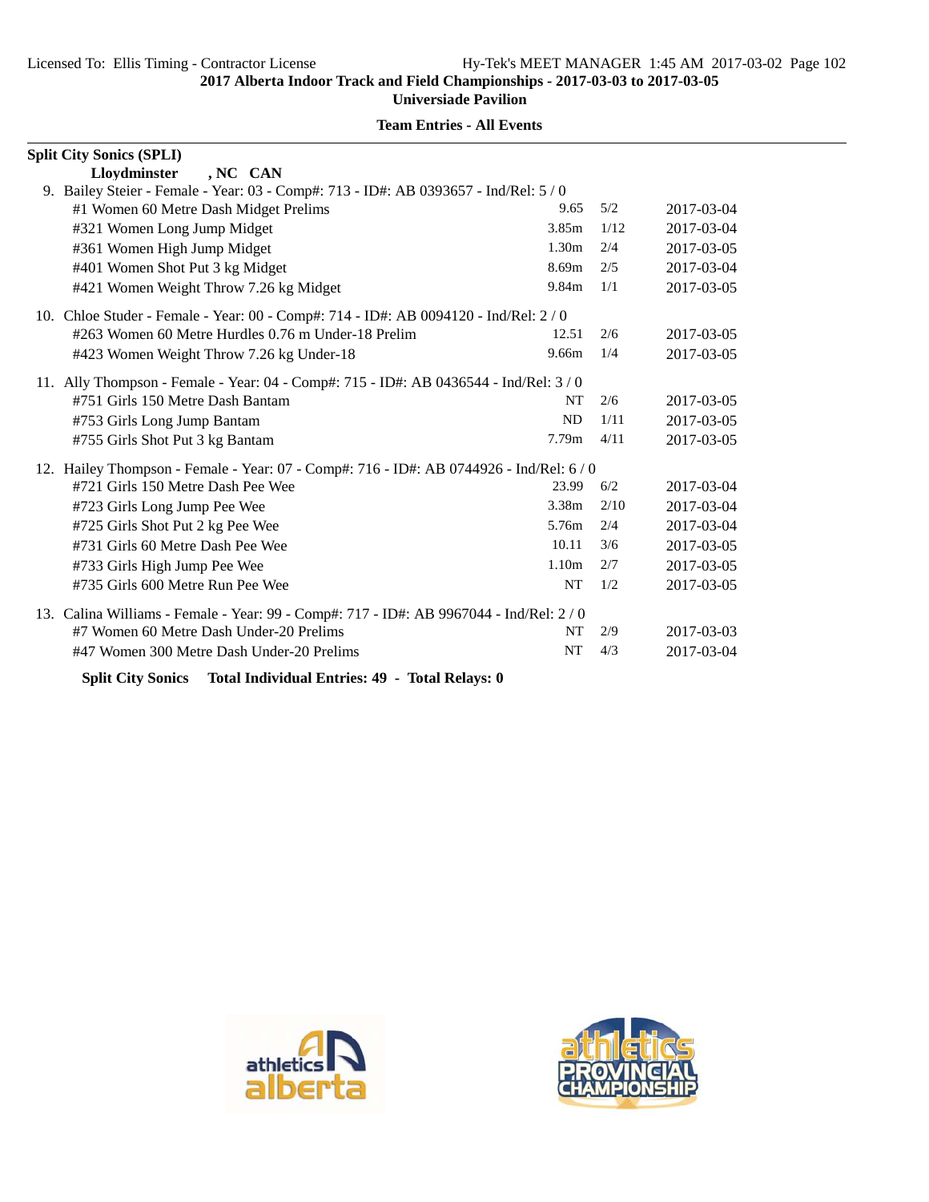**Split City Sonics (SPLI)**

**Lloydminster , NC CAN**

9. Bailey Steier - Female - Year: 03 - Comp#: 713 - ID#: AB 0393657 - Ind/Rel: 5 / 0

| Event | Mark | Heat/Lane | Date |
|---|---|---|---|
| #1 Women 60 Metre Dash Midget Prelims | 9.65 | 5/2 | 2017-03-04 |
| #321 Women Long Jump Midget | 3.85m | 1/12 | 2017-03-04 |
| #361 Women High Jump Midget | 1.30m | 2/4 | 2017-03-05 |
| #401 Women Shot Put 3 kg Midget | 8.69m | 2/5 | 2017-03-04 |
| #421 Women Weight Throw 7.26 kg Midget | 9.84m | 1/1 | 2017-03-05 |

10. Chloe Studer - Female - Year: 00 - Comp#: 714 - ID#: AB 0094120 - Ind/Rel: 2 / 0

| Event | Mark | Heat/Lane | Date |
|---|---|---|---|
| #263 Women 60 Metre Hurdles 0.76 m Under-18 Prelim | 12.51 | 2/6 | 2017-03-05 |
| #423 Women Weight Throw 7.26 kg Under-18 | 9.66m | 1/4 | 2017-03-05 |

11. Ally Thompson - Female - Year: 04 - Comp#: 715 - ID#: AB 0436544 - Ind/Rel: 3 / 0

| Event | Mark | Heat/Lane | Date |
|---|---|---|---|
| #751 Girls 150 Metre Dash Bantam | NT | 2/6 | 2017-03-05 |
| #753 Girls Long Jump Bantam | ND | 1/11 | 2017-03-05 |
| #755 Girls Shot Put 3 kg Bantam | 7.79m | 4/11 | 2017-03-05 |

12. Hailey Thompson - Female - Year: 07 - Comp#: 716 - ID#: AB 0744926 - Ind/Rel: 6 / 0

| Event | Mark | Heat/Lane | Date |
|---|---|---|---|
| #721 Girls 150 Metre Dash Pee Wee | 23.99 | 6/2 | 2017-03-04 |
| #723 Girls Long Jump Pee Wee | 3.38m | 2/10 | 2017-03-04 |
| #725 Girls Shot Put 2 kg Pee Wee | 5.76m | 2/4 | 2017-03-04 |
| #731 Girls 60 Metre Dash Pee Wee | 10.11 | 3/6 | 2017-03-05 |
| #733 Girls High Jump Pee Wee | 1.10m | 2/7 | 2017-03-05 |
| #735 Girls 600 Metre Run Pee Wee | NT | 1/2 | 2017-03-05 |

13. Calina Williams - Female - Year: 99 - Comp#: 717 - ID#: AB 9967044 - Ind/Rel: 2 / 0

| Event | Mark | Heat/Lane | Date |
|---|---|---|---|
| #7 Women 60 Metre Dash Under-20 Prelims | NT | 2/9 | 2017-03-03 |
| #47 Women 300 Metre Dash Under-20 Prelims | NT | 4/3 | 2017-03-04 |

**Split City Sonics Total Individual Entries: 49 - Total Relays: 0**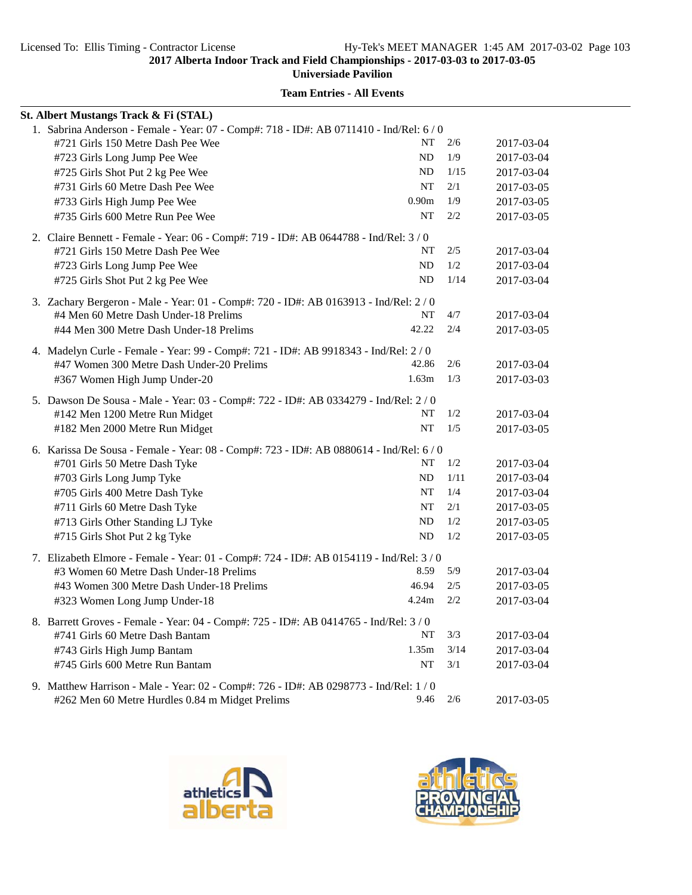## 2017 Alberta Indoor Track and Field Championships - 2017-03-03 to 2017-03-05

**Universiade Pavilion**

**Team Entries - All Events**

### St. Albert Mustangs Track & Fi (STAL)

1. Sabrina Anderson - Female - Year: 07 - Comp#: 718 - ID#: AB 0711410 - Ind/Rel: 6 / 0

| Event | Seed | Heat/Lane | Date |
|---|---|---|---|
| #721 Girls 150 Metre Dash Pee Wee | NT | 2/6 | 2017-03-04 |
| #723 Girls Long Jump Pee Wee | ND | 1/9 | 2017-03-04 |
| #725 Girls Shot Put 2 kg Pee Wee | ND | 1/15 | 2017-03-04 |
| #731 Girls 60 Metre Dash Pee Wee | NT | 2/1 | 2017-03-05 |
| #733 Girls High Jump Pee Wee | 0.90m | 1/9 | 2017-03-05 |
| #735 Girls 600 Metre Run Pee Wee | NT | 2/2 | 2017-03-05 |

2. Claire Bennett - Female - Year: 06 - Comp#: 719 - ID#: AB 0644788 - Ind/Rel: 3 / 0

| Event | Seed | Heat/Lane | Date |
|---|---|---|---|
| #721 Girls 150 Metre Dash Pee Wee | NT | 2/5 | 2017-03-04 |
| #723 Girls Long Jump Pee Wee | ND | 1/2 | 2017-03-04 |
| #725 Girls Shot Put 2 kg Pee Wee | ND | 1/14 | 2017-03-04 |

3. Zachary Bergeron - Male - Year: 01 - Comp#: 720 - ID#: AB 0163913 - Ind/Rel: 2 / 0

| Event | Seed | Heat/Lane | Date |
|---|---|---|---|
| #4 Men 60 Metre Dash Under-18 Prelims | NT | 4/7 | 2017-03-04 |
| #44 Men 300 Metre Dash Under-18 Prelims | 42.22 | 2/4 | 2017-03-05 |

4. Madelyn Curle - Female - Year: 99 - Comp#: 721 - ID#: AB 9918343 - Ind/Rel: 2 / 0

| Event | Seed | Heat/Lane | Date |
|---|---|---|---|
| #47 Women 300 Metre Dash Under-20 Prelims | 42.86 | 2/6 | 2017-03-04 |
| #367 Women High Jump Under-20 | 1.63m | 1/3 | 2017-03-03 |

5. Dawson De Sousa - Male - Year: 03 - Comp#: 722 - ID#: AB 0334279 - Ind/Rel: 2 / 0

| Event | Seed | Heat/Lane | Date |
|---|---|---|---|
| #142 Men 1200 Metre Run Midget | NT | 1/2 | 2017-03-04 |
| #182 Men 2000 Metre Run Midget | NT | 1/5 | 2017-03-05 |

6. Karissa De Sousa - Female - Year: 08 - Comp#: 723 - ID#: AB 0880614 - Ind/Rel: 6 / 0

| Event | Seed | Heat/Lane | Date |
|---|---|---|---|
| #701 Girls 50 Metre Dash Tyke | NT | 1/2 | 2017-03-04 |
| #703 Girls Long Jump Tyke | ND | 1/11 | 2017-03-04 |
| #705 Girls 400 Metre Dash Tyke | NT | 1/4 | 2017-03-04 |
| #711 Girls 60 Metre Dash Tyke | NT | 2/1 | 2017-03-05 |
| #713 Girls Other Standing LJ Tyke | ND | 1/2 | 2017-03-05 |
| #715 Girls Shot Put 2 kg Tyke | ND | 1/2 | 2017-03-05 |

7. Elizabeth Elmore - Female - Year: 01 - Comp#: 724 - ID#: AB 0154119 - Ind/Rel: 3 / 0

| Event | Seed | Heat/Lane | Date |
|---|---|---|---|
| #3 Women 60 Metre Dash Under-18 Prelims | 8.59 | 5/9 | 2017-03-04 |
| #43 Women 300 Metre Dash Under-18 Prelims | 46.94 | 2/5 | 2017-03-05 |
| #323 Women Long Jump Under-18 | 4.24m | 2/2 | 2017-03-04 |

8. Barrett Groves - Female - Year: 04 - Comp#: 725 - ID#: AB 0414765 - Ind/Rel: 3 / 0

| Event | Seed | Heat/Lane | Date |
|---|---|---|---|
| #741 Girls 60 Metre Dash Bantam | NT | 3/3 | 2017-03-04 |
| #743 Girls High Jump Bantam | 1.35m | 3/14 | 2017-03-04 |
| #745 Girls 600 Metre Run Bantam | NT | 3/1 | 2017-03-04 |

9. Matthew Harrison - Male - Year: 02 - Comp#: 726 - ID#: AB 0298773 - Ind/Rel: 1 / 0

| Event | Seed | Heat/Lane | Date |
|---|---|---|---|
| #262 Men 60 Metre Hurdles 0.84 m Midget Prelims | 9.46 | 2/6 | 2017-03-05 |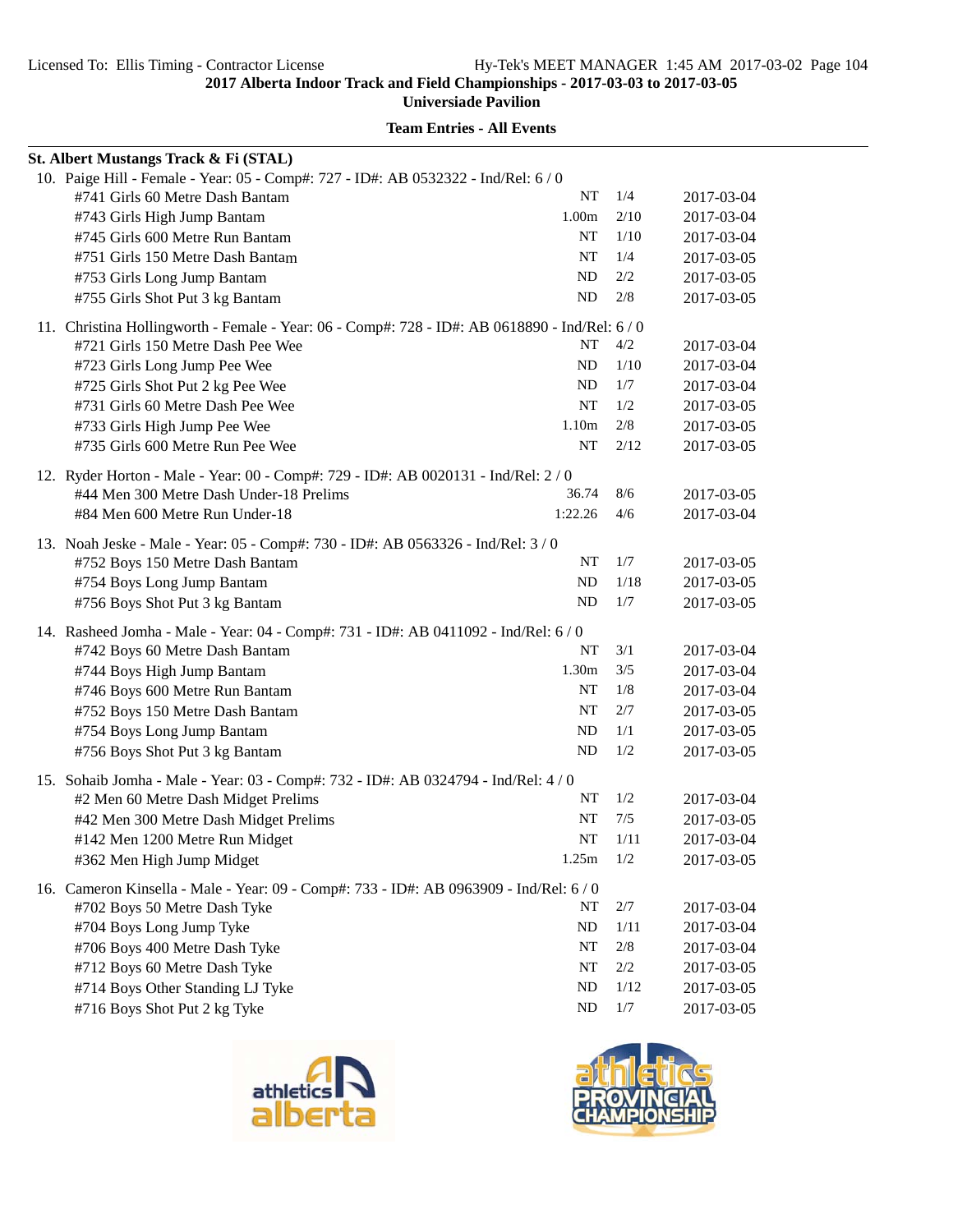**Team Entries - All Events**

**St. Albert Mustangs Track & Fi (STAL)**

10. Paige Hill - Female - Year: 05 - Comp#: 727 - ID#: AB 0532322 - Ind/Rel: 6 / 0

| Event | Mark | Heat/Lane | Date |
|---|---|---|---|
| #741 Girls 60 Metre Dash Bantam | NT | 1/4 | 2017-03-04 |
| #743 Girls High Jump Bantam | 1.00m | 2/10 | 2017-03-04 |
| #745 Girls 600 Metre Run Bantam | NT | 1/10 | 2017-03-04 |
| #751 Girls 150 Metre Dash Bantam | NT | 1/4 | 2017-03-05 |
| #753 Girls Long Jump Bantam | ND | 2/2 | 2017-03-05 |
| #755 Girls Shot Put 3 kg Bantam | ND | 2/8 | 2017-03-05 |

11. Christina Hollingworth - Female - Year: 06 - Comp#: 728 - ID#: AB 0618890 - Ind/Rel: 6 / 0

| Event | Mark | Heat/Lane | Date |
|---|---|---|---|
| #721 Girls 150 Metre Dash Pee Wee | NT | 4/2 | 2017-03-04 |
| #723 Girls Long Jump Pee Wee | ND | 1/10 | 2017-03-04 |
| #725 Girls Shot Put 2 kg Pee Wee | ND | 1/7 | 2017-03-04 |
| #731 Girls 60 Metre Dash Pee Wee | NT | 1/2 | 2017-03-05 |
| #733 Girls High Jump Pee Wee | 1.10m | 2/8 | 2017-03-05 |
| #735 Girls 600 Metre Run Pee Wee | NT | 2/12 | 2017-03-05 |

12. Ryder Horton - Male - Year: 00 - Comp#: 729 - ID#: AB 0020131 - Ind/Rel: 2 / 0

| Event | Mark | Heat/Lane | Date |
|---|---|---|---|
| #44 Men 300 Metre Dash Under-18 Prelims | 36.74 | 8/6 | 2017-03-05 |
| #84 Men 600 Metre Run Under-18 | 1:22.26 | 4/6 | 2017-03-04 |

13. Noah Jeske - Male - Year: 05 - Comp#: 730 - ID#: AB 0563326 - Ind/Rel: 3 / 0

| Event | Mark | Heat/Lane | Date |
|---|---|---|---|
| #752 Boys 150 Metre Dash Bantam | NT | 1/7 | 2017-03-05 |
| #754 Boys Long Jump Bantam | ND | 1/18 | 2017-03-05 |
| #756 Boys Shot Put 3 kg Bantam | ND | 1/7 | 2017-03-05 |

14. Rasheed Jomha - Male - Year: 04 - Comp#: 731 - ID#: AB 0411092 - Ind/Rel: 6 / 0

| Event | Mark | Heat/Lane | Date |
|---|---|---|---|
| #742 Boys 60 Metre Dash Bantam | NT | 3/1 | 2017-03-04 |
| #744 Boys High Jump Bantam | 1.30m | 3/5 | 2017-03-04 |
| #746 Boys 600 Metre Run Bantam | NT | 1/8 | 2017-03-04 |
| #752 Boys 150 Metre Dash Bantam | NT | 2/7 | 2017-03-05 |
| #754 Boys Long Jump Bantam | ND | 1/1 | 2017-03-05 |
| #756 Boys Shot Put 3 kg Bantam | ND | 1/2 | 2017-03-05 |

15. Sohaib Jomha - Male - Year: 03 - Comp#: 732 - ID#: AB 0324794 - Ind/Rel: 4 / 0

| Event | Mark | Heat/Lane | Date |
|---|---|---|---|
| #2 Men 60 Metre Dash Midget Prelims | NT | 1/2 | 2017-03-04 |
| #42 Men 300 Metre Dash Midget Prelims | NT | 7/5 | 2017-03-05 |
| #142 Men 1200 Metre Run Midget | NT | 1/11 | 2017-03-04 |
| #362 Men High Jump Midget | 1.25m | 1/2 | 2017-03-05 |

16. Cameron Kinsella - Male - Year: 09 - Comp#: 733 - ID#: AB 0963909 - Ind/Rel: 6 / 0

| Event | Mark | Heat/Lane | Date |
|---|---|---|---|
| #702 Boys 50 Metre Dash Tyke | NT | 2/7 | 2017-03-04 |
| #704 Boys Long Jump Tyke | ND | 1/11 | 2017-03-04 |
| #706 Boys 400 Metre Dash Tyke | NT | 2/8 | 2017-03-04 |
| #712 Boys 60 Metre Dash Tyke | NT | 2/2 | 2017-03-05 |
| #714 Boys Other Standing LJ Tyke | ND | 1/12 | 2017-03-05 |
| #716 Boys Shot Put 2 kg Tyke | ND | 1/7 | 2017-03-05 |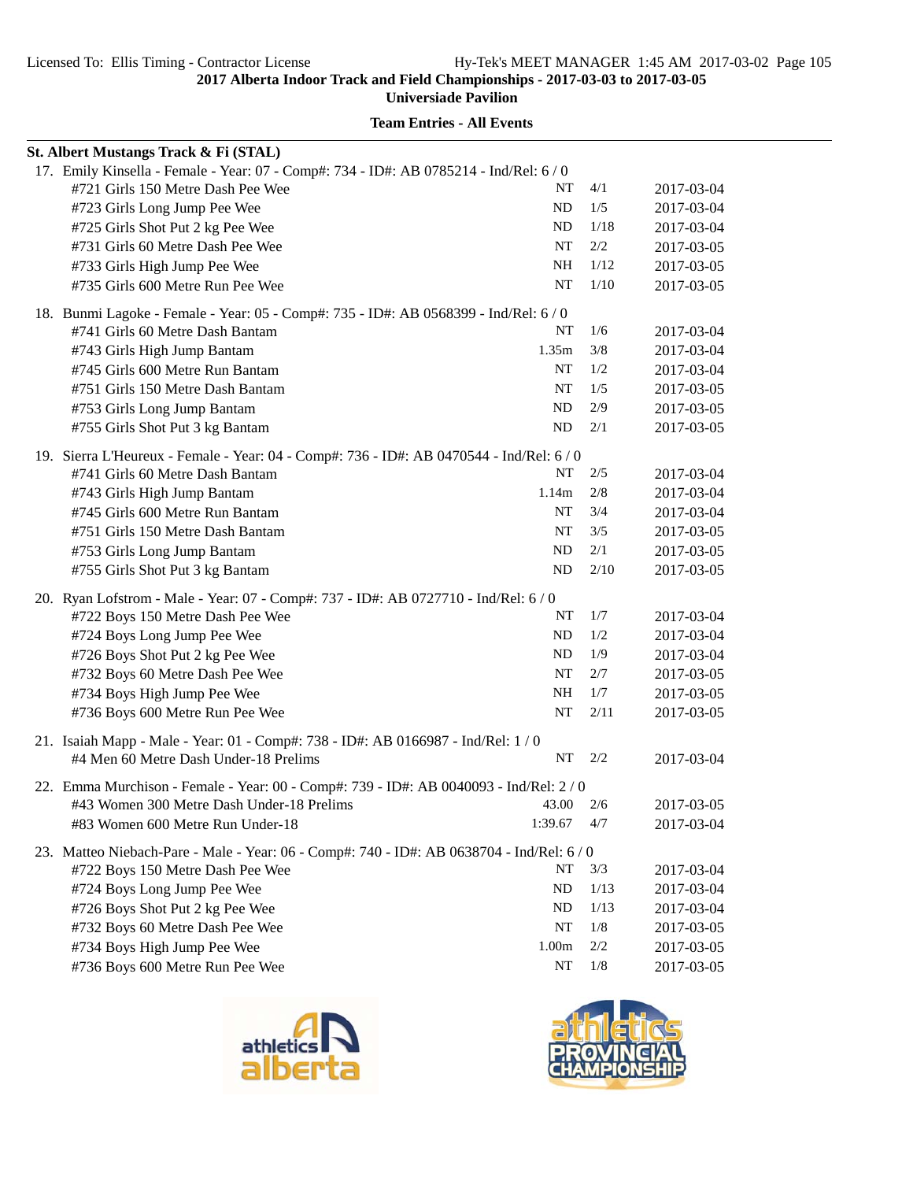**2017 Alberta Indoor Track and Field Championships - 2017-03-03 to 2017-03-05**
**Universiade Pavilion**

**Team Entries - All Events**

**St. Albert Mustangs Track & Fi (STAL)**

17. Emily Kinsella - Female - Year: 07 - Comp#: 734 - ID#: AB 0785214 - Ind/Rel: 6 / 0

| Event | Seed | Heat/Lane | Date |
|---|---|---|---|
| #721 Girls 150 Metre Dash Pee Wee | NT | 4/1 | 2017-03-04 |
| #723 Girls Long Jump Pee Wee | ND | 1/5 | 2017-03-04 |
| #725 Girls Shot Put 2 kg Pee Wee | ND | 1/18 | 2017-03-04 |
| #731 Girls 60 Metre Dash Pee Wee | NT | 2/2 | 2017-03-05 |
| #733 Girls High Jump Pee Wee | NH | 1/12 | 2017-03-05 |
| #735 Girls 600 Metre Run Pee Wee | NT | 1/10 | 2017-03-05 |

18. Bunmi Lagoke - Female - Year: 05 - Comp#: 735 - ID#: AB 0568399 - Ind/Rel: 6 / 0

| Event | Seed | Heat/Lane | Date |
|---|---|---|---|
| #741 Girls 60 Metre Dash Bantam | NT | 1/6 | 2017-03-04 |
| #743 Girls High Jump Bantam | 1.35m | 3/8 | 2017-03-04 |
| #745 Girls 600 Metre Run Bantam | NT | 1/2 | 2017-03-04 |
| #751 Girls 150 Metre Dash Bantam | NT | 1/5 | 2017-03-05 |
| #753 Girls Long Jump Bantam | ND | 2/9 | 2017-03-05 |
| #755 Girls Shot Put 3 kg Bantam | ND | 2/1 | 2017-03-05 |

19. Sierra L'Heureux - Female - Year: 04 - Comp#: 736 - ID#: AB 0470544 - Ind/Rel: 6 / 0

| Event | Seed | Heat/Lane | Date |
|---|---|---|---|
| #741 Girls 60 Metre Dash Bantam | NT | 2/5 | 2017-03-04 |
| #743 Girls High Jump Bantam | 1.14m | 2/8 | 2017-03-04 |
| #745 Girls 600 Metre Run Bantam | NT | 3/4 | 2017-03-04 |
| #751 Girls 150 Metre Dash Bantam | NT | 3/5 | 2017-03-05 |
| #753 Girls Long Jump Bantam | ND | 2/1 | 2017-03-05 |
| #755 Girls Shot Put 3 kg Bantam | ND | 2/10 | 2017-03-05 |

20. Ryan Lofstrom - Male - Year: 07 - Comp#: 737 - ID#: AB 0727710 - Ind/Rel: 6 / 0

| Event | Seed | Heat/Lane | Date |
|---|---|---|---|
| #722 Boys 150 Metre Dash Pee Wee | NT | 1/7 | 2017-03-04 |
| #724 Boys Long Jump Pee Wee | ND | 1/2 | 2017-03-04 |
| #726 Boys Shot Put 2 kg Pee Wee | ND | 1/9 | 2017-03-04 |
| #732 Boys 60 Metre Dash Pee Wee | NT | 2/7 | 2017-03-05 |
| #734 Boys High Jump Pee Wee | NH | 1/7 | 2017-03-05 |
| #736 Boys 600 Metre Run Pee Wee | NT | 2/11 | 2017-03-05 |

21. Isaiah Mapp - Male - Year: 01 - Comp#: 738 - ID#: AB 0166987 - Ind/Rel: 1 / 0

| Event | Seed | Heat/Lane | Date |
|---|---|---|---|
| #4 Men 60 Metre Dash Under-18 Prelims | NT | 2/2 | 2017-03-04 |

22. Emma Murchison - Female - Year: 00 - Comp#: 739 - ID#: AB 0040093 - Ind/Rel: 2 / 0

| Event | Seed | Heat/Lane | Date |
|---|---|---|---|
| #43 Women 300 Metre Dash Under-18 Prelims | 43.00 | 2/6 | 2017-03-05 |
| #83 Women 600 Metre Run Under-18 | 1:39.67 | 4/7 | 2017-03-04 |

23. Matteo Niebach-Pare - Male - Year: 06 - Comp#: 740 - ID#: AB 0638704 - Ind/Rel: 6 / 0

| Event | Seed | Heat/Lane | Date |
|---|---|---|---|
| #722 Boys 150 Metre Dash Pee Wee | NT | 3/3 | 2017-03-04 |
| #724 Boys Long Jump Pee Wee | ND | 1/13 | 2017-03-04 |
| #726 Boys Shot Put 2 kg Pee Wee | ND | 1/13 | 2017-03-04 |
| #732 Boys 60 Metre Dash Pee Wee | NT | 1/8 | 2017-03-05 |
| #734 Boys High Jump Pee Wee | 1.00m | 2/2 | 2017-03-05 |
| #736 Boys 600 Metre Run Pee Wee | NT | 1/8 | 2017-03-05 |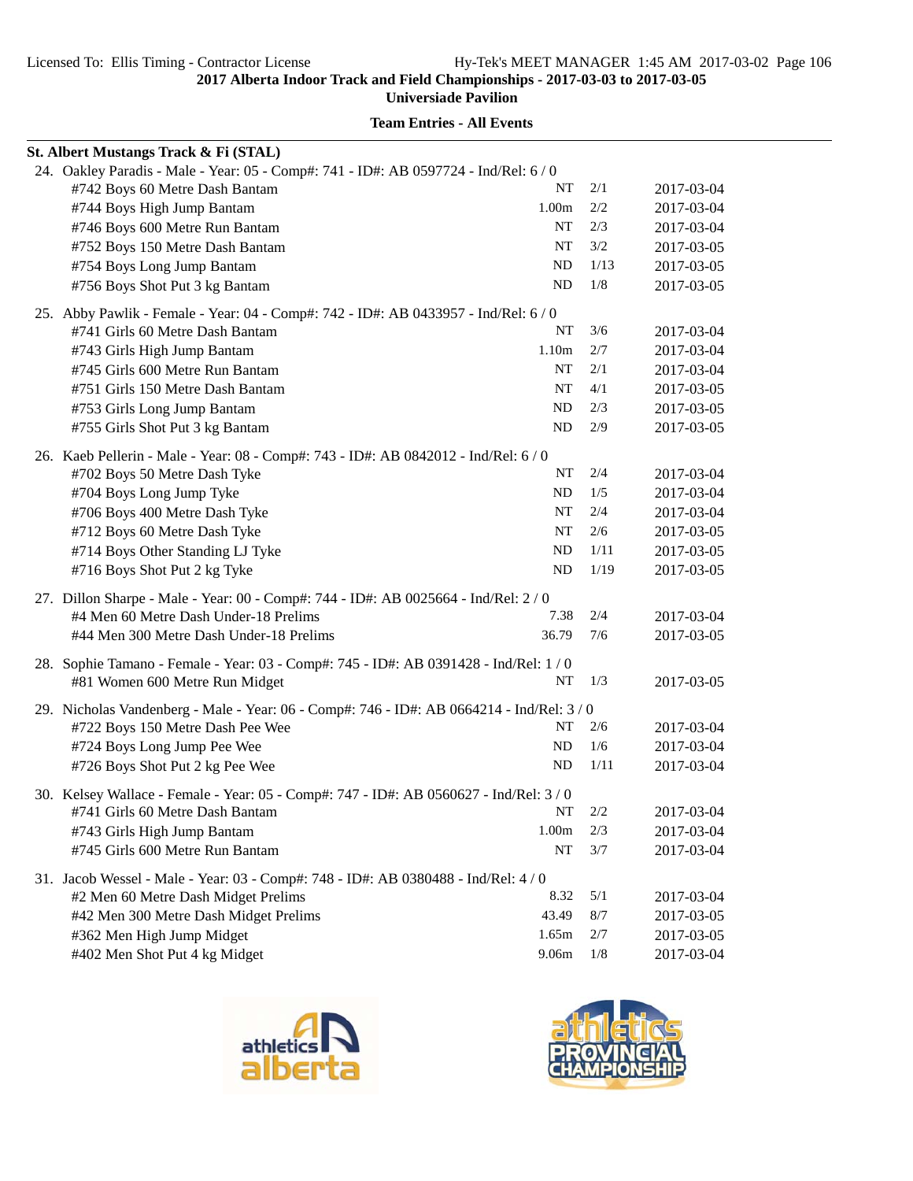**2017 Alberta Indoor Track and Field Championships - 2017-03-03 to 2017-03-05**
**Universiade Pavilion**

**Team Entries - All Events**

**St. Albert Mustangs Track & Fi (STAL)**

24. Oakley Paradis - Male - Year: 05 - Comp#: 741 - ID#: AB 0597724 - Ind/Rel: 6 / 0

| Event | Mark | Heat/Lane | Date |
|---|---|---|---|
| #742 Boys 60 Metre Dash Bantam | NT | 2/1 | 2017-03-04 |
| #744 Boys High Jump Bantam | 1.00m | 2/2 | 2017-03-04 |
| #746 Boys 600 Metre Run Bantam | NT | 2/3 | 2017-03-04 |
| #752 Boys 150 Metre Dash Bantam | NT | 3/2 | 2017-03-05 |
| #754 Boys Long Jump Bantam | ND | 1/13 | 2017-03-05 |
| #756 Boys Shot Put 3 kg Bantam | ND | 1/8 | 2017-03-05 |

25. Abby Pawlik - Female - Year: 04 - Comp#: 742 - ID#: AB 0433957 - Ind/Rel: 6 / 0

| Event | Mark | Heat/Lane | Date |
|---|---|---|---|
| #741 Girls 60 Metre Dash Bantam | NT | 3/6 | 2017-03-04 |
| #743 Girls High Jump Bantam | 1.10m | 2/7 | 2017-03-04 |
| #745 Girls 600 Metre Run Bantam | NT | 2/1 | 2017-03-04 |
| #751 Girls 150 Metre Dash Bantam | NT | 4/1 | 2017-03-05 |
| #753 Girls Long Jump Bantam | ND | 2/3 | 2017-03-05 |
| #755 Girls Shot Put 3 kg Bantam | ND | 2/9 | 2017-03-05 |

26. Kaeb Pellerin - Male - Year: 08 - Comp#: 743 - ID#: AB 0842012 - Ind/Rel: 6 / 0

| Event | Mark | Heat/Lane | Date |
|---|---|---|---|
| #702 Boys 50 Metre Dash Tyke | NT | 2/4 | 2017-03-04 |
| #704 Boys Long Jump Tyke | ND | 1/5 | 2017-03-04 |
| #706 Boys 400 Metre Dash Tyke | NT | 2/4 | 2017-03-04 |
| #712 Boys 60 Metre Dash Tyke | NT | 2/6 | 2017-03-05 |
| #714 Boys Other Standing LJ Tyke | ND | 1/11 | 2017-03-05 |
| #716 Boys Shot Put 2 kg Tyke | ND | 1/19 | 2017-03-05 |

27. Dillon Sharpe - Male - Year: 00 - Comp#: 744 - ID#: AB 0025664 - Ind/Rel: 2 / 0

| Event | Mark | Heat/Lane | Date |
|---|---|---|---|
| #4 Men 60 Metre Dash Under-18 Prelims | 7.38 | 2/4 | 2017-03-04 |
| #44 Men 300 Metre Dash Under-18 Prelims | 36.79 | 7/6 | 2017-03-05 |

28. Sophie Tamano - Female - Year: 03 - Comp#: 745 - ID#: AB 0391428 - Ind/Rel: 1 / 0

| Event | Mark | Heat/Lane | Date |
|---|---|---|---|
| #81 Women 600 Metre Run Midget | NT | 1/3 | 2017-03-05 |

29. Nicholas Vandenberg - Male - Year: 06 - Comp#: 746 - ID#: AB 0664214 - Ind/Rel: 3 / 0

| Event | Mark | Heat/Lane | Date |
|---|---|---|---|
| #722 Boys 150 Metre Dash Pee Wee | NT | 2/6 | 2017-03-04 |
| #724 Boys Long Jump Pee Wee | ND | 1/6 | 2017-03-04 |
| #726 Boys Shot Put 2 kg Pee Wee | ND | 1/11 | 2017-03-04 |

30. Kelsey Wallace - Female - Year: 05 - Comp#: 747 - ID#: AB 0560627 - Ind/Rel: 3 / 0

| Event | Mark | Heat/Lane | Date |
|---|---|---|---|
| #741 Girls 60 Metre Dash Bantam | NT | 2/2 | 2017-03-04 |
| #743 Girls High Jump Bantam | 1.00m | 2/3 | 2017-03-04 |
| #745 Girls 600 Metre Run Bantam | NT | 3/7 | 2017-03-04 |

31. Jacob Wessel - Male - Year: 03 - Comp#: 748 - ID#: AB 0380488 - Ind/Rel: 4 / 0

| Event | Mark | Heat/Lane | Date |
|---|---|---|---|
| #2 Men 60 Metre Dash Midget Prelims | 8.32 | 5/1 | 2017-03-04 |
| #42 Men 300 Metre Dash Midget Prelims | 43.49 | 8/7 | 2017-03-05 |
| #362 Men High Jump Midget | 1.65m | 2/7 | 2017-03-05 |
| #402 Men Shot Put 4 kg Midget | 9.06m | 1/8 | 2017-03-04 |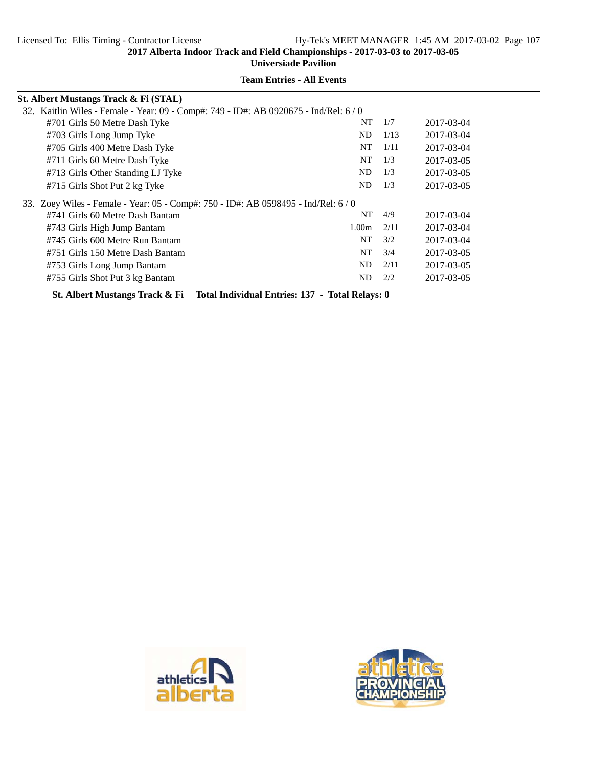## Team Entries - All Events

**St. Albert Mustangs Track & Fi (STAL)**

32. Kaitlin Wiles - Female - Year: 09 - Comp#: 749 - ID#: AB 0920675 - Ind/Rel: 6 / 0

| Event | Mark | Heat/Lane | Date |
|---|---|---|---|
| #701 Girls 50 Metre Dash Tyke | NT | 1/7 | 2017-03-04 |
| #703 Girls Long Jump Tyke | ND | 1/13 | 2017-03-04 |
| #705 Girls 400 Metre Dash Tyke | NT | 1/11 | 2017-03-04 |
| #711 Girls 60 Metre Dash Tyke | NT | 1/3 | 2017-03-05 |
| #713 Girls Other Standing LJ Tyke | ND | 1/3 | 2017-03-05 |
| #715 Girls Shot Put 2 kg Tyke | ND | 1/3 | 2017-03-05 |

33. Zoey Wiles - Female - Year: 05 - Comp#: 750 - ID#: AB 0598495 - Ind/Rel: 6 / 0

| Event | Mark | Heat/Lane | Date |
|---|---|---|---|
| #741 Girls 60 Metre Dash Bantam | NT | 4/9 | 2017-03-04 |
| #743 Girls High Jump Bantam | 1.00m | 2/11 | 2017-03-04 |
| #745 Girls 600 Metre Run Bantam | NT | 3/2 | 2017-03-04 |
| #751 Girls 150 Metre Dash Bantam | NT | 3/4 | 2017-03-05 |
| #753 Girls Long Jump Bantam | ND | 2/11 | 2017-03-05 |
| #755 Girls Shot Put 3 kg Bantam | ND | 2/2 | 2017-03-05 |

**St. Albert Mustangs Track & Fi     Total Individual Entries: 137 - Total Relays: 0**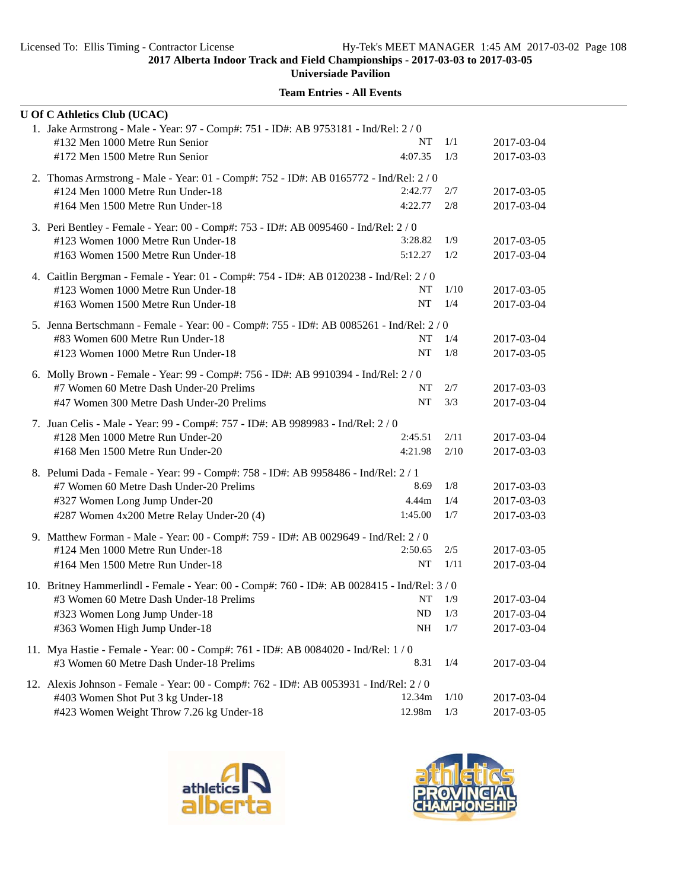2017 Alberta Indoor Track and Field Championships - 2017-03-03 to 2017-03-05

Universiade Pavilion

**Team Entries - All Events**

**U Of C Athletics Club (UCAC)**

1. Jake Armstrong - Male - Year: 97 - Comp#: 751 - ID#: AB 9753181 - Ind/Rel: 2 / 0

| Event | Seed | Heat/Lane | Date |
|---|---|---|---|
| #132 Men 1000 Metre Run Senior | NT | 1/1 | 2017-03-04 |
| #172 Men 1500 Metre Run Senior | 4:07.35 | 1/3 | 2017-03-03 |

2. Thomas Armstrong - Male - Year: 01 - Comp#: 752 - ID#: AB 0165772 - Ind/Rel: 2 / 0

| Event | Seed | Heat/Lane | Date |
|---|---|---|---|
| #124 Men 1000 Metre Run Under-18 | 2:42.77 | 2/7 | 2017-03-05 |
| #164 Men 1500 Metre Run Under-18 | 4:22.77 | 2/8 | 2017-03-04 |

3. Peri Bentley - Female - Year: 00 - Comp#: 753 - ID#: AB 0095460 - Ind/Rel: 2 / 0

| Event | Seed | Heat/Lane | Date |
|---|---|---|---|
| #123 Women 1000 Metre Run Under-18 | 3:28.82 | 1/9 | 2017-03-05 |
| #163 Women 1500 Metre Run Under-18 | 5:12.27 | 1/2 | 2017-03-04 |

4. Caitlin Bergman - Female - Year: 01 - Comp#: 754 - ID#: AB 0120238 - Ind/Rel: 2 / 0

| Event | Seed | Heat/Lane | Date |
|---|---|---|---|
| #123 Women 1000 Metre Run Under-18 | NT | 1/10 | 2017-03-05 |
| #163 Women 1500 Metre Run Under-18 | NT | 1/4 | 2017-03-04 |

5. Jenna Bertschmann - Female - Year: 00 - Comp#: 755 - ID#: AB 0085261 - Ind/Rel: 2 / 0

| Event | Seed | Heat/Lane | Date |
|---|---|---|---|
| #83 Women 600 Metre Run Under-18 | NT | 1/4 | 2017-03-04 |
| #123 Women 1000 Metre Run Under-18 | NT | 1/8 | 2017-03-05 |

6. Molly Brown - Female - Year: 99 - Comp#: 756 - ID#: AB 9910394 - Ind/Rel: 2 / 0

| Event | Seed | Heat/Lane | Date |
|---|---|---|---|
| #7 Women 60 Metre Dash Under-20 Prelims | NT | 2/7 | 2017-03-03 |
| #47 Women 300 Metre Dash Under-20 Prelims | NT | 3/3 | 2017-03-04 |

7. Juan Celis - Male - Year: 99 - Comp#: 757 - ID#: AB 9989983 - Ind/Rel: 2 / 0

| Event | Seed | Heat/Lane | Date |
|---|---|---|---|
| #128 Men 1000 Metre Run Under-20 | 2:45.51 | 2/11 | 2017-03-04 |
| #168 Men 1500 Metre Run Under-20 | 4:21.98 | 2/10 | 2017-03-03 |

8. Pelumi Dada - Female - Year: 99 - Comp#: 758 - ID#: AB 9958486 - Ind/Rel: 2 / 1

| Event | Seed | Heat/Lane | Date |
|---|---|---|---|
| #7 Women 60 Metre Dash Under-20 Prelims | 8.69 | 1/8 | 2017-03-03 |
| #327 Women Long Jump Under-20 | 4.44m | 1/4 | 2017-03-03 |
| #287 Women 4x200 Metre Relay Under-20 (4) | 1:45.00 | 1/7 | 2017-03-03 |

9. Matthew Forman - Male - Year: 00 - Comp#: 759 - ID#: AB 0029649 - Ind/Rel: 2 / 0

| Event | Seed | Heat/Lane | Date |
|---|---|---|---|
| #124 Men 1000 Metre Run Under-18 | 2:50.65 | 2/5 | 2017-03-05 |
| #164 Men 1500 Metre Run Under-18 | NT | 1/11 | 2017-03-04 |

10. Britney Hammerlindl - Female - Year: 00 - Comp#: 760 - ID#: AB 0028415 - Ind/Rel: 3 / 0

| Event | Seed | Heat/Lane | Date |
|---|---|---|---|
| #3 Women 60 Metre Dash Under-18 Prelims | NT | 1/9 | 2017-03-04 |
| #323 Women Long Jump Under-18 | ND | 1/3 | 2017-03-04 |
| #363 Women High Jump Under-18 | NH | 1/7 | 2017-03-04 |

11. Mya Hastie - Female - Year: 00 - Comp#: 761 - ID#: AB 0084020 - Ind/Rel: 1 / 0

| Event | Seed | Heat/Lane | Date |
|---|---|---|---|
| #3 Women 60 Metre Dash Under-18 Prelims | 8.31 | 1/4 | 2017-03-04 |

12. Alexis Johnson - Female - Year: 00 - Comp#: 762 - ID#: AB 0053931 - Ind/Rel: 2 / 0

| Event | Seed | Heat/Lane | Date |
|---|---|---|---|
| #403 Women Shot Put 3 kg Under-18 | 12.34m | 1/10 | 2017-03-04 |
| #423 Women Weight Throw 7.26 kg Under-18 | 12.98m | 1/3 | 2017-03-05 |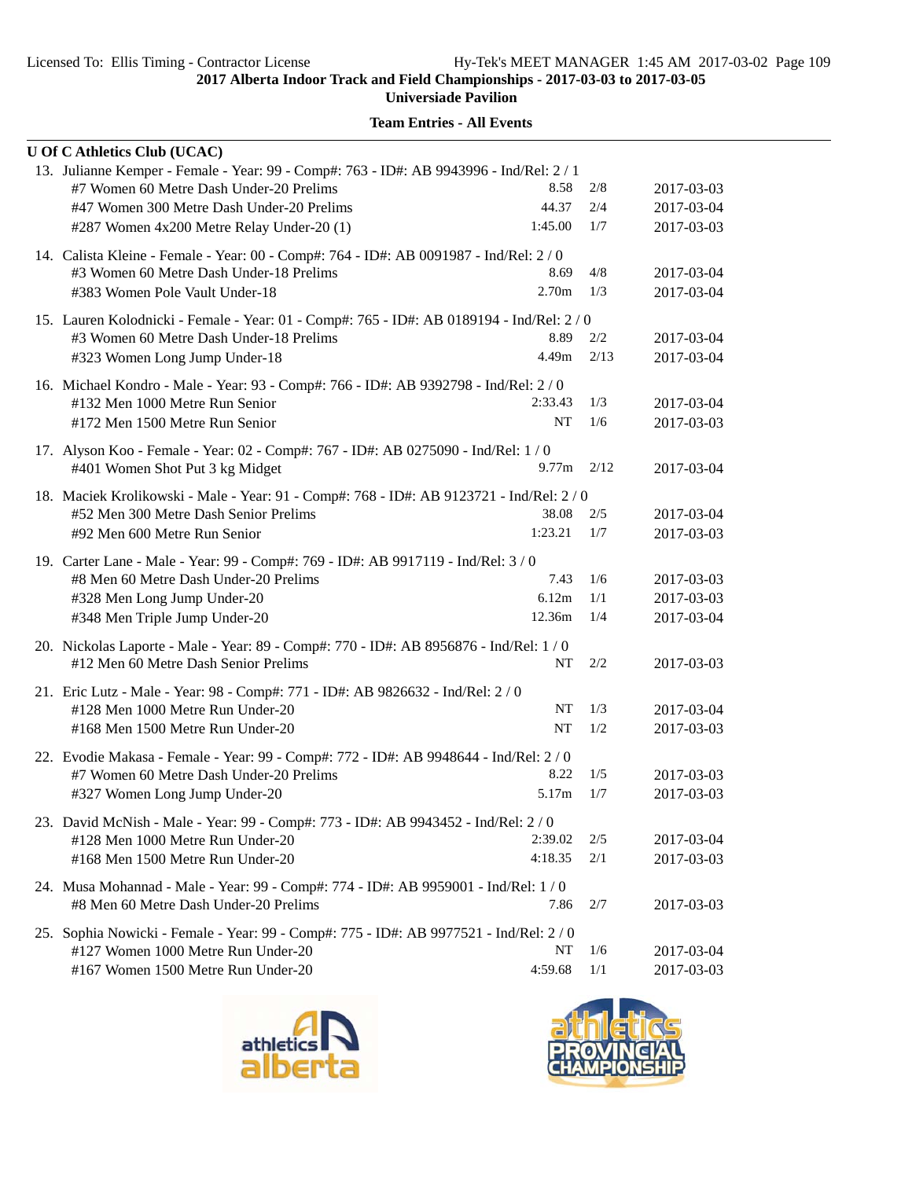**2017 Alberta Indoor Track and Field Championships - 2017-03-03 to 2017-03-05**

**Universiade Pavilion**

**Team Entries - All Events**

**U Of C Athletics Club (UCAC)**

13. Julianne Kemper - Female - Year: 99 - Comp#: 763 - ID#: AB 9943996 - Ind/Rel: 2 / 1

| Event | Mark | Heat/Lane | Date |
|---|---|---|---|
| #7 Women 60 Metre Dash Under-20 Prelims | 8.58 | 2/8 | 2017-03-03 |
| #47 Women 300 Metre Dash Under-20 Prelims | 44.37 | 2/4 | 2017-03-04 |
| #287 Women 4x200 Metre Relay Under-20 (1) | 1:45.00 | 1/7 | 2017-03-03 |

14. Calista Kleine - Female - Year: 00 - Comp#: 764 - ID#: AB 0091987 - Ind/Rel: 2 / 0

| Event | Mark | Heat/Lane | Date |
|---|---|---|---|
| #3 Women 60 Metre Dash Under-18 Prelims | 8.69 | 4/8 | 2017-03-04 |
| #383 Women Pole Vault Under-18 | 2.70m | 1/3 | 2017-03-04 |

15. Lauren Kolodnicki - Female - Year: 01 - Comp#: 765 - ID#: AB 0189194 - Ind/Rel: 2 / 0

| Event | Mark | Heat/Lane | Date |
|---|---|---|---|
| #3 Women 60 Metre Dash Under-18 Prelims | 8.89 | 2/2 | 2017-03-04 |
| #323 Women Long Jump Under-18 | 4.49m | 2/13 | 2017-03-04 |

16. Michael Kondro - Male - Year: 93 - Comp#: 766 - ID#: AB 9392798 - Ind/Rel: 2 / 0

| Event | Mark | Heat/Lane | Date |
|---|---|---|---|
| #132 Men 1000 Metre Run Senior | 2:33.43 | 1/3 | 2017-03-04 |
| #172 Men 1500 Metre Run Senior | NT | 1/6 | 2017-03-03 |

17. Alyson Koo - Female - Year: 02 - Comp#: 767 - ID#: AB 0275090 - Ind/Rel: 1 / 0

| Event | Mark | Heat/Lane | Date |
|---|---|---|---|
| #401 Women Shot Put 3 kg Midget | 9.77m | 2/12 | 2017-03-04 |

18. Maciek Krolikowski - Male - Year: 91 - Comp#: 768 - ID#: AB 9123721 - Ind/Rel: 2 / 0

| Event | Mark | Heat/Lane | Date |
|---|---|---|---|
| #52 Men 300 Metre Dash Senior Prelims | 38.08 | 2/5 | 2017-03-04 |
| #92 Men 600 Metre Run Senior | 1:23.21 | 1/7 | 2017-03-03 |

19. Carter Lane - Male - Year: 99 - Comp#: 769 - ID#: AB 9917119 - Ind/Rel: 3 / 0

| Event | Mark | Heat/Lane | Date |
|---|---|---|---|
| #8 Men 60 Metre Dash Under-20 Prelims | 7.43 | 1/6 | 2017-03-03 |
| #328 Men Long Jump Under-20 | 6.12m | 1/1 | 2017-03-03 |
| #348 Men Triple Jump Under-20 | 12.36m | 1/4 | 2017-03-04 |

20. Nickolas Laporte - Male - Year: 89 - Comp#: 770 - ID#: AB 8956876 - Ind/Rel: 1 / 0

| Event | Mark | Heat/Lane | Date |
|---|---|---|---|
| #12 Men 60 Metre Dash Senior Prelims | NT | 2/2 | 2017-03-03 |

21. Eric Lutz - Male - Year: 98 - Comp#: 771 - ID#: AB 9826632 - Ind/Rel: 2 / 0

| Event | Mark | Heat/Lane | Date |
|---|---|---|---|
| #128 Men 1000 Metre Run Under-20 | NT | 1/3 | 2017-03-04 |
| #168 Men 1500 Metre Run Under-20 | NT | 1/2 | 2017-03-03 |

22. Evodie Makasa - Female - Year: 99 - Comp#: 772 - ID#: AB 9948644 - Ind/Rel: 2 / 0

| Event | Mark | Heat/Lane | Date |
|---|---|---|---|
| #7 Women 60 Metre Dash Under-20 Prelims | 8.22 | 1/5 | 2017-03-03 |
| #327 Women Long Jump Under-20 | 5.17m | 1/7 | 2017-03-03 |

23. David McNish - Male - Year: 99 - Comp#: 773 - ID#: AB 9943452 - Ind/Rel: 2 / 0

| Event | Mark | Heat/Lane | Date |
|---|---|---|---|
| #128 Men 1000 Metre Run Under-20 | 2:39.02 | 2/5 | 2017-03-04 |
| #168 Men 1500 Metre Run Under-20 | 4:18.35 | 2/1 | 2017-03-03 |

24. Musa Mohannad - Male - Year: 99 - Comp#: 774 - ID#: AB 9959001 - Ind/Rel: 1 / 0

| Event | Mark | Heat/Lane | Date |
|---|---|---|---|
| #8 Men 60 Metre Dash Under-20 Prelims | 7.86 | 2/7 | 2017-03-03 |

25. Sophia Nowicki - Female - Year: 99 - Comp#: 775 - ID#: AB 9977521 - Ind/Rel: 2 / 0

| Event | Mark | Heat/Lane | Date |
|---|---|---|---|
| #127 Women 1000 Metre Run Under-20 | NT | 1/6 | 2017-03-04 |
| #167 Women 1500 Metre Run Under-20 | 4:59.68 | 1/1 | 2017-03-03 |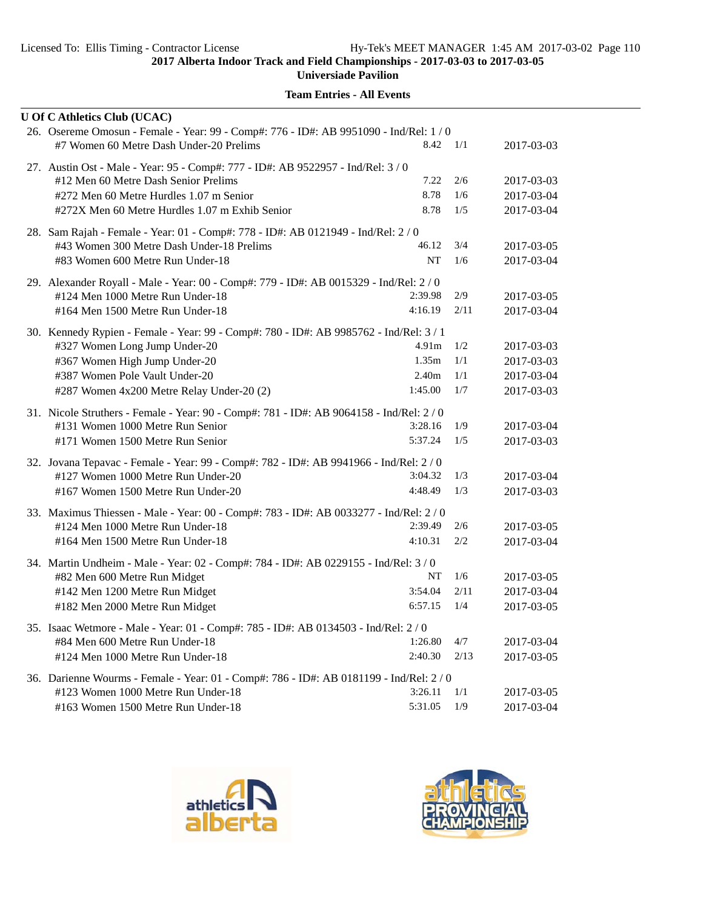## U Of C Athletics Club (UCAC)

26. Osereme Omosun - Female - Year: 99 - Comp#: 776 - ID#: AB 9951090 - Ind/Rel: 1 / 0

| Event | Mark | Heat/Lane | Date |
|---|---|---|---|
| #7 Women 60 Metre Dash Under-20 Prelims | 8.42 | 1/1 | 2017-03-03 |

27. Austin Ost - Male - Year: 95 - Comp#: 777 - ID#: AB 9522957 - Ind/Rel: 3 / 0

| Event | Mark | Heat/Lane | Date |
|---|---|---|---|
| #12 Men 60 Metre Dash Senior Prelims | 7.22 | 2/6 | 2017-03-03 |
| #272 Men 60 Metre Hurdles 1.07 m Senior | 8.78 | 1/6 | 2017-03-04 |
| #272X Men 60 Metre Hurdles 1.07 m Exhib Senior | 8.78 | 1/5 | 2017-03-04 |

28. Sam Rajah - Female - Year: 01 - Comp#: 778 - ID#: AB 0121949 - Ind/Rel: 2 / 0

| Event | Mark | Heat/Lane | Date |
|---|---|---|---|
| #43 Women 300 Metre Dash Under-18 Prelims | 46.12 | 3/4 | 2017-03-05 |
| #83 Women 600 Metre Run Under-18 | NT | 1/6 | 2017-03-04 |

29. Alexander Royall - Male - Year: 00 - Comp#: 779 - ID#: AB 0015329 - Ind/Rel: 2 / 0

| Event | Mark | Heat/Lane | Date |
|---|---|---|---|
| #124 Men 1000 Metre Run Under-18 | 2:39.98 | 2/9 | 2017-03-05 |
| #164 Men 1500 Metre Run Under-18 | 4:16.19 | 2/11 | 2017-03-04 |

30. Kennedy Rypien - Female - Year: 99 - Comp#: 780 - ID#: AB 9985762 - Ind/Rel: 3 / 1

| Event | Mark | Heat/Lane | Date |
|---|---|---|---|
| #327 Women Long Jump Under-20 | 4.91m | 1/2 | 2017-03-03 |
| #367 Women High Jump Under-20 | 1.35m | 1/1 | 2017-03-03 |
| #387 Women Pole Vault Under-20 | 2.40m | 1/1 | 2017-03-04 |
| #287 Women 4x200 Metre Relay Under-20 (2) | 1:45.00 | 1/7 | 2017-03-03 |

31. Nicole Struthers - Female - Year: 90 - Comp#: 781 - ID#: AB 9064158 - Ind/Rel: 2 / 0

| Event | Mark | Heat/Lane | Date |
|---|---|---|---|
| #131 Women 1000 Metre Run Senior | 3:28.16 | 1/9 | 2017-03-04 |
| #171 Women 1500 Metre Run Senior | 5:37.24 | 1/5 | 2017-03-03 |

32. Jovana Tepavac - Female - Year: 99 - Comp#: 782 - ID#: AB 9941966 - Ind/Rel: 2 / 0

| Event | Mark | Heat/Lane | Date |
|---|---|---|---|
| #127 Women 1000 Metre Run Under-20 | 3:04.32 | 1/3 | 2017-03-04 |
| #167 Women 1500 Metre Run Under-20 | 4:48.49 | 1/3 | 2017-03-03 |

33. Maximus Thiessen - Male - Year: 00 - Comp#: 783 - ID#: AB 0033277 - Ind/Rel: 2 / 0

| Event | Mark | Heat/Lane | Date |
|---|---|---|---|
| #124 Men 1000 Metre Run Under-18 | 2:39.49 | 2/6 | 2017-03-05 |
| #164 Men 1500 Metre Run Under-18 | 4:10.31 | 2/2 | 2017-03-04 |

34. Martin Undheim - Male - Year: 02 - Comp#: 784 - ID#: AB 0229155 - Ind/Rel: 3 / 0

| Event | Mark | Heat/Lane | Date |
|---|---|---|---|
| #82 Men 600 Metre Run Midget | NT | 1/6 | 2017-03-05 |
| #142 Men 1200 Metre Run Midget | 3:54.04 | 2/11 | 2017-03-04 |
| #182 Men 2000 Metre Run Midget | 6:57.15 | 1/4 | 2017-03-05 |

35. Isaac Wetmore - Male - Year: 01 - Comp#: 785 - ID#: AB 0134503 - Ind/Rel: 2 / 0

| Event | Mark | Heat/Lane | Date |
|---|---|---|---|
| #84 Men 600 Metre Run Under-18 | 1:26.80 | 4/7 | 2017-03-04 |
| #124 Men 1000 Metre Run Under-18 | 2:40.30 | 2/13 | 2017-03-05 |

36. Darienne Wourms - Female - Year: 01 - Comp#: 786 - ID#: AB 0181199 - Ind/Rel: 2 / 0

| Event | Mark | Heat/Lane | Date |
|---|---|---|---|
| #123 Women 1000 Metre Run Under-18 | 3:26.11 | 1/1 | 2017-03-05 |
| #163 Women 1500 Metre Run Under-18 | 5:31.05 | 1/9 | 2017-03-04 |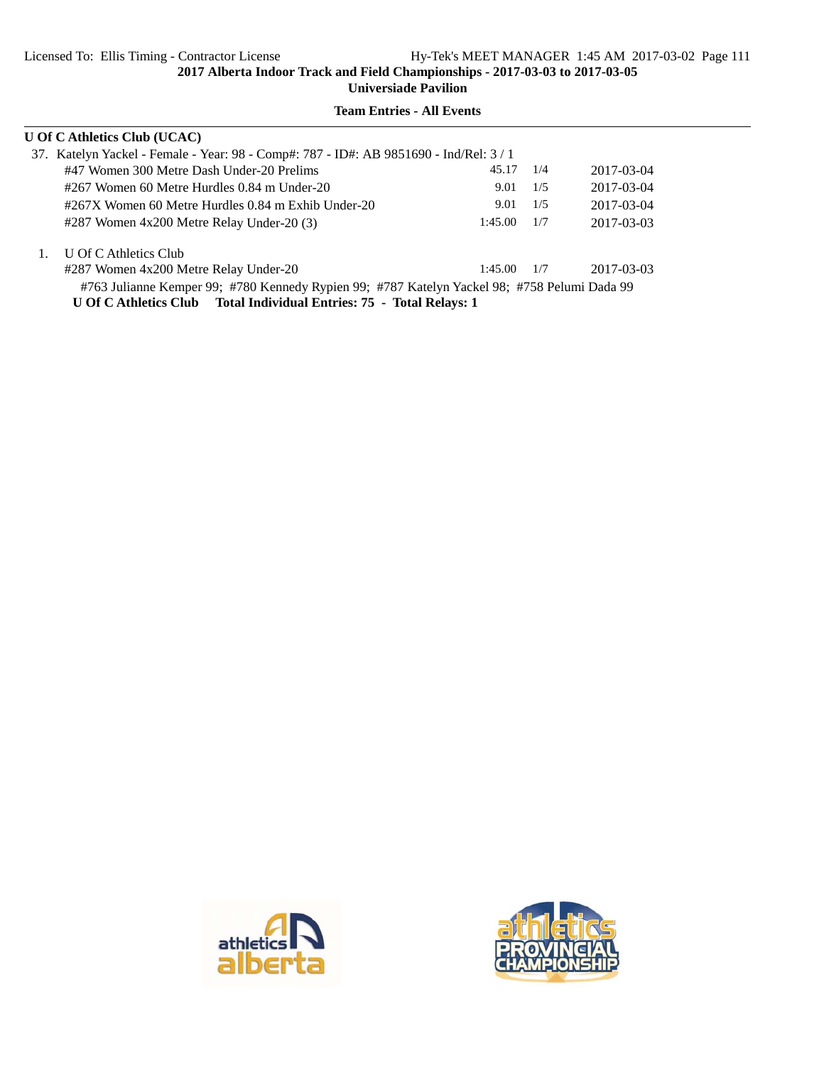2017 Alberta Indoor Track and Field Championships - 2017-03-03 to 2017-03-05

Universiade Pavilion

**Team Entries - All Events**

**U Of C Athletics Club (UCAC)**

37. Katelyn Yackel - Female - Year: 98 - Comp#: 787 - ID#: AB 9851690 - Ind/Rel: 3 / 1

| Event | Mark | | Date |
|---|---|---|---|
| #47 Women 300 Metre Dash Under-20 Prelims | 45.17 | 1/4 | 2017-03-04 |
| #267 Women 60 Metre Hurdles 0.84 m Under-20 | 9.01 | 1/5 | 2017-03-04 |
| #267X Women 60 Metre Hurdles 0.84 m Exhib Under-20 | 9.01 | 1/5 | 2017-03-04 |
| #287 Women 4x200 Metre Relay Under-20 (3) | 1:45.00 | 1/7 | 2017-03-03 |

1. U Of C Athletics Club

| Event | Mark | | Date |
|---|---|---|---|
| #287 Women 4x200 Metre Relay Under-20 | 1:45.00 | 1/7 | 2017-03-03 |

#763 Julianne Kemper 99; #780 Kennedy Rypien 99; #787 Katelyn Yackel 98; #758 Pelumi Dada 99

**U Of C Athletics Club Total Individual Entries: 75 - Total Relays: 1**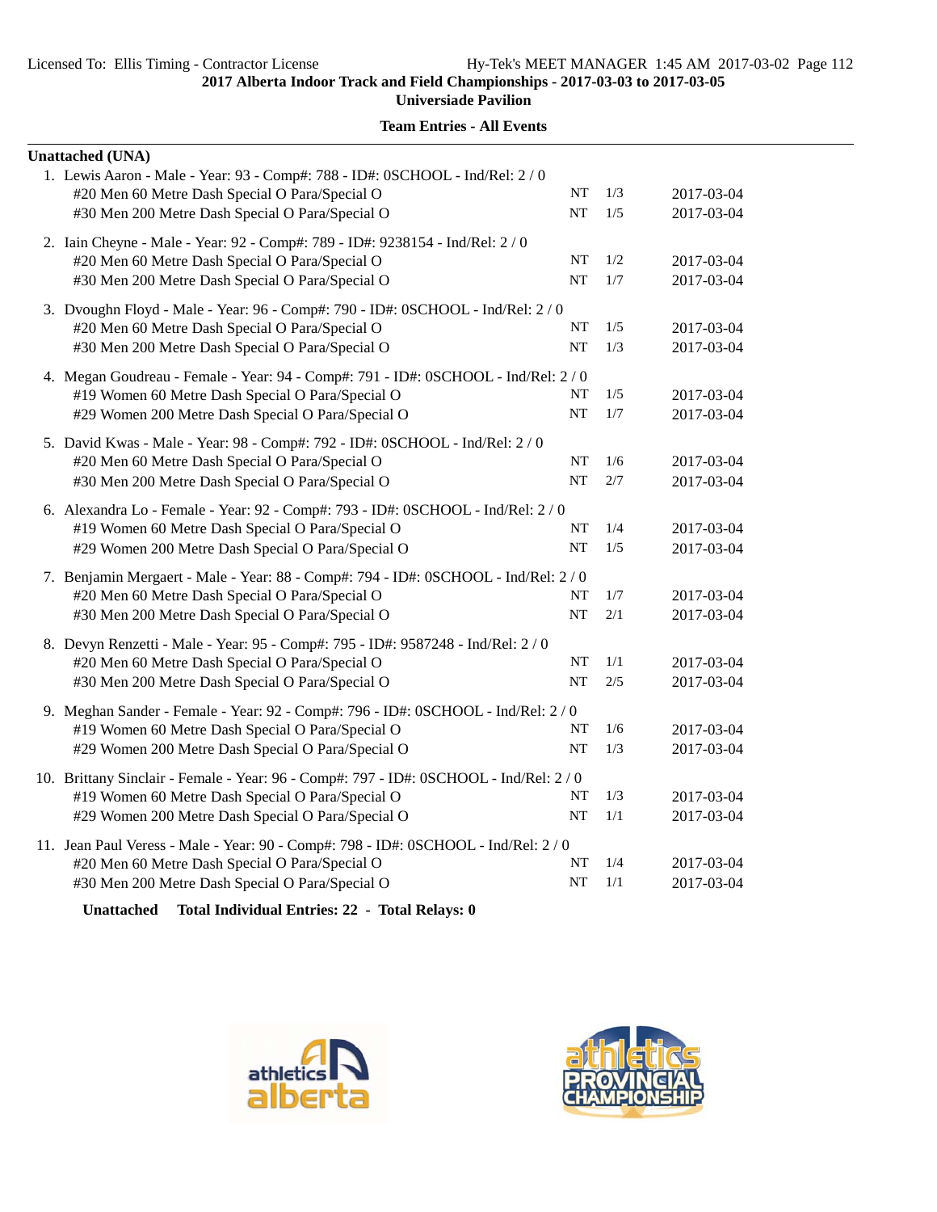**2017 Alberta Indoor Track and Field Championships - 2017-03-03 to 2017-03-05**
**Universiade Pavilion**

**Team Entries - All Events**

**Unattached (UNA)**

1. Lewis Aaron - Male - Year: 93 - Comp#: 788 - ID#: 0SCHOOL - Ind/Rel: 2 / 0

| Event | Seed | Heat/Lane | Date |
|---|---|---|---|
| #20 Men 60 Metre Dash Special O Para/Special O | NT | 1/3 | 2017-03-04 |
| #30 Men 200 Metre Dash Special O Para/Special O | NT | 1/5 | 2017-03-04 |

2. Iain Cheyne - Male - Year: 92 - Comp#: 789 - ID#: 9238154 - Ind/Rel: 2 / 0

| Event | Seed | Heat/Lane | Date |
|---|---|---|---|
| #20 Men 60 Metre Dash Special O Para/Special O | NT | 1/2 | 2017-03-04 |
| #30 Men 200 Metre Dash Special O Para/Special O | NT | 1/7 | 2017-03-04 |

3. Dvoughn Floyd - Male - Year: 96 - Comp#: 790 - ID#: 0SCHOOL - Ind/Rel: 2 / 0

| Event | Seed | Heat/Lane | Date |
|---|---|---|---|
| #20 Men 60 Metre Dash Special O Para/Special O | NT | 1/5 | 2017-03-04 |
| #30 Men 200 Metre Dash Special O Para/Special O | NT | 1/3 | 2017-03-04 |

4. Megan Goudreau - Female - Year: 94 - Comp#: 791 - ID#: 0SCHOOL - Ind/Rel: 2 / 0

| Event | Seed | Heat/Lane | Date |
|---|---|---|---|
| #19 Women 60 Metre Dash Special O Para/Special O | NT | 1/5 | 2017-03-04 |
| #29 Women 200 Metre Dash Special O Para/Special O | NT | 1/7 | 2017-03-04 |

5. David Kwas - Male - Year: 98 - Comp#: 792 - ID#: 0SCHOOL - Ind/Rel: 2 / 0

| Event | Seed | Heat/Lane | Date |
|---|---|---|---|
| #20 Men 60 Metre Dash Special O Para/Special O | NT | 1/6 | 2017-03-04 |
| #30 Men 200 Metre Dash Special O Para/Special O | NT | 2/7 | 2017-03-04 |

6. Alexandra Lo - Female - Year: 92 - Comp#: 793 - ID#: 0SCHOOL - Ind/Rel: 2 / 0

| Event | Seed | Heat/Lane | Date |
|---|---|---|---|
| #19 Women 60 Metre Dash Special O Para/Special O | NT | 1/4 | 2017-03-04 |
| #29 Women 200 Metre Dash Special O Para/Special O | NT | 1/5 | 2017-03-04 |

7. Benjamin Mergaert - Male - Year: 88 - Comp#: 794 - ID#: 0SCHOOL - Ind/Rel: 2 / 0

| Event | Seed | Heat/Lane | Date |
|---|---|---|---|
| #20 Men 60 Metre Dash Special O Para/Special O | NT | 1/7 | 2017-03-04 |
| #30 Men 200 Metre Dash Special O Para/Special O | NT | 2/1 | 2017-03-04 |

8. Devyn Renzetti - Male - Year: 95 - Comp#: 795 - ID#: 9587248 - Ind/Rel: 2 / 0

| Event | Seed | Heat/Lane | Date |
|---|---|---|---|
| #20 Men 60 Metre Dash Special O Para/Special O | NT | 1/1 | 2017-03-04 |
| #30 Men 200 Metre Dash Special O Para/Special O | NT | 2/5 | 2017-03-04 |

9. Meghan Sander - Female - Year: 92 - Comp#: 796 - ID#: 0SCHOOL - Ind/Rel: 2 / 0

| Event | Seed | Heat/Lane | Date |
|---|---|---|---|
| #19 Women 60 Metre Dash Special O Para/Special O | NT | 1/6 | 2017-03-04 |
| #29 Women 200 Metre Dash Special O Para/Special O | NT | 1/3 | 2017-03-04 |

10. Brittany Sinclair - Female - Year: 96 - Comp#: 797 - ID#: 0SCHOOL - Ind/Rel: 2 / 0

| Event | Seed | Heat/Lane | Date |
|---|---|---|---|
| #19 Women 60 Metre Dash Special O Para/Special O | NT | 1/3 | 2017-03-04 |
| #29 Women 200 Metre Dash Special O Para/Special O | NT | 1/1 | 2017-03-04 |

11. Jean Paul Veress - Male - Year: 90 - Comp#: 798 - ID#: 0SCHOOL - Ind/Rel: 2 / 0

| Event | Seed | Heat/Lane | Date |
|---|---|---|---|
| #20 Men 60 Metre Dash Special O Para/Special O | NT | 1/4 | 2017-03-04 |
| #30 Men 200 Metre Dash Special O Para/Special O | NT | 1/1 | 2017-03-04 |

**Unattached Total Individual Entries: 22 - Total Relays: 0**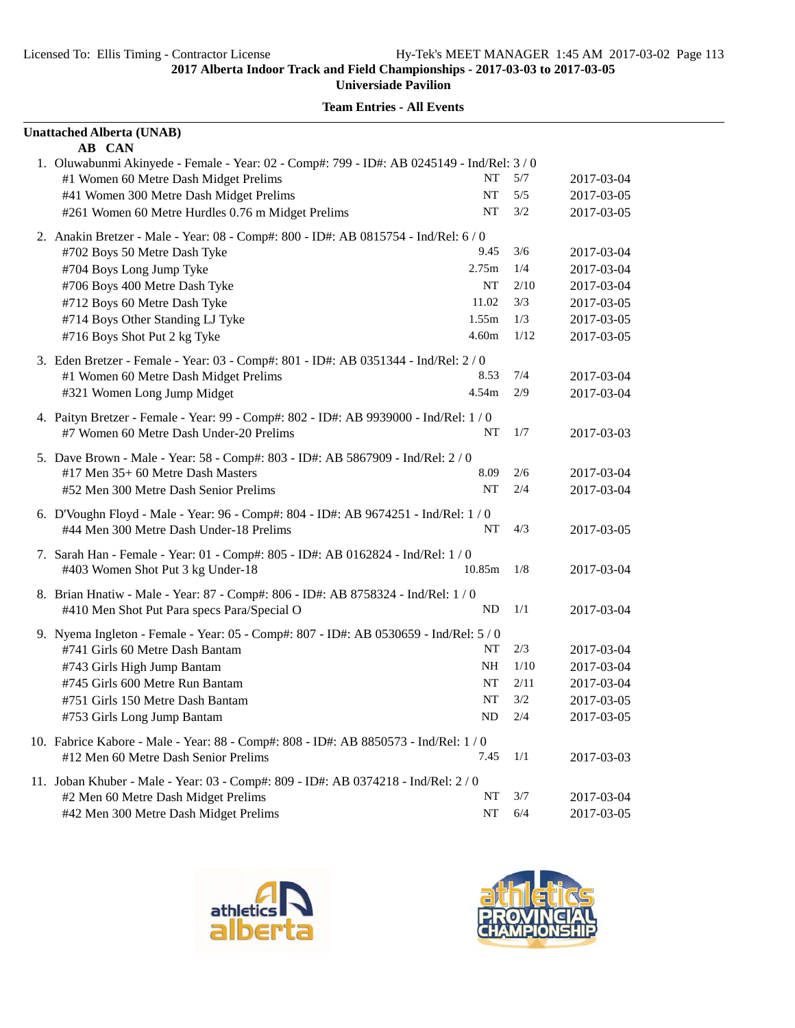**2017 Alberta Indoor Track and Field Championships - 2017-03-03 to 2017-03-05**

**Universiade Pavilion**

**Team Entries - All Events**

**Unattached Alberta (UNAB)**

**AB CAN**

1. Oluwabunmi Akinyede - Female - Year: 02 - Comp#: 799 - ID#: AB 0245149 - Ind/Rel: 3 / 0

| Event | Seed | Heat/Lane | Date |
|---|---|---|---|
| #1 Women 60 Metre Dash Midget Prelims | NT | 5/7 | 2017-03-04 |
| #41 Women 300 Metre Dash Midget Prelims | NT | 5/5 | 2017-03-05 |
| #261 Women 60 Metre Hurdles 0.76 m Midget Prelims | NT | 3/2 | 2017-03-05 |

2. Anakin Bretzer - Male - Year: 08 - Comp#: 800 - ID#: AB 0815754 - Ind/Rel: 6 / 0

| Event | Seed | Heat/Lane | Date |
|---|---|---|---|
| #702 Boys 50 Metre Dash Tyke | 9.45 | 3/6 | 2017-03-04 |
| #704 Boys Long Jump Tyke | 2.75m | 1/4 | 2017-03-04 |
| #706 Boys 400 Metre Dash Tyke | NT | 2/10 | 2017-03-04 |
| #712 Boys 60 Metre Dash Tyke | 11.02 | 3/3 | 2017-03-05 |
| #714 Boys Other Standing LJ Tyke | 1.55m | 1/3 | 2017-03-05 |
| #716 Boys Shot Put 2 kg Tyke | 4.60m | 1/12 | 2017-03-05 |

3. Eden Bretzer - Female - Year: 03 - Comp#: 801 - ID#: AB 0351344 - Ind/Rel: 2 / 0

| Event | Seed | Heat/Lane | Date |
|---|---|---|---|
| #1 Women 60 Metre Dash Midget Prelims | 8.53 | 7/4 | 2017-03-04 |
| #321 Women Long Jump Midget | 4.54m | 2/9 | 2017-03-04 |

4. Paityn Bretzer - Female - Year: 99 - Comp#: 802 - ID#: AB 9939000 - Ind/Rel: 1 / 0

| Event | Seed | Heat/Lane | Date |
|---|---|---|---|
| #7 Women 60 Metre Dash Under-20 Prelims | NT | 1/7 | 2017-03-03 |

5. Dave Brown - Male - Year: 58 - Comp#: 803 - ID#: AB 5867909 - Ind/Rel: 2 / 0

| Event | Seed | Heat/Lane | Date |
|---|---|---|---|
| #17 Men 35+ 60 Metre Dash Masters | 8.09 | 2/6 | 2017-03-04 |
| #52 Men 300 Metre Dash Senior Prelims | NT | 2/4 | 2017-03-04 |

6. D'Voughn Floyd - Male - Year: 96 - Comp#: 804 - ID#: AB 9674251 - Ind/Rel: 1 / 0

| Event | Seed | Heat/Lane | Date |
|---|---|---|---|
| #44 Men 300 Metre Dash Under-18 Prelims | NT | 4/3 | 2017-03-05 |

7. Sarah Han - Female - Year: 01 - Comp#: 805 - ID#: AB 0162824 - Ind/Rel: 1 / 0

| Event | Seed | Heat/Lane | Date |
|---|---|---|---|
| #403 Women Shot Put 3 kg Under-18 | 10.85m | 1/8 | 2017-03-04 |

8. Brian Hnatiw - Male - Year: 87 - Comp#: 806 - ID#: AB 8758324 - Ind/Rel: 1 / 0

| Event | Seed | Heat/Lane | Date |
|---|---|---|---|
| #410 Men Shot Put Para specs Para/Special O | ND | 1/1 | 2017-03-04 |

9. Nyema Ingleton - Female - Year: 05 - Comp#: 807 - ID#: AB 0530659 - Ind/Rel: 5 / 0

| Event | Seed | Heat/Lane | Date |
|---|---|---|---|
| #741 Girls 60 Metre Dash Bantam | NT | 2/3 | 2017-03-04 |
| #743 Girls High Jump Bantam | NH | 1/10 | 2017-03-04 |
| #745 Girls 600 Metre Run Bantam | NT | 2/11 | 2017-03-04 |
| #751 Girls 150 Metre Dash Bantam | NT | 3/2 | 2017-03-05 |
| #753 Girls Long Jump Bantam | ND | 2/4 | 2017-03-05 |

10. Fabrice Kabore - Male - Year: 88 - Comp#: 808 - ID#: AB 8850573 - Ind/Rel: 1 / 0

| Event | Seed | Heat/Lane | Date |
|---|---|---|---|
| #12 Men 60 Metre Dash Senior Prelims | 7.45 | 1/1 | 2017-03-03 |

11. Joban Khuber - Male - Year: 03 - Comp#: 809 - ID#: AB 0374218 - Ind/Rel: 2 / 0

| Event | Seed | Heat/Lane | Date |
|---|---|---|---|
| #2 Men 60 Metre Dash Midget Prelims | NT | 3/7 | 2017-03-04 |
| #42 Men 300 Metre Dash Midget Prelims | NT | 6/4 | 2017-03-05 |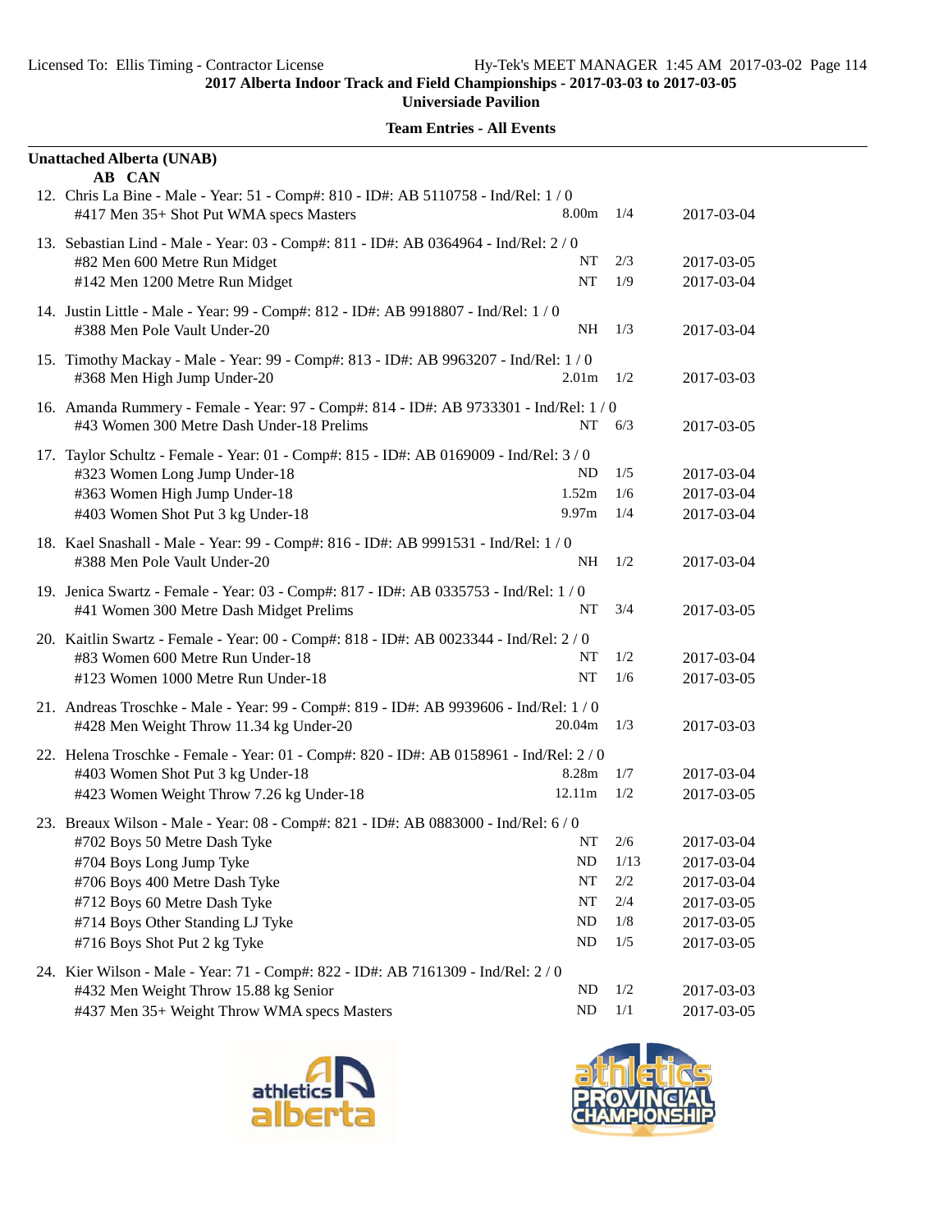**2017 Alberta Indoor Track and Field Championships - 2017-03-03 to 2017-03-05**

**Universiade Pavilion**

**Team Entries - All Events**

**Unattached Alberta (UNAB)**

**AB CAN**

12. Chris La Bine - Male - Year: 51 - Comp#: 810 - ID#: AB 5110758 - Ind/Rel: 1 / 0

| Event | Mark | Heat/Lane | Date |
|---|---|---|---|
| #417 Men 35+ Shot Put WMA specs Masters | 8.00m | 1/4 | 2017-03-04 |

13. Sebastian Lind - Male - Year: 03 - Comp#: 811 - ID#: AB 0364964 - Ind/Rel: 2 / 0

| Event | Mark | Heat/Lane | Date |
|---|---|---|---|
| #82 Men 600 Metre Run Midget | NT | 2/3 | 2017-03-05 |
| #142 Men 1200 Metre Run Midget | NT | 1/9 | 2017-03-04 |

14. Justin Little - Male - Year: 99 - Comp#: 812 - ID#: AB 9918807 - Ind/Rel: 1 / 0

| Event | Mark | Heat/Lane | Date |
|---|---|---|---|
| #388 Men Pole Vault Under-20 | NH | 1/3 | 2017-03-04 |

15. Timothy Mackay - Male - Year: 99 - Comp#: 813 - ID#: AB 9963207 - Ind/Rel: 1 / 0

| Event | Mark | Heat/Lane | Date |
|---|---|---|---|
| #368 Men High Jump Under-20 | 2.01m | 1/2 | 2017-03-03 |

16. Amanda Rummery - Female - Year: 97 - Comp#: 814 - ID#: AB 9733301 - Ind/Rel: 1 / 0

| Event | Mark | Heat/Lane | Date |
|---|---|---|---|
| #43 Women 300 Metre Dash Under-18 Prelims | NT | 6/3 | 2017-03-05 |

17. Taylor Schultz - Female - Year: 01 - Comp#: 815 - ID#: AB 0169009 - Ind/Rel: 3 / 0

| Event | Mark | Heat/Lane | Date |
|---|---|---|---|
| #323 Women Long Jump Under-18 | ND | 1/5 | 2017-03-04 |
| #363 Women High Jump Under-18 | 1.52m | 1/6 | 2017-03-04 |
| #403 Women Shot Put 3 kg Under-18 | 9.97m | 1/4 | 2017-03-04 |

18. Kael Snashall - Male - Year: 99 - Comp#: 816 - ID#: AB 9991531 - Ind/Rel: 1 / 0

| Event | Mark | Heat/Lane | Date |
|---|---|---|---|
| #388 Men Pole Vault Under-20 | NH | 1/2 | 2017-03-04 |

19. Jenica Swartz - Female - Year: 03 - Comp#: 817 - ID#: AB 0335753 - Ind/Rel: 1 / 0

| Event | Mark | Heat/Lane | Date |
|---|---|---|---|
| #41 Women 300 Metre Dash Midget Prelims | NT | 3/4 | 2017-03-05 |

20. Kaitlin Swartz - Female - Year: 00 - Comp#: 818 - ID#: AB 0023344 - Ind/Rel: 2 / 0

| Event | Mark | Heat/Lane | Date |
|---|---|---|---|
| #83 Women 600 Metre Run Under-18 | NT | 1/2 | 2017-03-04 |
| #123 Women 1000 Metre Run Under-18 | NT | 1/6 | 2017-03-05 |

21. Andreas Troschke - Male - Year: 99 - Comp#: 819 - ID#: AB 9939606 - Ind/Rel: 1 / 0

| Event | Mark | Heat/Lane | Date |
|---|---|---|---|
| #428 Men Weight Throw 11.34 kg Under-20 | 20.04m | 1/3 | 2017-03-03 |

22. Helena Troschke - Female - Year: 01 - Comp#: 820 - ID#: AB 0158961 - Ind/Rel: 2 / 0

| Event | Mark | Heat/Lane | Date |
|---|---|---|---|
| #403 Women Shot Put 3 kg Under-18 | 8.28m | 1/7 | 2017-03-04 |
| #423 Women Weight Throw 7.26 kg Under-18 | 12.11m | 1/2 | 2017-03-05 |

23. Breaux Wilson - Male - Year: 08 - Comp#: 821 - ID#: AB 0883000 - Ind/Rel: 6 / 0

| Event | Mark | Heat/Lane | Date |
|---|---|---|---|
| #702 Boys 50 Metre Dash Tyke | NT | 2/6 | 2017-03-04 |
| #704 Boys Long Jump Tyke | ND | 1/13 | 2017-03-04 |
| #706 Boys 400 Metre Dash Tyke | NT | 2/2 | 2017-03-04 |
| #712 Boys 60 Metre Dash Tyke | NT | 2/4 | 2017-03-05 |
| #714 Boys Other Standing LJ Tyke | ND | 1/8 | 2017-03-05 |
| #716 Boys Shot Put 2 kg Tyke | ND | 1/5 | 2017-03-05 |

24. Kier Wilson - Male - Year: 71 - Comp#: 822 - ID#: AB 7161309 - Ind/Rel: 2 / 0

| Event | Mark | Heat/Lane | Date |
|---|---|---|---|
| #432 Men Weight Throw 15.88 kg Senior | ND | 1/2 | 2017-03-03 |
| #437 Men 35+ Weight Throw WMA specs Masters | ND | 1/1 | 2017-03-05 |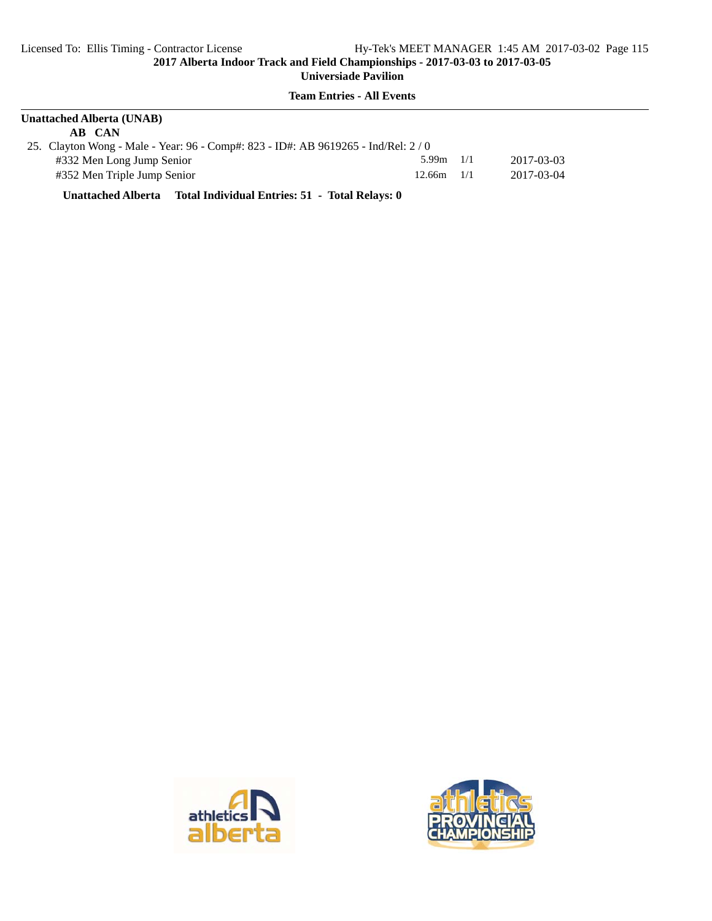**Team Entries - All Events**

**Unattached Alberta (UNAB)**

**AB CAN**

25. Clayton Wong - Male - Year: 96 - Comp#: 823 - ID#: AB 9619265 - Ind/Rel: 2 / 0

| Event | Mark | Entry | Date |
|---|---|---|---|
| #332 Men Long Jump Senior | 5.99m | 1/1 | 2017-03-03 |
| #352 Men Triple Jump Senior | 12.66m | 1/1 | 2017-03-04 |

**Unattached Alberta Total Individual Entries: 51 - Total Relays: 0**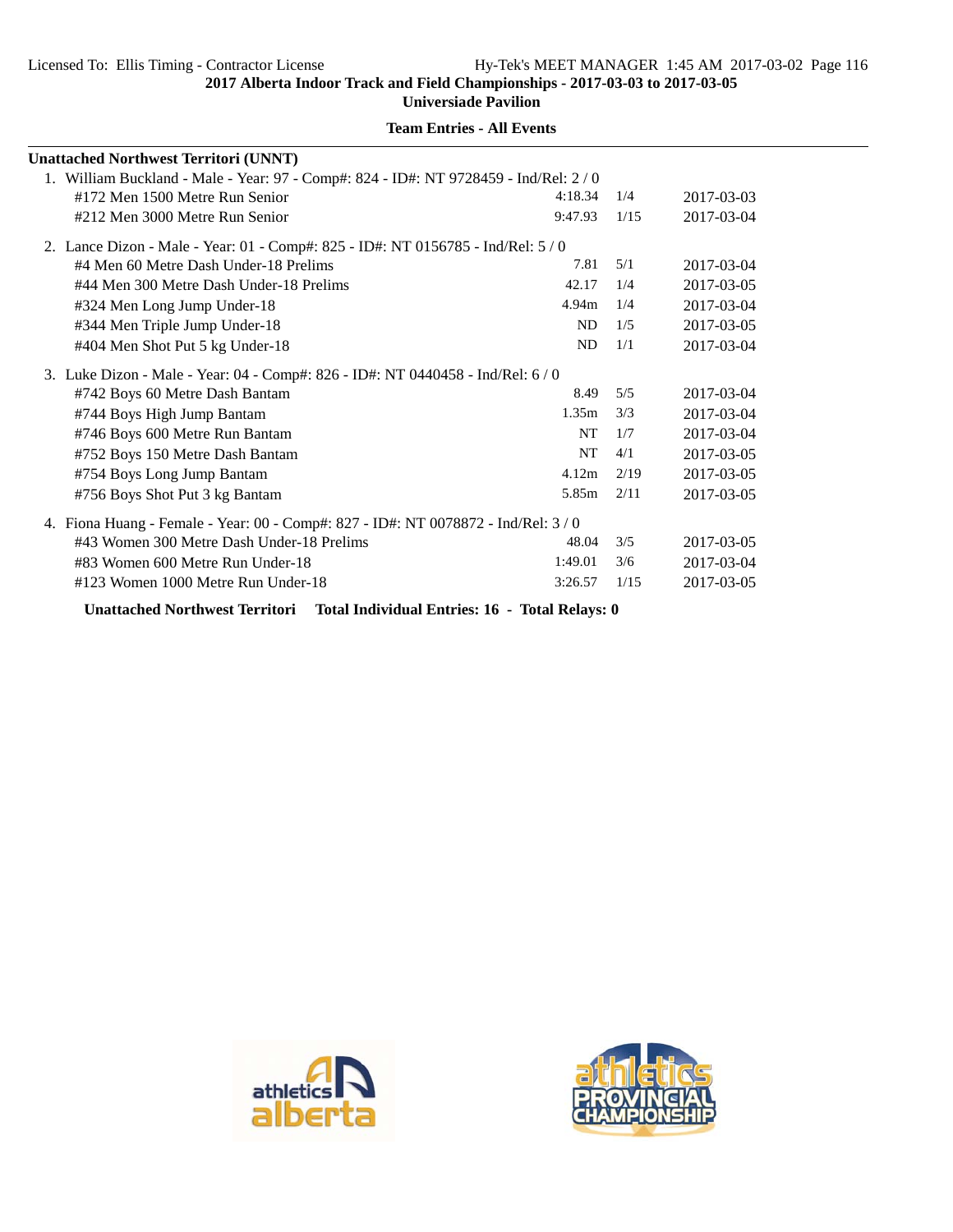**2017 Alberta Indoor Track and Field Championships - 2017-03-03 to 2017-03-05**

**Universiade Pavilion**

**Team Entries - All Events**

**Unattached Northwest Territori (UNNT)**

1. William Buckland - Male - Year: 97 - Comp#: 824 - ID#: NT 9728459 - Ind/Rel: 2 / 0

| Event | Seed | Heat/Lane | Date |
|---|---|---|---|
| #172 Men 1500 Metre Run Senior | 4:18.34 | 1/4 | 2017-03-03 |
| #212 Men 3000 Metre Run Senior | 9:47.93 | 1/15 | 2017-03-04 |

2. Lance Dizon - Male - Year: 01 - Comp#: 825 - ID#: NT 0156785 - Ind/Rel: 5 / 0

| Event | Seed | Heat/Lane | Date |
|---|---|---|---|
| #4 Men 60 Metre Dash Under-18 Prelims | 7.81 | 5/1 | 2017-03-04 |
| #44 Men 300 Metre Dash Under-18 Prelims | 42.17 | 1/4 | 2017-03-05 |
| #324 Men Long Jump Under-18 | 4.94m | 1/4 | 2017-03-04 |
| #344 Men Triple Jump Under-18 | ND | 1/5 | 2017-03-05 |
| #404 Men Shot Put 5 kg Under-18 | ND | 1/1 | 2017-03-04 |

3. Luke Dizon - Male - Year: 04 - Comp#: 826 - ID#: NT 0440458 - Ind/Rel: 6 / 0

| Event | Seed | Heat/Lane | Date |
|---|---|---|---|
| #742 Boys 60 Metre Dash Bantam | 8.49 | 5/5 | 2017-03-04 |
| #744 Boys High Jump Bantam | 1.35m | 3/3 | 2017-03-04 |
| #746 Boys 600 Metre Run Bantam | NT | 1/7 | 2017-03-04 |
| #752 Boys 150 Metre Dash Bantam | NT | 4/1 | 2017-03-05 |
| #754 Boys Long Jump Bantam | 4.12m | 2/19 | 2017-03-05 |
| #756 Boys Shot Put 3 kg Bantam | 5.85m | 2/11 | 2017-03-05 |

4. Fiona Huang - Female - Year: 00 - Comp#: 827 - ID#: NT 0078872 - Ind/Rel: 3 / 0

| Event | Seed | Heat/Lane | Date |
|---|---|---|---|
| #43 Women 300 Metre Dash Under-18 Prelims | 48.04 | 3/5 | 2017-03-05 |
| #83 Women 600 Metre Run Under-18 | 1:49.01 | 3/6 | 2017-03-04 |
| #123 Women 1000 Metre Run Under-18 | 3:26.57 | 1/15 | 2017-03-05 |

**Unattached Northwest Territori    Total Individual Entries: 16 - Total Relays: 0**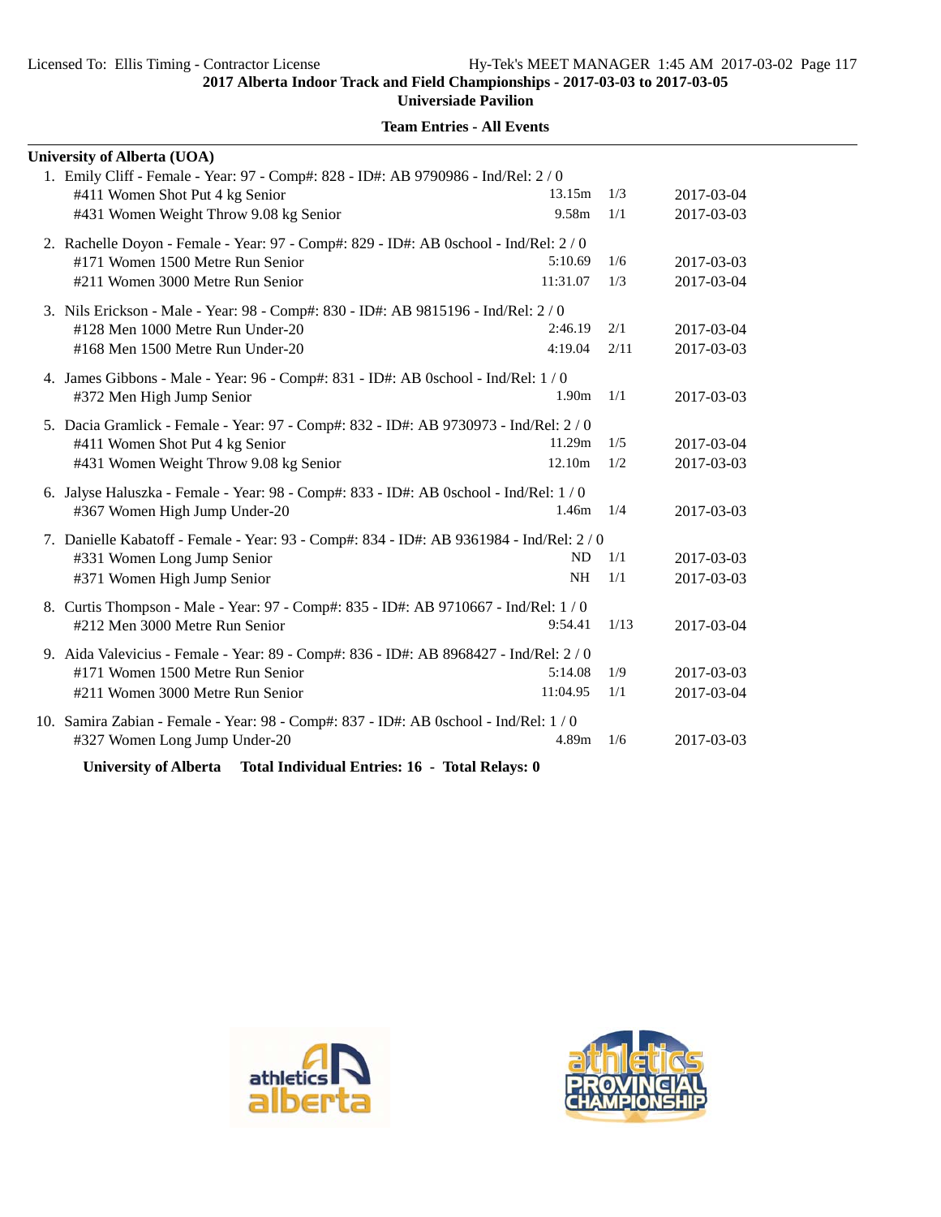**2017 Alberta Indoor Track and Field Championships - 2017-03-03 to 2017-03-05**
**Universiade Pavilion**

**Team Entries - All Events**

**University of Alberta (UOA)**

1. Emily Cliff - Female - Year: 97 - Comp#: 828 - ID#: AB 9790986 - Ind/Rel: 2 / 0

| Event | Mark | | Date |
|---|---|---|---|
| #411 Women Shot Put 4 kg Senior | 13.15m | 1/3 | 2017-03-04 |
| #431 Women Weight Throw 9.08 kg Senior | 9.58m | 1/1 | 2017-03-03 |

2. Rachelle Doyon - Female - Year: 97 - Comp#: 829 - ID#: AB 0school - Ind/Rel: 2 / 0

| Event | Mark | | Date |
|---|---|---|---|
| #171 Women 1500 Metre Run Senior | 5:10.69 | 1/6 | 2017-03-03 |
| #211 Women 3000 Metre Run Senior | 11:31.07 | 1/3 | 2017-03-04 |

3. Nils Erickson - Male - Year: 98 - Comp#: 830 - ID#: AB 9815196 - Ind/Rel: 2 / 0

| Event | Mark | | Date |
|---|---|---|---|
| #128 Men 1000 Metre Run Under-20 | 2:46.19 | 2/1 | 2017-03-04 |
| #168 Men 1500 Metre Run Under-20 | 4:19.04 | 2/11 | 2017-03-03 |

4. James Gibbons - Male - Year: 96 - Comp#: 831 - ID#: AB 0school - Ind/Rel: 1 / 0

| Event | Mark | | Date |
|---|---|---|---|
| #372 Men High Jump Senior | 1.90m | 1/1 | 2017-03-03 |

5. Dacia Gramlick - Female - Year: 97 - Comp#: 832 - ID#: AB 9730973 - Ind/Rel: 2 / 0

| Event | Mark | | Date |
|---|---|---|---|
| #411 Women Shot Put 4 kg Senior | 11.29m | 1/5 | 2017-03-04 |
| #431 Women Weight Throw 9.08 kg Senior | 12.10m | 1/2 | 2017-03-03 |

6. Jalyse Haluszka - Female - Year: 98 - Comp#: 833 - ID#: AB 0school - Ind/Rel: 1 / 0

| Event | Mark | | Date |
|---|---|---|---|
| #367 Women High Jump Under-20 | 1.46m | 1/4 | 2017-03-03 |

7. Danielle Kabatoff - Female - Year: 93 - Comp#: 834 - ID#: AB 9361984 - Ind/Rel: 2 / 0

| Event | Mark | | Date |
|---|---|---|---|
| #331 Women Long Jump Senior | ND | 1/1 | 2017-03-03 |
| #371 Women High Jump Senior | NH | 1/1 | 2017-03-03 |

8. Curtis Thompson - Male - Year: 97 - Comp#: 835 - ID#: AB 9710667 - Ind/Rel: 1 / 0

| Event | Mark | | Date |
|---|---|---|---|
| #212 Men 3000 Metre Run Senior | 9:54.41 | 1/13 | 2017-03-04 |

9. Aida Valevicius - Female - Year: 89 - Comp#: 836 - ID#: AB 8968427 - Ind/Rel: 2 / 0

| Event | Mark | | Date |
|---|---|---|---|
| #171 Women 1500 Metre Run Senior | 5:14.08 | 1/9 | 2017-03-03 |
| #211 Women 3000 Metre Run Senior | 11:04.95 | 1/1 | 2017-03-04 |

10. Samira Zabian - Female - Year: 98 - Comp#: 837 - ID#: AB 0school - Ind/Rel: 1 / 0

| Event | Mark | | Date |
|---|---|---|---|
| #327 Women Long Jump Under-20 | 4.89m | 1/6 | 2017-03-03 |

**University of Alberta    Total Individual Entries: 16 - Total Relays: 0**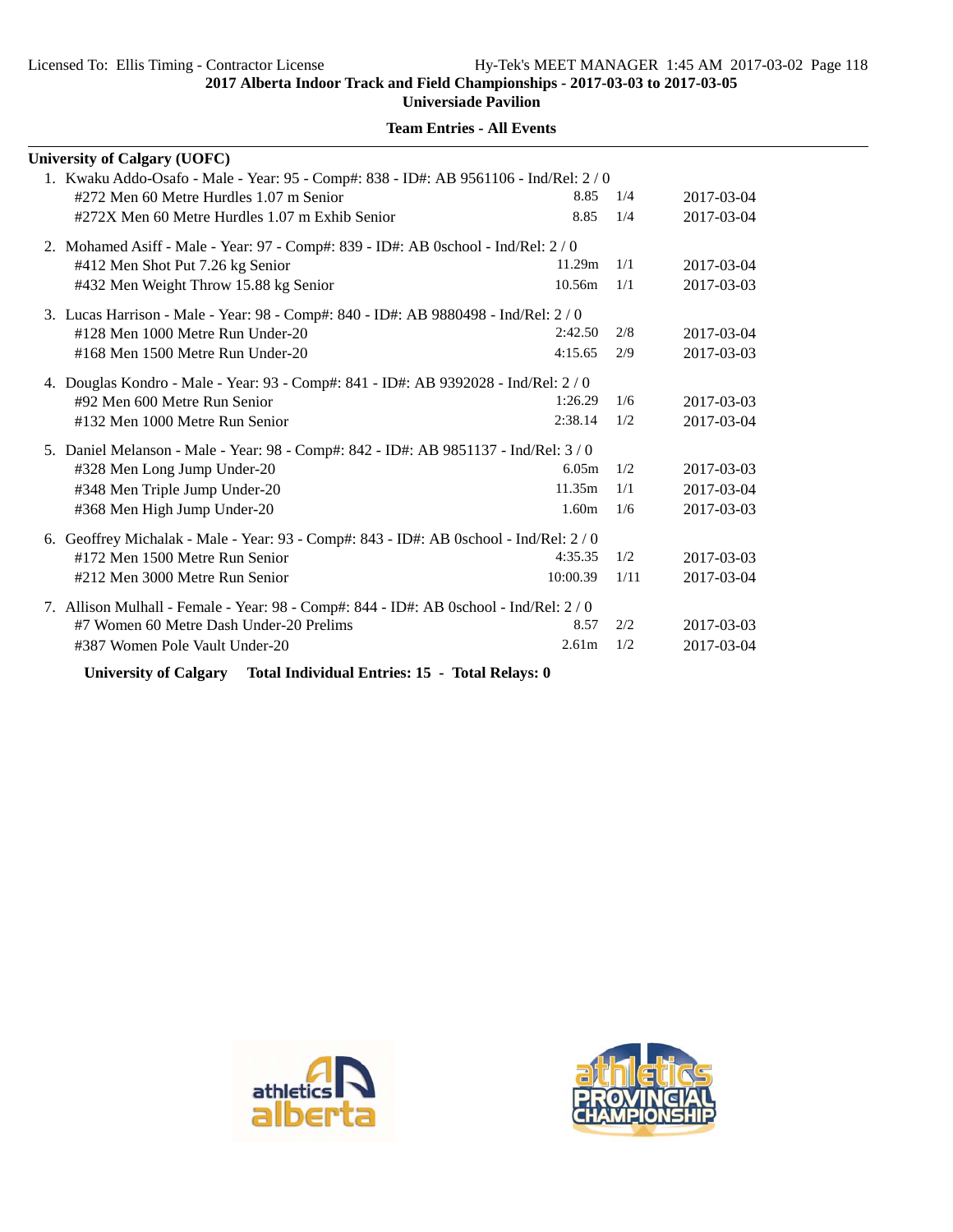**2017 Alberta Indoor Track and Field Championships - 2017-03-03 to 2017-03-05**

**Universiade Pavilion**

**Team Entries - All Events**

**University of Calgary (UOFC)**

1. Kwaku Addo-Osafo - Male - Year: 95 - Comp#: 838 - ID#: AB 9561106 - Ind/Rel: 2 / 0

| Event | Mark | Heat | Date |
|---|---|---|---|
| #272 Men 60 Metre Hurdles 1.07 m Senior | 8.85 | 1/4 | 2017-03-04 |
| #272X Men 60 Metre Hurdles 1.07 m Exhib Senior | 8.85 | 1/4 | 2017-03-04 |

2. Mohamed Asiff - Male - Year: 97 - Comp#: 839 - ID#: AB 0school - Ind/Rel: 2 / 0

| Event | Mark | Heat | Date |
|---|---|---|---|
| #412 Men Shot Put 7.26 kg Senior | 11.29m | 1/1 | 2017-03-04 |
| #432 Men Weight Throw 15.88 kg Senior | 10.56m | 1/1 | 2017-03-03 |

3. Lucas Harrison - Male - Year: 98 - Comp#: 840 - ID#: AB 9880498 - Ind/Rel: 2 / 0

| Event | Mark | Heat | Date |
|---|---|---|---|
| #128 Men 1000 Metre Run Under-20 | 2:42.50 | 2/8 | 2017-03-04 |
| #168 Men 1500 Metre Run Under-20 | 4:15.65 | 2/9 | 2017-03-03 |

4. Douglas Kondro - Male - Year: 93 - Comp#: 841 - ID#: AB 9392028 - Ind/Rel: 2 / 0

| Event | Mark | Heat | Date |
|---|---|---|---|
| #92 Men 600 Metre Run Senior | 1:26.29 | 1/6 | 2017-03-03 |
| #132 Men 1000 Metre Run Senior | 2:38.14 | 1/2 | 2017-03-04 |

5. Daniel Melanson - Male - Year: 98 - Comp#: 842 - ID#: AB 9851137 - Ind/Rel: 3 / 0

| Event | Mark | Heat | Date |
|---|---|---|---|
| #328 Men Long Jump Under-20 | 6.05m | 1/2 | 2017-03-03 |
| #348 Men Triple Jump Under-20 | 11.35m | 1/1 | 2017-03-04 |
| #368 Men High Jump Under-20 | 1.60m | 1/6 | 2017-03-03 |

6. Geoffrey Michalak - Male - Year: 93 - Comp#: 843 - ID#: AB 0school - Ind/Rel: 2 / 0

| Event | Mark | Heat | Date |
|---|---|---|---|
| #172 Men 1500 Metre Run Senior | 4:35.35 | 1/2 | 2017-03-03 |
| #212 Men 3000 Metre Run Senior | 10:00.39 | 1/11 | 2017-03-04 |

7. Allison Mulhall - Female - Year: 98 - Comp#: 844 - ID#: AB 0school - Ind/Rel: 2 / 0

| Event | Mark | Heat | Date |
|---|---|---|---|
| #7 Women 60 Metre Dash Under-20 Prelims | 8.57 | 2/2 | 2017-03-03 |
| #387 Women Pole Vault Under-20 | 2.61m | 1/2 | 2017-03-04 |

**University of Calgary Total Individual Entries: 15 - Total Relays: 0**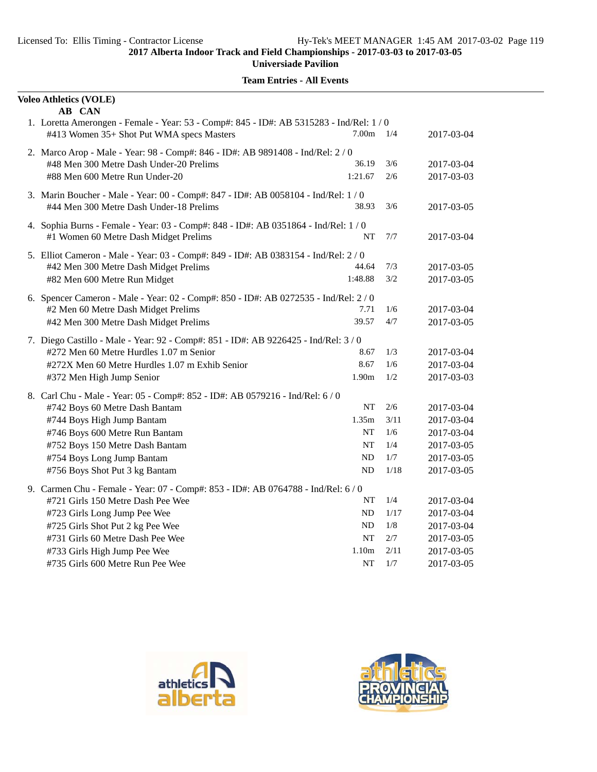**2017 Alberta Indoor Track and Field Championships - 2017-03-03 to 2017-03-05**

**Universiade Pavilion**

**Team Entries - All Events**

**Voleo Athletics (VOLE)**

**AB CAN**

1. Loretta Amerongen - Female - Year: 53 - Comp#: 845 - ID#: AB 5315283 - Ind/Rel: 1 / 0

| Event | Seed | Heat/Lane | Date |
|---|---|---|---|
| #413 Women 35+ Shot Put WMA specs Masters | 7.00m | 1/4 | 2017-03-04 |

2. Marco Arop - Male - Year: 98 - Comp#: 846 - ID#: AB 9891408 - Ind/Rel: 2 / 0

| Event | Seed | Heat/Lane | Date |
|---|---|---|---|
| #48 Men 300 Metre Dash Under-20 Prelims | 36.19 | 3/6 | 2017-03-04 |
| #88 Men 600 Metre Run Under-20 | 1:21.67 | 2/6 | 2017-03-03 |

3. Marin Boucher - Male - Year: 00 - Comp#: 847 - ID#: AB 0058104 - Ind/Rel: 1 / 0

| Event | Seed | Heat/Lane | Date |
|---|---|---|---|
| #44 Men 300 Metre Dash Under-18 Prelims | 38.93 | 3/6 | 2017-03-05 |

4. Sophia Burns - Female - Year: 03 - Comp#: 848 - ID#: AB 0351864 - Ind/Rel: 1 / 0

| Event | Seed | Heat/Lane | Date |
|---|---|---|---|
| #1 Women 60 Metre Dash Midget Prelims | NT | 7/7 | 2017-03-04 |

5. Elliot Cameron - Male - Year: 03 - Comp#: 849 - ID#: AB 0383154 - Ind/Rel: 2 / 0

| Event | Seed | Heat/Lane | Date |
|---|---|---|---|
| #42 Men 300 Metre Dash Midget Prelims | 44.64 | 7/3 | 2017-03-05 |
| #82 Men 600 Metre Run Midget | 1:48.88 | 3/2 | 2017-03-05 |

6. Spencer Cameron - Male - Year: 02 - Comp#: 850 - ID#: AB 0272535 - Ind/Rel: 2 / 0

| Event | Seed | Heat/Lane | Date |
|---|---|---|---|
| #2 Men 60 Metre Dash Midget Prelims | 7.71 | 1/6 | 2017-03-04 |
| #42 Men 300 Metre Dash Midget Prelims | 39.57 | 4/7 | 2017-03-05 |

7. Diego Castillo - Male - Year: 92 - Comp#: 851 - ID#: AB 9226425 - Ind/Rel: 3 / 0

| Event | Seed | Heat/Lane | Date |
|---|---|---|---|
| #272 Men 60 Metre Hurdles 1.07 m Senior | 8.67 | 1/3 | 2017-03-04 |
| #272X Men 60 Metre Hurdles 1.07 m Exhib Senior | 8.67 | 1/6 | 2017-03-04 |
| #372 Men High Jump Senior | 1.90m | 1/2 | 2017-03-03 |

8. Carl Chu - Male - Year: 05 - Comp#: 852 - ID#: AB 0579216 - Ind/Rel: 6 / 0

| Event | Seed | Heat/Lane | Date |
|---|---|---|---|
| #742 Boys 60 Metre Dash Bantam | NT | 2/6 | 2017-03-04 |
| #744 Boys High Jump Bantam | 1.35m | 3/11 | 2017-03-04 |
| #746 Boys 600 Metre Run Bantam | NT | 1/6 | 2017-03-04 |
| #752 Boys 150 Metre Dash Bantam | NT | 1/4 | 2017-03-05 |
| #754 Boys Long Jump Bantam | ND | 1/7 | 2017-03-05 |
| #756 Boys Shot Put 3 kg Bantam | ND | 1/18 | 2017-03-05 |

9. Carmen Chu - Female - Year: 07 - Comp#: 853 - ID#: AB 0764788 - Ind/Rel: 6 / 0

| Event | Seed | Heat/Lane | Date |
|---|---|---|---|
| #721 Girls 150 Metre Dash Pee Wee | NT | 1/4 | 2017-03-04 |
| #723 Girls Long Jump Pee Wee | ND | 1/17 | 2017-03-04 |
| #725 Girls Shot Put 2 kg Pee Wee | ND | 1/8 | 2017-03-04 |
| #731 Girls 60 Metre Dash Pee Wee | NT | 2/7 | 2017-03-05 |
| #733 Girls High Jump Pee Wee | 1.10m | 2/11 | 2017-03-05 |
| #735 Girls 600 Metre Run Pee Wee | NT | 1/7 | 2017-03-05 |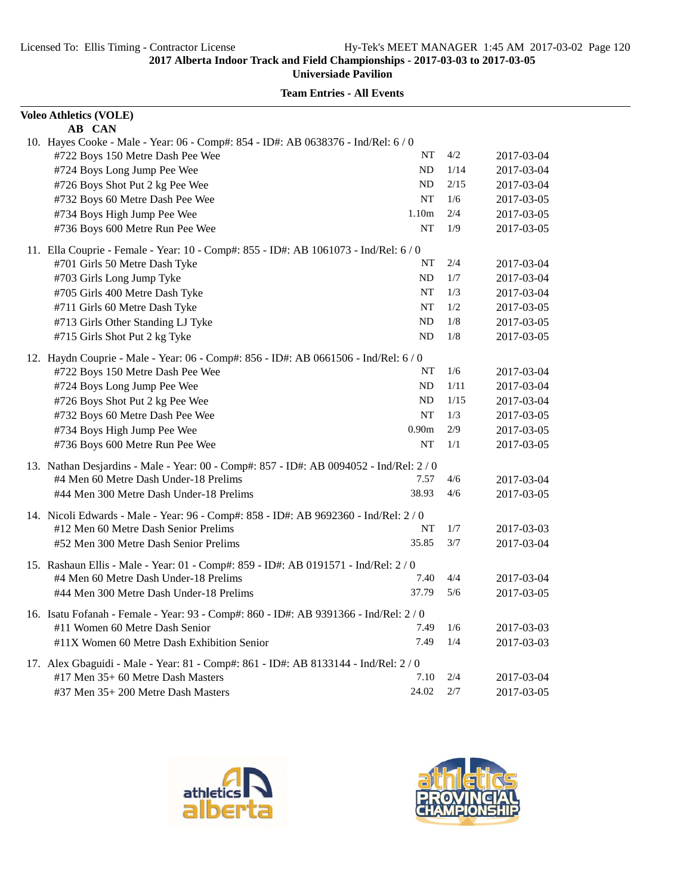**Team Entries - All Events**

**Voleo Athletics (VOLE)**
**AB CAN**

10. Hayes Cooke - Male - Year: 06 - Comp#: 854 - ID#: AB 0638376 - Ind/Rel: 6 / 0

| Event | Mark | Heat/Lane | Date |
|---|---|---|---|
| #722 Boys 150 Metre Dash Pee Wee | NT | 4/2 | 2017-03-04 |
| #724 Boys Long Jump Pee Wee | ND | 1/14 | 2017-03-04 |
| #726 Boys Shot Put 2 kg Pee Wee | ND | 2/15 | 2017-03-04 |
| #732 Boys 60 Metre Dash Pee Wee | NT | 1/6 | 2017-03-05 |
| #734 Boys High Jump Pee Wee | 1.10m | 2/4 | 2017-03-05 |
| #736 Boys 600 Metre Run Pee Wee | NT | 1/9 | 2017-03-05 |

11. Ella Couprie - Female - Year: 10 - Comp#: 855 - ID#: AB 1061073 - Ind/Rel: 6 / 0

| Event | Mark | Heat/Lane | Date |
|---|---|---|---|
| #701 Girls 50 Metre Dash Tyke | NT | 2/4 | 2017-03-04 |
| #703 Girls Long Jump Tyke | ND | 1/7 | 2017-03-04 |
| #705 Girls 400 Metre Dash Tyke | NT | 1/3 | 2017-03-04 |
| #711 Girls 60 Metre Dash Tyke | NT | 1/2 | 2017-03-05 |
| #713 Girls Other Standing LJ Tyke | ND | 1/8 | 2017-03-05 |
| #715 Girls Shot Put 2 kg Tyke | ND | 1/8 | 2017-03-05 |

12. Haydn Couprie - Male - Year: 06 - Comp#: 856 - ID#: AB 0661506 - Ind/Rel: 6 / 0

| Event | Mark | Heat/Lane | Date |
|---|---|---|---|
| #722 Boys 150 Metre Dash Pee Wee | NT | 1/6 | 2017-03-04 |
| #724 Boys Long Jump Pee Wee | ND | 1/11 | 2017-03-04 |
| #726 Boys Shot Put 2 kg Pee Wee | ND | 1/15 | 2017-03-04 |
| #732 Boys 60 Metre Dash Pee Wee | NT | 1/3 | 2017-03-05 |
| #734 Boys High Jump Pee Wee | 0.90m | 2/9 | 2017-03-05 |
| #736 Boys 600 Metre Run Pee Wee | NT | 1/1 | 2017-03-05 |

13. Nathan Desjardins - Male - Year: 00 - Comp#: 857 - ID#: AB 0094052 - Ind/Rel: 2 / 0

| Event | Mark | Heat/Lane | Date |
|---|---|---|---|
| #4 Men 60 Metre Dash Under-18 Prelims | 7.57 | 4/6 | 2017-03-04 |
| #44 Men 300 Metre Dash Under-18 Prelims | 38.93 | 4/6 | 2017-03-05 |

14. Nicoli Edwards - Male - Year: 96 - Comp#: 858 - ID#: AB 9692360 - Ind/Rel: 2 / 0

| Event | Mark | Heat/Lane | Date |
|---|---|---|---|
| #12 Men 60 Metre Dash Senior Prelims | NT | 1/7 | 2017-03-03 |
| #52 Men 300 Metre Dash Senior Prelims | 35.85 | 3/7 | 2017-03-04 |

15. Rashaun Ellis - Male - Year: 01 - Comp#: 859 - ID#: AB 0191571 - Ind/Rel: 2 / 0

| Event | Mark | Heat/Lane | Date |
|---|---|---|---|
| #4 Men 60 Metre Dash Under-18 Prelims | 7.40 | 4/4 | 2017-03-04 |
| #44 Men 300 Metre Dash Under-18 Prelims | 37.79 | 5/6 | 2017-03-05 |

16. Isatu Fofanah - Female - Year: 93 - Comp#: 860 - ID#: AB 9391366 - Ind/Rel: 2 / 0

| Event | Mark | Heat/Lane | Date |
|---|---|---|---|
| #11 Women 60 Metre Dash Senior | 7.49 | 1/6 | 2017-03-03 |
| #11X Women 60 Metre Dash Exhibition Senior | 7.49 | 1/4 | 2017-03-03 |

17. Alex Gbaguidi - Male - Year: 81 - Comp#: 861 - ID#: AB 8133144 - Ind/Rel: 2 / 0

| Event | Mark | Heat/Lane | Date |
|---|---|---|---|
| #17 Men 35+ 60 Metre Dash Masters | 7.10 | 2/4 | 2017-03-04 |
| #37 Men 35+ 200 Metre Dash Masters | 24.02 | 2/7 | 2017-03-05 |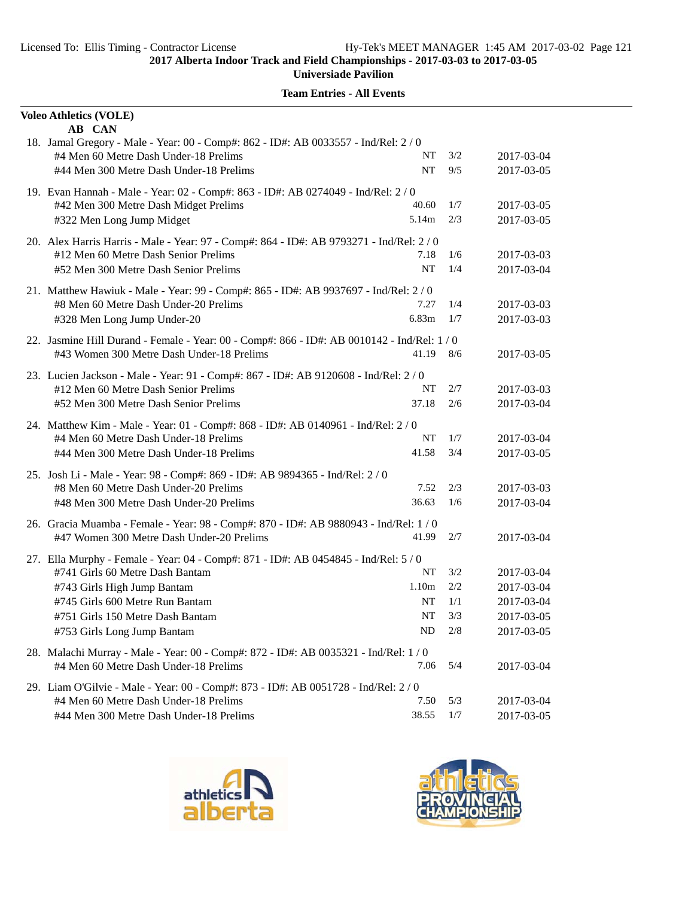**2017 Alberta Indoor Track and Field Championships - 2017-03-03 to 2017-03-05**

**Universiade Pavilion**

**Team Entries - All Events**

**Voleo Athletics (VOLE)**
**AB CAN**

18. Jamal Gregory - Male - Year: 00 - Comp#: 862 - ID#: AB 0033557 - Ind/Rel: 2 / 0

| Event | Seed | Heat/Lane | Date |
|---|---|---|---|
| #4 Men 60 Metre Dash Under-18 Prelims | NT | 3/2 | 2017-03-04 |
| #44 Men 300 Metre Dash Under-18 Prelims | NT | 9/5 | 2017-03-05 |

19. Evan Hannah - Male - Year: 02 - Comp#: 863 - ID#: AB 0274049 - Ind/Rel: 2 / 0

| Event | Seed | Heat/Lane | Date |
|---|---|---|---|
| #42 Men 300 Metre Dash Midget Prelims | 40.60 | 1/7 | 2017-03-05 |
| #322 Men Long Jump Midget | 5.14m | 2/3 | 2017-03-05 |

20. Alex Harris Harris - Male - Year: 97 - Comp#: 864 - ID#: AB 9793271 - Ind/Rel: 2 / 0

| Event | Seed | Heat/Lane | Date |
|---|---|---|---|
| #12 Men 60 Metre Dash Senior Prelims | 7.18 | 1/6 | 2017-03-03 |
| #52 Men 300 Metre Dash Senior Prelims | NT | 1/4 | 2017-03-04 |

21. Matthew Hawiuk - Male - Year: 99 - Comp#: 865 - ID#: AB 9937697 - Ind/Rel: 2 / 0

| Event | Seed | Heat/Lane | Date |
|---|---|---|---|
| #8 Men 60 Metre Dash Under-20 Prelims | 7.27 | 1/4 | 2017-03-03 |
| #328 Men Long Jump Under-20 | 6.83m | 1/7 | 2017-03-03 |

22. Jasmine Hill Durand - Female - Year: 00 - Comp#: 866 - ID#: AB 0010142 - Ind/Rel: 1 / 0

| Event | Seed | Heat/Lane | Date |
|---|---|---|---|
| #43 Women 300 Metre Dash Under-18 Prelims | 41.19 | 8/6 | 2017-03-05 |

23. Lucien Jackson - Male - Year: 91 - Comp#: 867 - ID#: AB 9120608 - Ind/Rel: 2 / 0

| Event | Seed | Heat/Lane | Date |
|---|---|---|---|
| #12 Men 60 Metre Dash Senior Prelims | NT | 2/7 | 2017-03-03 |
| #52 Men 300 Metre Dash Senior Prelims | 37.18 | 2/6 | 2017-03-04 |

24. Matthew Kim - Male - Year: 01 - Comp#: 868 - ID#: AB 0140961 - Ind/Rel: 2 / 0

| Event | Seed | Heat/Lane | Date |
|---|---|---|---|
| #4 Men 60 Metre Dash Under-18 Prelims | NT | 1/7 | 2017-03-04 |
| #44 Men 300 Metre Dash Under-18 Prelims | 41.58 | 3/4 | 2017-03-05 |

25. Josh Li - Male - Year: 98 - Comp#: 869 - ID#: AB 9894365 - Ind/Rel: 2 / 0

| Event | Seed | Heat/Lane | Date |
|---|---|---|---|
| #8 Men 60 Metre Dash Under-20 Prelims | 7.52 | 2/3 | 2017-03-03 |
| #48 Men 300 Metre Dash Under-20 Prelims | 36.63 | 1/6 | 2017-03-04 |

26. Gracia Muamba - Female - Year: 98 - Comp#: 870 - ID#: AB 9880943 - Ind/Rel: 1 / 0

| Event | Seed | Heat/Lane | Date |
|---|---|---|---|
| #47 Women 300 Metre Dash Under-20 Prelims | 41.99 | 2/7 | 2017-03-04 |

27. Ella Murphy - Female - Year: 04 - Comp#: 871 - ID#: AB 0454845 - Ind/Rel: 5 / 0

| Event | Seed | Heat/Lane | Date |
|---|---|---|---|
| #741 Girls 60 Metre Dash Bantam | NT | 3/2 | 2017-03-04 |
| #743 Girls High Jump Bantam | 1.10m | 2/2 | 2017-03-04 |
| #745 Girls 600 Metre Run Bantam | NT | 1/1 | 2017-03-04 |
| #751 Girls 150 Metre Dash Bantam | NT | 3/3 | 2017-03-05 |
| #753 Girls Long Jump Bantam | ND | 2/8 | 2017-03-05 |

28. Malachi Murray - Male - Year: 00 - Comp#: 872 - ID#: AB 0035321 - Ind/Rel: 1 / 0

| Event | Seed | Heat/Lane | Date |
|---|---|---|---|
| #4 Men 60 Metre Dash Under-18 Prelims | 7.06 | 5/4 | 2017-03-04 |

29. Liam O'Gilvie - Male - Year: 00 - Comp#: 873 - ID#: AB 0051728 - Ind/Rel: 2 / 0

| Event | Seed | Heat/Lane | Date |
|---|---|---|---|
| #4 Men 60 Metre Dash Under-18 Prelims | 7.50 | 5/3 | 2017-03-04 |
| #44 Men 300 Metre Dash Under-18 Prelims | 38.55 | 1/7 | 2017-03-05 |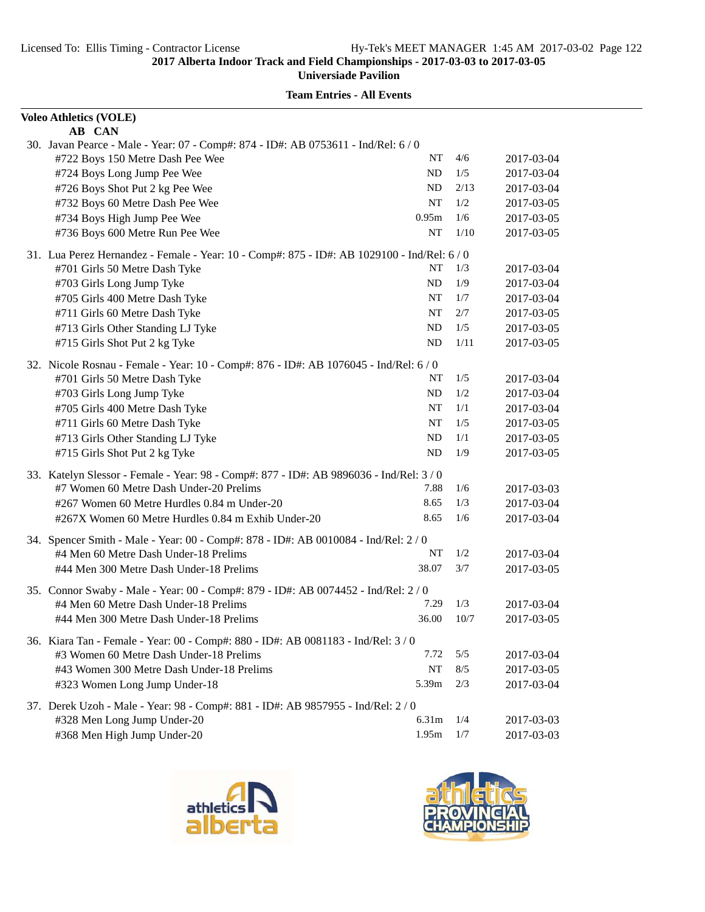**2017 Alberta Indoor Track and Field Championships - 2017-03-03 to 2017-03-05**

**Universiade Pavilion**

**Team Entries - All Events**

**Voleo Athletics (VOLE)**

**AB CAN**

30. Javan Pearce - Male - Year: 07 - Comp#: 874 - ID#: AB 0753611 - Ind/Rel: 6 / 0

| Event | Mark | Heat | Date |
|---|---|---|---|
| #722 Boys 150 Metre Dash Pee Wee | NT | 4/6 | 2017-03-04 |
| #724 Boys Long Jump Pee Wee | ND | 1/5 | 2017-03-04 |
| #726 Boys Shot Put 2 kg Pee Wee | ND | 2/13 | 2017-03-04 |
| #732 Boys 60 Metre Dash Pee Wee | NT | 1/2 | 2017-03-05 |
| #734 Boys High Jump Pee Wee | 0.95m | 1/6 | 2017-03-05 |
| #736 Boys 600 Metre Run Pee Wee | NT | 1/10 | 2017-03-05 |

31. Lua Perez Hernandez - Female - Year: 10 - Comp#: 875 - ID#: AB 1029100 - Ind/Rel: 6 / 0

| Event | Mark | Heat | Date |
|---|---|---|---|
| #701 Girls 50 Metre Dash Tyke | NT | 1/3 | 2017-03-04 |
| #703 Girls Long Jump Tyke | ND | 1/9 | 2017-03-04 |
| #705 Girls 400 Metre Dash Tyke | NT | 1/7 | 2017-03-04 |
| #711 Girls 60 Metre Dash Tyke | NT | 2/7 | 2017-03-05 |
| #713 Girls Other Standing LJ Tyke | ND | 1/5 | 2017-03-05 |
| #715 Girls Shot Put 2 kg Tyke | ND | 1/11 | 2017-03-05 |

32. Nicole Rosnau - Female - Year: 10 - Comp#: 876 - ID#: AB 1076045 - Ind/Rel: 6 / 0

| Event | Mark | Heat | Date |
|---|---|---|---|
| #701 Girls 50 Metre Dash Tyke | NT | 1/5 | 2017-03-04 |
| #703 Girls Long Jump Tyke | ND | 1/2 | 2017-03-04 |
| #705 Girls 400 Metre Dash Tyke | NT | 1/1 | 2017-03-04 |
| #711 Girls 60 Metre Dash Tyke | NT | 1/5 | 2017-03-05 |
| #713 Girls Other Standing LJ Tyke | ND | 1/1 | 2017-03-05 |
| #715 Girls Shot Put 2 kg Tyke | ND | 1/9 | 2017-03-05 |

33. Katelyn Slessor - Female - Year: 98 - Comp#: 877 - ID#: AB 9896036 - Ind/Rel: 3 / 0

| Event | Mark | Heat | Date |
|---|---|---|---|
| #7 Women 60 Metre Dash Under-20 Prelims | 7.88 | 1/6 | 2017-03-03 |
| #267 Women 60 Metre Hurdles 0.84 m Under-20 | 8.65 | 1/3 | 2017-03-04 |
| #267X Women 60 Metre Hurdles 0.84 m Exhib Under-20 | 8.65 | 1/6 | 2017-03-04 |

34. Spencer Smith - Male - Year: 00 - Comp#: 878 - ID#: AB 0010084 - Ind/Rel: 2 / 0

| Event | Mark | Heat | Date |
|---|---|---|---|
| #4 Men 60 Metre Dash Under-18 Prelims | NT | 1/2 | 2017-03-04 |
| #44 Men 300 Metre Dash Under-18 Prelims | 38.07 | 3/7 | 2017-03-05 |

35. Connor Swaby - Male - Year: 00 - Comp#: 879 - ID#: AB 0074452 - Ind/Rel: 2 / 0

| Event | Mark | Heat | Date |
|---|---|---|---|
| #4 Men 60 Metre Dash Under-18 Prelims | 7.29 | 1/3 | 2017-03-04 |
| #44 Men 300 Metre Dash Under-18 Prelims | 36.00 | 10/7 | 2017-03-05 |

36. Kiara Tan - Female - Year: 00 - Comp#: 880 - ID#: AB 0081183 - Ind/Rel: 3 / 0

| Event | Mark | Heat | Date |
|---|---|---|---|
| #3 Women 60 Metre Dash Under-18 Prelims | 7.72 | 5/5 | 2017-03-04 |
| #43 Women 300 Metre Dash Under-18 Prelims | NT | 8/5 | 2017-03-05 |
| #323 Women Long Jump Under-18 | 5.39m | 2/3 | 2017-03-04 |

37. Derek Uzoh - Male - Year: 98 - Comp#: 881 - ID#: AB 9857955 - Ind/Rel: 2 / 0

| Event | Mark | Heat | Date |
|---|---|---|---|
| #328 Men Long Jump Under-20 | 6.31m | 1/4 | 2017-03-03 |
| #368 Men High Jump Under-20 | 1.95m | 1/7 | 2017-03-03 |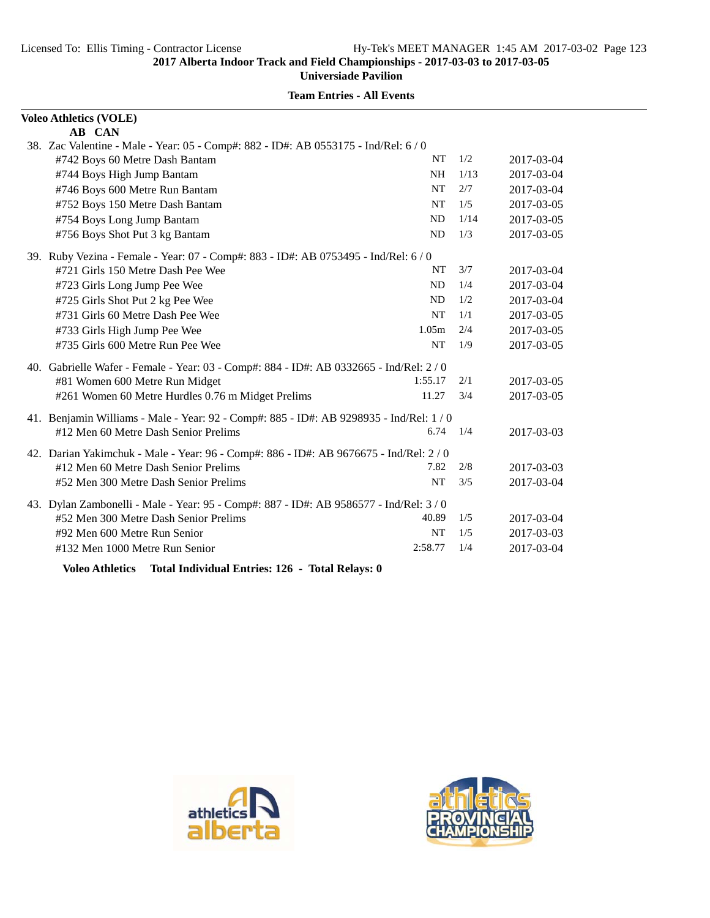**Team Entries - All Events**

**Voleo Athletics (VOLE)**

**AB CAN**

38. Zac Valentine - Male - Year: 05 - Comp#: 882 - ID#: AB 0553175 - Ind/Rel: 6 / 0

| Event | Seed | Heat/Lane | Date |
|---|---|---|---|
| #742 Boys 60 Metre Dash Bantam | NT | 1/2 | 2017-03-04 |
| #744 Boys High Jump Bantam | NH | 1/13 | 2017-03-04 |
| #746 Boys 600 Metre Run Bantam | NT | 2/7 | 2017-03-04 |
| #752 Boys 150 Metre Dash Bantam | NT | 1/5 | 2017-03-05 |
| #754 Boys Long Jump Bantam | ND | 1/14 | 2017-03-05 |
| #756 Boys Shot Put 3 kg Bantam | ND | 1/3 | 2017-03-05 |

39. Ruby Vezina - Female - Year: 07 - Comp#: 883 - ID#: AB 0753495 - Ind/Rel: 6 / 0

| Event | Seed | Heat/Lane | Date |
|---|---|---|---|
| #721 Girls 150 Metre Dash Pee Wee | NT | 3/7 | 2017-03-04 |
| #723 Girls Long Jump Pee Wee | ND | 1/4 | 2017-03-04 |
| #725 Girls Shot Put 2 kg Pee Wee | ND | 1/2 | 2017-03-04 |
| #731 Girls 60 Metre Dash Pee Wee | NT | 1/1 | 2017-03-05 |
| #733 Girls High Jump Pee Wee | 1.05m | 2/4 | 2017-03-05 |
| #735 Girls 600 Metre Run Pee Wee | NT | 1/9 | 2017-03-05 |

40. Gabrielle Wafer - Female - Year: 03 - Comp#: 884 - ID#: AB 0332665 - Ind/Rel: 2 / 0

| Event | Seed | Heat/Lane | Date |
|---|---|---|---|
| #81 Women 600 Metre Run Midget | 1:55.17 | 2/1 | 2017-03-05 |
| #261 Women 60 Metre Hurdles 0.76 m Midget Prelims | 11.27 | 3/4 | 2017-03-05 |

41. Benjamin Williams - Male - Year: 92 - Comp#: 885 - ID#: AB 9298935 - Ind/Rel: 1 / 0

| Event | Seed | Heat/Lane | Date |
|---|---|---|---|
| #12 Men 60 Metre Dash Senior Prelims | 6.74 | 1/4 | 2017-03-03 |

42. Darian Yakimchuk - Male - Year: 96 - Comp#: 886 - ID#: AB 9676675 - Ind/Rel: 2 / 0

| Event | Seed | Heat/Lane | Date |
|---|---|---|---|
| #12 Men 60 Metre Dash Senior Prelims | 7.82 | 2/8 | 2017-03-03 |
| #52 Men 300 Metre Dash Senior Prelims | NT | 3/5 | 2017-03-04 |

43. Dylan Zambonelli - Male - Year: 95 - Comp#: 887 - ID#: AB 9586577 - Ind/Rel: 3 / 0

| Event | Seed | Heat/Lane | Date |
|---|---|---|---|
| #52 Men 300 Metre Dash Senior Prelims | 40.89 | 1/5 | 2017-03-04 |
| #92 Men 600 Metre Run Senior | NT | 1/5 | 2017-03-03 |
| #132 Men 1000 Metre Run Senior | 2:58.77 | 1/4 | 2017-03-04 |

**Voleo Athletics Total Individual Entries: 126 - Total Relays: 0**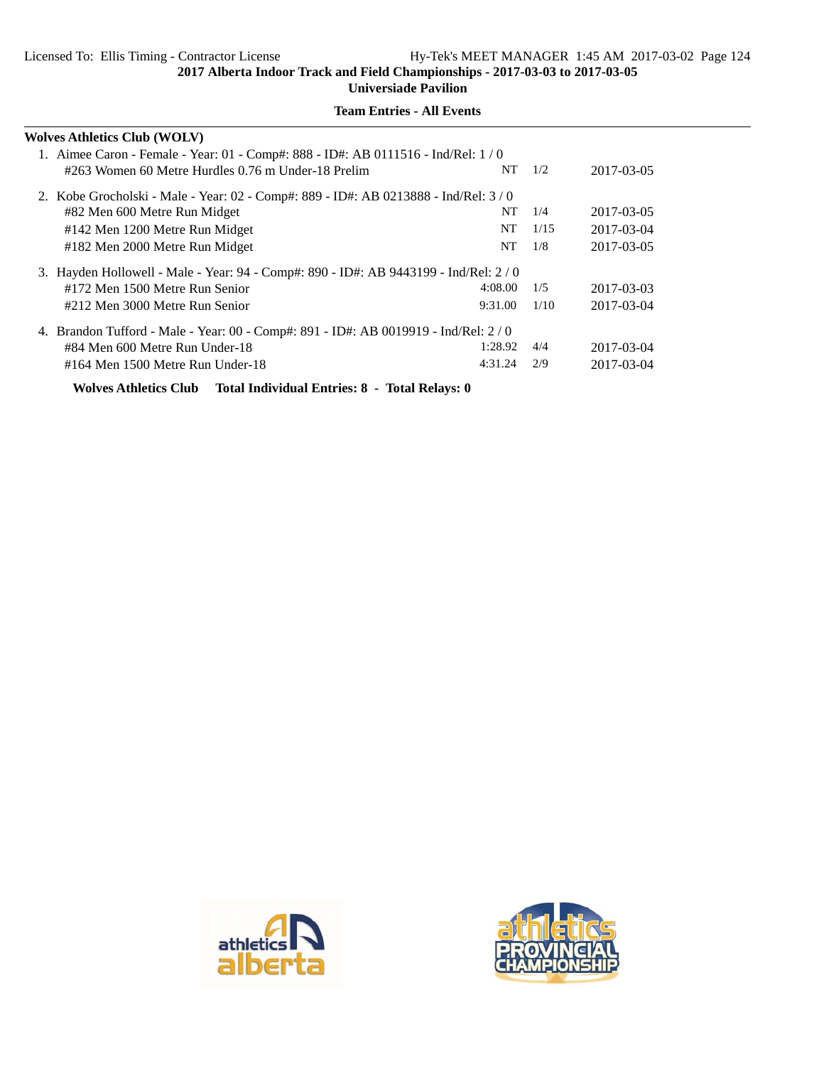**Team Entries - All Events**

**Wolves Athletics Club (WOLV)**

1. Aimee Caron - Female - Year: 01 - Comp#: 888 - ID#: AB 0111516 - Ind/Rel: 1 / 0

| | | | |
|---|---|---|---|
| #263 Women 60 Metre Hurdles 0.76 m Under-18 Prelim | NT | 1/2 | 2017-03-05 |

2. Kobe Grocholski - Male - Year: 02 - Comp#: 889 - ID#: AB 0213888 - Ind/Rel: 3 / 0

| | | | |
|---|---|---|---|
| #82 Men 600 Metre Run Midget | NT | 1/4 | 2017-03-05 |
| #142 Men 1200 Metre Run Midget | NT | 1/15 | 2017-03-04 |
| #182 Men 2000 Metre Run Midget | NT | 1/8 | 2017-03-05 |

3. Hayden Hollowell - Male - Year: 94 - Comp#: 890 - ID#: AB 9443199 - Ind/Rel: 2 / 0

| | | | |
|---|---|---|---|
| #172 Men 1500 Metre Run Senior | 4:08.00 | 1/5 | 2017-03-03 |
| #212 Men 3000 Metre Run Senior | 9:31.00 | 1/10 | 2017-03-04 |

4. Brandon Tufford - Male - Year: 00 - Comp#: 891 - ID#: AB 0019919 - Ind/Rel: 2 / 0

| | | | |
|---|---|---|---|
| #84 Men 600 Metre Run Under-18 | 1:28.92 | 4/4 | 2017-03-04 |
| #164 Men 1500 Metre Run Under-18 | 4:31.24 | 2/9 | 2017-03-04 |

**Wolves Athletics Club    Total Individual Entries: 8 - Total Relays: 0**